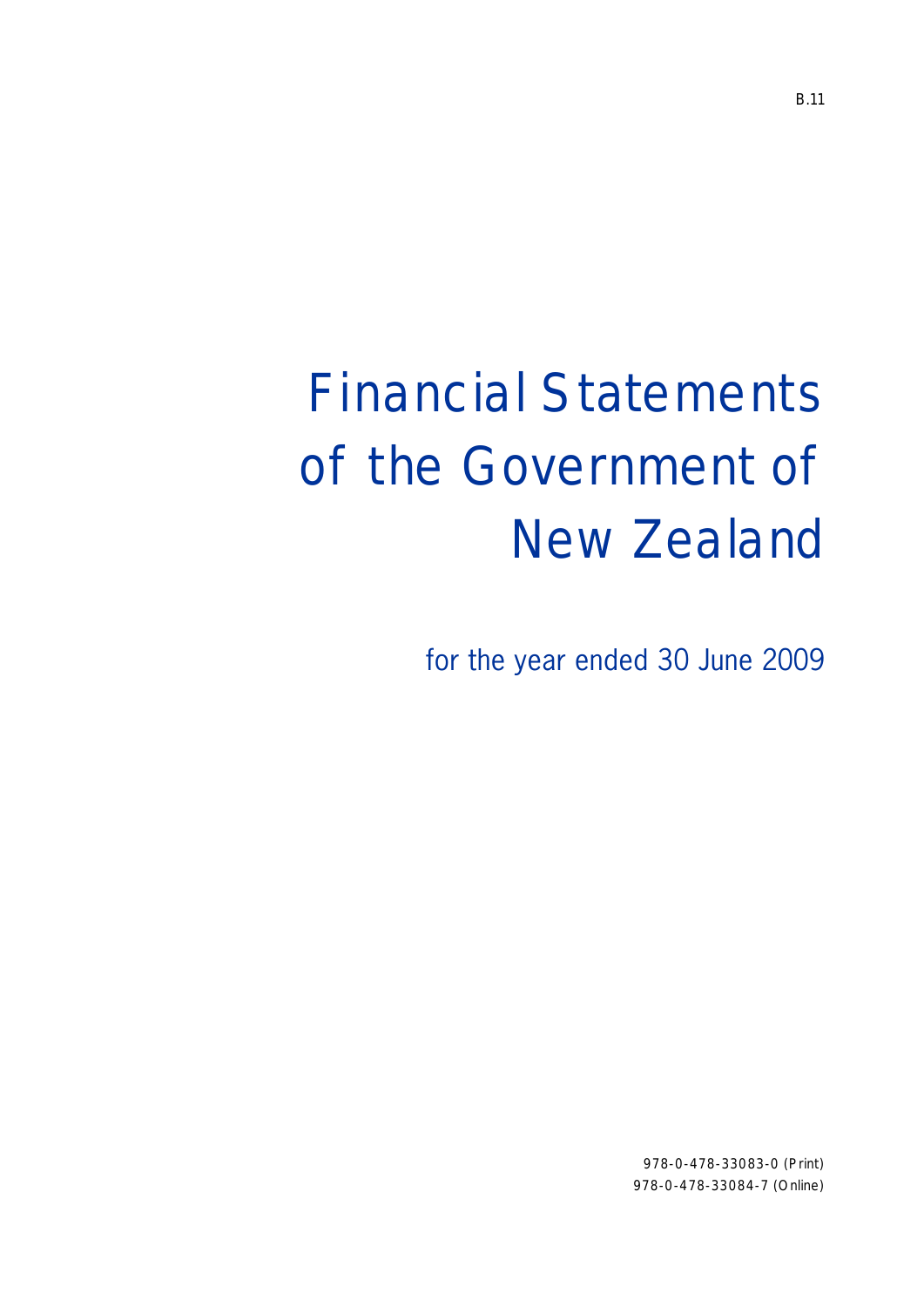B.11

# Financial Statements of the Government of New Zealand

for the year ended 30 June 2009

978-0-478-33083-0 (Print)
978-0-478-33084-7 (Online)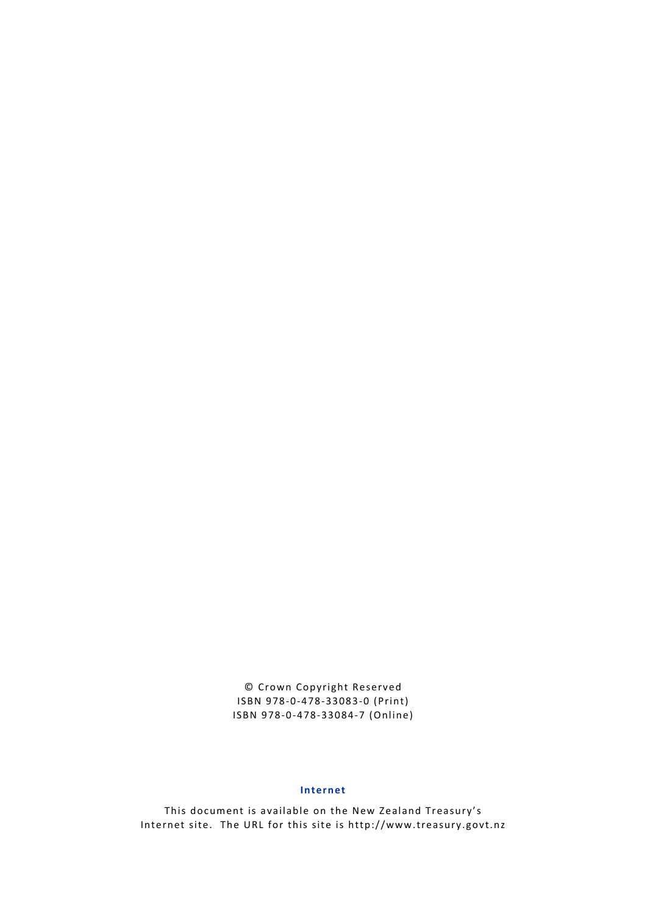© Crown Copyright Reserved
ISBN 978-0-478-33083-0 (Print)
ISBN 978-0-478-33084-7 (Online)

**Internet**

This document is available on the New Zealand Treasury's Internet site. The URL for this site is http://www.treasury.govt.nz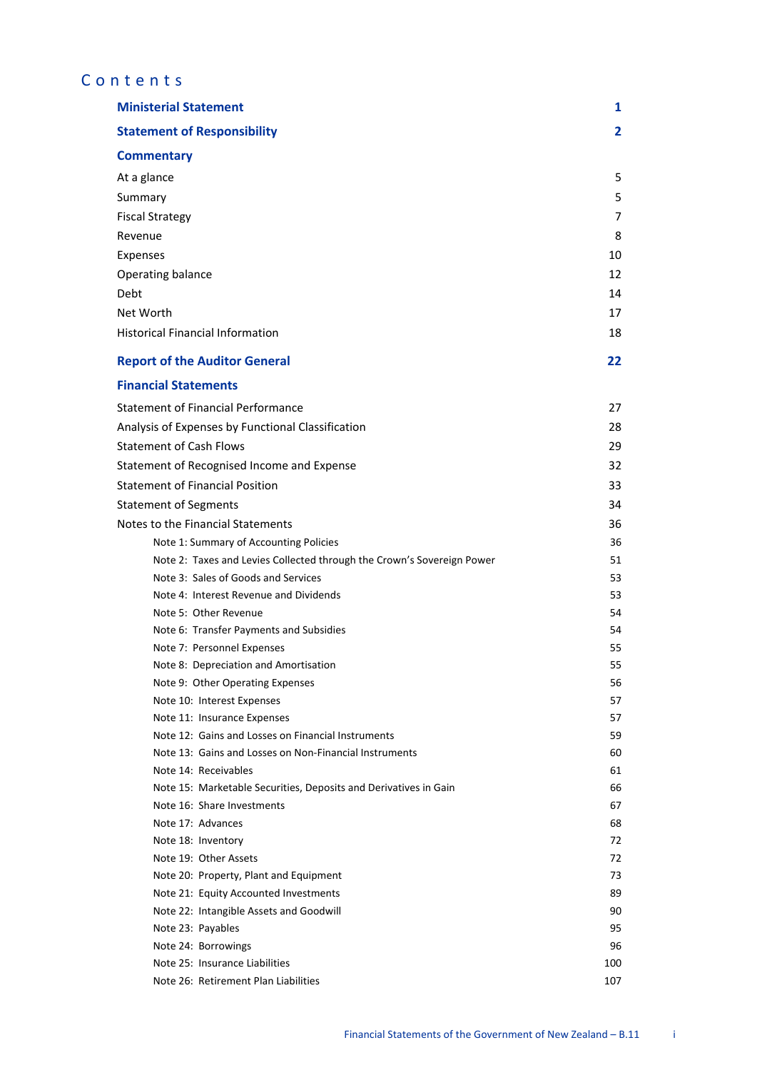# Contents

| | |
|---|---|
| **Ministerial Statement** | **1** |
| **Statement of Responsibility** | **2** |
| **Commentary** | |
| At a glance | 5 |
| Summary | 5 |
| Fiscal Strategy | 7 |
| Revenue | 8 |
| Expenses | 10 |
| Operating balance | 12 |
| Debt | 14 |
| Net Worth | 17 |
| Historical Financial Information | 18 |
| **Report of the Auditor General** | **22** |
| **Financial Statements** | |
| Statement of Financial Performance | 27 |
| Analysis of Expenses by Functional Classification | 28 |
| Statement of Cash Flows | 29 |
| Statement of Recognised Income and Expense | 32 |
| Statement of Financial Position | 33 |
| Statement of Segments | 34 |
| Notes to the Financial Statements | 36 |
| Note 1: Summary of Accounting Policies | 36 |
| Note 2: Taxes and Levies Collected through the Crown's Sovereign Power | 51 |
| Note 3: Sales of Goods and Services | 53 |
| Note 4: Interest Revenue and Dividends | 53 |
| Note 5: Other Revenue | 54 |
| Note 6: Transfer Payments and Subsidies | 54 |
| Note 7: Personnel Expenses | 55 |
| Note 8: Depreciation and Amortisation | 55 |
| Note 9: Other Operating Expenses | 56 |
| Note 10: Interest Expenses | 57 |
| Note 11: Insurance Expenses | 57 |
| Note 12: Gains and Losses on Financial Instruments | 59 |
| Note 13: Gains and Losses on Non-Financial Instruments | 60 |
| Note 14: Receivables | 61 |
| Note 15: Marketable Securities, Deposits and Derivatives in Gain | 66 |
| Note 16: Share Investments | 67 |
| Note 17: Advances | 68 |
| Note 18: Inventory | 72 |
| Note 19: Other Assets | 72 |
| Note 20: Property, Plant and Equipment | 73 |
| Note 21: Equity Accounted Investments | 89 |
| Note 22: Intangible Assets and Goodwill | 90 |
| Note 23: Payables | 95 |
| Note 24: Borrowings | 96 |
| Note 25: Insurance Liabilities | 100 |
| Note 26: Retirement Plan Liabilities | 107 |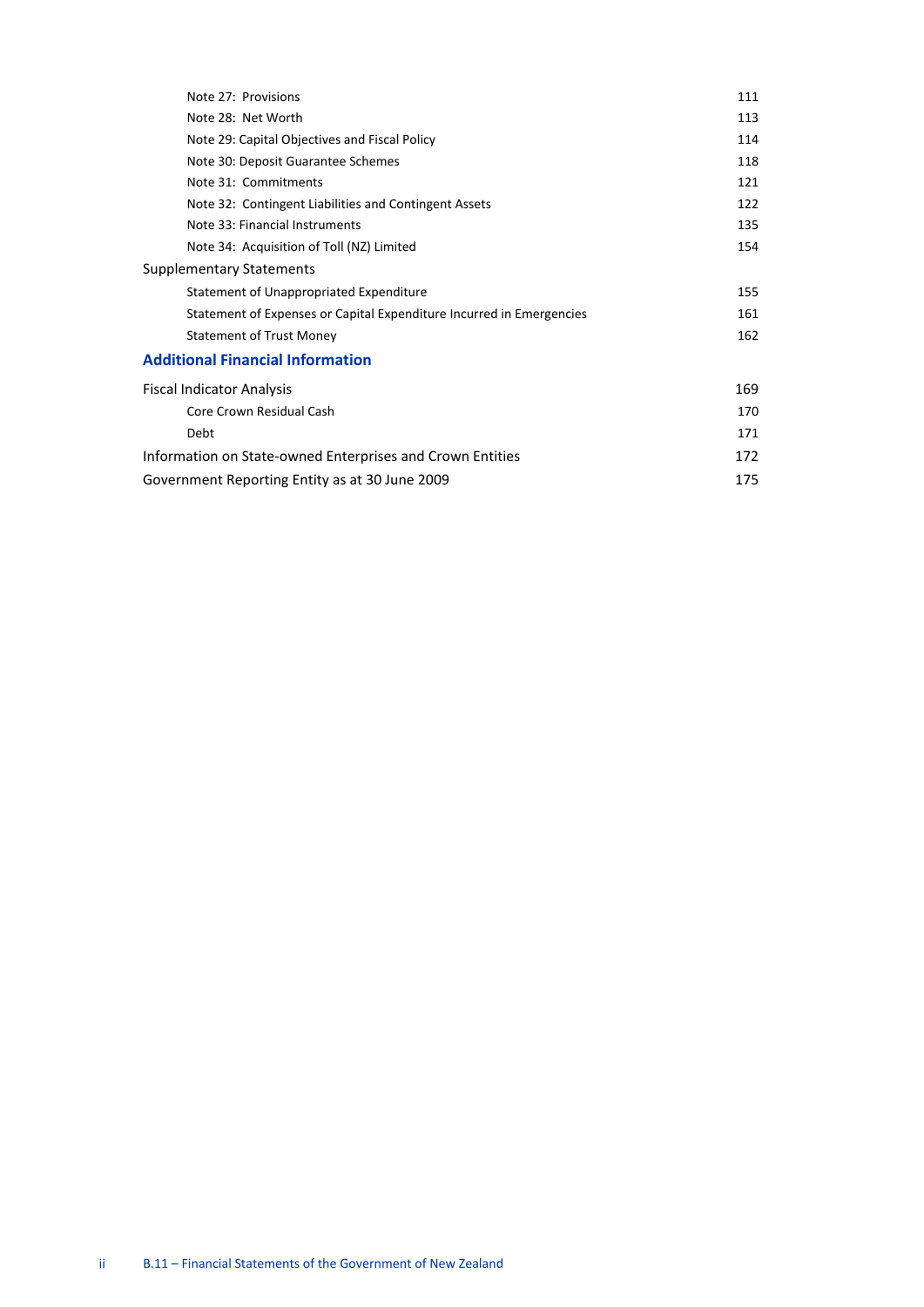| | |
|---|---|
| Note 27: Provisions | 111 |
| Note 28: Net Worth | 113 |
| Note 29: Capital Objectives and Fiscal Policy | 114 |
| Note 30: Deposit Guarantee Schemes | 118 |
| Note 31: Commitments | 121 |
| Note 32: Contingent Liabilities and Contingent Assets | 122 |
| Note 33: Financial Instruments | 135 |
| Note 34: Acquisition of Toll (NZ) Limited | 154 |
| Supplementary Statements | |
| Statement of Unappropriated Expenditure | 155 |
| Statement of Expenses or Capital Expenditure Incurred in Emergencies | 161 |
| Statement of Trust Money | 162 |

## Additional Financial Information

| | |
|---|---|
| Fiscal Indicator Analysis | 169 |
| Core Crown Residual Cash | 170 |
| Debt | 171 |
| Information on State-owned Enterprises and Crown Entities | 172 |
| Government Reporting Entity as at 30 June 2009 | 175 |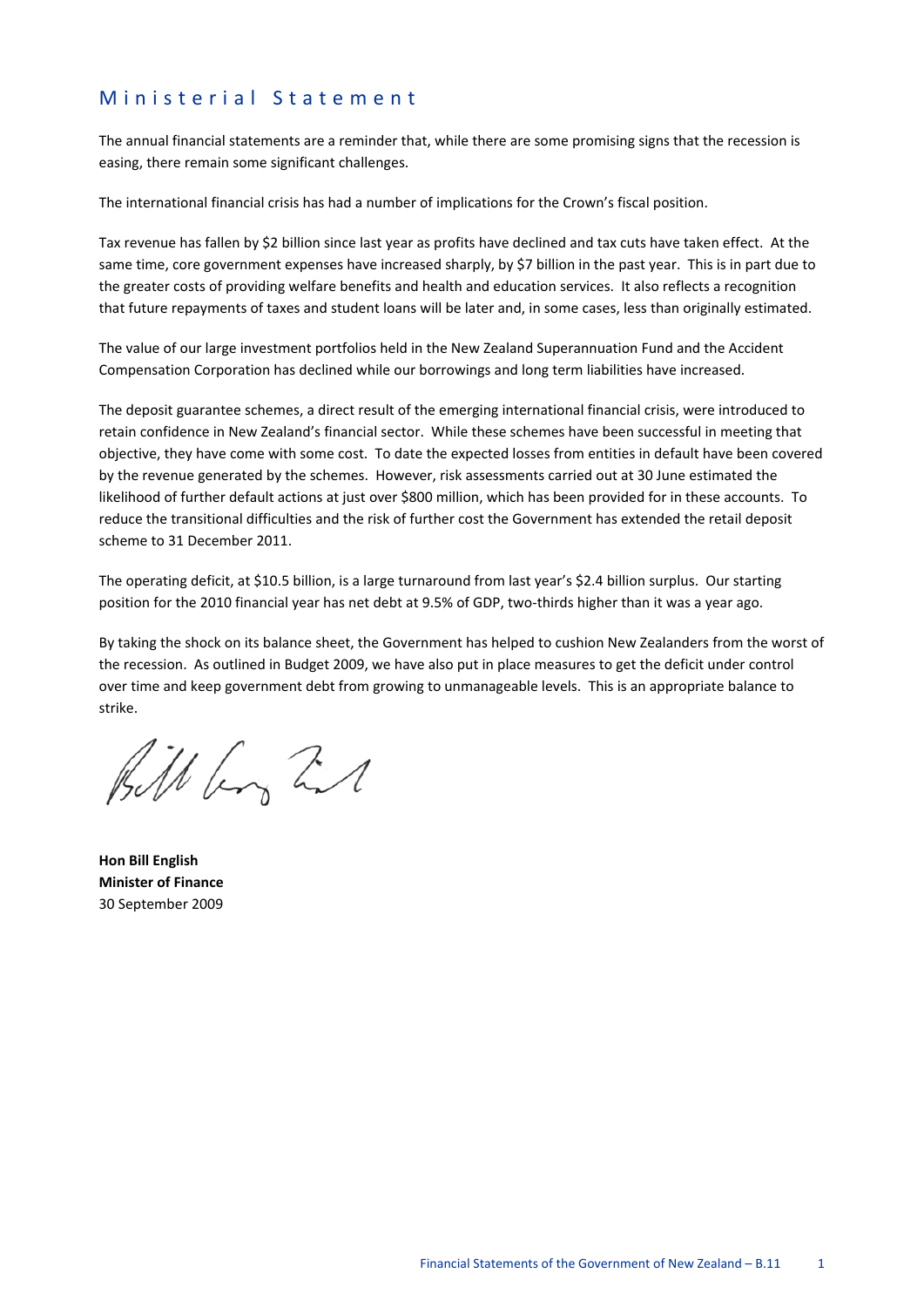# Ministerial Statement

The annual financial statements are a reminder that, while there are some promising signs that the recession is easing, there remain some significant challenges.

The international financial crisis has had a number of implications for the Crown's fiscal position.

Tax revenue has fallen by $2 billion since last year as profits have declined and tax cuts have taken effect. At the same time, core government expenses have increased sharply, by $7 billion in the past year. This is in part due to the greater costs of providing welfare benefits and health and education services. It also reflects a recognition that future repayments of taxes and student loans will be later and, in some cases, less than originally estimated.

The value of our large investment portfolios held in the New Zealand Superannuation Fund and the Accident Compensation Corporation has declined while our borrowings and long term liabilities have increased.

The deposit guarantee schemes, a direct result of the emerging international financial crisis, were introduced to retain confidence in New Zealand's financial sector. While these schemes have been successful in meeting that objective, they have come with some cost. To date the expected losses from entities in default have been covered by the revenue generated by the schemes. However, risk assessments carried out at 30 June estimated the likelihood of further default actions at just over $800 million, which has been provided for in these accounts. To reduce the transitional difficulties and the risk of further cost the Government has extended the retail deposit scheme to 31 December 2011.

The operating deficit, at $10.5 billion, is a large turnaround from last year's $2.4 billion surplus. Our starting position for the 2010 financial year has net debt at 9.5% of GDP, two-thirds higher than it was a year ago.

By taking the shock on its balance sheet, the Government has helped to cushion New Zealanders from the worst of the recession. As outlined in Budget 2009, we have also put in place measures to get the deficit under control over time and keep government debt from growing to unmanageable levels. This is an appropriate balance to strike.

**Hon Bill English**
**Minister of Finance**
30 September 2009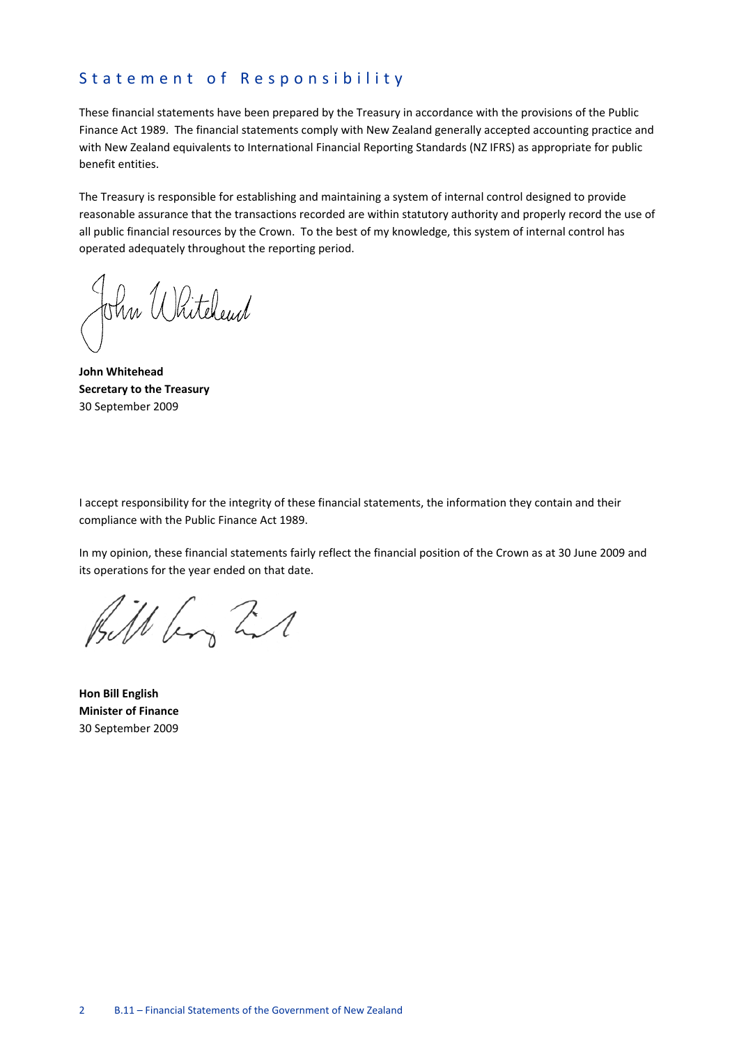# Statement of Responsibility

These financial statements have been prepared by the Treasury in accordance with the provisions of the Public Finance Act 1989. The financial statements comply with New Zealand generally accepted accounting practice and with New Zealand equivalents to International Financial Reporting Standards (NZ IFRS) as appropriate for public benefit entities.

The Treasury is responsible for establishing and maintaining a system of internal control designed to provide reasonable assurance that the transactions recorded are within statutory authority and properly record the use of all public financial resources by the Crown. To the best of my knowledge, this system of internal control has operated adequately throughout the reporting period.

**John Whitehead**
**Secretary to the Treasury**
30 September 2009

I accept responsibility for the integrity of these financial statements, the information they contain and their compliance with the Public Finance Act 1989.

In my opinion, these financial statements fairly reflect the financial position of the Crown as at 30 June 2009 and its operations for the year ended on that date.

**Hon Bill English**
**Minister of Finance**
30 September 2009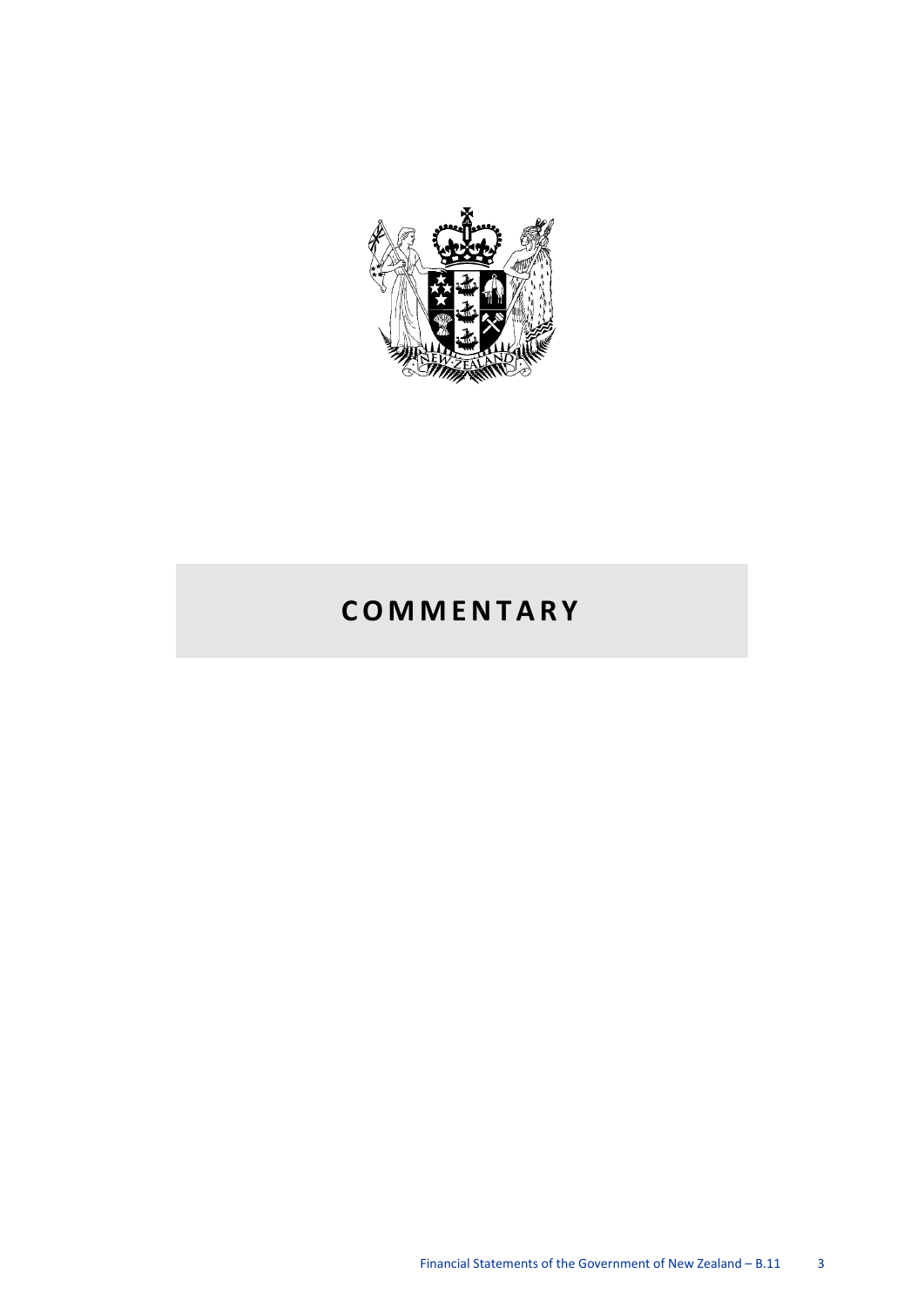# COMMENTARY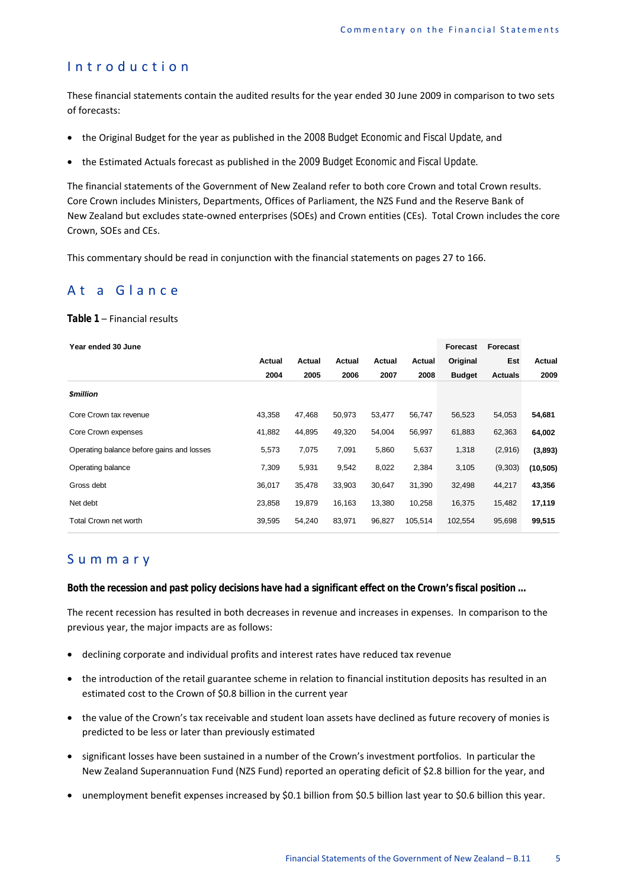## Introduction

These financial statements contain the audited results for the year ended 30 June 2009 in comparison to two sets of forecasts:

- the Original Budget for the year as published in the *2008 Budget Economic and Fiscal Update*, and
- the Estimated Actuals forecast as published in the *2009 Budget Economic and Fiscal Update*.

The financial statements of the Government of New Zealand refer to both core Crown and total Crown results. Core Crown includes Ministers, Departments, Offices of Parliament, the NZS Fund and the Reserve Bank of New Zealand but excludes state-owned enterprises (SOEs) and Crown entities (CEs). Total Crown includes the core Crown, SOEs and CEs.

This commentary should be read in conjunction with the financial statements on pages 27 to 166.

## At a Glance

**Table 1** – Financial results

| Year ended 30 June | Actual 2004 | Actual 2005 | Actual 2006 | Actual 2007 | Actual 2008 | Forecast Original Budget | Forecast Est Actuals | Actual 2009 |
|---|---|---|---|---|---|---|---|---|
| ***$million*** | | | | | | | | |
| Core Crown tax revenue | 43,358 | 47,468 | 50,973 | 53,477 | 56,747 | 56,523 | 54,053 | **54,681** |
| Core Crown expenses | 41,882 | 44,895 | 49,320 | 54,004 | 56,997 | 61,883 | 62,363 | **64,002** |
| Operating balance before gains and losses | 5,573 | 7,075 | 7,091 | 5,860 | 5,637 | 1,318 | (2,916) | **(3,893)** |
| Operating balance | 7,309 | 5,931 | 9,542 | 8,022 | 2,384 | 3,105 | (9,303) | **(10,505)** |
| Gross debt | 36,017 | 35,478 | 33,903 | 30,647 | 31,390 | 32,498 | 44,217 | **43,356** |
| Net debt | 23,858 | 19,879 | 16,163 | 13,380 | 10,258 | 16,375 | 15,482 | **17,119** |
| Total Crown net worth | 39,595 | 54,240 | 83,971 | 96,827 | 105,514 | 102,554 | 95,698 | **99,515** |

## Summary

**Both the recession and past policy decisions have had a significant effect on the Crown's fiscal position ...**

The recent recession has resulted in both decreases in revenue and increases in expenses. In comparison to the previous year, the major impacts are as follows:

- declining corporate and individual profits and interest rates have reduced tax revenue
- the introduction of the retail guarantee scheme in relation to financial institution deposits has resulted in an estimated cost to the Crown of $0.8 billion in the current year
- the value of the Crown's tax receivable and student loan assets have declined as future recovery of monies is predicted to be less or later than previously estimated
- significant losses have been sustained in a number of the Crown's investment portfolios. In particular the New Zealand Superannuation Fund (NZS Fund) reported an operating deficit of $2.8 billion for the year, and
- unemployment benefit expenses increased by $0.1 billion from $0.5 billion last year to $0.6 billion this year.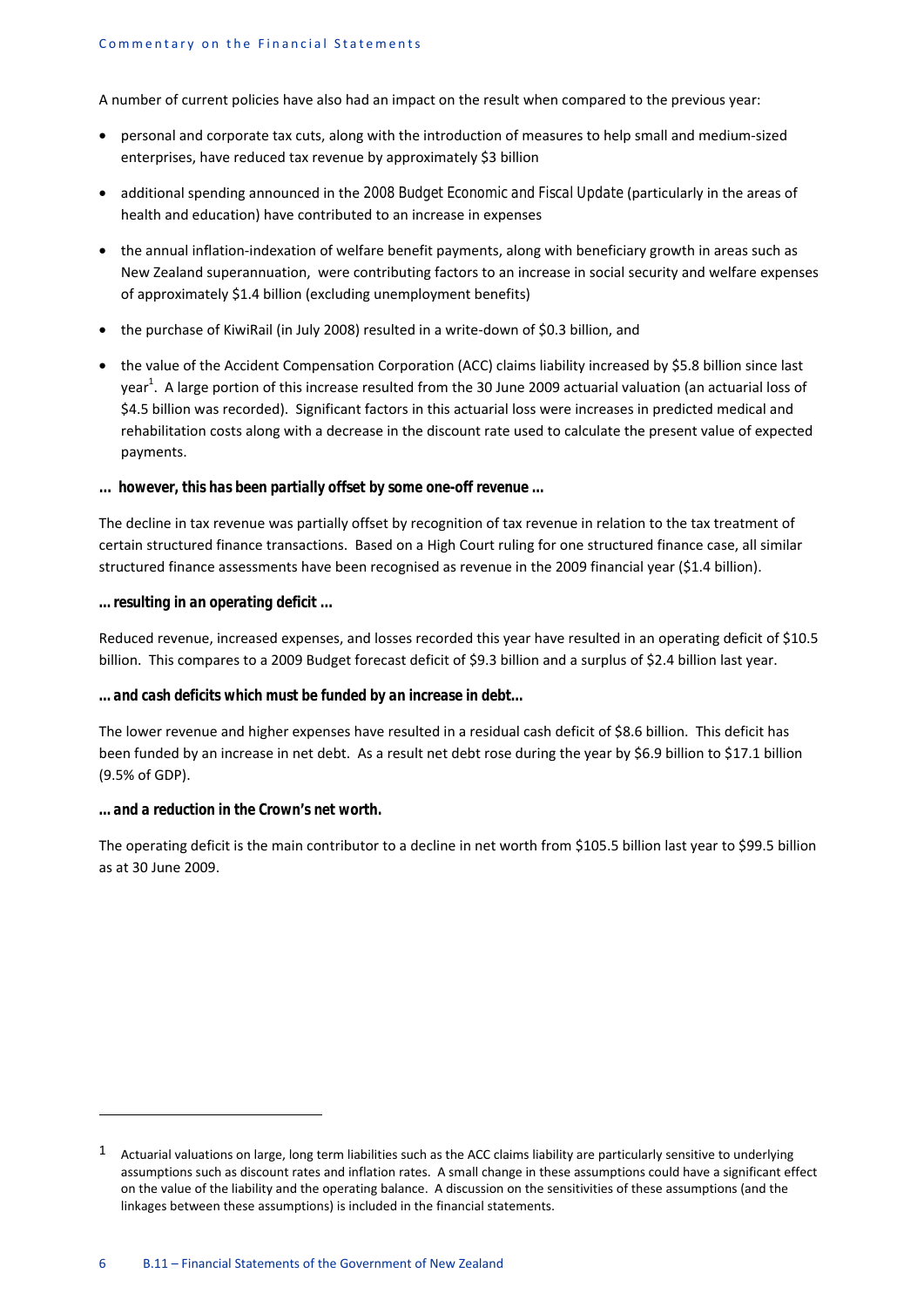A number of current policies have also had an impact on the result when compared to the previous year:

- personal and corporate tax cuts, along with the introduction of measures to help small and medium-sized enterprises, have reduced tax revenue by approximately $3 billion
- additional spending announced in the *2008 Budget Economic and Fiscal Update* (particularly in the areas of health and education) have contributed to an increase in expenses
- the annual inflation-indexation of welfare benefit payments, along with beneficiary growth in areas such as New Zealand superannuation, were contributing factors to an increase in social security and welfare expenses of approximately $1.4 billion (excluding unemployment benefits)
- the purchase of KiwiRail (in July 2008) resulted in a write-down of $0.3 billion, and
- the value of the Accident Compensation Corporation (ACC) claims liability increased by $5.8 billion since last year[1]. A large portion of this increase resulted from the 30 June 2009 actuarial valuation (an actuarial loss of $4.5 billion was recorded). Significant factors in this actuarial loss were increases in predicted medical and rehabilitation costs along with a decrease in the discount rate used to calculate the present value of expected payments.

***... however, this has been partially offset by some one-off revenue ...***

The decline in tax revenue was partially offset by recognition of tax revenue in relation to the tax treatment of certain structured finance transactions. Based on a High Court ruling for one structured finance case, all similar structured finance assessments have been recognised as revenue in the 2009 financial year ($1.4 billion).

***... resulting in an operating deficit ...***

Reduced revenue, increased expenses, and losses recorded this year have resulted in an operating deficit of $10.5 billion. This compares to a 2009 Budget forecast deficit of $9.3 billion and a surplus of $2.4 billion last year.

***... and cash deficits which must be funded by an increase in debt...***

The lower revenue and higher expenses have resulted in a residual cash deficit of $8.6 billion. This deficit has been funded by an increase in net debt. As a result net debt rose during the year by $6.9 billion to $17.1 billion (9.5% of GDP).

***... and a reduction in the Crown's net worth.***

The operating deficit is the main contributor to a decline in net worth from $105.5 billion last year to $99.5 billion as at 30 June 2009.

---

[1] Actuarial valuations on large, long term liabilities such as the ACC claims liability are particularly sensitive to underlying assumptions such as discount rates and inflation rates. A small change in these assumptions could have a significant effect on the value of the liability and the operating balance. A discussion on the sensitivities of these assumptions (and the linkages between these assumptions) is included in the financial statements.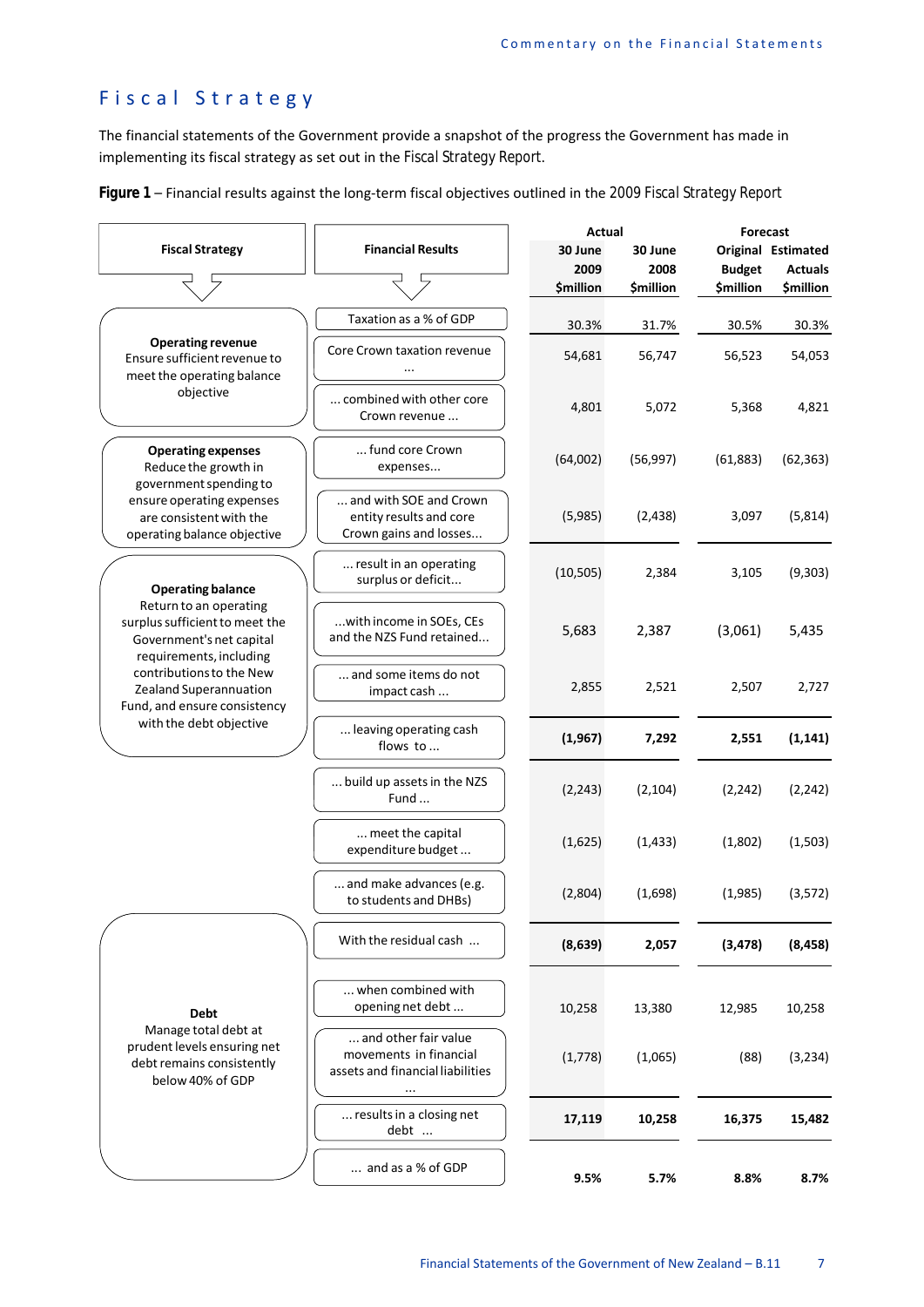## Fiscal Strategy

The financial statements of the Government provide a snapshot of the progress the Government has made in implementing its fiscal strategy as set out in the Fiscal Strategy Report.

**Figure 1** – Financial results against the long-term fiscal objectives outlined in the 2009 Fiscal Strategy Report

| Fiscal Strategy | Financial Results | Actual 30 June 2009 $million | Actual 30 June 2008 $million | Forecast Original Budget $million | Forecast Estimated Actuals $million |
|---|---|---|---|---|---|
| **Operating revenue** Ensure sufficient revenue to meet the operating balance objective | Taxation as a % of GDP | 30.3% | 31.7% | 30.5% | 30.3% |
| | Core Crown taxation revenue ... | 54,681 | 56,747 | 56,523 | 54,053 |
| | ... combined with other core Crown revenue ... | 4,801 | 5,072 | 5,368 | 4,821 |
| **Operating expenses** Reduce the growth in government spending to ensure operating expenses are consistent with the operating balance objective | ... fund core Crown expenses... | (64,002) | (56,997) | (61,883) | (62,363) |
| | ... and with SOE and Crown entity results and core Crown gains and losses... | (5,985) | (2,438) | 3,097 | (5,814) |
| **Operating balance** Return to an operating surplus sufficient to meet the Government's net capital requirements, including contributions to the New Zealand Superannuation Fund, and ensure consistency with the debt objective | ... result in an operating surplus or deficit... | (10,505) | 2,384 | 3,105 | (9,303) |
| | ...with income in SOEs, CEs and the NZS Fund retained... | 5,683 | 2,387 | (3,061) | 5,435 |
| | ... and some items do not impact cash ... | 2,855 | 2,521 | 2,507 | 2,727 |
| | ... leaving operating cash flows to ... | **(1,967)** | **7,292** | **2,551** | **(1,141)** |
| | ... build up assets in the NZS Fund ... | (2,243) | (2,104) | (2,242) | (2,242) |
| | ... meet the capital expenditure budget ... | (1,625) | (1,433) | (1,802) | (1,503) |
| | ... and make advances (e.g. to students and DHBs) | (2,804) | (1,698) | (1,985) | (3,572) |
| **Debt** Manage total debt at prudent levels ensuring net debt remains consistently below 40% of GDP | With the residual cash ... | **(8,639)** | **2,057** | **(3,478)** | **(8,458)** |
| | ... when combined with opening net debt ... | 10,258 | 13,380 | 12,985 | 10,258 |
| | ... and other fair value movements in financial assets and financial liabilities ... | (1,778) | (1,065) | (88) | (3,234) |
| | ... results in a closing net debt ... | **17,119** | **10,258** | **16,375** | **15,482** |
| | ... and as a % of GDP | **9.5%** | **5.7%** | **8.8%** | **8.7%** |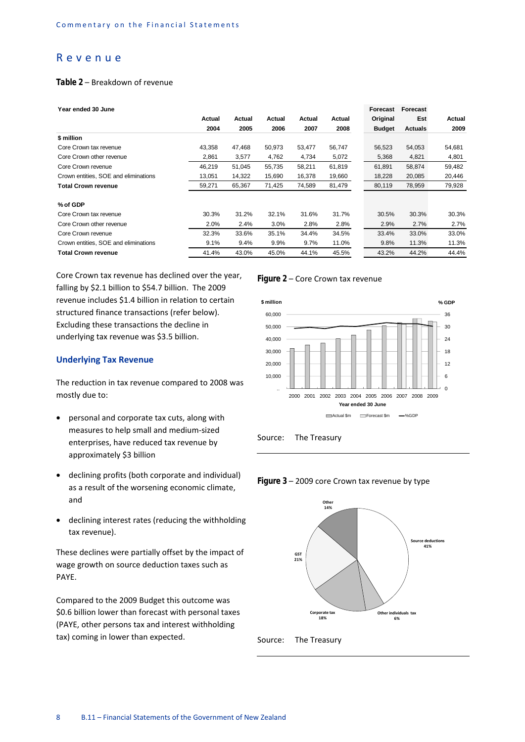# Revenue

**Table 2** – Breakdown of revenue

| Year ended 30 June | Actual 2004 | Actual 2005 | Actual 2006 | Actual 2007 | Actual 2008 | Forecast Original Budget | Forecast Est Actuals | Actual 2009 |
|---|---|---|---|---|---|---|---|---|
| **$ million** | | | | | | | | |
| Core Crown tax revenue | 43,358 | 47,468 | 50,973 | 53,477 | 56,747 | 56,523 | 54,053 | 54,681 |
| Core Crown other revenue | 2,861 | 3,577 | 4,762 | 4,734 | 5,072 | 5,368 | 4,821 | 4,801 |
| Core Crown revenue | 46,219 | 51,045 | 55,735 | 58,211 | 61,819 | 61,891 | 58,874 | 59,482 |
| Crown entities, SOE and eliminations | 13,051 | 14,322 | 15,690 | 16,378 | 19,660 | 18,228 | 20,085 | 20,446 |
| **Total Crown revenue** | 59,271 | 65,367 | 71,425 | 74,589 | 81,479 | 80,119 | 78,959 | 79,928 |
| **% of GDP** | | | | | | | | |
| Core Crown tax revenue | 30.3% | 31.2% | 32.1% | 31.6% | 31.7% | 30.5% | 30.3% | 30.3% |
| Core Crown other revenue | 2.0% | 2.4% | 3.0% | 2.8% | 2.8% | 2.9% | 2.7% | 2.7% |
| Core Crown revenue | 32.3% | 33.6% | 35.1% | 34.4% | 34.5% | 33.4% | 33.0% | 33.0% |
| Crown entities, SOE and eliminations | 9.1% | 9.4% | 9.9% | 9.7% | 11.0% | 9.8% | 11.3% | 11.3% |
| **Total Crown revenue** | 41.4% | 43.0% | 45.0% | 44.1% | 45.5% | 43.2% | 44.2% | 44.4% |

Core Crown tax revenue has declined over the year, falling by $2.1 billion to $54.7 billion. The 2009 revenue includes $1.4 billion in relation to certain structured finance transactions (refer below). Excluding these transactions the decline in underlying tax revenue was $3.5 billion.

### Underlying Tax Revenue

The reduction in tax revenue compared to 2008 was mostly due to:

- personal and corporate tax cuts, along with measures to help small and medium-sized enterprises, have reduced tax revenue by approximately $3 billion
- declining profits (both corporate and individual) as a result of the worsening economic climate, and
- declining interest rates (reducing the withholding tax revenue).

These declines were partially offset by the impact of wage growth on source deduction taxes such as PAYE.

Compared to the 2009 Budget this outcome was $0.6 billion lower than forecast with personal taxes (PAYE, other persons tax and interest withholding tax) coming in lower than expected.

**Figure 2** – Core Crown tax revenue

Source: The Treasury

**Figure 3** – 2009 core Crown tax revenue by type

Source: The Treasury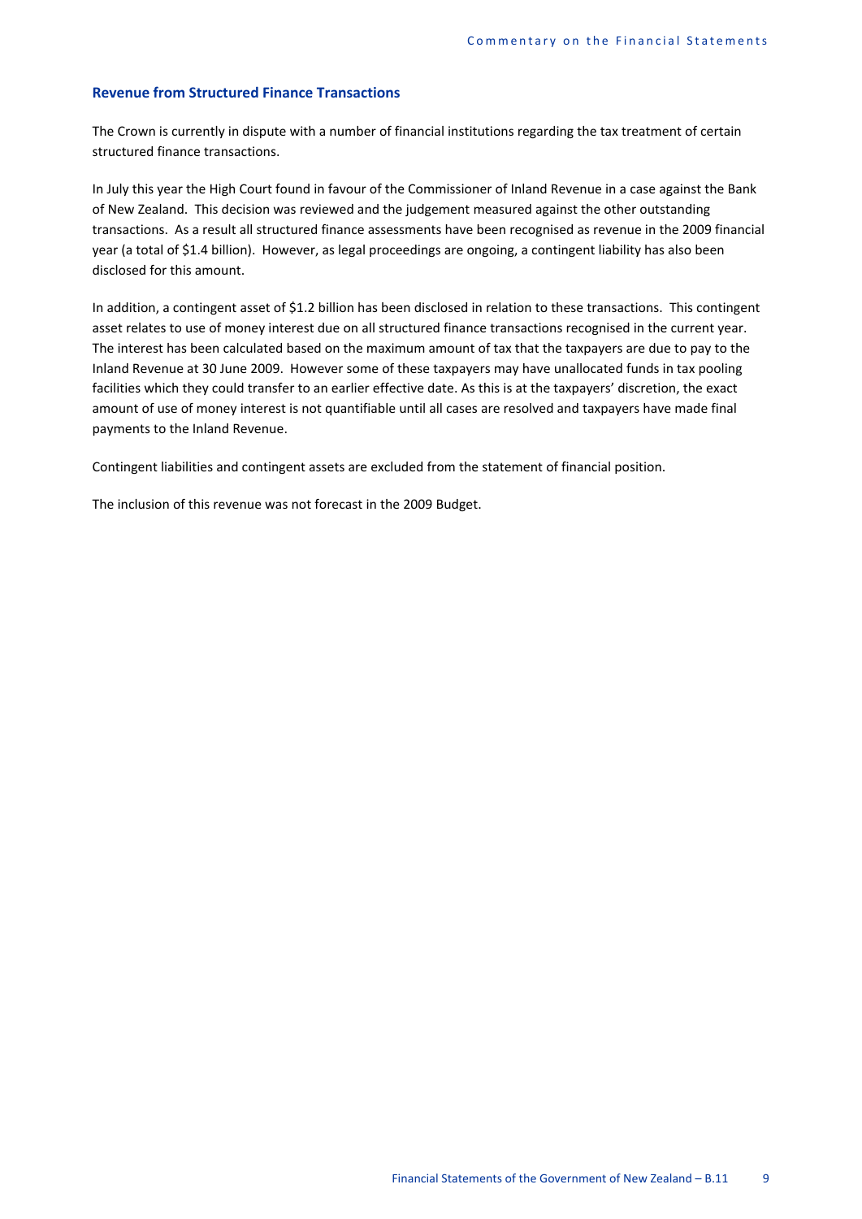## Revenue from Structured Finance Transactions

The Crown is currently in dispute with a number of financial institutions regarding the tax treatment of certain structured finance transactions.

In July this year the High Court found in favour of the Commissioner of Inland Revenue in a case against the Bank of New Zealand. This decision was reviewed and the judgement measured against the other outstanding transactions. As a result all structured finance assessments have been recognised as revenue in the 2009 financial year (a total of $1.4 billion). However, as legal proceedings are ongoing, a contingent liability has also been disclosed for this amount.

In addition, a contingent asset of $1.2 billion has been disclosed in relation to these transactions. This contingent asset relates to use of money interest due on all structured finance transactions recognised in the current year. The interest has been calculated based on the maximum amount of tax that the taxpayers are due to pay to the Inland Revenue at 30 June 2009. However some of these taxpayers may have unallocated funds in tax pooling facilities which they could transfer to an earlier effective date. As this is at the taxpayers' discretion, the exact amount of use of money interest is not quantifiable until all cases are resolved and taxpayers have made final payments to the Inland Revenue.

Contingent liabilities and contingent assets are excluded from the statement of financial position.

The inclusion of this revenue was not forecast in the 2009 Budget.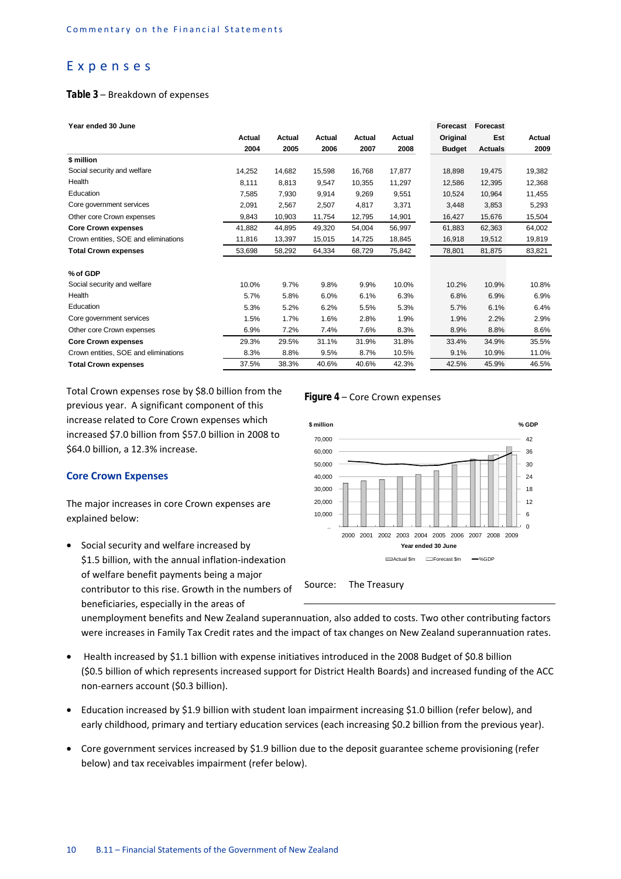## Expenses

**Table 3** – Breakdown of expenses

| Year ended 30 June | Actual 2004 | Actual 2005 | Actual 2006 | Actual 2007 | Actual 2008 | Forecast Original Budget | Forecast Est Actuals | Actual 2009 |
|---|---|---|---|---|---|---|---|---|
| **$ million** | | | | | | | | |
| Social security and welfare | 14,252 | 14,682 | 15,598 | 16,768 | 17,877 | 18,898 | 19,475 | 19,382 |
| Health | 8,111 | 8,813 | 9,547 | 10,355 | 11,297 | 12,586 | 12,395 | 12,368 |
| Education | 7,585 | 7,930 | 9,914 | 9,269 | 9,551 | 10,524 | 10,964 | 11,455 |
| Core government services | 2,091 | 2,567 | 2,507 | 4,817 | 3,371 | 3,448 | 3,853 | 5,293 |
| Other core Crown expenses | 9,843 | 10,903 | 11,754 | 12,795 | 14,901 | 16,427 | 15,676 | 15,504 |
| **Core Crown expenses** | 41,882 | 44,895 | 49,320 | 54,004 | 56,997 | 61,883 | 62,363 | 64,002 |
| Crown entities, SOE and eliminations | 11,816 | 13,397 | 15,015 | 14,725 | 18,845 | 16,918 | 19,512 | 19,819 |
| **Total Crown expenses** | 53,698 | 58,292 | 64,334 | 68,729 | 75,842 | 78,801 | 81,875 | 83,821 |
| **% of GDP** | | | | | | | | |
| Social security and welfare | 10.0% | 9.7% | 9.8% | 9.9% | 10.0% | 10.2% | 10.9% | 10.8% |
| Health | 5.7% | 5.8% | 6.0% | 6.1% | 6.3% | 6.8% | 6.9% | 6.9% |
| Education | 5.3% | 5.2% | 6.2% | 5.5% | 5.3% | 5.7% | 6.1% | 6.4% |
| Core government services | 1.5% | 1.7% | 1.6% | 2.8% | 1.9% | 1.9% | 2.2% | 2.9% |
| Other core Crown expenses | 6.9% | 7.2% | 7.4% | 7.6% | 8.3% | 8.9% | 8.8% | 8.6% |
| **Core Crown expenses** | 29.3% | 29.5% | 31.1% | 31.9% | 31.8% | 33.4% | 34.9% | 35.5% |
| Crown entities, SOE and eliminations | 8.3% | 8.8% | 9.5% | 8.7% | 10.5% | 9.1% | 10.9% | 11.0% |
| **Total Crown expenses** | 37.5% | 38.3% | 40.6% | 40.6% | 42.3% | 42.5% | 45.9% | 46.5% |

Total Crown expenses rose by $8.0 billion from the previous year. A significant component of this increase related to Core Crown expenses which increased $7.0 billion from $57.0 billion in 2008 to $64.0 billion, a 12.3% increase.

**Figure 4** – Core Crown expenses

Source: The Treasury

### Core Crown Expenses

The major increases in core Crown expenses are explained below:

- Social security and welfare increased by $1.5 billion, with the annual inflation-indexation of welfare benefit payments being a major contributor to this rise. Growth in the numbers of beneficiaries, especially in the areas of unemployment benefits and New Zealand superannuation, also added to costs. Two other contributing factors were increases in Family Tax Credit rates and the impact of tax changes on New Zealand superannuation rates.
- Health increased by $1.1 billion with expense initiatives introduced in the 2008 Budget of $0.8 billion ($0.5 billion of which represents increased support for District Health Boards) and increased funding of the ACC non-earners account ($0.3 billion).
- Education increased by $1.9 billion with student loan impairment increasing $1.0 billion (refer below), and early childhood, primary and tertiary education services (each increasing $0.2 billion from the previous year).
- Core government services increased by $1.9 billion due to the deposit guarantee scheme provisioning (refer below) and tax receivables impairment (refer below).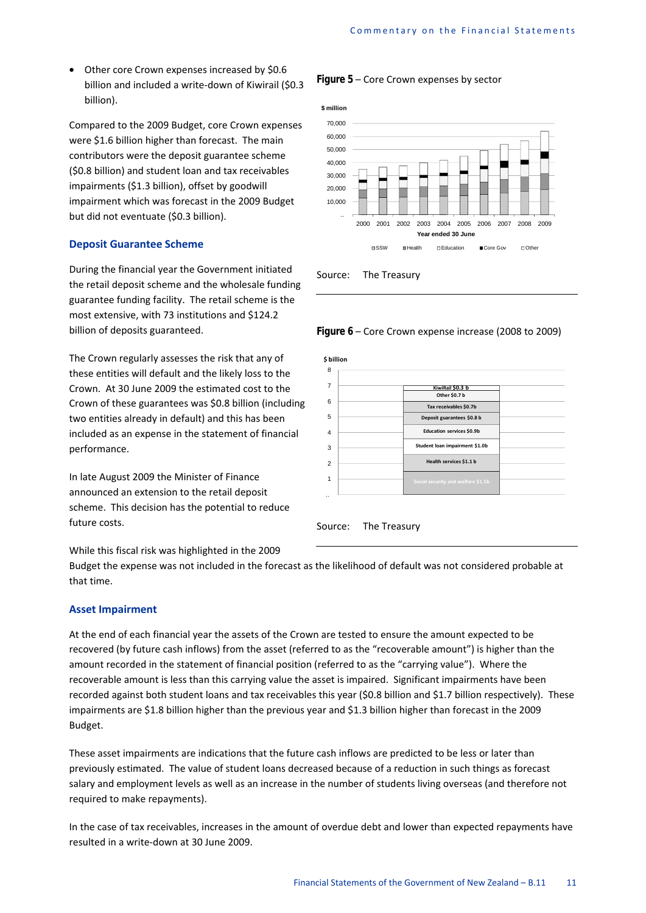- Other core Crown expenses increased by $0.6 billion and included a write-down of Kiwirail ($0.3 billion).

Compared to the 2009 Budget, core Crown expenses were $1.6 billion higher than forecast. The main contributors were the deposit guarantee scheme ($0.8 billion) and student loan and tax receivables impairments ($1.3 billion), offset by goodwill impairment which was forecast in the 2009 Budget but did not eventuate ($0.3 billion).

### Deposit Guarantee Scheme

During the financial year the Government initiated the retail deposit scheme and the wholesale funding guarantee funding facility. The retail scheme is the most extensive, with 73 institutions and $124.2 billion of deposits guaranteed.

The Crown regularly assesses the risk that any of these entities will default and the likely loss to the Crown. At 30 June 2009 the estimated cost to the Crown of these guarantees was $0.8 billion (including two entities already in default) and this has been included as an expense in the statement of financial performance.

In late August 2009 the Minister of Finance announced an extension to the retail deposit scheme. This decision has the potential to reduce future costs.

While this fiscal risk was highlighted in the 2009 Budget the expense was not included in the forecast as the likelihood of default was not considered probable at that time.

**Figure 5** – Core Crown expenses by sector

Source: The Treasury

**Figure 6** – Core Crown expense increase (2008 to 2009)

Source: The Treasury

### Asset Impairment

At the end of each financial year the assets of the Crown are tested to ensure the amount expected to be recovered (by future cash inflows) from the asset (referred to as the "recoverable amount") is higher than the amount recorded in the statement of financial position (referred to as the "carrying value"). Where the recoverable amount is less than this carrying value the asset is impaired. Significant impairments have been recorded against both student loans and tax receivables this year ($0.8 billion and $1.7 billion respectively). These impairments are $1.8 billion higher than the previous year and $1.3 billion higher than forecast in the 2009 Budget.

These asset impairments are indications that the future cash inflows are predicted to be less or later than previously estimated. The value of student loans decreased because of a reduction in such things as forecast salary and employment levels as well as an increase in the number of students living overseas (and therefore not required to make repayments).

In the case of tax receivables, increases in the amount of overdue debt and lower than expected repayments have resulted in a write-down at 30 June 2009.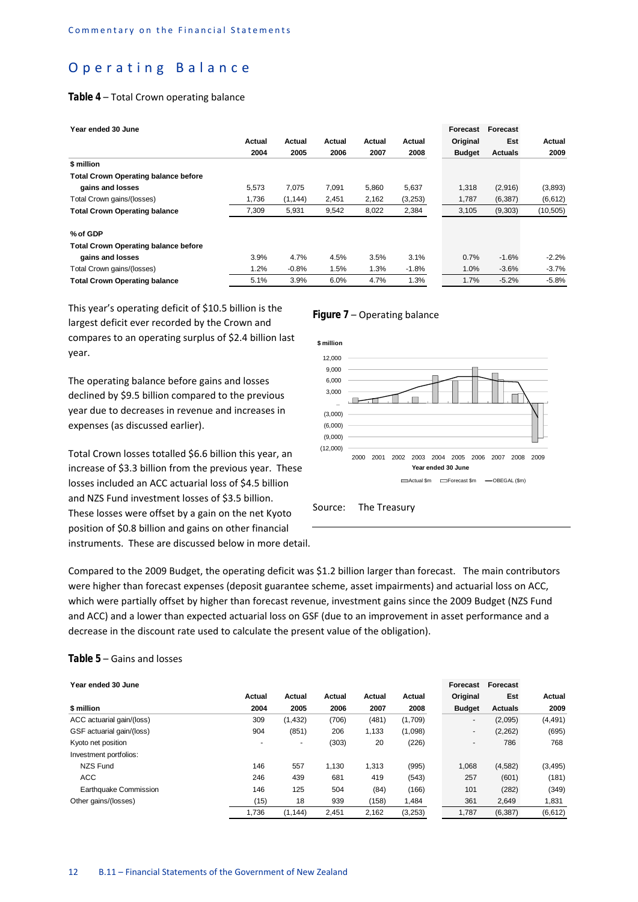## Operating Balance

**Table 4** – Total Crown operating balance

| Year ended 30 June | Actual 2004 | Actual 2005 | Actual 2006 | Actual 2007 | Actual 2008 | Forecast Original Budget | Forecast Est Actuals | Actual 2009 |
|---|---|---|---|---|---|---|---|---|
| **$ million** | | | | | | | | |
| **Total Crown Operating balance before gains and losses** | 5,573 | 7,075 | 7,091 | 5,860 | 5,637 | 1,318 | (2,916) | (3,893) |
| Total Crown gains/(losses) | 1,736 | (1,144) | 2,451 | 2,162 | (3,253) | 1,787 | (6,387) | (6,612) |
| **Total Crown Operating balance** | 7,309 | 5,931 | 9,542 | 8,022 | 2,384 | 3,105 | (9,303) | (10,505) |
| | | | | | | | | |
| **% of GDP** | | | | | | | | |
| **Total Crown Operating balance before gains and losses** | 3.9% | 4.7% | 4.5% | 3.5% | 3.1% | 0.7% | -1.6% | -2.2% |
| Total Crown gains/(losses) | 1.2% | -0.8% | 1.5% | 1.3% | -1.8% | 1.0% | -3.6% | -3.7% |
| **Total Crown Operating balance** | 5.1% | 3.9% | 6.0% | 4.7% | 1.3% | 1.7% | -5.2% | -5.8% |

This year's operating deficit of $10.5 billion is the largest deficit ever recorded by the Crown and compares to an operating surplus of $2.4 billion last year.

The operating balance before gains and losses declined by $9.5 billion compared to the previous year due to decreases in revenue and increases in expenses (as discussed earlier).

Total Crown losses totalled $6.6 billion this year, an increase of $3.3 billion from the previous year. These losses included an ACC actuarial loss of $4.5 billion and NZS Fund investment losses of $3.5 billion. These losses were offset by a gain on the net Kyoto position of $0.8 billion and gains on other financial instruments. These are discussed below in more detail.

**Figure 7** – Operating balance

Source: The Treasury

Compared to the 2009 Budget, the operating deficit was $1.2 billion larger than forecast. The main contributors were higher than forecast expenses (deposit guarantee scheme, asset impairments) and actuarial loss on ACC, which were partially offset by higher than forecast revenue, investment gains since the 2009 Budget (NZS Fund and ACC) and a lower than expected actuarial loss on GSF (due to an improvement in asset performance and a decrease in the discount rate used to calculate the present value of the obligation).

**Table 5** – Gains and losses

| Year ended 30 June<br>$ million | Actual 2004 | Actual 2005 | Actual 2006 | Actual 2007 | Actual 2008 | Forecast Original Budget | Forecast Est Actuals | Actual 2009 |
|---|---|---|---|---|---|---|---|---|
| ACC actuarial gain/(loss) | 309 | (1,432) | (706) | (481) | (1,709) | - | (2,095) | (4,491) |
| GSF actuarial gain/(loss) | 904 | (851) | 206 | 1,133 | (1,098) | - | (2,262) | (695) |
| Kyoto net position | - | - | (303) | 20 | (226) | - | 786 | 768 |
| Investment portfolios: | | | | | | | | |
| NZS Fund | 146 | 557 | 1,130 | 1,313 | (995) | 1,068 | (4,582) | (3,495) |
| ACC | 246 | 439 | 681 | 419 | (543) | 257 | (601) | (181) |
| Earthquake Commission | 146 | 125 | 504 | (84) | (166) | 101 | (282) | (349) |
| Other gains/(losses) | (15) | 18 | 939 | (158) | 1,484 | 361 | 2,649 | 1,831 |
| | 1,736 | (1,144) | 2,451 | 2,162 | (3,253) | 1,787 | (6,387) | (6,612) |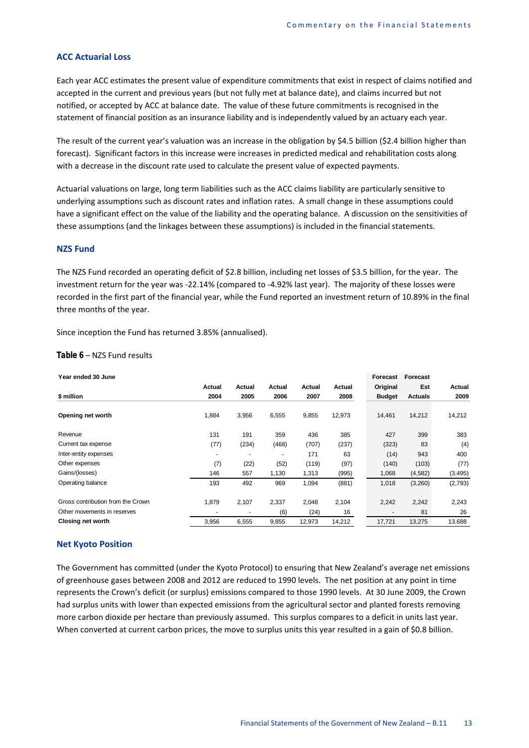## ACC Actuarial Loss

Each year ACC estimates the present value of expenditure commitments that exist in respect of claims notified and accepted in the current and previous years (but not fully met at balance date), and claims incurred but not notified, or accepted by ACC at balance date. The value of these future commitments is recognised in the statement of financial position as an insurance liability and is independently valued by an actuary each year.

The result of the current year's valuation was an increase in the obligation by $4.5 billion ($2.4 billion higher than forecast). Significant factors in this increase were increases in predicted medical and rehabilitation costs along with a decrease in the discount rate used to calculate the present value of expected payments.

Actuarial valuations on large, long term liabilities such as the ACC claims liability are particularly sensitive to underlying assumptions such as discount rates and inflation rates. A small change in these assumptions could have a significant effect on the value of the liability and the operating balance. A discussion on the sensitivities of these assumptions (and the linkages between these assumptions) is included in the financial statements.

## NZS Fund

The NZS Fund recorded an operating deficit of $2.8 billion, including net losses of $3.5 billion, for the year. The investment return for the year was -22.14% (compared to -4.92% last year). The majority of these losses were recorded in the first part of the financial year, while the Fund reported an investment return of 10.89% in the final three months of the year.

Since inception the Fund has returned 3.85% (annualised).

**Table 6** – NZS Fund results

| Year ended 30 June | | | | | | Forecast | Forecast | |
|---|---|---|---|---|---|---|---|---|
| | Actual | Actual | Actual | Actual | Actual | Original | Est | Actual |
| **$ million** | **2004** | **2005** | **2006** | **2007** | **2008** | **Budget** | **Actuals** | **2009** |
| **Opening net worth** | 1,884 | 3,956 | 6,555 | 9,855 | 12,973 | 14,461 | 14,212 | 14,212 |
| Revenue | 131 | 191 | 359 | 436 | 385 | 427 | 399 | 383 |
| Current tax expense | (77) | (234) | (468) | (707) | (237) | (323) | 83 | (4) |
| Inter-entity expenses | - | - | - | 171 | 63 | (14) | 943 | 400 |
| Other expenses | (7) | (22) | (52) | (119) | (97) | (140) | (103) | (77) |
| Gains/(losses) | 146 | 557 | 1,130 | 1,313 | (995) | 1,068 | (4,582) | (3,495) |
| Operating balance | 193 | 492 | 969 | 1,094 | (881) | 1,018 | (3,260) | (2,793) |
| Gross contribution from the Crown | 1,879 | 2,107 | 2,337 | 2,048 | 2,104 | 2,242 | 2,242 | 2,243 |
| Other movements in reserves | - | - | (6) | (24) | 16 | - | 81 | 26 |
| **Closing net worth** | 3,956 | 6,555 | 9,855 | 12,973 | 14,212 | 17,721 | 13,275 | 13,688 |

## Net Kyoto Position

The Government has committed (under the Kyoto Protocol) to ensuring that New Zealand's average net emissions of greenhouse gases between 2008 and 2012 are reduced to 1990 levels. The net position at any point in time represents the Crown's deficit (or surplus) emissions compared to those 1990 levels. At 30 June 2009, the Crown had surplus units with lower than expected emissions from the agricultural sector and planted forests removing more carbon dioxide per hectare than previously assumed. This surplus compares to a deficit in units last year. When converted at current carbon prices, the move to surplus units this year resulted in a gain of $0.8 billion.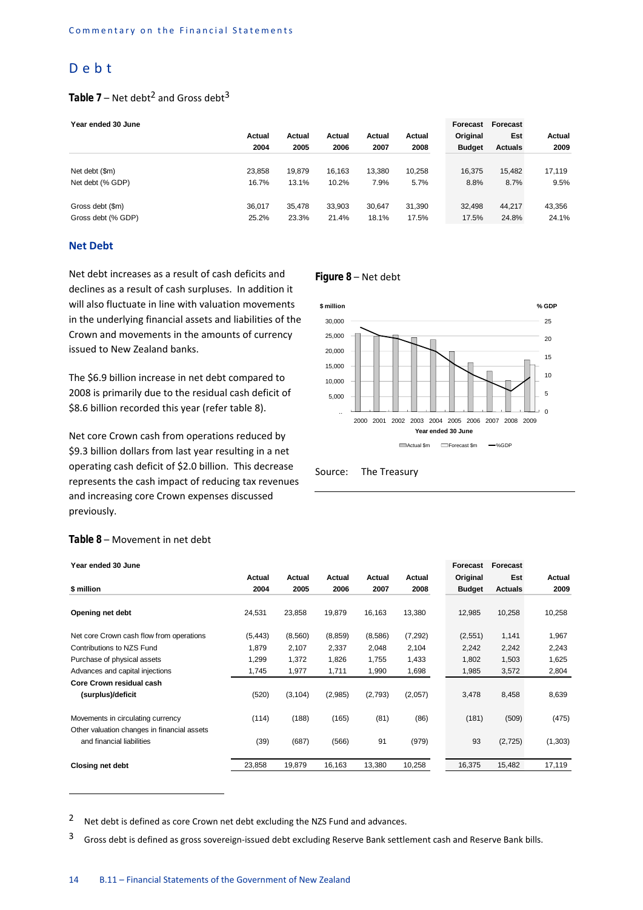# Debt

**Table 7** – Net debt[2] and Gross debt[3]

| Year ended 30 June | Actual 2004 | Actual 2005 | Actual 2006 | Actual 2007 | Actual 2008 | Forecast Original Budget | Forecast Est Actuals | Actual 2009 |
|---|---|---|---|---|---|---|---|---|
| Net debt ($m) | 23,858 | 19,879 | 16,163 | 13,380 | 10,258 | 16,375 | 15,482 | 17,119 |
| Net debt (% GDP) | 16.7% | 13.1% | 10.2% | 7.9% | 5.7% | 8.8% | 8.7% | 9.5% |
| Gross debt ($m) | 36,017 | 35,478 | 33,903 | 30,647 | 31,390 | 32,498 | 44,217 | 43,356 |
| Gross debt (% GDP) | 25.2% | 23.3% | 21.4% | 18.1% | 17.5% | 17.5% | 24.8% | 24.1% |

## Net Debt

Net debt increases as a result of cash deficits and declines as a result of cash surpluses. In addition it will also fluctuate in line with valuation movements in the underlying financial assets and liabilities of the Crown and movements in the amounts of currency issued to New Zealand banks.

The $6.9 billion increase in net debt compared to 2008 is primarily due to the residual cash deficit of $8.6 billion recorded this year (refer table 8).

Net core Crown cash from operations reduced by $9.3 billion dollars from last year resulting in a net operating cash deficit of $2.0 billion. This decrease represents the cash impact of reducing tax revenues and increasing core Crown expenses discussed previously.

**Figure 8** – Net debt

Source: The Treasury

**Table 8** – Movement in net debt

| Year ended 30 June<br>$ million | Actual 2004 | Actual 2005 | Actual 2006 | Actual 2007 | Actual 2008 | Forecast Original Budget | Forecast Est Actuals | Actual 2009 |
|---|---|---|---|---|---|---|---|---|
| **Opening net debt** | 24,531 | 23,858 | 19,879 | 16,163 | 13,380 | 12,985 | 10,258 | 10,258 |
| Net core Crown cash flow from operations | (5,443) | (8,560) | (8,859) | (8,586) | (7,292) | (2,551) | 1,141 | 1,967 |
| Contributions to NZS Fund | 1,879 | 2,107 | 2,337 | 2,048 | 2,104 | 2,242 | 2,242 | 2,243 |
| Purchase of physical assets | 1,299 | 1,372 | 1,826 | 1,755 | 1,433 | 1,802 | 1,503 | 1,625 |
| Advances and capital injections | 1,745 | 1,977 | 1,711 | 1,990 | 1,698 | 1,985 | 3,572 | 2,804 |
| **Core Crown residual cash (surplus)/deficit** | (520) | (3,104) | (2,985) | (2,793) | (2,057) | 3,478 | 8,458 | 8,639 |
| Movements in circulating currency | (114) | (188) | (165) | (81) | (86) | (181) | (509) | (475) |
| Other valuation changes in financial assets and financial liabilities | (39) | (687) | (566) | 91 | (979) | 93 | (2,725) | (1,303) |
| **Closing net debt** | 23,858 | 19,879 | 16,163 | 13,380 | 10,258 | 16,375 | 15,482 | 17,119 |

2 Net debt is defined as core Crown net debt excluding the NZS Fund and advances.

3 Gross debt is defined as gross sovereign-issued debt excluding Reserve Bank settlement cash and Reserve Bank bills.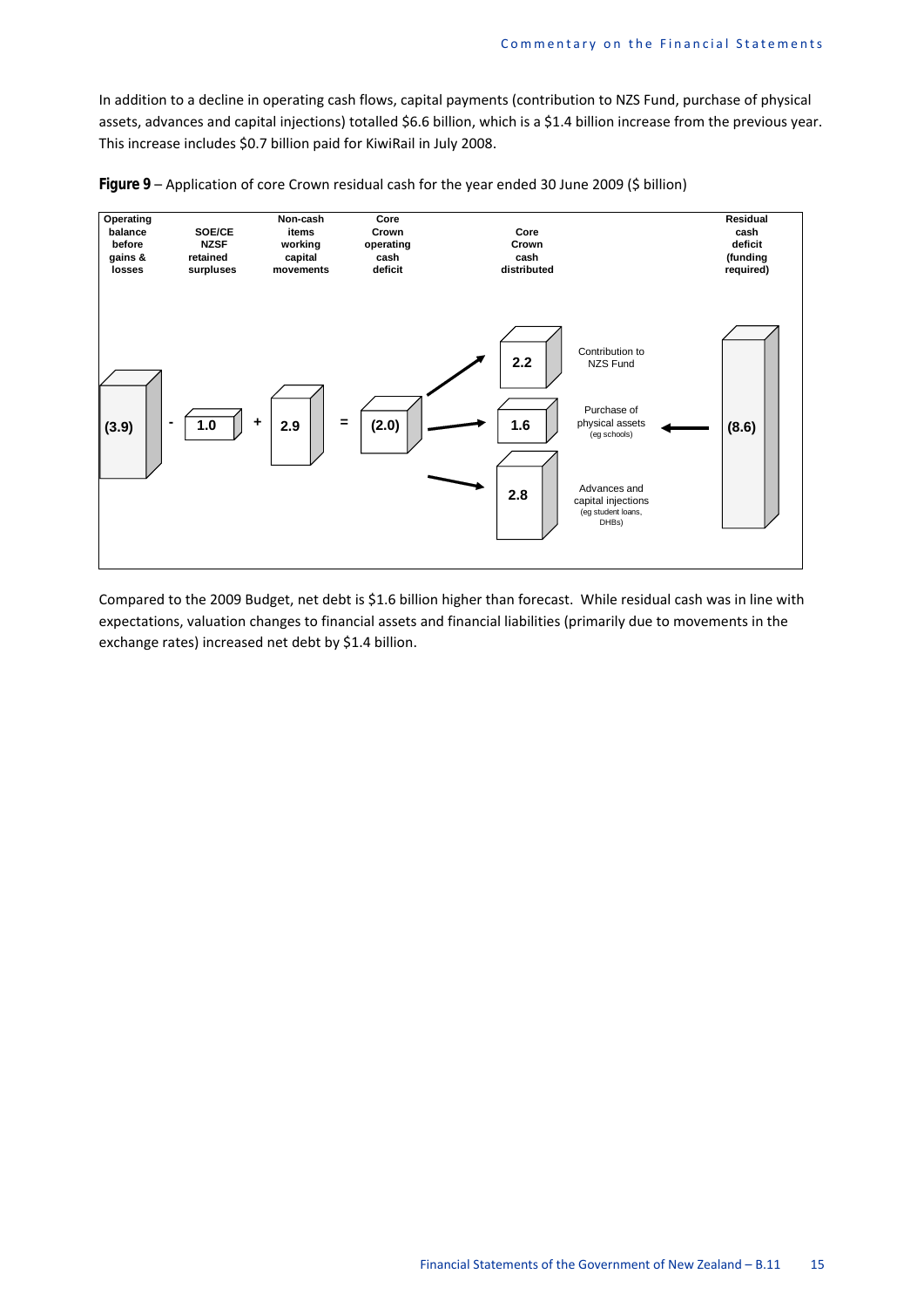In addition to a decline in operating cash flows, capital payments (contribution to NZS Fund, purchase of physical assets, advances and capital injections) totalled $6.6 billion, which is a $1.4 billion increase from the previous year. This increase includes $0.7 billion paid for KiwiRail in July 2008.

**Figure 9** – Application of core Crown residual cash for the year ended 30 June 2009 ($ billion)

| Operating balance before gains & losses | | SOE/CE NZSF retained surpluses | | Non-cash items working capital movements | | Core Crown operating cash deficit | Core Crown cash distributed | | Residual cash deficit (funding required) |
|---|---|---|---|---|---|---|---|---|---|
| (3.9) | - | 1.0 | + | 2.9 | = | (2.0) | 2.2 | Contribution to NZS Fund | |
| | | | | | | | 1.6 | Purchase of physical assets (eg schools) | (8.6) |
| | | | | | | | 2.8 | Advances and capital injections (eg student loans, DHBs) | |

Compared to the 2009 Budget, net debt is $1.6 billion higher than forecast. While residual cash was in line with expectations, valuation changes to financial assets and financial liabilities (primarily due to movements in the exchange rates) increased net debt by $1.4 billion.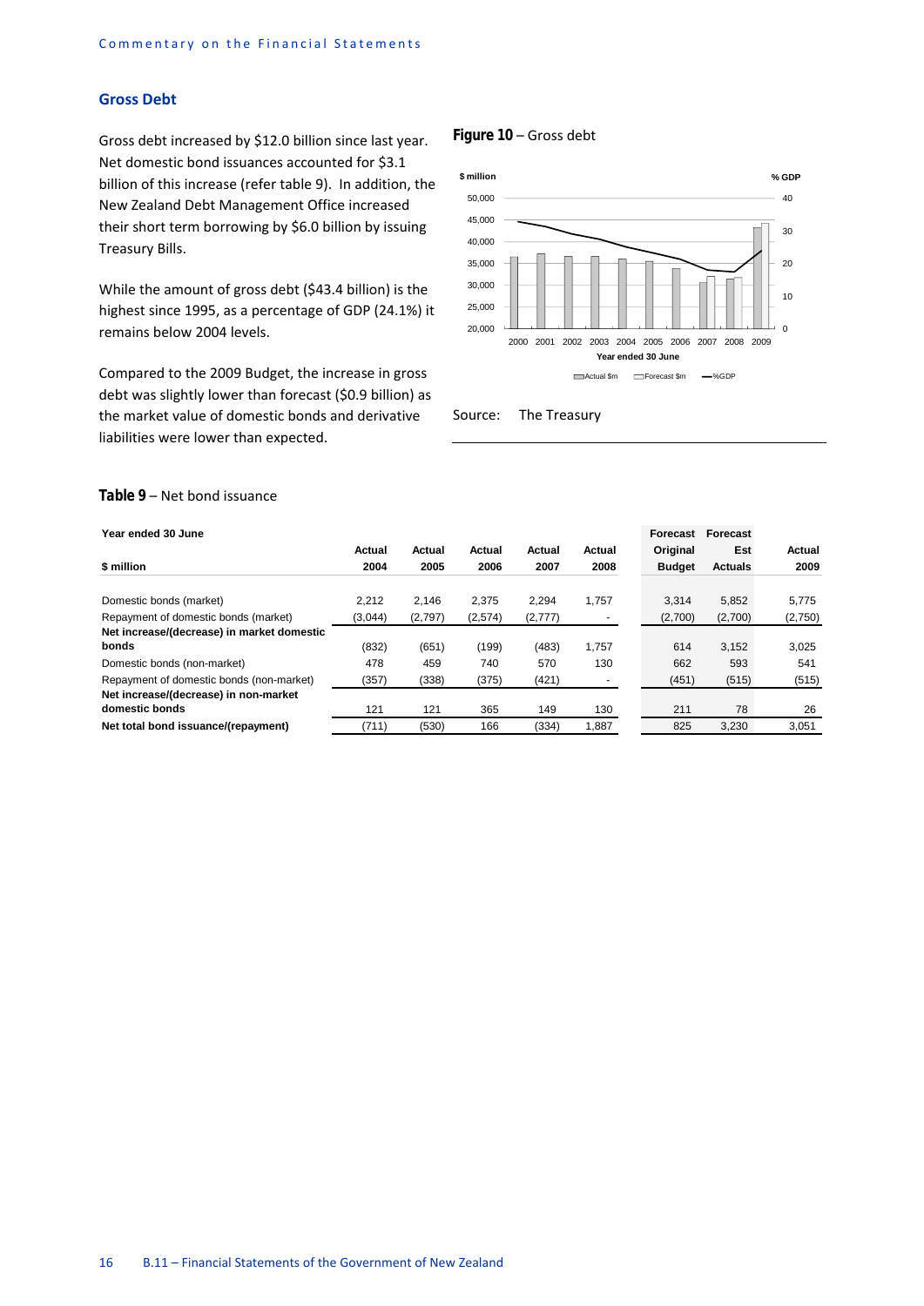## Gross Debt

Gross debt increased by $12.0 billion since last year. Net domestic bond issuances accounted for $3.1 billion of this increase (refer table 9). In addition, the New Zealand Debt Management Office increased their short term borrowing by $6.0 billion by issuing Treasury Bills.

While the amount of gross debt ($43.4 billion) is the highest since 1995, as a percentage of GDP (24.1%) it remains below 2004 levels.

Compared to the 2009 Budget, the increase in gross debt was slightly lower than forecast ($0.9 billion) as the market value of domestic bonds and derivative liabilities were lower than expected.

**Figure 10** – Gross debt

Source: The Treasury

**Table 9** – Net bond issuance

| Year ended 30 June<br>$ million | Actual 2004 | Actual 2005 | Actual 2006 | Actual 2007 | Actual 2008 | Forecast Original Budget | Forecast Est Actuals | Actual 2009 |
|---|---|---|---|---|---|---|---|---|
| Domestic bonds (market) | 2,212 | 2,146 | 2,375 | 2,294 | 1,757 | 3,314 | 5,852 | 5,775 |
| Repayment of domestic bonds (market) | (3,044) | (2,797) | (2,574) | (2,777) | - | (2,700) | (2,700) | (2,750) |
| **Net increase/(decrease) in market domestic bonds** | (832) | (651) | (199) | (483) | 1,757 | 614 | 3,152 | 3,025 |
| Domestic bonds (non-market) | 478 | 459 | 740 | 570 | 130 | 662 | 593 | 541 |
| Repayment of domestic bonds (non-market) | (357) | (338) | (375) | (421) | - | (451) | (515) | (515) |
| **Net increase/(decrease) in non-market domestic bonds** | 121 | 121 | 365 | 149 | 130 | 211 | 78 | 26 |
| **Net total bond issuance/(repayment)** | (711) | (530) | 166 | (334) | 1,887 | 825 | 3,230 | 3,051 |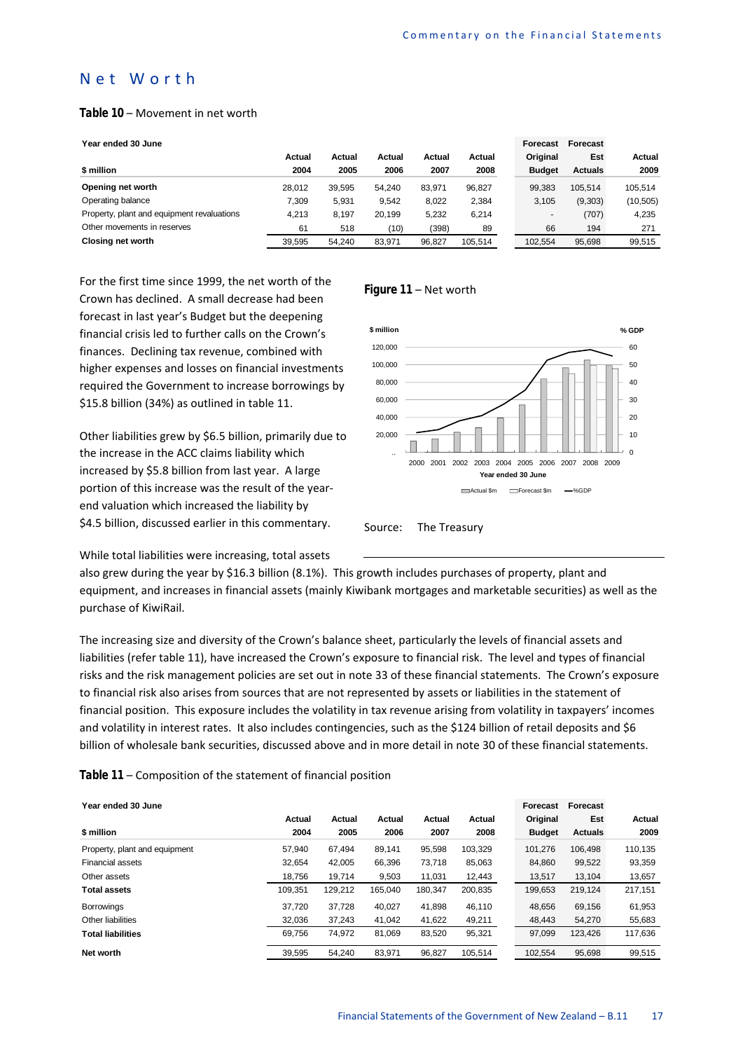# Net Worth

**Table 10** – Movement in net worth

| Year ended 30 June<br>$ million | Actual 2004 | Actual 2005 | Actual 2006 | Actual 2007 | Actual 2008 | Forecast Original Budget | Forecast Est Actuals | Actual 2009 |
|---|---|---|---|---|---|---|---|---|
| **Opening net worth** | 28,012 | 39,595 | 54,240 | 83,971 | 96,827 | 99,383 | 105,514 | 105,514 |
| Operating balance | 7,309 | 5,931 | 9,542 | 8,022 | 2,384 | 3,105 | (9,303) | (10,505) |
| Property, plant and equipment revaluations | 4,213 | 8,197 | 20,199 | 5,232 | 6,214 | - | (707) | 4,235 |
| Other movements in reserves | 61 | 518 | (10) | (398) | 89 | 66 | 194 | 271 |
| **Closing net worth** | 39,595 | 54,240 | 83,971 | 96,827 | 105,514 | 102,554 | 95,698 | 99,515 |

For the first time since 1999, the net worth of the Crown has declined. A small decrease had been forecast in last year's Budget but the deepening financial crisis led to further calls on the Crown's finances. Declining tax revenue, combined with higher expenses and losses on financial investments required the Government to increase borrowings by $15.8 billion (34%) as outlined in table 11.

Other liabilities grew by $6.5 billion, primarily due to the increase in the ACC claims liability which increased by $5.8 billion from last year. A large portion of this increase was the result of the year-end valuation which increased the liability by $4.5 billion, discussed earlier in this commentary.

**Figure 11** – Net worth

Source: The Treasury

While total liabilities were increasing, total assets also grew during the year by $16.3 billion (8.1%). This growth includes purchases of property, plant and equipment, and increases in financial assets (mainly Kiwibank mortgages and marketable securities) as well as the purchase of KiwiRail.

The increasing size and diversity of the Crown's balance sheet, particularly the levels of financial assets and liabilities (refer table 11), have increased the Crown's exposure to financial risk. The level and types of financial risks and the risk management policies are set out in note 33 of these financial statements. The Crown's exposure to financial risk also arises from sources that are not represented by assets or liabilities in the statement of financial position. This exposure includes the volatility in tax revenue arising from volatility in taxpayers' incomes and volatility in interest rates. It also includes contingencies, such as the $124 billion of retail deposits and $6 billion of wholesale bank securities, discussed above and in more detail in note 30 of these financial statements.

**Table 11** – Composition of the statement of financial position

| Year ended 30 June<br>$ million | Actual 2004 | Actual 2005 | Actual 2006 | Actual 2007 | Actual 2008 | Forecast Original Budget | Forecast Est Actuals | Actual 2009 |
|---|---|---|---|---|---|---|---|---|
| Property, plant and equipment | 57,940 | 67,494 | 89,141 | 95,598 | 103,329 | 101,276 | 106,498 | 110,135 |
| Financial assets | 32,654 | 42,005 | 66,396 | 73,718 | 85,063 | 84,860 | 99,522 | 93,359 |
| Other assets | 18,756 | 19,714 | 9,503 | 11,031 | 12,443 | 13,517 | 13,104 | 13,657 |
| **Total assets** | 109,351 | 129,212 | 165,040 | 180,347 | 200,835 | 199,653 | 219,124 | 217,151 |
| Borrowings | 37,720 | 37,728 | 40,027 | 41,898 | 46,110 | 48,656 | 69,156 | 61,953 |
| Other liabilities | 32,036 | 37,243 | 41,042 | 41,622 | 49,211 | 48,443 | 54,270 | 55,683 |
| **Total liabilities** | 69,756 | 74,972 | 81,069 | 83,520 | 95,321 | 97,099 | 123,426 | 117,636 |
| **Net worth** | 39,595 | 54,240 | 83,971 | 96,827 | 105,514 | 102,554 | 95,698 | 99,515 |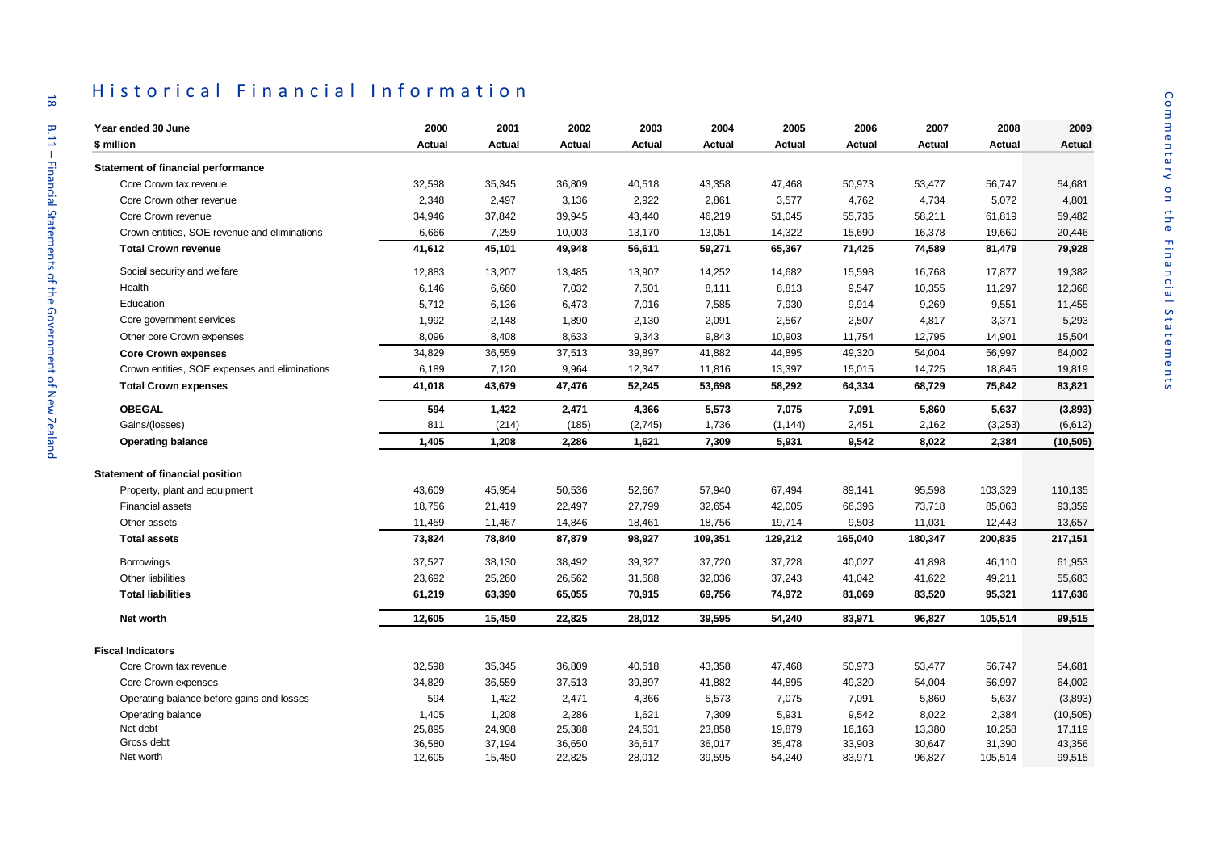# Historical Financial Information

| Year ended 30 June | 2000 | 2001 | 2002 | 2003 | 2004 | 2005 | 2006 | 2007 | 2008 | 2009 |
|---|---|---|---|---|---|---|---|---|---|---|
| **$ million** | **Actual** | **Actual** | **Actual** | **Actual** | **Actual** | **Actual** | **Actual** | **Actual** | **Actual** | **Actual** |
| **Statement of financial performance** | | | | | | | | | | |
| Core Crown tax revenue | 32,598 | 35,345 | 36,809 | 40,518 | 43,358 | 47,468 | 50,973 | 53,477 | 56,747 | 54,681 |
| Core Crown other revenue | 2,348 | 2,497 | 3,136 | 2,922 | 2,861 | 3,577 | 4,762 | 4,734 | 5,072 | 4,801 |
| Core Crown revenue | 34,946 | 37,842 | 39,945 | 43,440 | 46,219 | 51,045 | 55,735 | 58,211 | 61,819 | 59,482 |
| Crown entities, SOE revenue and eliminations | 6,666 | 7,259 | 10,003 | 13,170 | 13,051 | 14,322 | 15,690 | 16,378 | 19,660 | 20,446 |
| **Total Crown revenue** | **41,612** | **45,101** | **49,948** | **56,611** | **59,271** | **65,367** | **71,425** | **74,589** | **81,479** | **79,928** |
| Social security and welfare | 12,883 | 13,207 | 13,485 | 13,907 | 14,252 | 14,682 | 15,598 | 16,768 | 17,877 | 19,382 |
| Health | 6,146 | 6,660 | 7,032 | 7,501 | 8,111 | 8,813 | 9,547 | 10,355 | 11,297 | 12,368 |
| Education | 5,712 | 6,136 | 6,473 | 7,016 | 7,585 | 7,930 | 9,914 | 9,269 | 9,551 | 11,455 |
| Core government services | 1,992 | 2,148 | 1,890 | 2,130 | 2,091 | 2,567 | 2,507 | 4,817 | 3,371 | 5,293 |
| Other core Crown expenses | 8,096 | 8,408 | 8,633 | 9,343 | 9,843 | 10,903 | 11,754 | 12,795 | 14,901 | 15,504 |
| **Core Crown expenses** | 34,829 | 36,559 | 37,513 | 39,897 | 41,882 | 44,895 | 49,320 | 54,004 | 56,997 | 64,002 |
| Crown entities, SOE expenses and eliminations | 6,189 | 7,120 | 9,964 | 12,347 | 11,816 | 13,397 | 15,015 | 14,725 | 18,845 | 19,819 |
| **Total Crown expenses** | **41,018** | **43,679** | **47,476** | **52,245** | **53,698** | **58,292** | **64,334** | **68,729** | **75,842** | **83,821** |
| **OBEGAL** | **594** | **1,422** | **2,471** | **4,366** | **5,573** | **7,075** | **7,091** | **5,860** | **5,637** | **(3,893)** |
| Gains/(losses) | 811 | (214) | (185) | (2,745) | 1,736 | (1,144) | 2,451 | 2,162 | (3,253) | (6,612) |
| **Operating balance** | **1,405** | **1,208** | **2,286** | **1,621** | **7,309** | **5,931** | **9,542** | **8,022** | **2,384** | **(10,505)** |
| **Statement of financial position** | | | | | | | | | | |
| Property, plant and equipment | 43,609 | 45,954 | 50,536 | 52,667 | 57,940 | 67,494 | 89,141 | 95,598 | 103,329 | 110,135 |
| Financial assets | 18,756 | 21,419 | 22,497 | 27,799 | 32,654 | 42,005 | 66,396 | 73,718 | 85,063 | 93,359 |
| Other assets | 11,459 | 11,467 | 14,846 | 18,461 | 18,756 | 19,714 | 9,503 | 11,031 | 12,443 | 13,657 |
| **Total assets** | **73,824** | **78,840** | **87,879** | **98,927** | **109,351** | **129,212** | **165,040** | **180,347** | **200,835** | **217,151** |
| Borrowings | 37,527 | 38,130 | 38,492 | 39,327 | 37,720 | 37,728 | 40,027 | 41,898 | 46,110 | 61,953 |
| Other liabilities | 23,692 | 25,260 | 26,562 | 31,588 | 32,036 | 37,243 | 41,042 | 41,622 | 49,211 | 55,683 |
| **Total liabilities** | **61,219** | **63,390** | **65,055** | **70,915** | **69,756** | **74,972** | **81,069** | **83,520** | **95,321** | **117,636** |
| **Net worth** | **12,605** | **15,450** | **22,825** | **28,012** | **39,595** | **54,240** | **83,971** | **96,827** | **105,514** | **99,515** |
| **Fiscal Indicators** | | | | | | | | | | |
| Core Crown tax revenue | 32,598 | 35,345 | 36,809 | 40,518 | 43,358 | 47,468 | 50,973 | 53,477 | 56,747 | 54,681 |
| Core Crown expenses | 34,829 | 36,559 | 37,513 | 39,897 | 41,882 | 44,895 | 49,320 | 54,004 | 56,997 | 64,002 |
| Operating balance before gains and losses | 594 | 1,422 | 2,471 | 4,366 | 5,573 | 7,075 | 7,091 | 5,860 | 5,637 | (3,893) |
| Operating balance | 1,405 | 1,208 | 2,286 | 1,621 | 7,309 | 5,931 | 9,542 | 8,022 | 2,384 | (10,505) |
| Net debt | 25,895 | 24,908 | 25,388 | 24,531 | 23,858 | 19,879 | 16,163 | 13,380 | 10,258 | 17,119 |
| Gross debt | 36,580 | 37,194 | 36,650 | 36,617 | 36,017 | 35,478 | 33,903 | 30,647 | 31,390 | 43,356 |
| Net worth | 12,605 | 15,450 | 22,825 | 28,012 | 39,595 | 54,240 | 83,971 | 96,827 | 105,514 | 99,515 |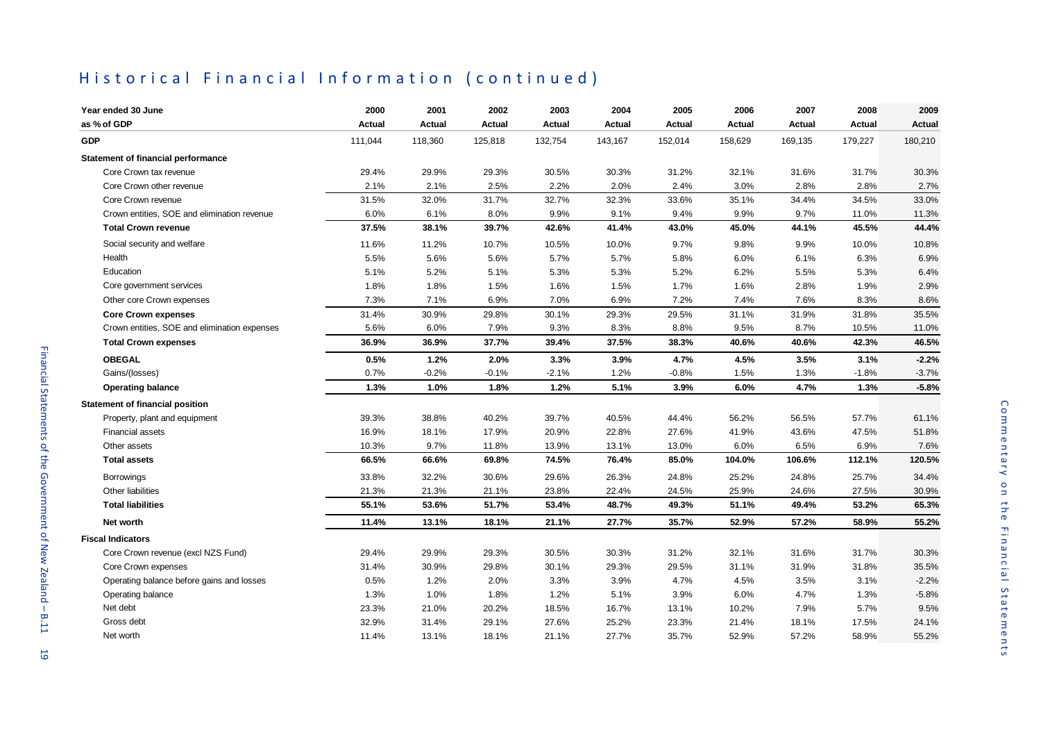## Historical Financial Information (continued)

| Year ended 30 June | 2000 | 2001 | 2002 | 2003 | 2004 | 2005 | 2006 | 2007 | 2008 | 2009 |
|---|---|---|---|---|---|---|---|---|---|---|
| as % of GDP | Actual | Actual | Actual | Actual | Actual | Actual | Actual | Actual | Actual | Actual |
| **GDP** | 111,044 | 118,360 | 125,818 | 132,754 | 143,167 | 152,014 | 158,629 | 169,135 | 179,227 | 180,210 |
| **Statement of financial performance** | | | | | | | | | | |
| Core Crown tax revenue | 29.4% | 29.9% | 29.3% | 30.5% | 30.3% | 31.2% | 32.1% | 31.6% | 31.7% | 30.3% |
| Core Crown other revenue | 2.1% | 2.1% | 2.5% | 2.2% | 2.0% | 2.4% | 3.0% | 2.8% | 2.8% | 2.7% |
| Core Crown revenue | 31.5% | 32.0% | 31.7% | 32.7% | 32.3% | 33.6% | 35.1% | 34.4% | 34.5% | 33.0% |
| Crown entities, SOE and elimination revenue | 6.0% | 6.1% | 8.0% | 9.9% | 9.1% | 9.4% | 9.9% | 9.7% | 11.0% | 11.3% |
| **Total Crown revenue** | **37.5%** | **38.1%** | **39.7%** | **42.6%** | **41.4%** | **43.0%** | **45.0%** | **44.1%** | **45.5%** | **44.4%** |
| Social security and welfare | 11.6% | 11.2% | 10.7% | 10.5% | 10.0% | 9.7% | 9.8% | 9.9% | 10.0% | 10.8% |
| Health | 5.5% | 5.6% | 5.6% | 5.7% | 5.7% | 5.8% | 6.0% | 6.1% | 6.3% | 6.9% |
| Education | 5.1% | 5.2% | 5.1% | 5.3% | 5.3% | 5.2% | 6.2% | 5.5% | 5.3% | 6.4% |
| Core government services | 1.8% | 1.8% | 1.5% | 1.6% | 1.5% | 1.7% | 1.6% | 2.8% | 1.9% | 2.9% |
| Other core Crown expenses | 7.3% | 7.1% | 6.9% | 7.0% | 6.9% | 7.2% | 7.4% | 7.6% | 8.3% | 8.6% |
| **Core Crown expenses** | 31.4% | 30.9% | 29.8% | 30.1% | 29.3% | 29.5% | 31.1% | 31.9% | 31.8% | 35.5% |
| Crown entities, SOE and elimination expenses | 5.6% | 6.0% | 7.9% | 9.3% | 8.3% | 8.8% | 9.5% | 8.7% | 10.5% | 11.0% |
| **Total Crown expenses** | **36.9%** | **36.9%** | **37.7%** | **39.4%** | **37.5%** | **38.3%** | **40.6%** | **40.6%** | **42.3%** | **46.5%** |
| **OBEGAL** | **0.5%** | **1.2%** | **2.0%** | **3.3%** | **3.9%** | **4.7%** | **4.5%** | **3.5%** | **3.1%** | **-2.2%** |
| Gains/(losses) | 0.7% | -0.2% | -0.1% | -2.1% | 1.2% | -0.8% | 1.5% | 1.3% | -1.8% | -3.7% |
| **Operating balance** | **1.3%** | **1.0%** | **1.8%** | **1.2%** | **5.1%** | **3.9%** | **6.0%** | **4.7%** | **1.3%** | **-5.8%** |
| **Statement of financial position** | | | | | | | | | | |
| Property, plant and equipment | 39.3% | 38.8% | 40.2% | 39.7% | 40.5% | 44.4% | 56.2% | 56.5% | 57.7% | 61.1% |
| Financial assets | 16.9% | 18.1% | 17.9% | 20.9% | 22.8% | 27.6% | 41.9% | 43.6% | 47.5% | 51.8% |
| Other assets | 10.3% | 9.7% | 11.8% | 13.9% | 13.1% | 13.0% | 6.0% | 6.5% | 6.9% | 7.6% |
| **Total assets** | **66.5%** | **66.6%** | **69.8%** | **74.5%** | **76.4%** | **85.0%** | **104.0%** | **106.6%** | **112.1%** | **120.5%** |
| Borrowings | 33.8% | 32.2% | 30.6% | 29.6% | 26.3% | 24.8% | 25.2% | 24.8% | 25.7% | 34.4% |
| Other liabilities | 21.3% | 21.3% | 21.1% | 23.8% | 22.4% | 24.5% | 25.9% | 24.6% | 27.5% | 30.9% |
| **Total liabilities** | **55.1%** | **53.6%** | **51.7%** | **53.4%** | **48.7%** | **49.3%** | **51.1%** | **49.4%** | **53.2%** | **65.3%** |
| **Net worth** | **11.4%** | **13.1%** | **18.1%** | **21.1%** | **27.7%** | **35.7%** | **52.9%** | **57.2%** | **58.9%** | **55.2%** |
| **Fiscal Indicators** | | | | | | | | | | |
| Core Crown revenue (excl NZS Fund) | 29.4% | 29.9% | 29.3% | 30.5% | 30.3% | 31.2% | 32.1% | 31.6% | 31.7% | 30.3% |
| Core Crown expenses | 31.4% | 30.9% | 29.8% | 30.1% | 29.3% | 29.5% | 31.1% | 31.9% | 31.8% | 35.5% |
| Operating balance before gains and losses | 0.5% | 1.2% | 2.0% | 3.3% | 3.9% | 4.7% | 4.5% | 3.5% | 3.1% | -2.2% |
| Operating balance | 1.3% | 1.0% | 1.8% | 1.2% | 5.1% | 3.9% | 6.0% | 4.7% | 1.3% | -5.8% |
| Net debt | 23.3% | 21.0% | 20.2% | 18.5% | 16.7% | 13.1% | 10.2% | 7.9% | 5.7% | 9.5% |
| Gross debt | 32.9% | 31.4% | 29.1% | 27.6% | 25.2% | 23.3% | 21.4% | 18.1% | 17.5% | 24.1% |
| Net worth | 11.4% | 13.1% | 18.1% | 21.1% | 27.7% | 35.7% | 52.9% | 57.2% | 58.9% | 55.2% |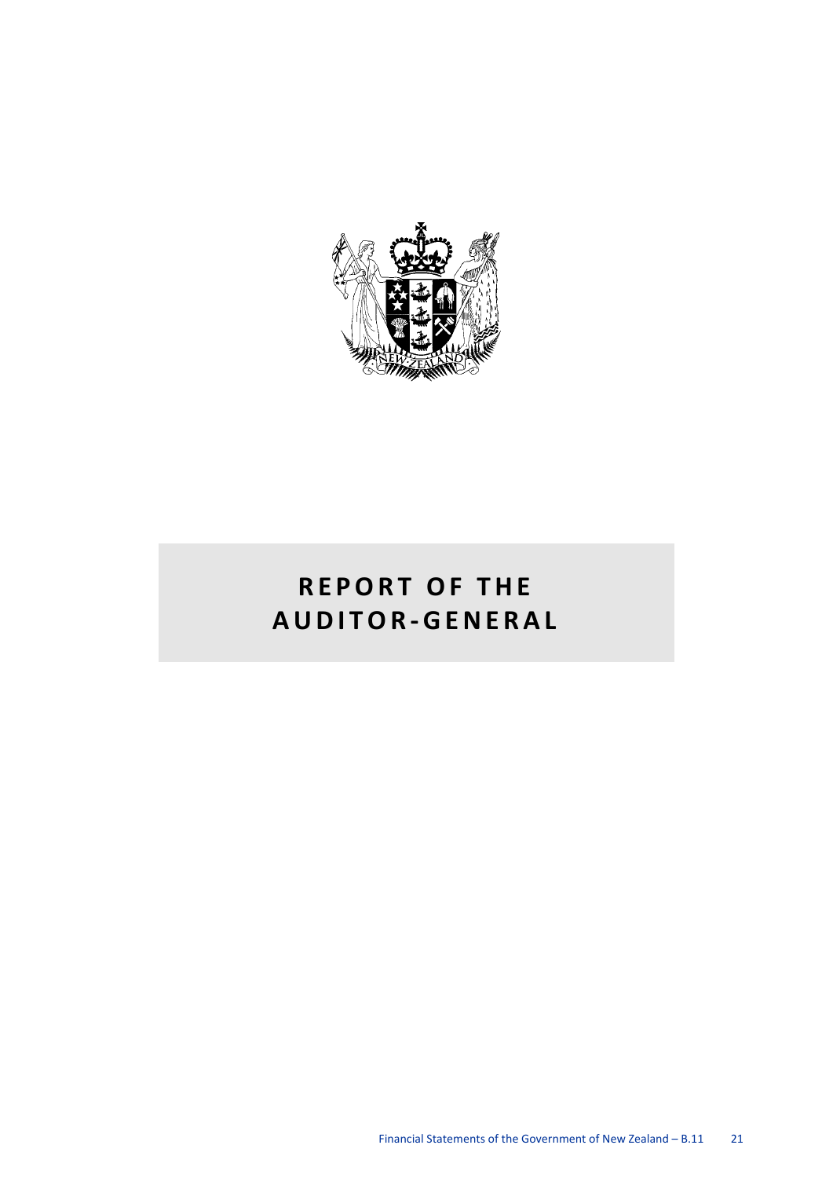# REPORT OF THE AUDITOR-GENERAL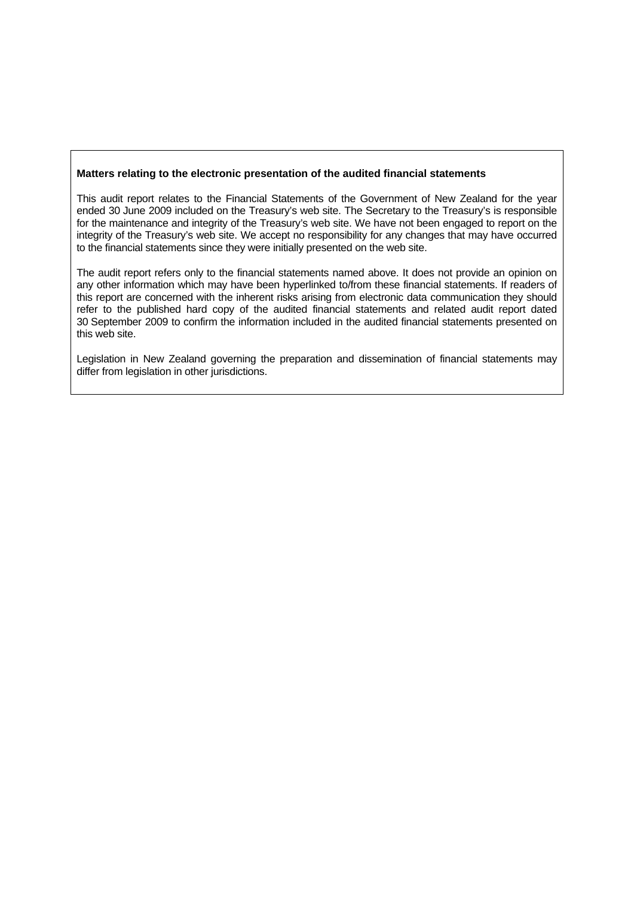**Matters relating to the electronic presentation of the audited financial statements**

This audit report relates to the Financial Statements of the Government of New Zealand for the year ended 30 June 2009 included on the Treasury's web site. The Secretary to the Treasury's is responsible for the maintenance and integrity of the Treasury's web site. We have not been engaged to report on the integrity of the Treasury's web site. We accept no responsibility for any changes that may have occurred to the financial statements since they were initially presented on the web site.

The audit report refers only to the financial statements named above. It does not provide an opinion on any other information which may have been hyperlinked to/from these financial statements. If readers of this report are concerned with the inherent risks arising from electronic data communication they should refer to the published hard copy of the audited financial statements and related audit report dated 30 September 2009 to confirm the information included in the audited financial statements presented on this web site.

Legislation in New Zealand governing the preparation and dissemination of financial statements may differ from legislation in other jurisdictions.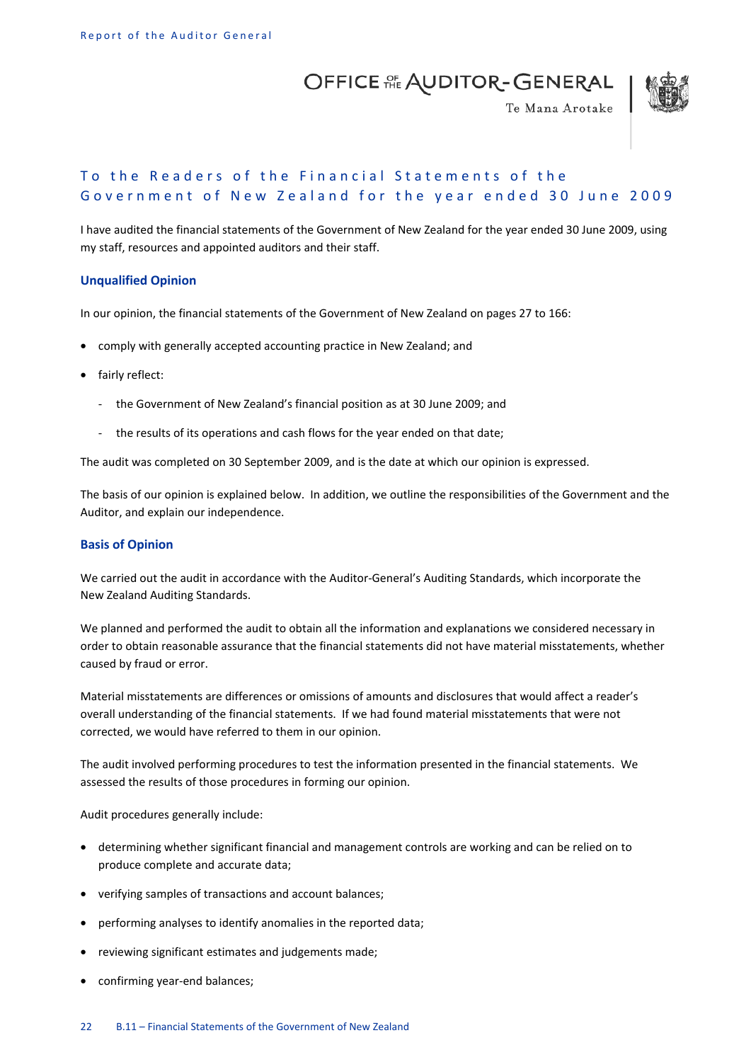OFFICE OF THE AUDITOR-GENERAL

Te Mana Arotake

## To the Readers of the Financial Statements of the Government of New Zealand for the year ended 30 June 2009

I have audited the financial statements of the Government of New Zealand for the year ended 30 June 2009, using my staff, resources and appointed auditors and their staff.

### Unqualified Opinion

In our opinion, the financial statements of the Government of New Zealand on pages 27 to 166:

- comply with generally accepted accounting practice in New Zealand; and
- fairly reflect:
  - the Government of New Zealand's financial position as at 30 June 2009; and
  - the results of its operations and cash flows for the year ended on that date;

The audit was completed on 30 September 2009, and is the date at which our opinion is expressed.

The basis of our opinion is explained below. In addition, we outline the responsibilities of the Government and the Auditor, and explain our independence.

### Basis of Opinion

We carried out the audit in accordance with the Auditor-General's Auditing Standards, which incorporate the New Zealand Auditing Standards.

We planned and performed the audit to obtain all the information and explanations we considered necessary in order to obtain reasonable assurance that the financial statements did not have material misstatements, whether caused by fraud or error.

Material misstatements are differences or omissions of amounts and disclosures that would affect a reader's overall understanding of the financial statements. If we had found material misstatements that were not corrected, we would have referred to them in our opinion.

The audit involved performing procedures to test the information presented in the financial statements. We assessed the results of those procedures in forming our opinion.

Audit procedures generally include:

- determining whether significant financial and management controls are working and can be relied on to produce complete and accurate data;
- verifying samples of transactions and account balances;
- performing analyses to identify anomalies in the reported data;
- reviewing significant estimates and judgements made;
- confirming year-end balances;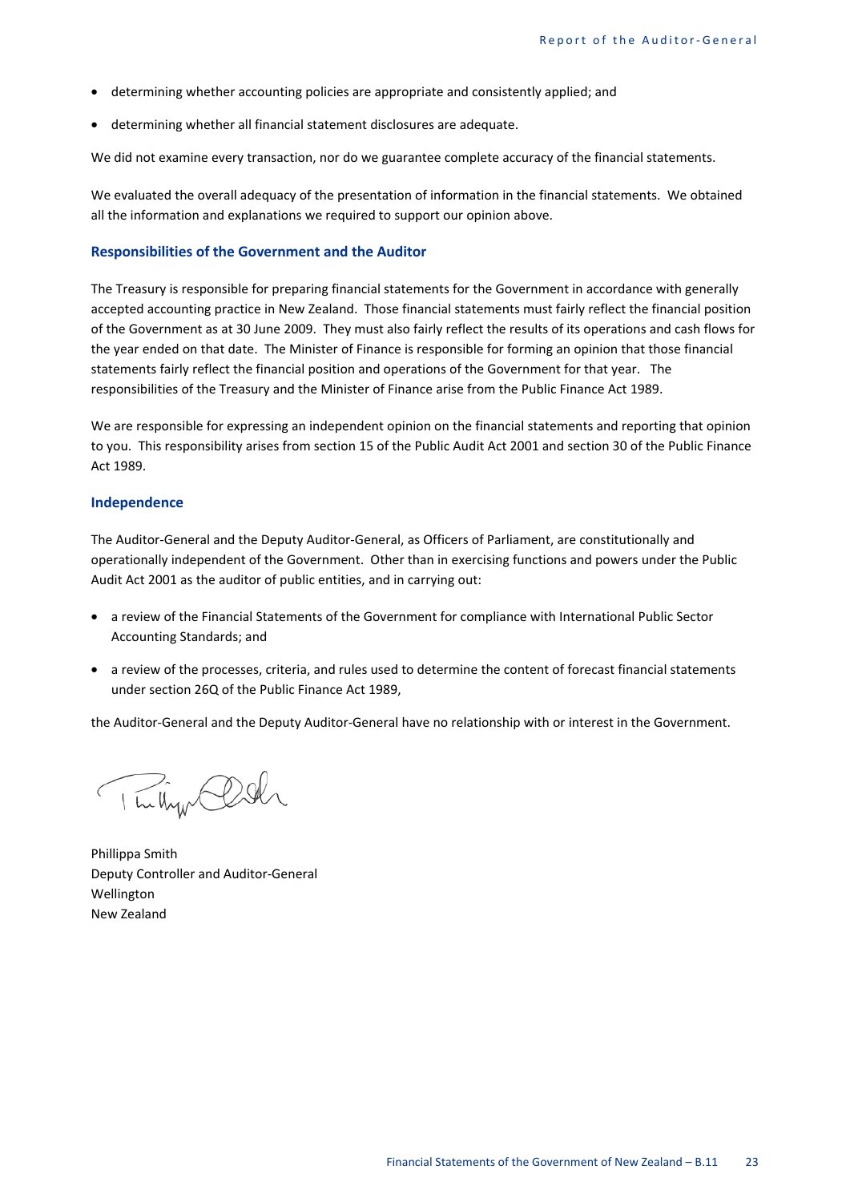- determining whether accounting policies are appropriate and consistently applied; and
- determining whether all financial statement disclosures are adequate.

We did not examine every transaction, nor do we guarantee complete accuracy of the financial statements.

We evaluated the overall adequacy of the presentation of information in the financial statements. We obtained all the information and explanations we required to support our opinion above.

### Responsibilities of the Government and the Auditor

The Treasury is responsible for preparing financial statements for the Government in accordance with generally accepted accounting practice in New Zealand. Those financial statements must fairly reflect the financial position of the Government as at 30 June 2009. They must also fairly reflect the results of its operations and cash flows for the year ended on that date. The Minister of Finance is responsible for forming an opinion that those financial statements fairly reflect the financial position and operations of the Government for that year. The responsibilities of the Treasury and the Minister of Finance arise from the Public Finance Act 1989.

We are responsible for expressing an independent opinion on the financial statements and reporting that opinion to you. This responsibility arises from section 15 of the Public Audit Act 2001 and section 30 of the Public Finance Act 1989.

### Independence

The Auditor-General and the Deputy Auditor-General, as Officers of Parliament, are constitutionally and operationally independent of the Government. Other than in exercising functions and powers under the Public Audit Act 2001 as the auditor of public entities, and in carrying out:

- a review of the Financial Statements of the Government for compliance with International Public Sector Accounting Standards; and
- a review of the processes, criteria, and rules used to determine the content of forecast financial statements under section 26Q of the Public Finance Act 1989,

the Auditor-General and the Deputy Auditor-General have no relationship with or interest in the Government.

Phillippa Smith
Deputy Controller and Auditor-General
Wellington
New Zealand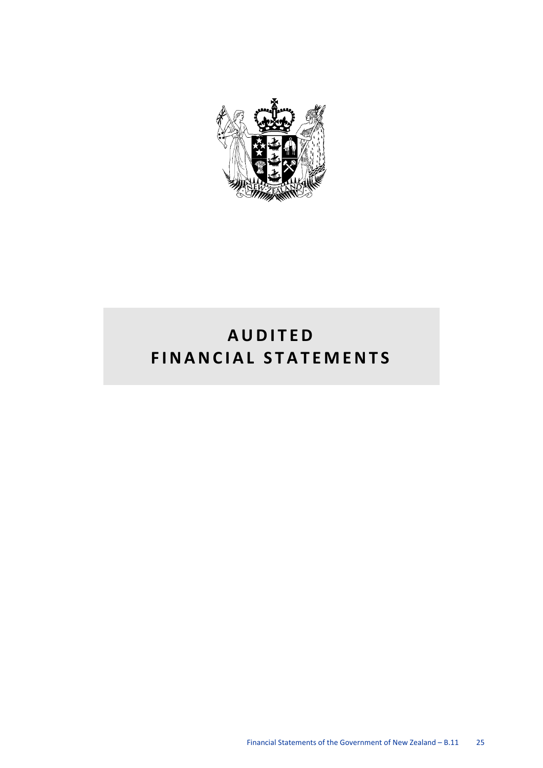# AUDITED FINANCIAL STATEMENTS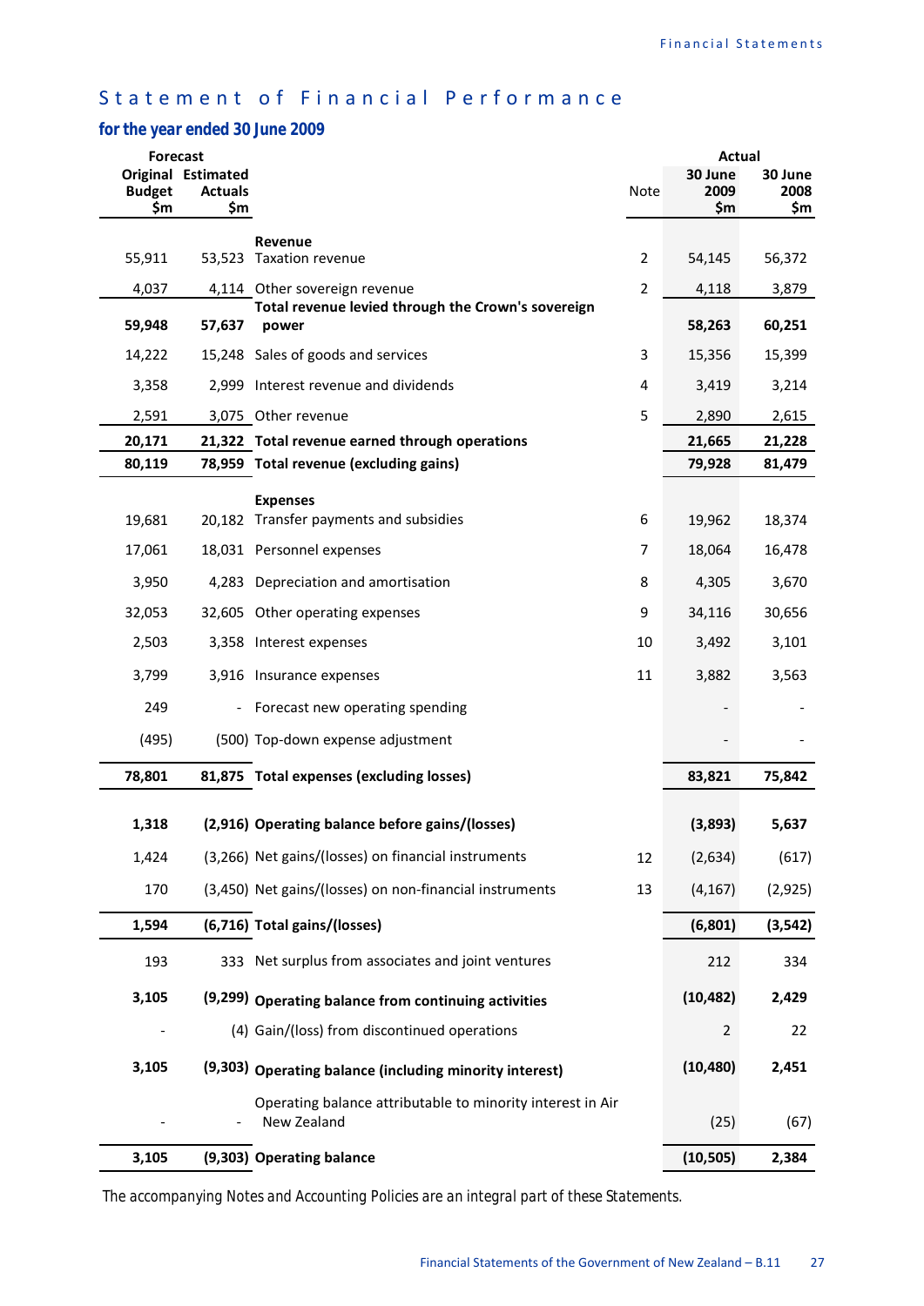# Statement of Financial Performance

## for the year ended 30 June 2009

| Forecast | | | | Actual | |
|---|---|---|---|---|---|
| Original Budget $m | Estimated Actuals $m | | Note | 30 June 2009 $m | 30 June 2008 $m |
| | | **Revenue** | | | |
| 55,911 | 53,523 | Taxation revenue | 2 | 54,145 | 56,372 |
| 4,037 | 4,114 | Other sovereign revenue | 2 | 4,118 | 3,879 |
| **59,948** | **57,637** | **Total revenue levied through the Crown's sovereign power** | | **58,263** | **60,251** |
| 14,222 | 15,248 | Sales of goods and services | 3 | 15,356 | 15,399 |
| 3,358 | 2,999 | Interest revenue and dividends | 4 | 3,419 | 3,214 |
| 2,591 | 3,075 | Other revenue | 5 | 2,890 | 2,615 |
| **20,171** | **21,322** | **Total revenue earned through operations** | | **21,665** | **21,228** |
| **80,119** | **78,959** | **Total revenue (excluding gains)** | | **79,928** | **81,479** |
| | | **Expenses** | | | |
| 19,681 | 20,182 | Transfer payments and subsidies | 6 | 19,962 | 18,374 |
| 17,061 | 18,031 | Personnel expenses | 7 | 18,064 | 16,478 |
| 3,950 | 4,283 | Depreciation and amortisation | 8 | 4,305 | 3,670 |
| 32,053 | 32,605 | Other operating expenses | 9 | 34,116 | 30,656 |
| 2,503 | 3,358 | Interest expenses | 10 | 3,492 | 3,101 |
| 3,799 | 3,916 | Insurance expenses | 11 | 3,882 | 3,563 |
| 249 | - | Forecast new operating spending | | - | - |
| (495) | (500) | Top-down expense adjustment | | - | - |
| **78,801** | **81,875** | **Total expenses (excluding losses)** | | **83,821** | **75,842** |
| **1,318** | **(2,916)** | **Operating balance before gains/(losses)** | | **(3,893)** | **5,637** |
| 1,424 | (3,266) | Net gains/(losses) on financial instruments | 12 | (2,634) | (617) |
| 170 | (3,450) | Net gains/(losses) on non-financial instruments | 13 | (4,167) | (2,925) |
| **1,594** | **(6,716)** | **Total gains/(losses)** | | **(6,801)** | **(3,542)** |
| 193 | 333 | Net surplus from associates and joint ventures | | 212 | 334 |
| **3,105** | **(9,299)** | **Operating balance from continuing activities** | | **(10,482)** | **2,429** |
| - | (4) | Gain/(loss) from discontinued operations | | 2 | 22 |
| **3,105** | **(9,303)** | **Operating balance (including minority interest)** | | **(10,480)** | **2,451** |
| - | - | Operating balance attributable to minority interest in Air New Zealand | | (25) | (67) |
| **3,105** | **(9,303)** | **Operating balance** | | **(10,505)** | **2,384** |

*The accompanying Notes and Accounting Policies are an integral part of these Statements.*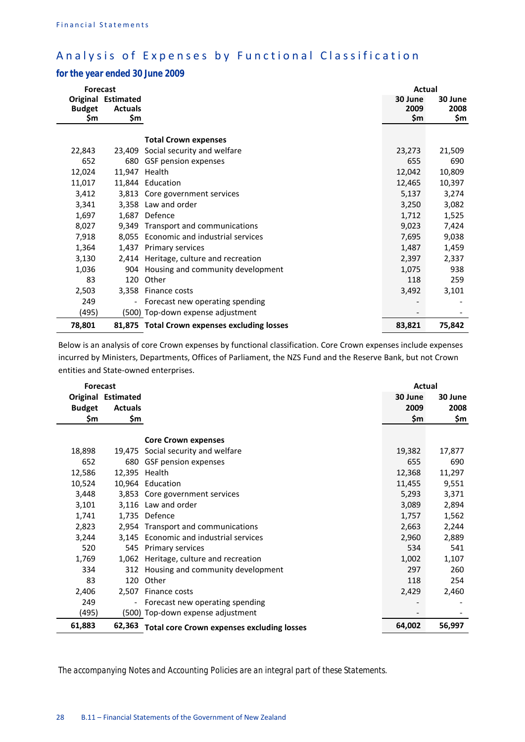# Analysis of Expenses by Functional Classification

## for the year ended 30 June 2009

| Forecast | | | Actual | |
|---|---|---|---|---|
| Original Budget $m | Estimated Actuals $m | | 30 June 2009 $m | 30 June 2008 $m |
| | | **Total Crown expenses** | | |
| 22,843 | 23,409 | Social security and welfare | 23,273 | 21,509 |
| 652 | 680 | GSF pension expenses | 655 | 690 |
| 12,024 | 11,947 | Health | 12,042 | 10,809 |
| 11,017 | 11,844 | Education | 12,465 | 10,397 |
| 3,412 | 3,813 | Core government services | 5,137 | 3,274 |
| 3,341 | 3,358 | Law and order | 3,250 | 3,082 |
| 1,697 | 1,687 | Defence | 1,712 | 1,525 |
| 8,027 | 9,349 | Transport and communications | 9,023 | 7,424 |
| 7,918 | 8,055 | Economic and industrial services | 7,695 | 9,038 |
| 1,364 | 1,437 | Primary services | 1,487 | 1,459 |
| 3,130 | 2,414 | Heritage, culture and recreation | 2,397 | 2,337 |
| 1,036 | 904 | Housing and community development | 1,075 | 938 |
| 83 | 120 | Other | 118 | 259 |
| 2,503 | 3,358 | Finance costs | 3,492 | 3,101 |
| 249 | - | Forecast new operating spending | - | - |
| (495) | (500) | Top-down expense adjustment | - | - |
| **78,801** | **81,875** | **Total Crown expenses excluding losses** | **83,821** | **75,842** |

Below is an analysis of core Crown expenses by functional classification. Core Crown expenses include expenses incurred by Ministers, Departments, Offices of Parliament, the NZS Fund and the Reserve Bank, but not Crown entities and State-owned enterprises.

| Forecast | | | Actual | |
|---|---|---|---|---|
| Original Budget $m | Estimated Actuals $m | | 30 June 2009 $m | 30 June 2008 $m |
| | | **Core Crown expenses** | | |
| 18,898 | 19,475 | Social security and welfare | 19,382 | 17,877 |
| 652 | 680 | GSF pension expenses | 655 | 690 |
| 12,586 | 12,395 | Health | 12,368 | 11,297 |
| 10,524 | 10,964 | Education | 11,455 | 9,551 |
| 3,448 | 3,853 | Core government services | 5,293 | 3,371 |
| 3,101 | 3,116 | Law and order | 3,089 | 2,894 |
| 1,741 | 1,735 | Defence | 1,757 | 1,562 |
| 2,823 | 2,954 | Transport and communications | 2,663 | 2,244 |
| 3,244 | 3,145 | Economic and industrial services | 2,960 | 2,889 |
| 520 | 545 | Primary services | 534 | 541 |
| 1,769 | 1,062 | Heritage, culture and recreation | 1,002 | 1,107 |
| 334 | 312 | Housing and community development | 297 | 260 |
| 83 | 120 | Other | 118 | 254 |
| 2,406 | 2,507 | Finance costs | 2,429 | 2,460 |
| 249 | - | Forecast new operating spending | - | - |
| (495) | (500) | Top-down expense adjustment | - | - |
| **61,883** | **62,363** | **Total core Crown expenses excluding losses** | **64,002** | **56,997** |

*The accompanying Notes and Accounting Policies are an integral part of these Statements.*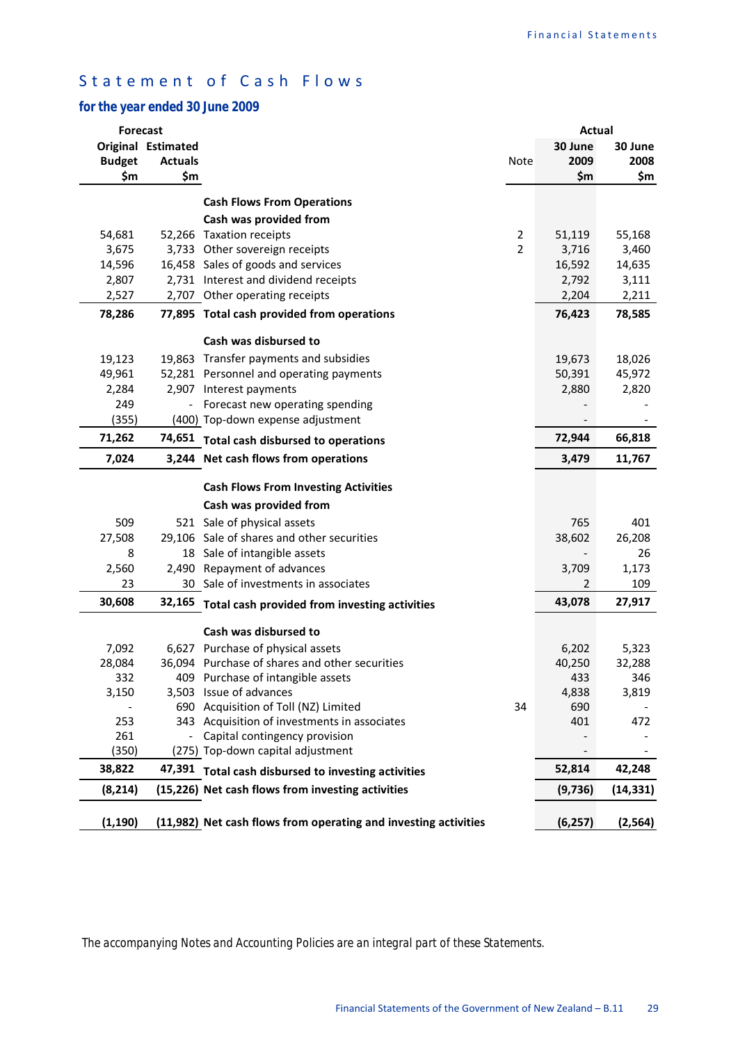# Statement of Cash Flows

## for the year ended 30 June 2009

| Forecast Original Budget $m | Forecast Estimated Actuals $m | | Note | Actual 30 June 2009 $m | Actual 30 June 2008 $m |
|---|---|---|---|---|---|
| | | **Cash Flows From Operations** | | | |
| | | **Cash was provided from** | | | |
| 54,681 | 52,266 | Taxation receipts | 2 | 51,119 | 55,168 |
| 3,675 | 3,733 | Other sovereign receipts | 2 | 3,716 | 3,460 |
| 14,596 | 16,458 | Sales of goods and services | | 16,592 | 14,635 |
| 2,807 | 2,731 | Interest and dividend receipts | | 2,792 | 3,111 |
| 2,527 | 2,707 | Other operating receipts | | 2,204 | 2,211 |
| **78,286** | **77,895** | **Total cash provided from operations** | | **76,423** | **78,585** |
| | | **Cash was disbursed to** | | | |
| 19,123 | 19,863 | Transfer payments and subsidies | | 19,673 | 18,026 |
| 49,961 | 52,281 | Personnel and operating payments | | 50,391 | 45,972 |
| 2,284 | 2,907 | Interest payments | | 2,880 | 2,820 |
| 249 | - | Forecast new operating spending | | - | - |
| (355) | (400) | Top-down expense adjustment | | - | - |
| **71,262** | **74,651** | **Total cash disbursed to operations** | | **72,944** | **66,818** |
| **7,024** | **3,244** | **Net cash flows from operations** | | **3,479** | **11,767** |
| | | **Cash Flows From Investing Activities** | | | |
| | | **Cash was provided from** | | | |
| 509 | 521 | Sale of physical assets | | 765 | 401 |
| 27,508 | 29,106 | Sale of shares and other securities | | 38,602 | 26,208 |
| 8 | 18 | Sale of intangible assets | | - | 26 |
| 2,560 | 2,490 | Repayment of advances | | 3,709 | 1,173 |
| 23 | 30 | Sale of investments in associates | | 2 | 109 |
| **30,608** | **32,165** | **Total cash provided from investing activities** | | **43,078** | **27,917** |
| | | **Cash was disbursed to** | | | |
| 7,092 | 6,627 | Purchase of physical assets | | 6,202 | 5,323 |
| 28,084 | 36,094 | Purchase of shares and other securities | | 40,250 | 32,288 |
| 332 | 409 | Purchase of intangible assets | | 433 | 346 |
| 3,150 | 3,503 | Issue of advances | | 4,838 | 3,819 |
| - | 690 | Acquisition of Toll (NZ) Limited | 34 | 690 | - |
| 253 | 343 | Acquisition of investments in associates | | 401 | 472 |
| 261 | - | Capital contingency provision | | - | - |
| (350) | (275) | Top-down capital adjustment | | - | - |
| **38,822** | **47,391** | **Total cash disbursed to investing activities** | | **52,814** | **42,248** |
| **(8,214)** | **(15,226)** | **Net cash flows from investing activities** | | **(9,736)** | **(14,331)** |
| **(1,190)** | **(11,982)** | **Net cash flows from operating and investing activities** | | **(6,257)** | **(2,564)** |

*The accompanying Notes and Accounting Policies are an integral part of these Statements.*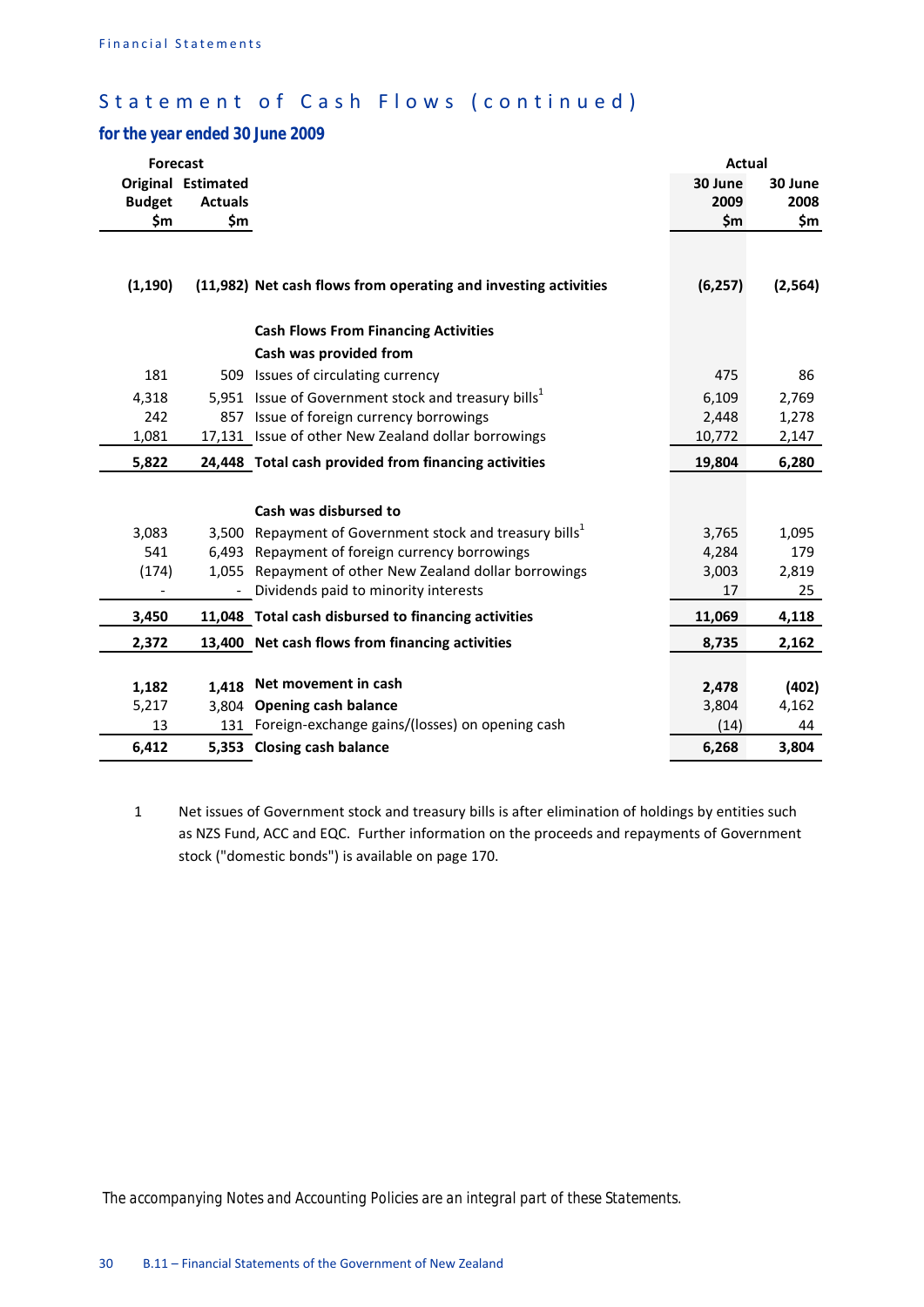## Statement of Cash Flows (continued)

### for the year ended 30 June 2009

| Forecast | | | Actual | |
|---|---|---|---|---|
| Original Budget $m | Estimated Actuals $m | | 30 June 2009 $m | 30 June 2008 $m |
| (1,190) | (11,982) | **Net cash flows from operating and investing activities** | (6,257) | (2,564) |
| | | **Cash Flows From Financing Activities** | | |
| | | **Cash was provided from** | | |
| 181 | 509 | Issues of circulating currency | 475 | 86 |
| 4,318 | 5,951 | Issue of Government stock and treasury bills[1] | 6,109 | 2,769 |
| 242 | 857 | Issue of foreign currency borrowings | 2,448 | 1,278 |
| 1,081 | 17,131 | Issue of other New Zealand dollar borrowings | 10,772 | 2,147 |
| **5,822** | **24,448** | **Total cash provided from financing activities** | **19,804** | **6,280** |
| | | **Cash was disbursed to** | | |
| 3,083 | 3,500 | Repayment of Government stock and treasury bills[1] | 3,765 | 1,095 |
| 541 | 6,493 | Repayment of foreign currency borrowings | 4,284 | 179 |
| (174) | 1,055 | Repayment of other New Zealand dollar borrowings | 3,003 | 2,819 |
| - | - | Dividends paid to minority interests | 17 | 25 |
| **3,450** | **11,048** | **Total cash disbursed to financing activities** | **11,069** | **4,118** |
| **2,372** | **13,400** | **Net cash flows from financing activities** | **8,735** | **2,162** |
| **1,182** | **1,418** | **Net movement in cash** | **2,478** | **(402)** |
| 5,217 | 3,804 | **Opening cash balance** | 3,804 | 4,162 |
| 13 | 131 | Foreign-exchange gains/(losses) on opening cash | (14) | 44 |
| **6,412** | **5,353** | **Closing cash balance** | **6,268** | **3,804** |

1 Net issues of Government stock and treasury bills is after elimination of holdings by entities such as NZS Fund, ACC and EQC. Further information on the proceeds and repayments of Government stock ("domestic bonds") is available on page 170.

*The accompanying Notes and Accounting Policies are an integral part of these Statements.*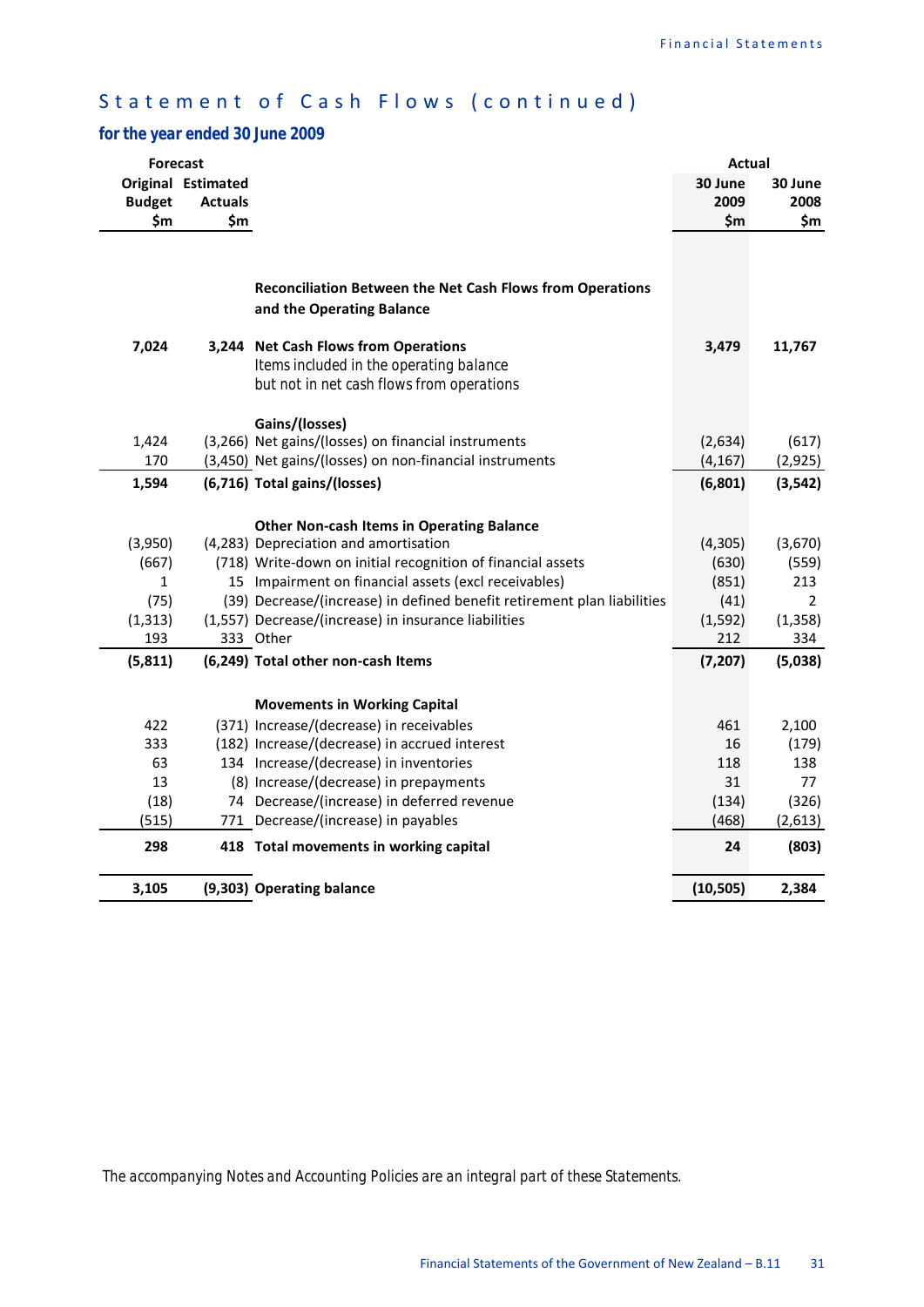# Statement of Cash Flows (continued)

## for the year ended 30 June 2009

| Forecast Original Budget $m | Forecast Estimated Actuals $m | | Actual 30 June 2009 $m | Actual 30 June 2008 $m |
|---|---|---|---|---|
| | | **Reconciliation Between the Net Cash Flows from Operations and the Operating Balance** | | |
| **7,024** | **3,244** | **Net Cash Flows from Operations** | **3,479** | **11,767** |
| | | Items included in the operating balance but not in net cash flows from operations | | |
| | | **Gains/(losses)** | | |
| 1,424 | (3,266) | Net gains/(losses) on financial instruments | (2,634) | (617) |
| 170 | (3,450) | Net gains/(losses) on non-financial instruments | (4,167) | (2,925) |
| **1,594** | **(6,716)** | **Total gains/(losses)** | **(6,801)** | **(3,542)** |
| | | **Other Non-cash Items in Operating Balance** | | |
| (3,950) | (4,283) | Depreciation and amortisation | (4,305) | (3,670) |
| (667) | (718) | Write-down on initial recognition of financial assets | (630) | (559) |
| 1 | 15 | Impairment on financial assets (excl receivables) | (851) | 213 |
| (75) | (39) | Decrease/(increase) in defined benefit retirement plan liabilities | (41) | 2 |
| (1,313) | (1,557) | Decrease/(increase) in insurance liabilities | (1,592) | (1,358) |
| 193 | 333 | Other | 212 | 334 |
| **(5,811)** | **(6,249)** | **Total other non-cash Items** | **(7,207)** | **(5,038)** |
| | | **Movements in Working Capital** | | |
| 422 | (371) | Increase/(decrease) in receivables | 461 | 2,100 |
| 333 | (182) | Increase/(decrease) in accrued interest | 16 | (179) |
| 63 | 134 | Increase/(decrease) in inventories | 118 | 138 |
| 13 | (8) | Increase/(decrease) in prepayments | 31 | 77 |
| (18) | 74 | Decrease/(increase) in deferred revenue | (134) | (326) |
| (515) | 771 | Decrease/(increase) in payables | (468) | (2,613) |
| **298** | **418** | **Total movements in working capital** | **24** | **(803)** |
| **3,105** | **(9,303)** | **Operating balance** | **(10,505)** | **2,384** |

*The accompanying Notes and Accounting Policies are an integral part of these Statements.*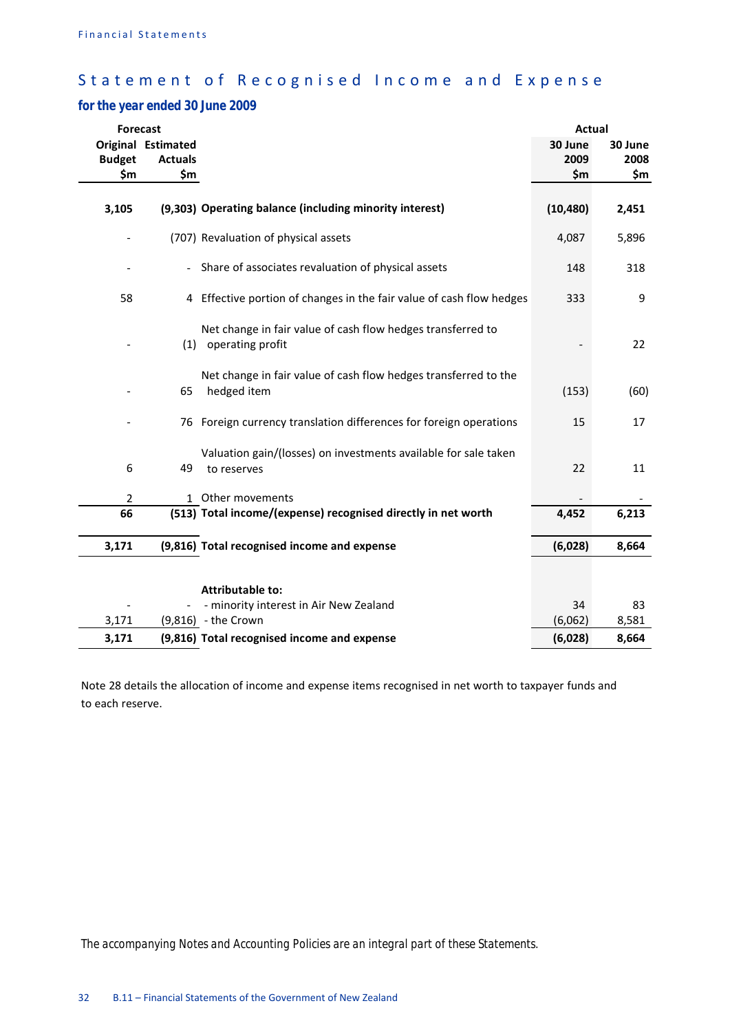## Statement of Recognised Income and Expense

### for the year ended 30 June 2009

| Forecast | | | Actual | |
|---|---|---|---|---|
| Original Budget $m | Estimated Actuals $m | | 30 June 2009 $m | 30 June 2008 $m |
| **3,105** | **(9,303)** | **Operating balance (including minority interest)** | **(10,480)** | **2,451** |
| - | (707) | Revaluation of physical assets | 4,087 | 5,896 |
| - | - | Share of associates revaluation of physical assets | 148 | 318 |
| 58 | 4 | Effective portion of changes in the fair value of cash flow hedges | 333 | 9 |
| - | (1) | Net change in fair value of cash flow hedges transferred to operating profit | - | 22 |
| - | 65 | Net change in fair value of cash flow hedges transferred to the hedged item | (153) | (60) |
| - | 76 | Foreign currency translation differences for foreign operations | 15 | 17 |
| 6 | 49 | Valuation gain/(losses) on investments available for sale taken to reserves | 22 | 11 |
| 2 | 1 | Other movements | - | - |
| **66** | **(513)** | **Total income/(expense) recognised directly in net worth** | **4,452** | **6,213** |
| **3,171** | **(9,816)** | **Total recognised income and expense** | **(6,028)** | **8,664** |
| | | **Attributable to:** | | |
| - | - | - minority interest in Air New Zealand | 34 | 83 |
| 3,171 | (9,816) | - the Crown | (6,062) | 8,581 |
| **3,171** | **(9,816)** | **Total recognised income and expense** | **(6,028)** | **8,664** |

Note 28 details the allocation of income and expense items recognised in net worth to taxpayer funds and to each reserve.

*The accompanying Notes and Accounting Policies are an integral part of these Statements.*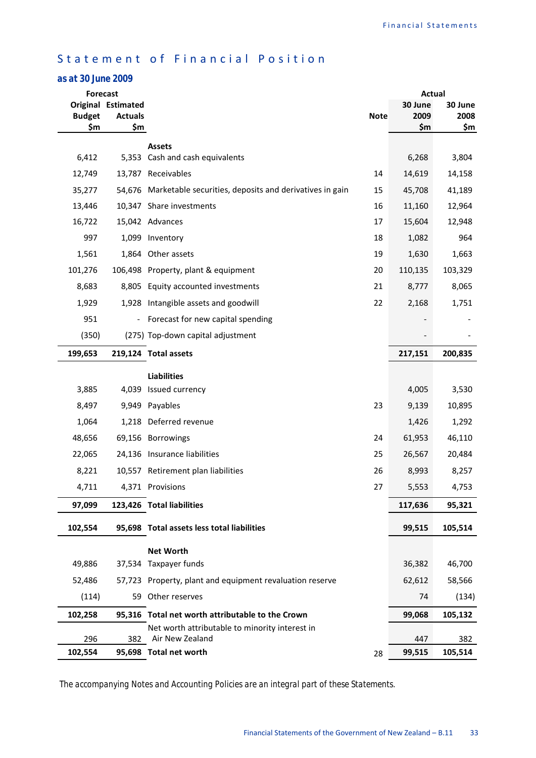# Statement of Financial Position

## as at 30 June 2009

| Forecast | | | | Actual | |
|---|---|---|---|---|---|
| Original Budget $m | Estimated Actuals $m | | Note | 30 June 2009 $m | 30 June 2008 $m |
| | | **Assets** | | | |
| 6,412 | 5,353 | Cash and cash equivalents | | 6,268 | 3,804 |
| 12,749 | 13,787 | Receivables | 14 | 14,619 | 14,158 |
| 35,277 | 54,676 | Marketable securities, deposits and derivatives in gain | 15 | 45,708 | 41,189 |
| 13,446 | 10,347 | Share investments | 16 | 11,160 | 12,964 |
| 16,722 | 15,042 | Advances | 17 | 15,604 | 12,948 |
| 997 | 1,099 | Inventory | 18 | 1,082 | 964 |
| 1,561 | 1,864 | Other assets | 19 | 1,630 | 1,663 |
| 101,276 | 106,498 | Property, plant & equipment | 20 | 110,135 | 103,329 |
| 8,683 | 8,805 | Equity accounted investments | 21 | 8,777 | 8,065 |
| 1,929 | 1,928 | Intangible assets and goodwill | 22 | 2,168 | 1,751 |
| 951 | - | Forecast for new capital spending | | - | - |
| (350) | (275) | Top-down capital adjustment | | - | - |
| **199,653** | **219,124** | **Total assets** | | **217,151** | **200,835** |
| | | **Liabilities** | | | |
| 3,885 | 4,039 | Issued currency | | 4,005 | 3,530 |
| 8,497 | 9,949 | Payables | 23 | 9,139 | 10,895 |
| 1,064 | 1,218 | Deferred revenue | | 1,426 | 1,292 |
| 48,656 | 69,156 | Borrowings | 24 | 61,953 | 46,110 |
| 22,065 | 24,136 | Insurance liabilities | 25 | 26,567 | 20,484 |
| 8,221 | 10,557 | Retirement plan liabilities | 26 | 8,993 | 8,257 |
| 4,711 | 4,371 | Provisions | 27 | 5,553 | 4,753 |
| **97,099** | **123,426** | **Total liabilities** | | **117,636** | **95,321** |
| **102,554** | **95,698** | **Total assets less total liabilities** | | **99,515** | **105,514** |
| | | **Net Worth** | | | |
| 49,886 | 37,534 | Taxpayer funds | | 36,382 | 46,700 |
| 52,486 | 57,723 | Property, plant and equipment revaluation reserve | | 62,612 | 58,566 |
| (114) | 59 | Other reserves | | 74 | (134) |
| **102,258** | **95,316** | **Total net worth attributable to the Crown** | | **99,068** | **105,132** |
| 296 | 382 | Net worth attributable to minority interest in Air New Zealand | | 447 | 382 |
| **102,554** | **95,698** | **Total net worth** | 28 | **99,515** | **105,514** |

*The accompanying Notes and Accounting Policies are an integral part of these Statements.*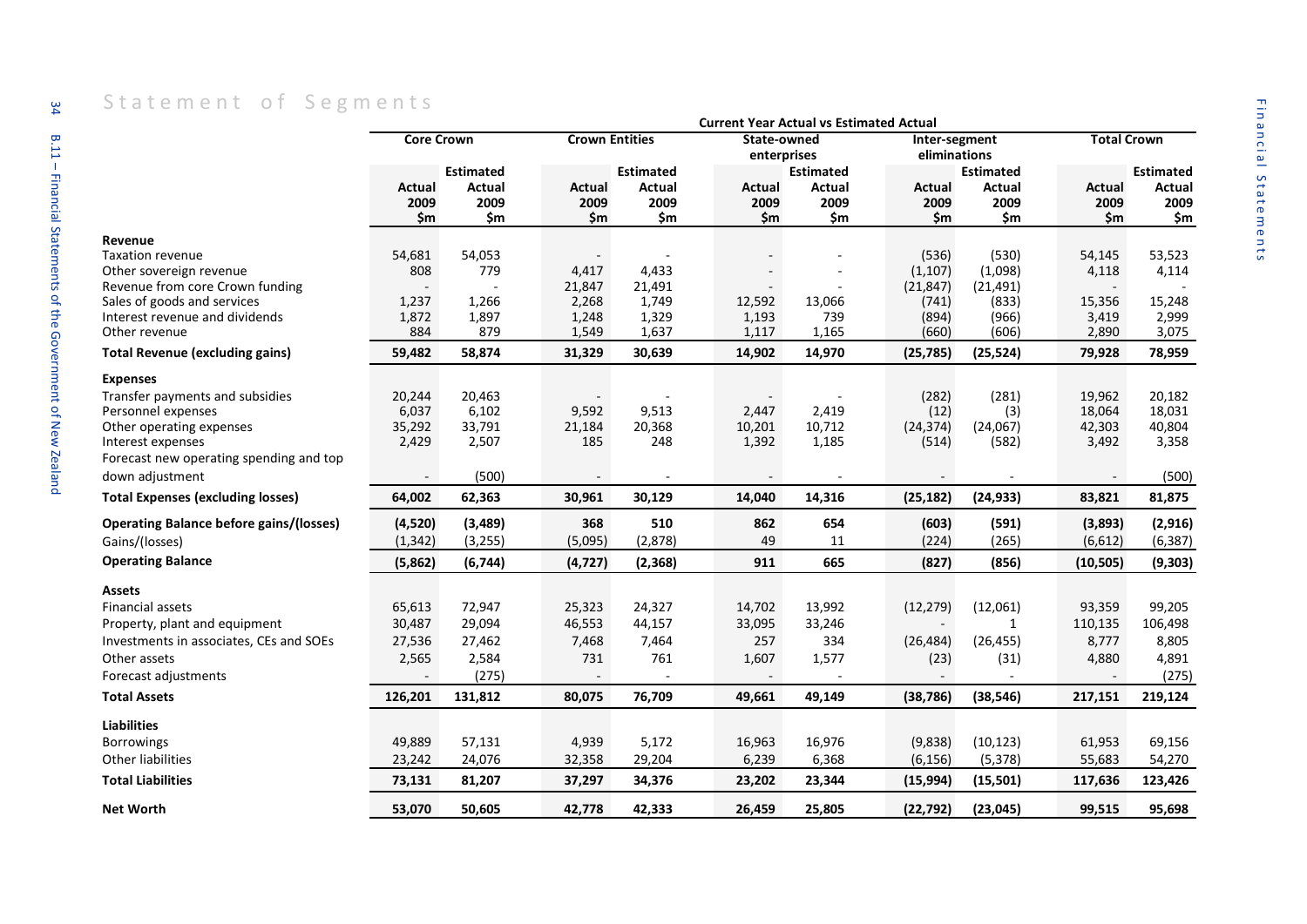## Statement of Segments

| | Current Year Actual vs Estimated Actual | | | | | | | | | |
|---|---|---|---|---|---|---|---|---|---|---|
| | Core Crown | | Crown Entities | | State-owned enterprises | | Inter-segment eliminations | | Total Crown | |
| | Actual 2009 $m | Estimated Actual 2009 $m | Actual 2009 $m | Estimated Actual 2009 $m | Actual 2009 $m | Estimated Actual 2009 $m | Actual 2009 $m | Estimated Actual 2009 $m | Actual 2009 $m | Estimated Actual 2009 $m |
| **Revenue** | | | | | | | | | | |
| Taxation revenue | 54,681 | 54,053 | - | - | - | - | (536) | (530) | 54,145 | 53,523 |
| Other sovereign revenue | 808 | 779 | 4,417 | 4,433 | - | - | (1,107) | (1,098) | 4,118 | 4,114 |
| Revenue from core Crown funding | - | - | 21,847 | 21,491 | - | - | (21,847) | (21,491) | - | - |
| Sales of goods and services | 1,237 | 1,266 | 2,268 | 1,749 | 12,592 | 13,066 | (741) | (833) | 15,356 | 15,248 |
| Interest revenue and dividends | 1,872 | 1,897 | 1,248 | 1,329 | 1,193 | 739 | (894) | (966) | 3,419 | 2,999 |
| Other revenue | 884 | 879 | 1,549 | 1,637 | 1,117 | 1,165 | (660) | (606) | 2,890 | 3,075 |
| **Total Revenue (excluding gains)** | **59,482** | **58,874** | **31,329** | **30,639** | **14,902** | **14,970** | **(25,785)** | **(25,524)** | **79,928** | **78,959** |
| **Expenses** | | | | | | | | | | |
| Transfer payments and subsidies | 20,244 | 20,463 | - | - | - | - | (282) | (281) | 19,962 | 20,182 |
| Personnel expenses | 6,037 | 6,102 | 9,592 | 9,513 | 2,447 | 2,419 | (12) | (3) | 18,064 | 18,031 |
| Other operating expenses | 35,292 | 33,791 | 21,184 | 20,368 | 10,201 | 10,712 | (24,374) | (24,067) | 42,303 | 40,804 |
| Interest expenses | 2,429 | 2,507 | 185 | 248 | 1,392 | 1,185 | (514) | (582) | 3,492 | 3,358 |
| Forecast new operating spending and top down adjustment | - | (500) | - | - | - | - | - | - | - | (500) |
| **Total Expenses (excluding losses)** | **64,002** | **62,363** | **30,961** | **30,129** | **14,040** | **14,316** | **(25,182)** | **(24,933)** | **83,821** | **81,875** |
| **Operating Balance before gains/(losses)** | **(4,520)** | **(3,489)** | **368** | **510** | **862** | **654** | **(603)** | **(591)** | **(3,893)** | **(2,916)** |
| Gains/(losses) | (1,342) | (3,255) | (5,095) | (2,878) | 49 | 11 | (224) | (265) | (6,612) | (6,387) |
| **Operating Balance** | **(5,862)** | **(6,744)** | **(4,727)** | **(2,368)** | **911** | **665** | **(827)** | **(856)** | **(10,505)** | **(9,303)** |
| **Assets** | | | | | | | | | | |
| Financial assets | 65,613 | 72,947 | 25,323 | 24,327 | 14,702 | 13,992 | (12,279) | (12,061) | 93,359 | 99,205 |
| Property, plant and equipment | 30,487 | 29,094 | 46,553 | 44,157 | 33,095 | 33,246 | - | 1 | 110,135 | 106,498 |
| Investments in associates, CEs and SOEs | 27,536 | 27,462 | 7,468 | 7,464 | 257 | 334 | (26,484) | (26,455) | 8,777 | 8,805 |
| Other assets | 2,565 | 2,584 | 731 | 761 | 1,607 | 1,577 | (23) | (31) | 4,880 | 4,891 |
| Forecast adjustments | - | (275) | - | - | - | - | - | - | - | (275) |
| **Total Assets** | **126,201** | **131,812** | **80,075** | **76,709** | **49,661** | **49,149** | **(38,786)** | **(38,546)** | **217,151** | **219,124** |
| **Liabilities** | | | | | | | | | | |
| Borrowings | 49,889 | 57,131 | 4,939 | 5,172 | 16,963 | 16,976 | (9,838) | (10,123) | 61,953 | 69,156 |
| Other liabilities | 23,242 | 24,076 | 32,358 | 29,204 | 6,239 | 6,368 | (6,156) | (5,378) | 55,683 | 54,270 |
| **Total Liabilities** | **73,131** | **81,207** | **37,297** | **34,376** | **23,202** | **23,344** | **(15,994)** | **(15,501)** | **117,636** | **123,426** |
| **Net Worth** | **53,070** | **50,605** | **42,778** | **42,333** | **26,459** | **25,805** | **(22,792)** | **(23,045)** | **99,515** | **95,698** |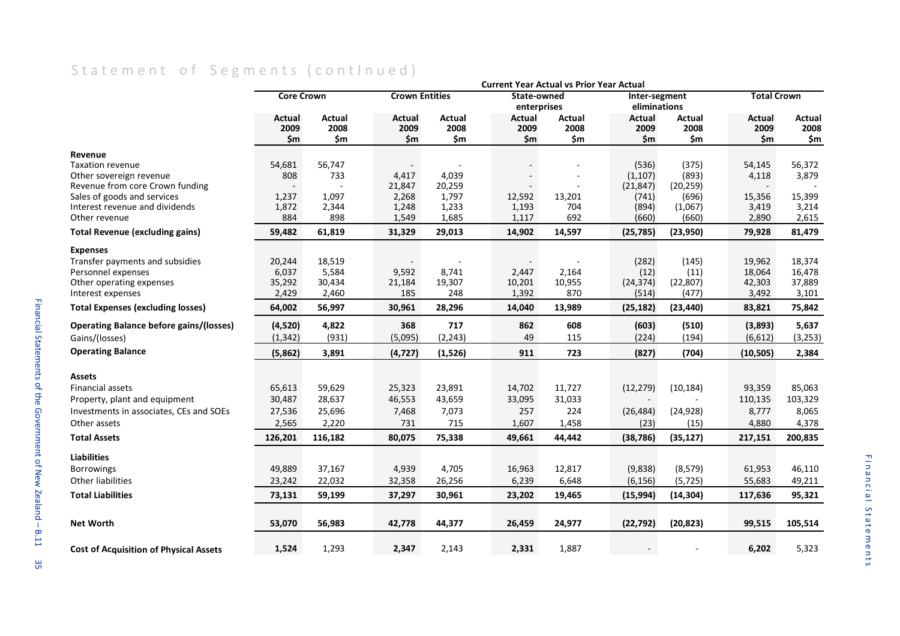## Statement of Segments (continued)

| | Current Year Actual vs Prior Year Actual | | | | | | | | | |
|---|---|---|---|---|---|---|---|---|---|---|
| | Core Crown | | Crown Entities | | State-owned enterprises | | Inter-segment eliminations | | Total Crown | |
| | Actual 2009 $m | Actual 2008 $m | Actual 2009 $m | Actual 2008 $m | Actual 2009 $m | Actual 2008 $m | Actual 2009 $m | Actual 2008 $m | Actual 2009 $m | Actual 2008 $m |
| **Revenue** | | | | | | | | | | |
| Taxation revenue | 54,681 | 56,747 | - | - | - | - | (536) | (375) | 54,145 | 56,372 |
| Other sovereign revenue | 808 | 733 | 4,417 | 4,039 | - | - | (1,107) | (893) | 4,118 | 3,879 |
| Revenue from core Crown funding | - | - | 21,847 | 20,259 | - | - | (21,847) | (20,259) | - | - |
| Sales of goods and services | 1,237 | 1,097 | 2,268 | 1,797 | 12,592 | 13,201 | (741) | (696) | 15,356 | 15,399 |
| Interest revenue and dividends | 1,872 | 2,344 | 1,248 | 1,233 | 1,193 | 704 | (894) | (1,067) | 3,419 | 3,214 |
| Other revenue | 884 | 898 | 1,549 | 1,685 | 1,117 | 692 | (660) | (660) | 2,890 | 2,615 |
| **Total Revenue (excluding gains)** | **59,482** | **61,819** | **31,329** | **29,013** | **14,902** | **14,597** | **(25,785)** | **(23,950)** | **79,928** | **81,479** |
| **Expenses** | | | | | | | | | | |
| Transfer payments and subsidies | 20,244 | 18,519 | - | - | - | - | (282) | (145) | 19,962 | 18,374 |
| Personnel expenses | 6,037 | 5,584 | 9,592 | 8,741 | 2,447 | 2,164 | (12) | (11) | 18,064 | 16,478 |
| Other operating expenses | 35,292 | 30,434 | 21,184 | 19,307 | 10,201 | 10,955 | (24,374) | (22,807) | 42,303 | 37,889 |
| Interest expenses | 2,429 | 2,460 | 185 | 248 | 1,392 | 870 | (514) | (477) | 3,492 | 3,101 |
| **Total Expenses (excluding losses)** | **64,002** | **56,997** | **30,961** | **28,296** | **14,040** | **13,989** | **(25,182)** | **(23,440)** | **83,821** | **75,842** |
| **Operating Balance before gains/(losses)** | **(4,520)** | **4,822** | **368** | **717** | **862** | **608** | **(603)** | **(510)** | **(3,893)** | **5,637** |
| Gains/(losses) | (1,342) | (931) | (5,095) | (2,243) | 49 | 115 | (224) | (194) | (6,612) | (3,253) |
| **Operating Balance** | **(5,862)** | **3,891** | **(4,727)** | **(1,526)** | **911** | **723** | **(827)** | **(704)** | **(10,505)** | **2,384** |
| **Assets** | | | | | | | | | | |
| Financial assets | 65,613 | 59,629 | 25,323 | 23,891 | 14,702 | 11,727 | (12,279) | (10,184) | 93,359 | 85,063 |
| Property, plant and equipment | 30,487 | 28,637 | 46,553 | 43,659 | 33,095 | 31,033 | - | - | 110,135 | 103,329 |
| Investments in associates, CEs and SOEs | 27,536 | 25,696 | 7,468 | 7,073 | 257 | 224 | (26,484) | (24,928) | 8,777 | 8,065 |
| Other assets | 2,565 | 2,220 | 731 | 715 | 1,607 | 1,458 | (23) | (15) | 4,880 | 4,378 |
| **Total Assets** | **126,201** | **116,182** | **80,075** | **75,338** | **49,661** | **44,442** | **(38,786)** | **(35,127)** | **217,151** | **200,835** |
| **Liabilities** | | | | | | | | | | |
| Borrowings | 49,889 | 37,167 | 4,939 | 4,705 | 16,963 | 12,817 | (9,838) | (8,579) | 61,953 | 46,110 |
| Other liabilities | 23,242 | 22,032 | 32,358 | 26,256 | 6,239 | 6,648 | (6,156) | (5,725) | 55,683 | 49,211 |
| **Total Liabilities** | **73,131** | **59,199** | **37,297** | **30,961** | **23,202** | **19,465** | **(15,994)** | **(14,304)** | **117,636** | **95,321** |
| **Net Worth** | **53,070** | **56,983** | **42,778** | **44,377** | **26,459** | **24,977** | **(22,792)** | **(20,823)** | **99,515** | **105,514** |
| **Cost of Acquisition of Physical Assets** | **1,524** | 1,293 | **2,347** | 2,143 | **2,331** | 1,887 | - | - | **6,202** | 5,323 |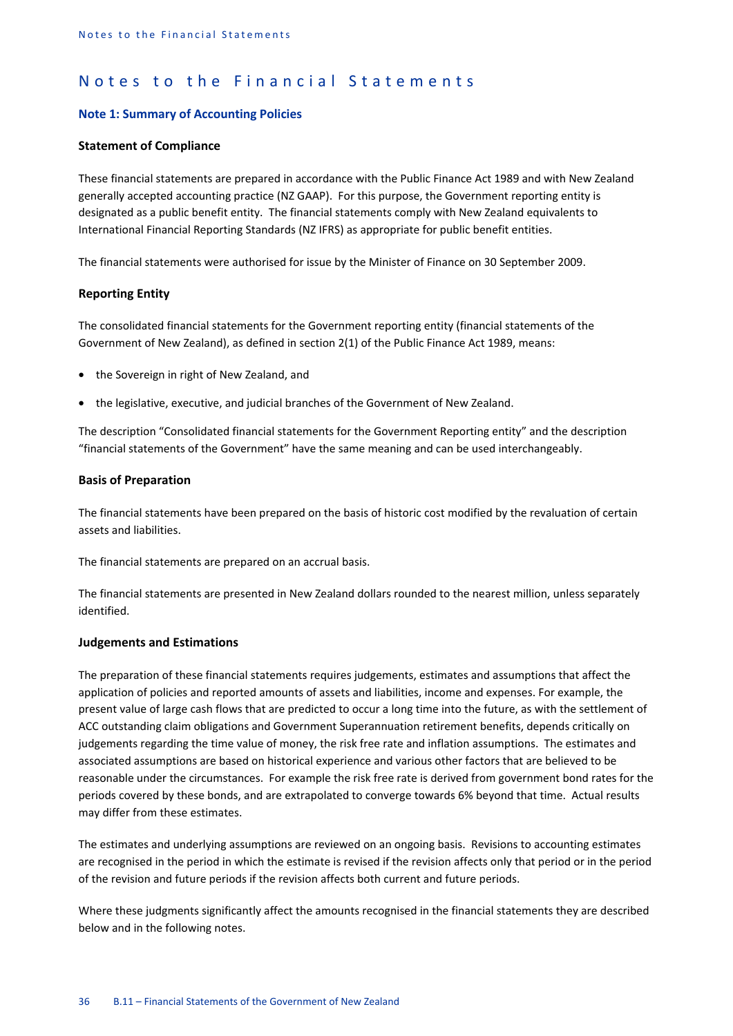# Notes to the Financial Statements

## Note 1: Summary of Accounting Policies

### Statement of Compliance

These financial statements are prepared in accordance with the Public Finance Act 1989 and with New Zealand generally accepted accounting practice (NZ GAAP). For this purpose, the Government reporting entity is designated as a public benefit entity. The financial statements comply with New Zealand equivalents to International Financial Reporting Standards (NZ IFRS) as appropriate for public benefit entities.

The financial statements were authorised for issue by the Minister of Finance on 30 September 2009.

### Reporting Entity

The consolidated financial statements for the Government reporting entity (financial statements of the Government of New Zealand), as defined in section 2(1) of the Public Finance Act 1989, means:

- the Sovereign in right of New Zealand, and
- the legislative, executive, and judicial branches of the Government of New Zealand.

The description "Consolidated financial statements for the Government Reporting entity" and the description "financial statements of the Government" have the same meaning and can be used interchangeably.

### Basis of Preparation

The financial statements have been prepared on the basis of historic cost modified by the revaluation of certain assets and liabilities.

The financial statements are prepared on an accrual basis.

The financial statements are presented in New Zealand dollars rounded to the nearest million, unless separately identified.

### Judgements and Estimations

The preparation of these financial statements requires judgements, estimates and assumptions that affect the application of policies and reported amounts of assets and liabilities, income and expenses. For example, the present value of large cash flows that are predicted to occur a long time into the future, as with the settlement of ACC outstanding claim obligations and Government Superannuation retirement benefits, depends critically on judgements regarding the time value of money, the risk free rate and inflation assumptions. The estimates and associated assumptions are based on historical experience and various other factors that are believed to be reasonable under the circumstances. For example the risk free rate is derived from government bond rates for the periods covered by these bonds, and are extrapolated to converge towards 6% beyond that time. Actual results may differ from these estimates.

The estimates and underlying assumptions are reviewed on an ongoing basis. Revisions to accounting estimates are recognised in the period in which the estimate is revised if the revision affects only that period or in the period of the revision and future periods if the revision affects both current and future periods.

Where these judgments significantly affect the amounts recognised in the financial statements they are described below and in the following notes.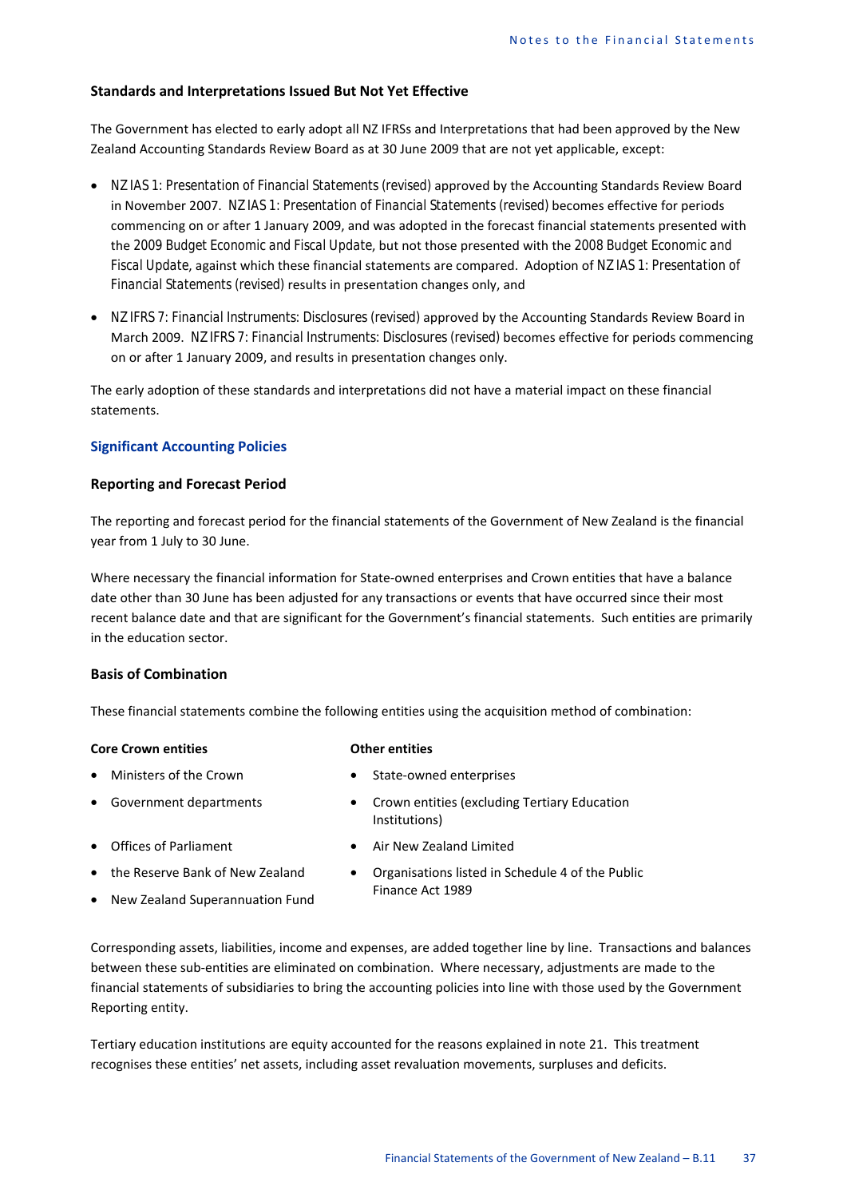### Standards and Interpretations Issued But Not Yet Effective

The Government has elected to early adopt all NZ IFRSs and Interpretations that had been approved by the New Zealand Accounting Standards Review Board as at 30 June 2009 that are not yet applicable, except:

- *NZ IAS 1: Presentation of Financial Statements (revised)* approved by the Accounting Standards Review Board in November 2007. *NZ IAS 1: Presentation of Financial Statements (revised)* becomes effective for periods commencing on or after 1 January 2009, and was adopted in the forecast financial statements presented with the *2009 Budget Economic and Fiscal Update*, but not those presented with the *2008 Budget Economic and Fiscal Update*, against which these financial statements are compared. Adoption of *NZ IAS 1: Presentation of Financial Statements (revised)* results in presentation changes only, and
- *NZ IFRS 7: Financial Instruments: Disclosures (revised)* approved by the Accounting Standards Review Board in March 2009. *NZ IFRS 7: Financial Instruments: Disclosures (revised)* becomes effective for periods commencing on or after 1 January 2009, and results in presentation changes only.

The early adoption of these standards and interpretations did not have a material impact on these financial statements.

## Significant Accounting Policies

### Reporting and Forecast Period

The reporting and forecast period for the financial statements of the Government of New Zealand is the financial year from 1 July to 30 June.

Where necessary the financial information for State-owned enterprises and Crown entities that have a balance date other than 30 June has been adjusted for any transactions or events that have occurred since their most recent balance date and that are significant for the Government's financial statements. Such entities are primarily in the education sector.

### Basis of Combination

These financial statements combine the following entities using the acquisition method of combination:

**Core Crown entities**

- Ministers of the Crown
- Government departments
- Offices of Parliament
- the Reserve Bank of New Zealand
- New Zealand Superannuation Fund

**Other entities**

- State-owned enterprises
- Crown entities (excluding Tertiary Education Institutions)
- Air New Zealand Limited
- Organisations listed in Schedule 4 of the Public Finance Act 1989

Corresponding assets, liabilities, income and expenses, are added together line by line. Transactions and balances between these sub-entities are eliminated on combination. Where necessary, adjustments are made to the financial statements of subsidiaries to bring the accounting policies into line with those used by the Government Reporting entity.

Tertiary education institutions are equity accounted for the reasons explained in note 21. This treatment recognises these entities' net assets, including asset revaluation movements, surpluses and deficits.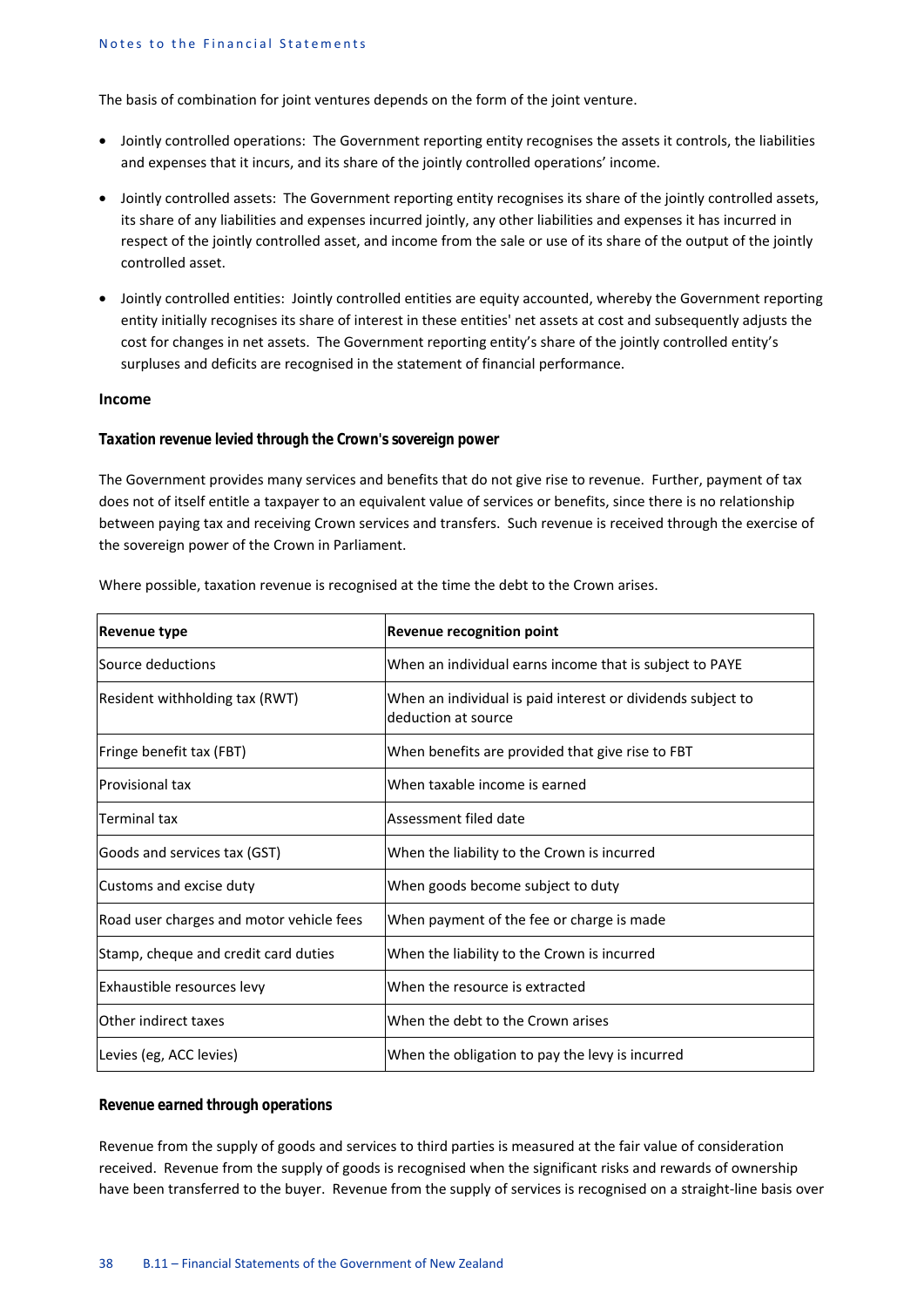The basis of combination for joint ventures depends on the form of the joint venture.

- Jointly controlled operations: The Government reporting entity recognises the assets it controls, the liabilities and expenses that it incurs, and its share of the jointly controlled operations' income.
- Jointly controlled assets: The Government reporting entity recognises its share of the jointly controlled assets, its share of any liabilities and expenses incurred jointly, any other liabilities and expenses it has incurred in respect of the jointly controlled asset, and income from the sale or use of its share of the output of the jointly controlled asset.
- Jointly controlled entities: Jointly controlled entities are equity accounted, whereby the Government reporting entity initially recognises its share of interest in these entities' net assets at cost and subsequently adjusts the cost for changes in net assets. The Government reporting entity's share of the jointly controlled entity's surpluses and deficits are recognised in the statement of financial performance.

## Income

### Taxation revenue levied through the Crown's sovereign power

The Government provides many services and benefits that do not give rise to revenue. Further, payment of tax does not of itself entitle a taxpayer to an equivalent value of services or benefits, since there is no relationship between paying tax and receiving Crown services and transfers. Such revenue is received through the exercise of the sovereign power of the Crown in Parliament.

Where possible, taxation revenue is recognised at the time the debt to the Crown arises.

| Revenue type | Revenue recognition point |
|---|---|
| Source deductions | When an individual earns income that is subject to PAYE |
| Resident withholding tax (RWT) | When an individual is paid interest or dividends subject to deduction at source |
| Fringe benefit tax (FBT) | When benefits are provided that give rise to FBT |
| Provisional tax | When taxable income is earned |
| Terminal tax | Assessment filed date |
| Goods and services tax (GST) | When the liability to the Crown is incurred |
| Customs and excise duty | When goods become subject to duty |
| Road user charges and motor vehicle fees | When payment of the fee or charge is made |
| Stamp, cheque and credit card duties | When the liability to the Crown is incurred |
| Exhaustible resources levy | When the resource is extracted |
| Other indirect taxes | When the debt to the Crown arises |
| Levies (eg, ACC levies) | When the obligation to pay the levy is incurred |

### Revenue earned through operations

Revenue from the supply of goods and services to third parties is measured at the fair value of consideration received. Revenue from the supply of goods is recognised when the significant risks and rewards of ownership have been transferred to the buyer. Revenue from the supply of services is recognised on a straight-line basis over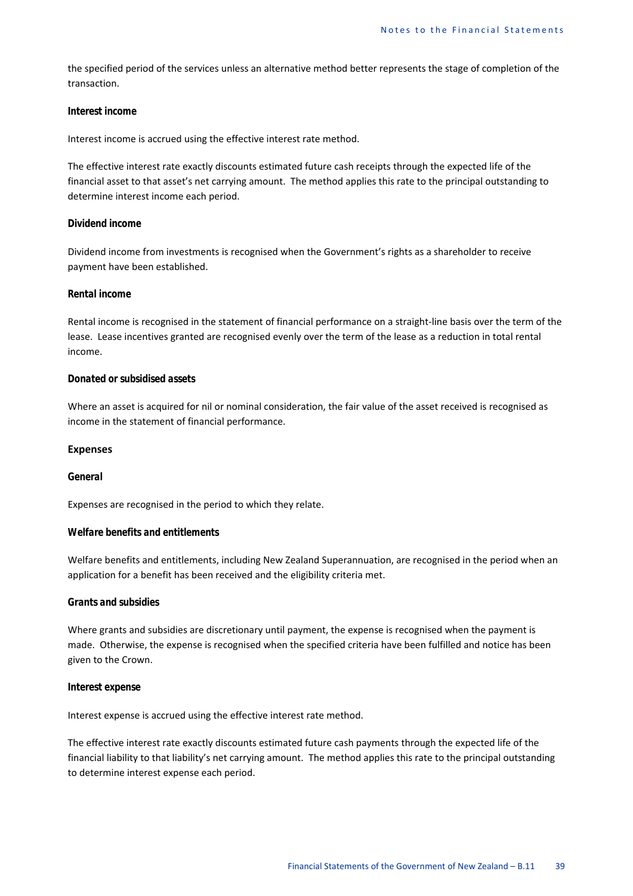the specified period of the services unless an alternative method better represents the stage of completion of the transaction.

***Interest income***

Interest income is accrued using the effective interest rate method.

The effective interest rate exactly discounts estimated future cash receipts through the expected life of the financial asset to that asset's net carrying amount. The method applies this rate to the principal outstanding to determine interest income each period.

***Dividend income***

Dividend income from investments is recognised when the Government's rights as a shareholder to receive payment have been established.

***Rental income***

Rental income is recognised in the statement of financial performance on a straight-line basis over the term of the lease. Lease incentives granted are recognised evenly over the term of the lease as a reduction in total rental income.

***Donated or subsidised assets***

Where an asset is acquired for nil or nominal consideration, the fair value of the asset received is recognised as income in the statement of financial performance.

**Expenses**

***General***

Expenses are recognised in the period to which they relate.

***Welfare benefits and entitlements***

Welfare benefits and entitlements, including New Zealand Superannuation, are recognised in the period when an application for a benefit has been received and the eligibility criteria met.

***Grants and subsidies***

Where grants and subsidies are discretionary until payment, the expense is recognised when the payment is made. Otherwise, the expense is recognised when the specified criteria have been fulfilled and notice has been given to the Crown.

***Interest expense***

Interest expense is accrued using the effective interest rate method.

The effective interest rate exactly discounts estimated future cash payments through the expected life of the financial liability to that liability's net carrying amount. The method applies this rate to the principal outstanding to determine interest expense each period.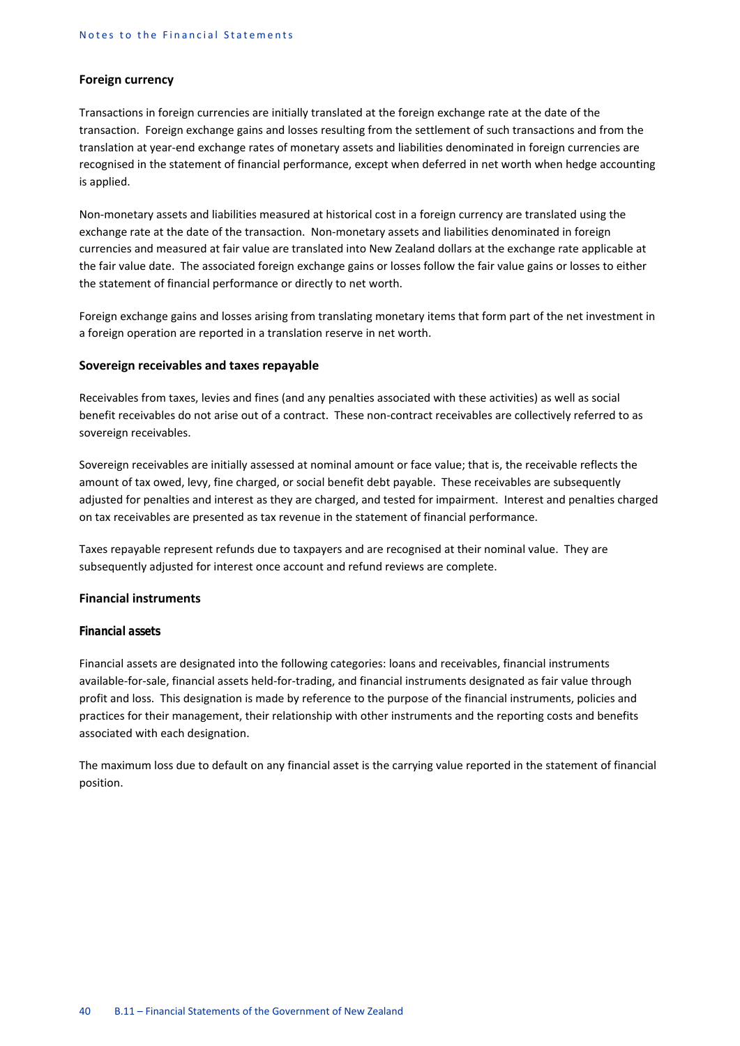### Foreign currency

Transactions in foreign currencies are initially translated at the foreign exchange rate at the date of the transaction. Foreign exchange gains and losses resulting from the settlement of such transactions and from the translation at year-end exchange rates of monetary assets and liabilities denominated in foreign currencies are recognised in the statement of financial performance, except when deferred in net worth when hedge accounting is applied.

Non-monetary assets and liabilities measured at historical cost in a foreign currency are translated using the exchange rate at the date of the transaction. Non-monetary assets and liabilities denominated in foreign currencies and measured at fair value are translated into New Zealand dollars at the exchange rate applicable at the fair value date. The associated foreign exchange gains or losses follow the fair value gains or losses to either the statement of financial performance or directly to net worth.

Foreign exchange gains and losses arising from translating monetary items that form part of the net investment in a foreign operation are reported in a translation reserve in net worth.

### Sovereign receivables and taxes repayable

Receivables from taxes, levies and fines (and any penalties associated with these activities) as well as social benefit receivables do not arise out of a contract. These non-contract receivables are collectively referred to as sovereign receivables.

Sovereign receivables are initially assessed at nominal amount or face value; that is, the receivable reflects the amount of tax owed, levy, fine charged, or social benefit debt payable. These receivables are subsequently adjusted for penalties and interest as they are charged, and tested for impairment. Interest and penalties charged on tax receivables are presented as tax revenue in the statement of financial performance.

Taxes repayable represent refunds due to taxpayers and are recognised at their nominal value. They are subsequently adjusted for interest once account and refund reviews are complete.

### Financial instruments

#### *Financial assets*

Financial assets are designated into the following categories: loans and receivables, financial instruments available-for-sale, financial assets held-for-trading, and financial instruments designated as fair value through profit and loss. This designation is made by reference to the purpose of the financial instruments, policies and practices for their management, their relationship with other instruments and the reporting costs and benefits associated with each designation.

The maximum loss due to default on any financial asset is the carrying value reported in the statement of financial position.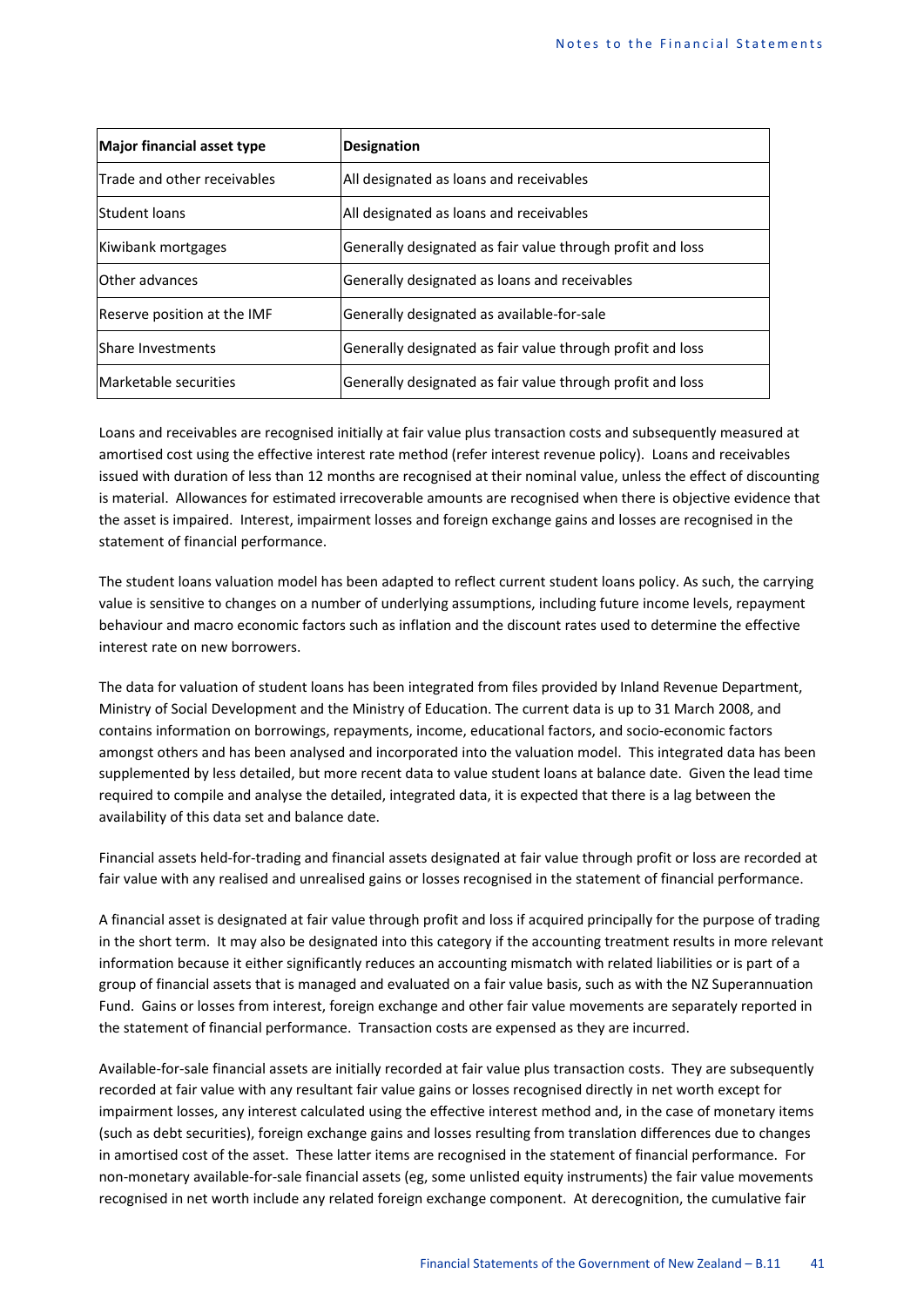| Major financial asset type | Designation |
|---|---|
| Trade and other receivables | All designated as loans and receivables |
| Student loans | All designated as loans and receivables |
| Kiwibank mortgages | Generally designated as fair value through profit and loss |
| Other advances | Generally designated as loans and receivables |
| Reserve position at the IMF | Generally designated as available-for-sale |
| Share Investments | Generally designated as fair value through profit and loss |
| Marketable securities | Generally designated as fair value through profit and loss |

Loans and receivables are recognised initially at fair value plus transaction costs and subsequently measured at amortised cost using the effective interest rate method (refer interest revenue policy). Loans and receivables issued with duration of less than 12 months are recognised at their nominal value, unless the effect of discounting is material. Allowances for estimated irrecoverable amounts are recognised when there is objective evidence that the asset is impaired. Interest, impairment losses and foreign exchange gains and losses are recognised in the statement of financial performance.

The student loans valuation model has been adapted to reflect current student loans policy. As such, the carrying value is sensitive to changes on a number of underlying assumptions, including future income levels, repayment behaviour and macro economic factors such as inflation and the discount rates used to determine the effective interest rate on new borrowers.

The data for valuation of student loans has been integrated from files provided by Inland Revenue Department, Ministry of Social Development and the Ministry of Education. The current data is up to 31 March 2008, and contains information on borrowings, repayments, income, educational factors, and socio-economic factors amongst others and has been analysed and incorporated into the valuation model. This integrated data has been supplemented by less detailed, but more recent data to value student loans at balance date. Given the lead time required to compile and analyse the detailed, integrated data, it is expected that there is a lag between the availability of this data set and balance date.

Financial assets held-for-trading and financial assets designated at fair value through profit or loss are recorded at fair value with any realised and unrealised gains or losses recognised in the statement of financial performance.

A financial asset is designated at fair value through profit and loss if acquired principally for the purpose of trading in the short term. It may also be designated into this category if the accounting treatment results in more relevant information because it either significantly reduces an accounting mismatch with related liabilities or is part of a group of financial assets that is managed and evaluated on a fair value basis, such as with the NZ Superannuation Fund. Gains or losses from interest, foreign exchange and other fair value movements are separately reported in the statement of financial performance. Transaction costs are expensed as they are incurred.

Available-for-sale financial assets are initially recorded at fair value plus transaction costs. They are subsequently recorded at fair value with any resultant fair value gains or losses recognised directly in net worth except for impairment losses, any interest calculated using the effective interest method and, in the case of monetary items (such as debt securities), foreign exchange gains and losses resulting from translation differences due to changes in amortised cost of the asset. These latter items are recognised in the statement of financial performance. For non-monetary available-for-sale financial assets (eg, some unlisted equity instruments) the fair value movements recognised in net worth include any related foreign exchange component. At derecognition, the cumulative fair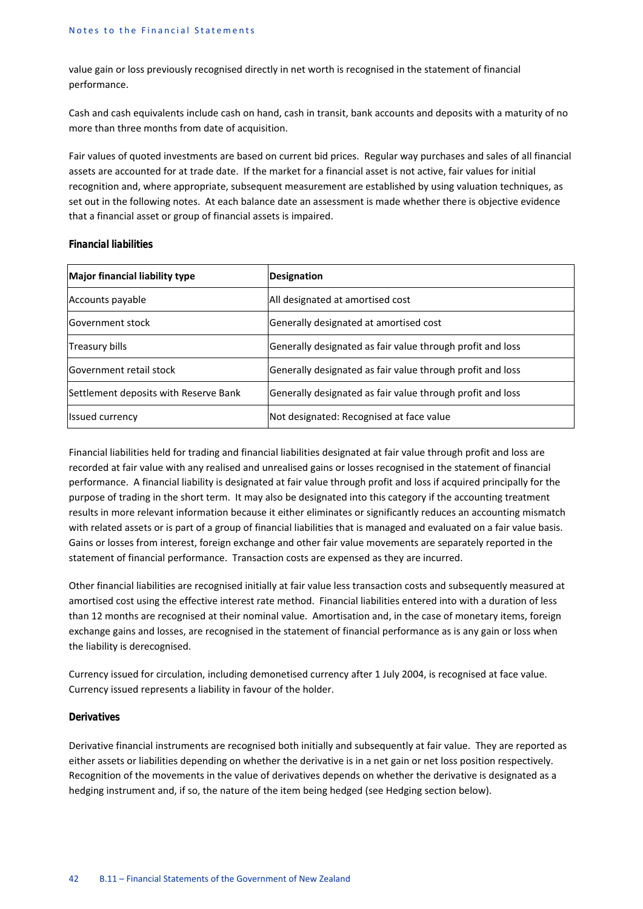value gain or loss previously recognised directly in net worth is recognised in the statement of financial performance.

Cash and cash equivalents include cash on hand, cash in transit, bank accounts and deposits with a maturity of no more than three months from date of acquisition.

Fair values of quoted investments are based on current bid prices. Regular way purchases and sales of all financial assets are accounted for at trade date. If the market for a financial asset is not active, fair values for initial recognition and, where appropriate, subsequent measurement are established by using valuation techniques, as set out in the following notes. At each balance date an assessment is made whether there is objective evidence that a financial asset or group of financial assets is impaired.

**Financial liabilities**

| Major financial liability type | Designation |
|---|---|
| Accounts payable | All designated at amortised cost |
| Government stock | Generally designated at amortised cost |
| Treasury bills | Generally designated as fair value through profit and loss |
| Government retail stock | Generally designated as fair value through profit and loss |
| Settlement deposits with Reserve Bank | Generally designated as fair value through profit and loss |
| Issued currency | Not designated: Recognised at face value |

Financial liabilities held for trading and financial liabilities designated at fair value through profit and loss are recorded at fair value with any realised and unrealised gains or losses recognised in the statement of financial performance. A financial liability is designated at fair value through profit and loss if acquired principally for the purpose of trading in the short term. It may also be designated into this category if the accounting treatment results in more relevant information because it either eliminates or significantly reduces an accounting mismatch with related assets or is part of a group of financial liabilities that is managed and evaluated on a fair value basis. Gains or losses from interest, foreign exchange and other fair value movements are separately reported in the statement of financial performance. Transaction costs are expensed as they are incurred.

Other financial liabilities are recognised initially at fair value less transaction costs and subsequently measured at amortised cost using the effective interest rate method. Financial liabilities entered into with a duration of less than 12 months are recognised at their nominal value. Amortisation and, in the case of monetary items, foreign exchange gains and losses, are recognised in the statement of financial performance as is any gain or loss when the liability is derecognised.

Currency issued for circulation, including demonetised currency after 1 July 2004, is recognised at face value. Currency issued represents a liability in favour of the holder.

**Derivatives**

Derivative financial instruments are recognised both initially and subsequently at fair value. They are reported as either assets or liabilities depending on whether the derivative is in a net gain or net loss position respectively. Recognition of the movements in the value of derivatives depends on whether the derivative is designated as a hedging instrument and, if so, the nature of the item being hedged (see Hedging section below).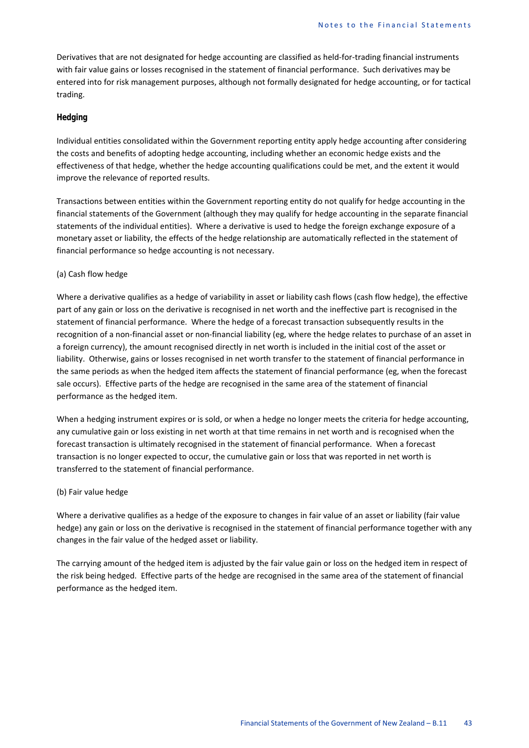Derivatives that are not designated for hedge accounting are classified as held-for-trading financial instruments with fair value gains or losses recognised in the statement of financial performance. Such derivatives may be entered into for risk management purposes, although not formally designated for hedge accounting, or for tactical trading.

### Hedging

Individual entities consolidated within the Government reporting entity apply hedge accounting after considering the costs and benefits of adopting hedge accounting, including whether an economic hedge exists and the effectiveness of that hedge, whether the hedge accounting qualifications could be met, and the extent it would improve the relevance of reported results.

Transactions between entities within the Government reporting entity do not qualify for hedge accounting in the financial statements of the Government (although they may qualify for hedge accounting in the separate financial statements of the individual entities). Where a derivative is used to hedge the foreign exchange exposure of a monetary asset or liability, the effects of the hedge relationship are automatically reflected in the statement of financial performance so hedge accounting is not necessary.

(a) Cash flow hedge

Where a derivative qualifies as a hedge of variability in asset or liability cash flows (cash flow hedge), the effective part of any gain or loss on the derivative is recognised in net worth and the ineffective part is recognised in the statement of financial performance. Where the hedge of a forecast transaction subsequently results in the recognition of a non-financial asset or non-financial liability (eg, where the hedge relates to purchase of an asset in a foreign currency), the amount recognised directly in net worth is included in the initial cost of the asset or liability. Otherwise, gains or losses recognised in net worth transfer to the statement of financial performance in the same periods as when the hedged item affects the statement of financial performance (eg, when the forecast sale occurs). Effective parts of the hedge are recognised in the same area of the statement of financial performance as the hedged item.

When a hedging instrument expires or is sold, or when a hedge no longer meets the criteria for hedge accounting, any cumulative gain or loss existing in net worth at that time remains in net worth and is recognised when the forecast transaction is ultimately recognised in the statement of financial performance. When a forecast transaction is no longer expected to occur, the cumulative gain or loss that was reported in net worth is transferred to the statement of financial performance.

(b) Fair value hedge

Where a derivative qualifies as a hedge of the exposure to changes in fair value of an asset or liability (fair value hedge) any gain or loss on the derivative is recognised in the statement of financial performance together with any changes in the fair value of the hedged asset or liability.

The carrying amount of the hedged item is adjusted by the fair value gain or loss on the hedged item in respect of the risk being hedged. Effective parts of the hedge are recognised in the same area of the statement of financial performance as the hedged item.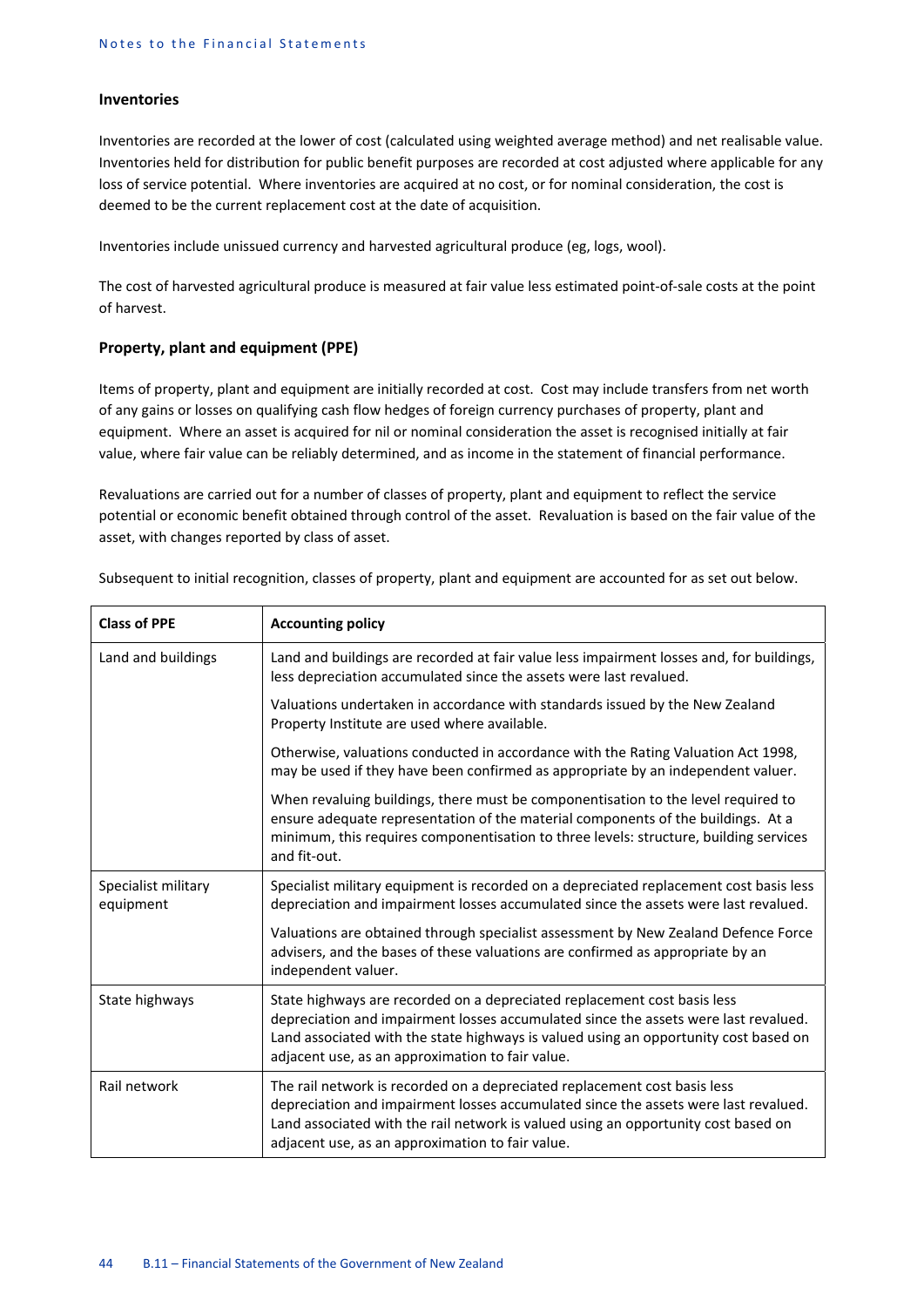### Inventories

Inventories are recorded at the lower of cost (calculated using weighted average method) and net realisable value. Inventories held for distribution for public benefit purposes are recorded at cost adjusted where applicable for any loss of service potential. Where inventories are acquired at no cost, or for nominal consideration, the cost is deemed to be the current replacement cost at the date of acquisition.

Inventories include unissued currency and harvested agricultural produce (eg, logs, wool).

The cost of harvested agricultural produce is measured at fair value less estimated point-of-sale costs at the point of harvest.

### Property, plant and equipment (PPE)

Items of property, plant and equipment are initially recorded at cost. Cost may include transfers from net worth of any gains or losses on qualifying cash flow hedges of foreign currency purchases of property, plant and equipment. Where an asset is acquired for nil or nominal consideration the asset is recognised initially at fair value, where fair value can be reliably determined, and as income in the statement of financial performance.

Revaluations are carried out for a number of classes of property, plant and equipment to reflect the service potential or economic benefit obtained through control of the asset. Revaluation is based on the fair value of the asset, with changes reported by class of asset.

Subsequent to initial recognition, classes of property, plant and equipment are accounted for as set out below.

| Class of PPE | Accounting policy |
|---|---|
| Land and buildings | Land and buildings are recorded at fair value less impairment losses and, for buildings, less depreciation accumulated since the assets were last revalued.<br><br>Valuations undertaken in accordance with standards issued by the New Zealand Property Institute are used where available.<br><br>Otherwise, valuations conducted in accordance with the Rating Valuation Act 1998, may be used if they have been confirmed as appropriate by an independent valuer.<br><br>When revaluing buildings, there must be componentisation to the level required to ensure adequate representation of the material components of the buildings. At a minimum, this requires componentisation to three levels: structure, building services and fit-out. |
| Specialist military equipment | Specialist military equipment is recorded on a depreciated replacement cost basis less depreciation and impairment losses accumulated since the assets were last revalued.<br><br>Valuations are obtained through specialist assessment by New Zealand Defence Force advisers, and the bases of these valuations are confirmed as appropriate by an independent valuer. |
| State highways | State highways are recorded on a depreciated replacement cost basis less depreciation and impairment losses accumulated since the assets were last revalued. Land associated with the state highways is valued using an opportunity cost based on adjacent use, as an approximation to fair value. |
| Rail network | The rail network is recorded on a depreciated replacement cost basis less depreciation and impairment losses accumulated since the assets were last revalued. Land associated with the rail network is valued using an opportunity cost based on adjacent use, as an approximation to fair value. |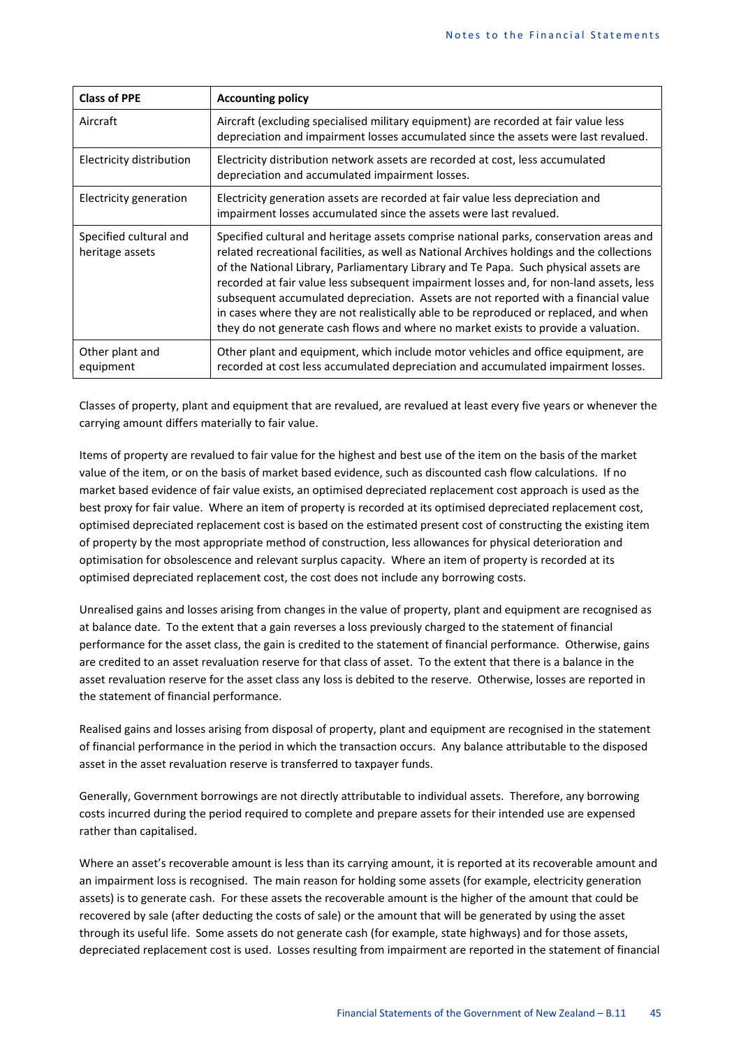| Class of PPE | Accounting policy |
|---|---|
| Aircraft | Aircraft (excluding specialised military equipment) are recorded at fair value less depreciation and impairment losses accumulated since the assets were last revalued. |
| Electricity distribution | Electricity distribution network assets are recorded at cost, less accumulated depreciation and accumulated impairment losses. |
| Electricity generation | Electricity generation assets are recorded at fair value less depreciation and impairment losses accumulated since the assets were last revalued. |
| Specified cultural and heritage assets | Specified cultural and heritage assets comprise national parks, conservation areas and related recreational facilities, as well as National Archives holdings and the collections of the National Library, Parliamentary Library and Te Papa. Such physical assets are recorded at fair value less subsequent impairment losses and, for non-land assets, less subsequent accumulated depreciation. Assets are not reported with a financial value in cases where they are not realistically able to be reproduced or replaced, and when they do not generate cash flows and where no market exists to provide a valuation. |
| Other plant and equipment | Other plant and equipment, which include motor vehicles and office equipment, are recorded at cost less accumulated depreciation and accumulated impairment losses. |

Classes of property, plant and equipment that are revalued, are revalued at least every five years or whenever the carrying amount differs materially to fair value.

Items of property are revalued to fair value for the highest and best use of the item on the basis of the market value of the item, or on the basis of market based evidence, such as discounted cash flow calculations. If no market based evidence of fair value exists, an optimised depreciated replacement cost approach is used as the best proxy for fair value. Where an item of property is recorded at its optimised depreciated replacement cost, optimised depreciated replacement cost is based on the estimated present cost of constructing the existing item of property by the most appropriate method of construction, less allowances for physical deterioration and optimisation for obsolescence and relevant surplus capacity. Where an item of property is recorded at its optimised depreciated replacement cost, the cost does not include any borrowing costs.

Unrealised gains and losses arising from changes in the value of property, plant and equipment are recognised as at balance date. To the extent that a gain reverses a loss previously charged to the statement of financial performance for the asset class, the gain is credited to the statement of financial performance. Otherwise, gains are credited to an asset revaluation reserve for that class of asset. To the extent that there is a balance in the asset revaluation reserve for the asset class any loss is debited to the reserve. Otherwise, losses are reported in the statement of financial performance.

Realised gains and losses arising from disposal of property, plant and equipment are recognised in the statement of financial performance in the period in which the transaction occurs. Any balance attributable to the disposed asset in the asset revaluation reserve is transferred to taxpayer funds.

Generally, Government borrowings are not directly attributable to individual assets. Therefore, any borrowing costs incurred during the period required to complete and prepare assets for their intended use are expensed rather than capitalised.

Where an asset's recoverable amount is less than its carrying amount, it is reported at its recoverable amount and an impairment loss is recognised. The main reason for holding some assets (for example, electricity generation assets) is to generate cash. For these assets the recoverable amount is the higher of the amount that could be recovered by sale (after deducting the costs of sale) or the amount that will be generated by using the asset through its useful life. Some assets do not generate cash (for example, state highways) and for those assets, depreciated replacement cost is used. Losses resulting from impairment are reported in the statement of financial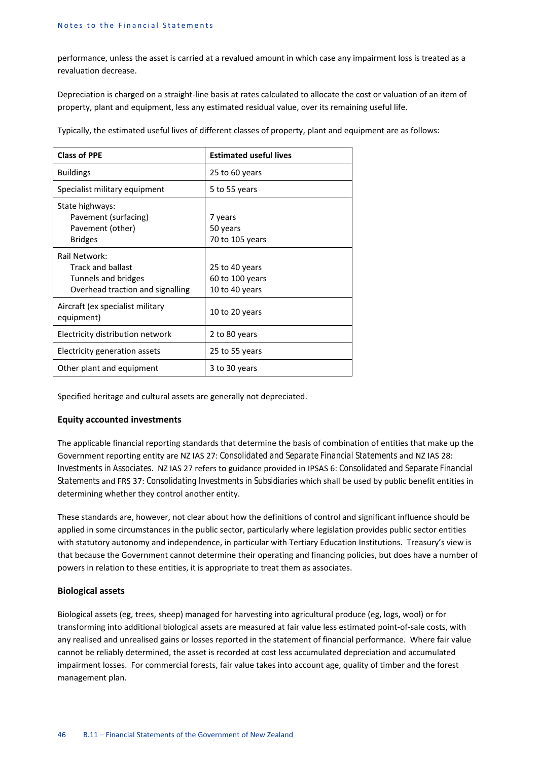performance, unless the asset is carried at a revalued amount in which case any impairment loss is treated as a revaluation decrease.

Depreciation is charged on a straight-line basis at rates calculated to allocate the cost or valuation of an item of property, plant and equipment, less any estimated residual value, over its remaining useful life.

Typically, the estimated useful lives of different classes of property, plant and equipment are as follows:

| Class of PPE | Estimated useful lives |
|---|---|
| Buildings | 25 to 60 years |
| Specialist military equipment | 5 to 55 years |
| State highways:<br>Pavement (surfacing)<br>Pavement (other)<br>Bridges | <br>7 years<br>50 years<br>70 to 105 years |
| Rail Network:<br>Track and ballast<br>Tunnels and bridges<br>Overhead traction and signalling | <br>25 to 40 years<br>60 to 100 years<br>10 to 40 years |
| Aircraft (ex specialist military equipment) | 10 to 20 years |
| Electricity distribution network | 2 to 80 years |
| Electricity generation assets | 25 to 55 years |
| Other plant and equipment | 3 to 30 years |

Specified heritage and cultural assets are generally not depreciated.

### Equity accounted investments

The applicable financial reporting standards that determine the basis of combination of entities that make up the Government reporting entity are NZ IAS 27: *Consolidated and Separate Financial Statements* and NZ IAS 28: *Investments in Associates*. NZ IAS 27 refers to guidance provided in IPSAS 6: *Consolidated and Separate Financial Statements* and FRS 37: *Consolidating Investments in Subsidiaries* which shall be used by public benefit entities in determining whether they control another entity.

These standards are, however, not clear about how the definitions of control and significant influence should be applied in some circumstances in the public sector, particularly where legislation provides public sector entities with statutory autonomy and independence, in particular with Tertiary Education Institutions. Treasury's view is that because the Government cannot determine their operating and financing policies, but does have a number of powers in relation to these entities, it is appropriate to treat them as associates.

### Biological assets

Biological assets (eg, trees, sheep) managed for harvesting into agricultural produce (eg, logs, wool) or for transforming into additional biological assets are measured at fair value less estimated point-of-sale costs, with any realised and unrealised gains or losses reported in the statement of financial performance. Where fair value cannot be reliably determined, the asset is recorded at cost less accumulated depreciation and accumulated impairment losses. For commercial forests, fair value takes into account age, quality of timber and the forest management plan.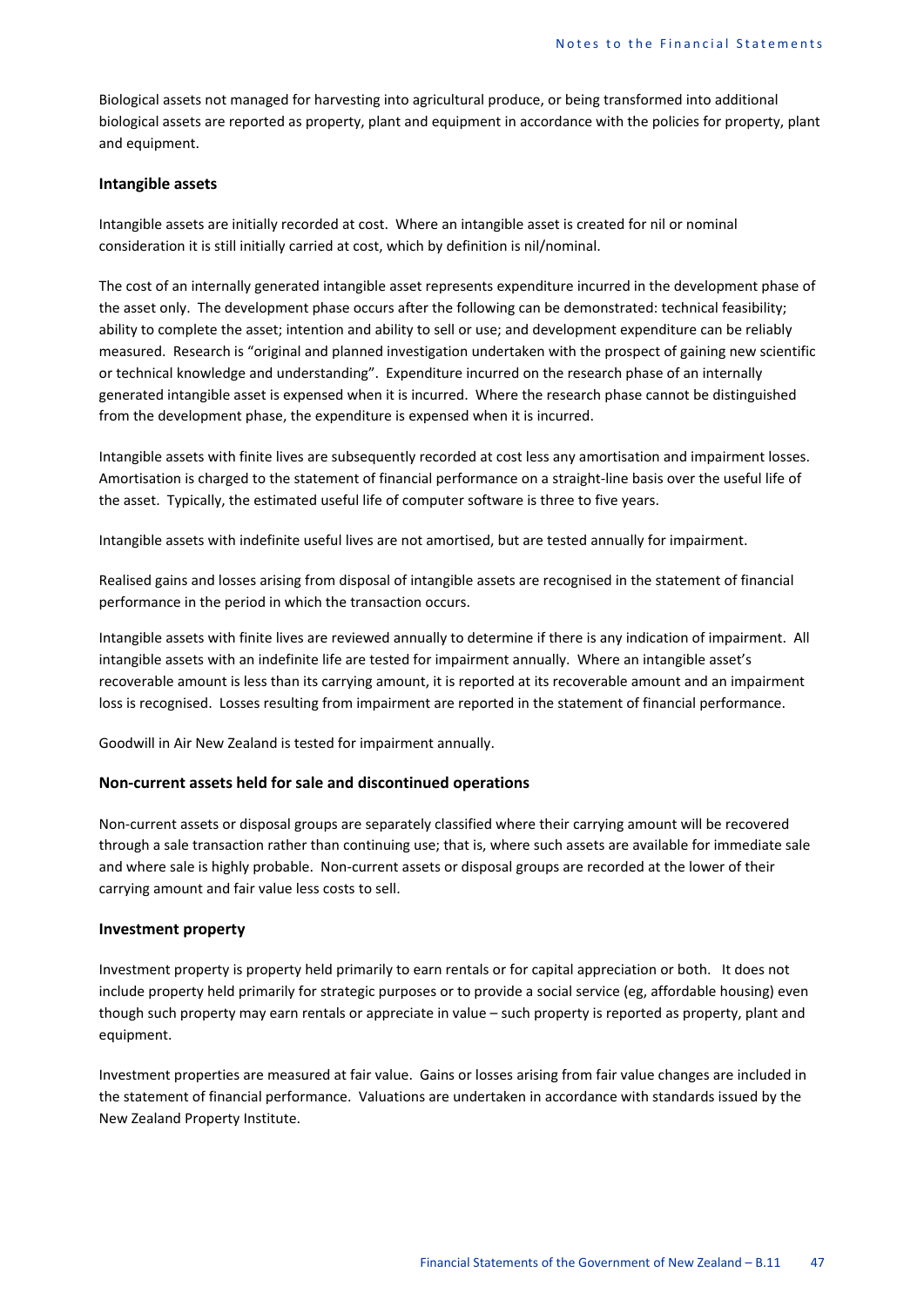Biological assets not managed for harvesting into agricultural produce, or being transformed into additional biological assets are reported as property, plant and equipment in accordance with the policies for property, plant and equipment.

### Intangible assets

Intangible assets are initially recorded at cost. Where an intangible asset is created for nil or nominal consideration it is still initially carried at cost, which by definition is nil/nominal.

The cost of an internally generated intangible asset represents expenditure incurred in the development phase of the asset only. The development phase occurs after the following can be demonstrated: technical feasibility; ability to complete the asset; intention and ability to sell or use; and development expenditure can be reliably measured. Research is "original and planned investigation undertaken with the prospect of gaining new scientific or technical knowledge and understanding". Expenditure incurred on the research phase of an internally generated intangible asset is expensed when it is incurred. Where the research phase cannot be distinguished from the development phase, the expenditure is expensed when it is incurred.

Intangible assets with finite lives are subsequently recorded at cost less any amortisation and impairment losses. Amortisation is charged to the statement of financial performance on a straight-line basis over the useful life of the asset. Typically, the estimated useful life of computer software is three to five years.

Intangible assets with indefinite useful lives are not amortised, but are tested annually for impairment.

Realised gains and losses arising from disposal of intangible assets are recognised in the statement of financial performance in the period in which the transaction occurs.

Intangible assets with finite lives are reviewed annually to determine if there is any indication of impairment. All intangible assets with an indefinite life are tested for impairment annually. Where an intangible asset's recoverable amount is less than its carrying amount, it is reported at its recoverable amount and an impairment loss is recognised. Losses resulting from impairment are reported in the statement of financial performance.

Goodwill in Air New Zealand is tested for impairment annually.

### Non-current assets held for sale and discontinued operations

Non-current assets or disposal groups are separately classified where their carrying amount will be recovered through a sale transaction rather than continuing use; that is, where such assets are available for immediate sale and where sale is highly probable. Non-current assets or disposal groups are recorded at the lower of their carrying amount and fair value less costs to sell.

### Investment property

Investment property is property held primarily to earn rentals or for capital appreciation or both. It does not include property held primarily for strategic purposes or to provide a social service (eg, affordable housing) even though such property may earn rentals or appreciate in value – such property is reported as property, plant and equipment.

Investment properties are measured at fair value. Gains or losses arising from fair value changes are included in the statement of financial performance. Valuations are undertaken in accordance with standards issued by the New Zealand Property Institute.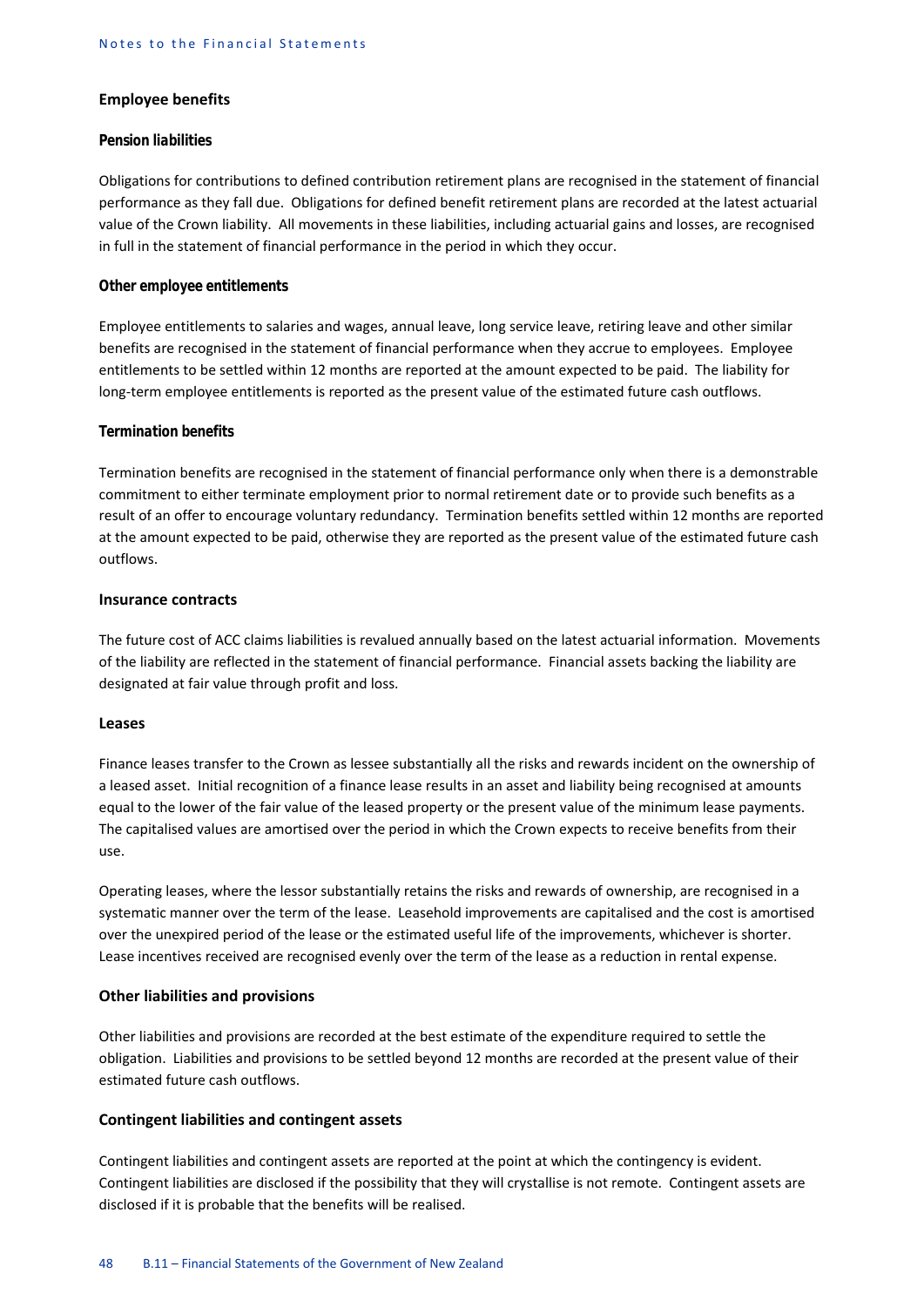### Employee benefits

#### *Pension liabilities*

Obligations for contributions to defined contribution retirement plans are recognised in the statement of financial performance as they fall due. Obligations for defined benefit retirement plans are recorded at the latest actuarial value of the Crown liability. All movements in these liabilities, including actuarial gains and losses, are recognised in full in the statement of financial performance in the period in which they occur.

#### *Other employee entitlements*

Employee entitlements to salaries and wages, annual leave, long service leave, retiring leave and other similar benefits are recognised in the statement of financial performance when they accrue to employees. Employee entitlements to be settled within 12 months are reported at the amount expected to be paid. The liability for long-term employee entitlements is reported as the present value of the estimated future cash outflows.

#### *Termination benefits*

Termination benefits are recognised in the statement of financial performance only when there is a demonstrable commitment to either terminate employment prior to normal retirement date or to provide such benefits as a result of an offer to encourage voluntary redundancy. Termination benefits settled within 12 months are reported at the amount expected to be paid, otherwise they are reported as the present value of the estimated future cash outflows.

### Insurance contracts

The future cost of ACC claims liabilities is revalued annually based on the latest actuarial information. Movements of the liability are reflected in the statement of financial performance. Financial assets backing the liability are designated at fair value through profit and loss.

### Leases

Finance leases transfer to the Crown as lessee substantially all the risks and rewards incident on the ownership of a leased asset. Initial recognition of a finance lease results in an asset and liability being recognised at amounts equal to the lower of the fair value of the leased property or the present value of the minimum lease payments. The capitalised values are amortised over the period in which the Crown expects to receive benefits from their use.

Operating leases, where the lessor substantially retains the risks and rewards of ownership, are recognised in a systematic manner over the term of the lease. Leasehold improvements are capitalised and the cost is amortised over the unexpired period of the lease or the estimated useful life of the improvements, whichever is shorter. Lease incentives received are recognised evenly over the term of the lease as a reduction in rental expense.

### Other liabilities and provisions

Other liabilities and provisions are recorded at the best estimate of the expenditure required to settle the obligation. Liabilities and provisions to be settled beyond 12 months are recorded at the present value of their estimated future cash outflows.

### Contingent liabilities and contingent assets

Contingent liabilities and contingent assets are reported at the point at which the contingency is evident. Contingent liabilities are disclosed if the possibility that they will crystallise is not remote. Contingent assets are disclosed if it is probable that the benefits will be realised.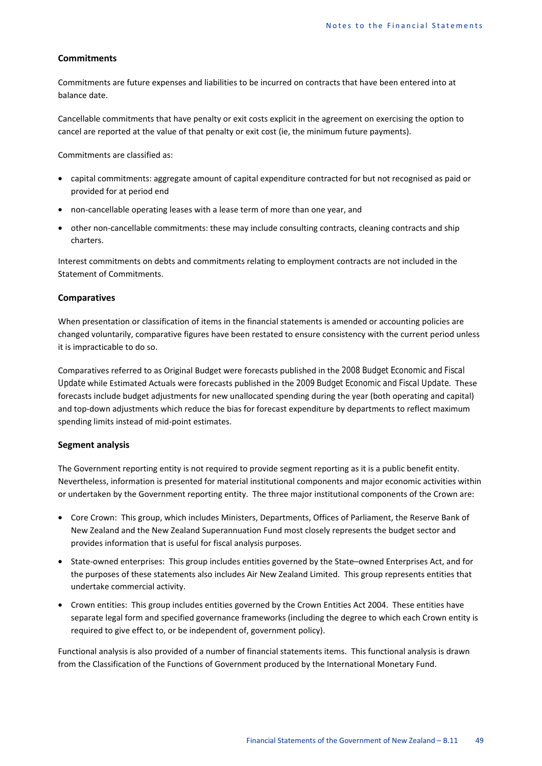### Commitments

Commitments are future expenses and liabilities to be incurred on contracts that have been entered into at balance date.

Cancellable commitments that have penalty or exit costs explicit in the agreement on exercising the option to cancel are reported at the value of that penalty or exit cost (ie, the minimum future payments).

Commitments are classified as:

- capital commitments: aggregate amount of capital expenditure contracted for but not recognised as paid or provided for at period end
- non-cancellable operating leases with a lease term of more than one year, and
- other non-cancellable commitments: these may include consulting contracts, cleaning contracts and ship charters.

Interest commitments on debts and commitments relating to employment contracts are not included in the Statement of Commitments.

### Comparatives

When presentation or classification of items in the financial statements is amended or accounting policies are changed voluntarily, comparative figures have been restated to ensure consistency with the current period unless it is impracticable to do so.

Comparatives referred to as Original Budget were forecasts published in the *2008 Budget Economic and Fiscal Update* while Estimated Actuals were forecasts published in the *2009 Budget Economic and Fiscal Update*. These forecasts include budget adjustments for new unallocated spending during the year (both operating and capital) and top-down adjustments which reduce the bias for forecast expenditure by departments to reflect maximum spending limits instead of mid-point estimates.

### Segment analysis

The Government reporting entity is not required to provide segment reporting as it is a public benefit entity. Nevertheless, information is presented for material institutional components and major economic activities within or undertaken by the Government reporting entity. The three major institutional components of the Crown are:

- Core Crown: This group, which includes Ministers, Departments, Offices of Parliament, the Reserve Bank of New Zealand and the New Zealand Superannuation Fund most closely represents the budget sector and provides information that is useful for fiscal analysis purposes.
- State-owned enterprises: This group includes entities governed by the State–owned Enterprises Act, and for the purposes of these statements also includes Air New Zealand Limited. This group represents entities that undertake commercial activity.
- Crown entities: This group includes entities governed by the Crown Entities Act 2004. These entities have separate legal form and specified governance frameworks (including the degree to which each Crown entity is required to give effect to, or be independent of, government policy).

Functional analysis is also provided of a number of financial statements items. This functional analysis is drawn from the Classification of the Functions of Government produced by the International Monetary Fund.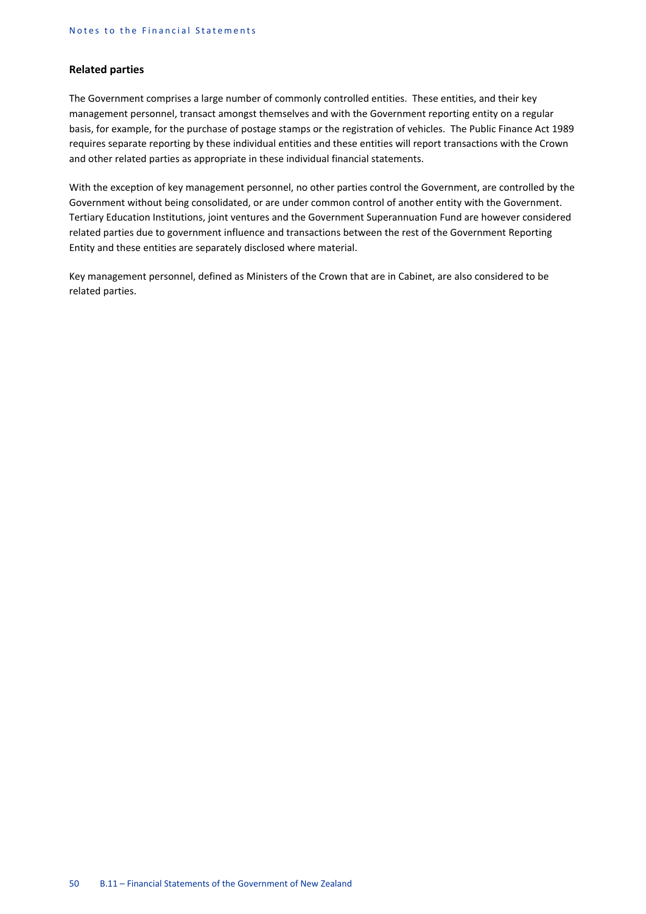### Related parties

The Government comprises a large number of commonly controlled entities. These entities, and their key management personnel, transact amongst themselves and with the Government reporting entity on a regular basis, for example, for the purchase of postage stamps or the registration of vehicles. The Public Finance Act 1989 requires separate reporting by these individual entities and these entities will report transactions with the Crown and other related parties as appropriate in these individual financial statements.

With the exception of key management personnel, no other parties control the Government, are controlled by the Government without being consolidated, or are under common control of another entity with the Government. Tertiary Education Institutions, joint ventures and the Government Superannuation Fund are however considered related parties due to government influence and transactions between the rest of the Government Reporting Entity and these entities are separately disclosed where material.

Key management personnel, defined as Ministers of the Crown that are in Cabinet, are also considered to be related parties.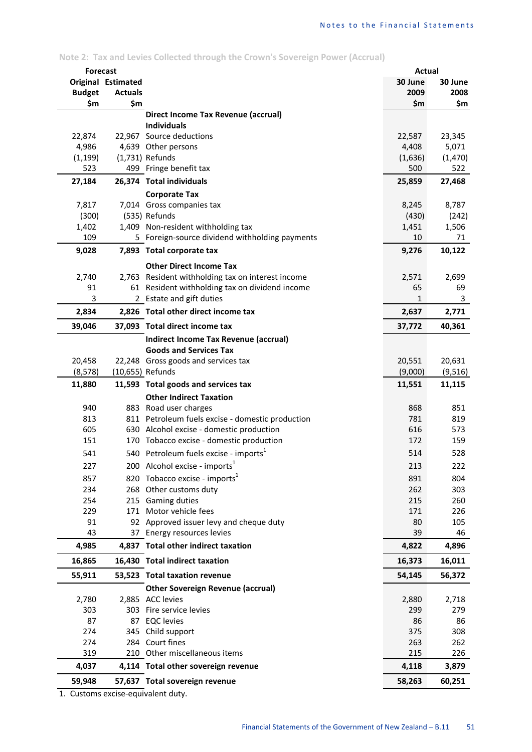## Note 2: Tax and Levies Collected through the Crown's Sovereign Power (Accrual)

| Forecast Original Budget $m | Forecast Estimated Actuals $m | | Actual 30 June 2009 $m | Actual 30 June 2008 $m |
|---|---|---|---|---|
| | | **Direct Income Tax Revenue (accrual)** | | |
| | | **Individuals** | | |
| 22,874 | 22,967 | Source deductions | 22,587 | 23,345 |
| 4,986 | 4,639 | Other persons | 4,408 | 5,071 |
| (1,199) | (1,731) | Refunds | (1,636) | (1,470) |
| 523 | 499 | Fringe benefit tax | 500 | 522 |
| **27,184** | **26,374** | **Total individuals** | **25,859** | **27,468** |
| | | **Corporate Tax** | | |
| 7,817 | 7,014 | Gross companies tax | 8,245 | 8,787 |
| (300) | (535) | Refunds | (430) | (242) |
| 1,402 | 1,409 | Non-resident withholding tax | 1,451 | 1,506 |
| 109 | 5 | Foreign-source dividend withholding payments | 10 | 71 |
| **9,028** | **7,893** | **Total corporate tax** | **9,276** | **10,122** |
| | | **Other Direct Income Tax** | | |
| 2,740 | 2,763 | Resident withholding tax on interest income | 2,571 | 2,699 |
| 91 | 61 | Resident withholding tax on dividend income | 65 | 69 |
| 3 | 2 | Estate and gift duties | 1 | 3 |
| **2,834** | **2,826** | **Total other direct income tax** | **2,637** | **2,771** |
| **39,046** | **37,093** | **Total direct income tax** | **37,772** | **40,361** |
| | | **Indirect Income Tax Revenue (accrual)** | | |
| | | **Goods and Services Tax** | | |
| 20,458 | 22,248 | Gross goods and services tax | 20,551 | 20,631 |
| (8,578) | (10,655) | Refunds | (9,000) | (9,516) |
| **11,880** | **11,593** | **Total goods and services tax** | **11,551** | **11,115** |
| | | **Other Indirect Taxation** | | |
| 940 | 883 | Road user charges | 868 | 851 |
| 813 | 811 | Petroleum fuels excise - domestic production | 781 | 819 |
| 605 | 630 | Alcohol excise - domestic production | 616 | 573 |
| 151 | 170 | Tobacco excise - domestic production | 172 | 159 |
| 541 | 540 | Petroleum fuels excise - imports[1] | 514 | 528 |
| 227 | 200 | Alcohol excise - imports[1] | 213 | 222 |
| 857 | 820 | Tobacco excise - imports[1] | 891 | 804 |
| 234 | 268 | Other customs duty | 262 | 303 |
| 254 | 215 | Gaming duties | 215 | 260 |
| 229 | 171 | Motor vehicle fees | 171 | 226 |
| 91 | 92 | Approved issuer levy and cheque duty | 80 | 105 |
| 43 | 37 | Energy resources levies | 39 | 46 |
| **4,985** | **4,837** | **Total other indirect taxation** | **4,822** | **4,896** |
| **16,865** | **16,430** | **Total indirect taxation** | **16,373** | **16,011** |
| **55,911** | **53,523** | **Total taxation revenue** | **54,145** | **56,372** |
| | | **Other Sovereign Revenue (accrual)** | | |
| 2,780 | 2,885 | ACC levies | 2,880 | 2,718 |
| 303 | 303 | Fire service levies | 299 | 279 |
| 87 | 87 | EQC levies | 86 | 86 |
| 274 | 345 | Child support | 375 | 308 |
| 274 | 284 | Court fines | 263 | 262 |
| 319 | 210 | Other miscellaneous items | 215 | 226 |
| **4,037** | **4,114** | **Total other sovereign revenue** | **4,118** | **3,879** |
| **59,948** | **57,637** | **Total sovereign revenue** | **58,263** | **60,251** |

1. Customs excise-equivalent duty.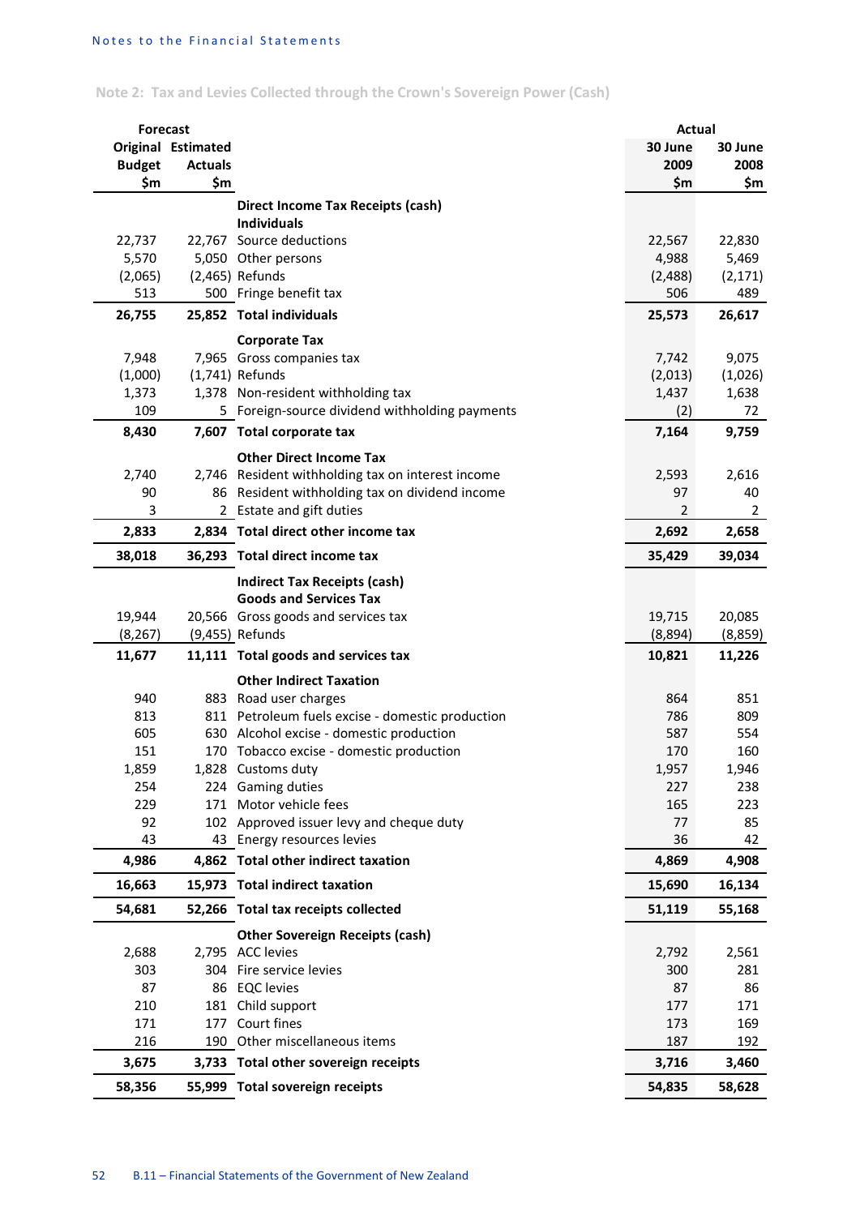## Note 2: Tax and Levies Collected through the Crown's Sovereign Power (Cash)

| Forecast Original Budget $m | Forecast Estimated Actuals $m | | Actual 30 June 2009 $m | Actual 30 June 2008 $m |
|---|---|---|---|---|
| | | **Direct Income Tax Receipts (cash)** | | |
| | | **Individuals** | | |
| 22,737 | 22,767 | Source deductions | 22,567 | 22,830 |
| 5,570 | 5,050 | Other persons | 4,988 | 5,469 |
| (2,065) | (2,465) | Refunds | (2,488) | (2,171) |
| 513 | 500 | Fringe benefit tax | 506 | 489 |
| **26,755** | **25,852** | **Total individuals** | **25,573** | **26,617** |
| | | **Corporate Tax** | | |
| 7,948 | 7,965 | Gross companies tax | 7,742 | 9,075 |
| (1,000) | (1,741) | Refunds | (2,013) | (1,026) |
| 1,373 | 1,378 | Non-resident withholding tax | 1,437 | 1,638 |
| 109 | 5 | Foreign-source dividend withholding payments | (2) | 72 |
| **8,430** | **7,607** | **Total corporate tax** | **7,164** | **9,759** |
| | | **Other Direct Income Tax** | | |
| 2,740 | 2,746 | Resident withholding tax on interest income | 2,593 | 2,616 |
| 90 | 86 | Resident withholding tax on dividend income | 97 | 40 |
| 3 | 2 | Estate and gift duties | 2 | 2 |
| **2,833** | **2,834** | **Total direct other income tax** | **2,692** | **2,658** |
| **38,018** | **36,293** | **Total direct income tax** | **35,429** | **39,034** |
| | | **Indirect Tax Receipts (cash)** | | |
| | | **Goods and Services Tax** | | |
| 19,944 | 20,566 | Gross goods and services tax | 19,715 | 20,085 |
| (8,267) | (9,455) | Refunds | (8,894) | (8,859) |
| **11,677** | **11,111** | **Total goods and services tax** | **10,821** | **11,226** |
| | | **Other Indirect Taxation** | | |
| 940 | 883 | Road user charges | 864 | 851 |
| 813 | 811 | Petroleum fuels excise - domestic production | 786 | 809 |
| 605 | 630 | Alcohol excise - domestic production | 587 | 554 |
| 151 | 170 | Tobacco excise - domestic production | 170 | 160 |
| 1,859 | 1,828 | Customs duty | 1,957 | 1,946 |
| 254 | 224 | Gaming duties | 227 | 238 |
| 229 | 171 | Motor vehicle fees | 165 | 223 |
| 92 | 102 | Approved issuer levy and cheque duty | 77 | 85 |
| 43 | 43 | Energy resources levies | 36 | 42 |
| **4,986** | **4,862** | **Total other indirect taxation** | **4,869** | **4,908** |
| **16,663** | **15,973** | **Total indirect taxation** | **15,690** | **16,134** |
| **54,681** | **52,266** | **Total tax receipts collected** | **51,119** | **55,168** |
| | | **Other Sovereign Receipts (cash)** | | |
| 2,688 | 2,795 | ACC levies | 2,792 | 2,561 |
| 303 | 304 | Fire service levies | 300 | 281 |
| 87 | 86 | EQC levies | 87 | 86 |
| 210 | 181 | Child support | 177 | 171 |
| 171 | 177 | Court fines | 173 | 169 |
| 216 | 190 | Other miscellaneous items | 187 | 192 |
| **3,675** | **3,733** | **Total other sovereign receipts** | **3,716** | **3,460** |
| **58,356** | **55,999** | **Total sovereign receipts** | **54,835** | **58,628** |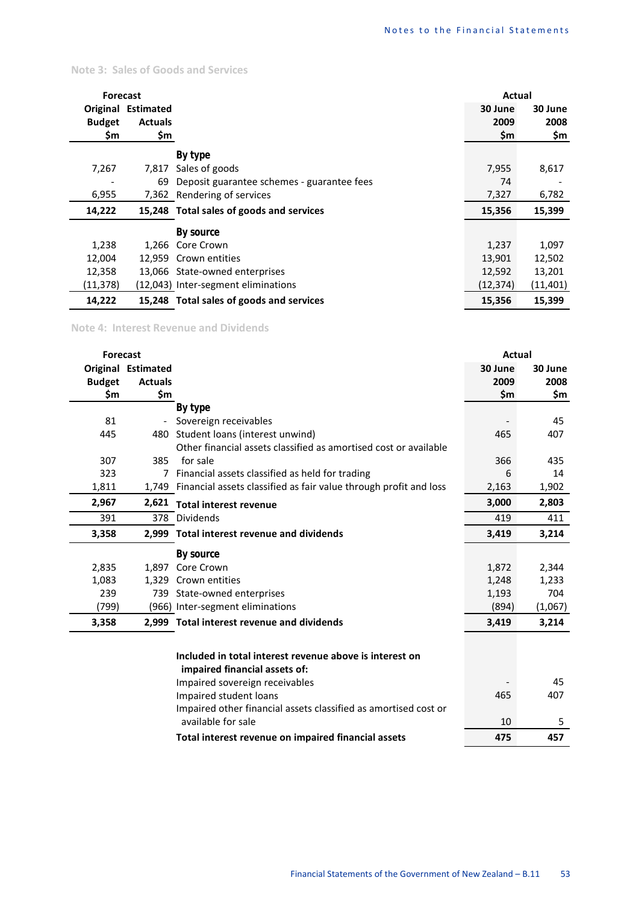### Note 3: Sales of Goods and Services

| Forecast Original Budget $m | Forecast Estimated Actuals $m | | Actual 30 June 2009 $m | Actual 30 June 2008 $m |
|---|---|---|---|---|
| | | **By type** | | |
| 7,267 | 7,817 | Sales of goods | 7,955 | 8,617 |
| - | 69 | Deposit guarantee schemes - guarantee fees | 74 | - |
| 6,955 | 7,362 | Rendering of services | 7,327 | 6,782 |
| **14,222** | **15,248** | **Total sales of goods and services** | **15,356** | **15,399** |
| | | **By source** | | |
| 1,238 | 1,266 | Core Crown | 1,237 | 1,097 |
| 12,004 | 12,959 | Crown entities | 13,901 | 12,502 |
| 12,358 | 13,066 | State-owned enterprises | 12,592 | 13,201 |
| (11,378) | (12,043) | Inter-segment eliminations | (12,374) | (11,401) |
| **14,222** | **15,248** | **Total sales of goods and services** | **15,356** | **15,399** |

### Note 4: Interest Revenue and Dividends

| Forecast Original Budget $m | Forecast Estimated Actuals $m | | Actual 30 June 2009 $m | Actual 30 June 2008 $m |
|---|---|---|---|---|
| | | **By type** | | |
| 81 | - | Sovereign receivables | - | 45 |
| 445 | 480 | Student loans (interest unwind) | 465 | 407 |
| 307 | 385 | Other financial assets classified as amortised cost or available for sale | 366 | 435 |
| 323 | 7 | Financial assets classified as held for trading | 6 | 14 |
| 1,811 | 1,749 | Financial assets classified as fair value through profit and loss | 2,163 | 1,902 |
| **2,967** | **2,621** | **Total interest revenue** | **3,000** | **2,803** |
| 391 | 378 | Dividends | 419 | 411 |
| **3,358** | **2,999** | **Total interest revenue and dividends** | **3,419** | **3,214** |
| | | **By source** | | |
| 2,835 | 1,897 | Core Crown | 1,872 | 2,344 |
| 1,083 | 1,329 | Crown entities | 1,248 | 1,233 |
| 239 | 739 | State-owned enterprises | 1,193 | 704 |
| (799) | (966) | Inter-segment eliminations | (894) | (1,067) |
| **3,358** | **2,999** | **Total interest revenue and dividends** | **3,419** | **3,214** |
| | | | | |
| | | **Included in total interest revenue above is interest on impaired financial assets of:** | | |
| | | Impaired sovereign receivables | - | 45 |
| | | Impaired student loans | 465 | 407 |
| | | Impaired other financial assets classified as amortised cost or available for sale | 10 | 5 |
| | | **Total interest revenue on impaired financial assets** | **475** | **457** |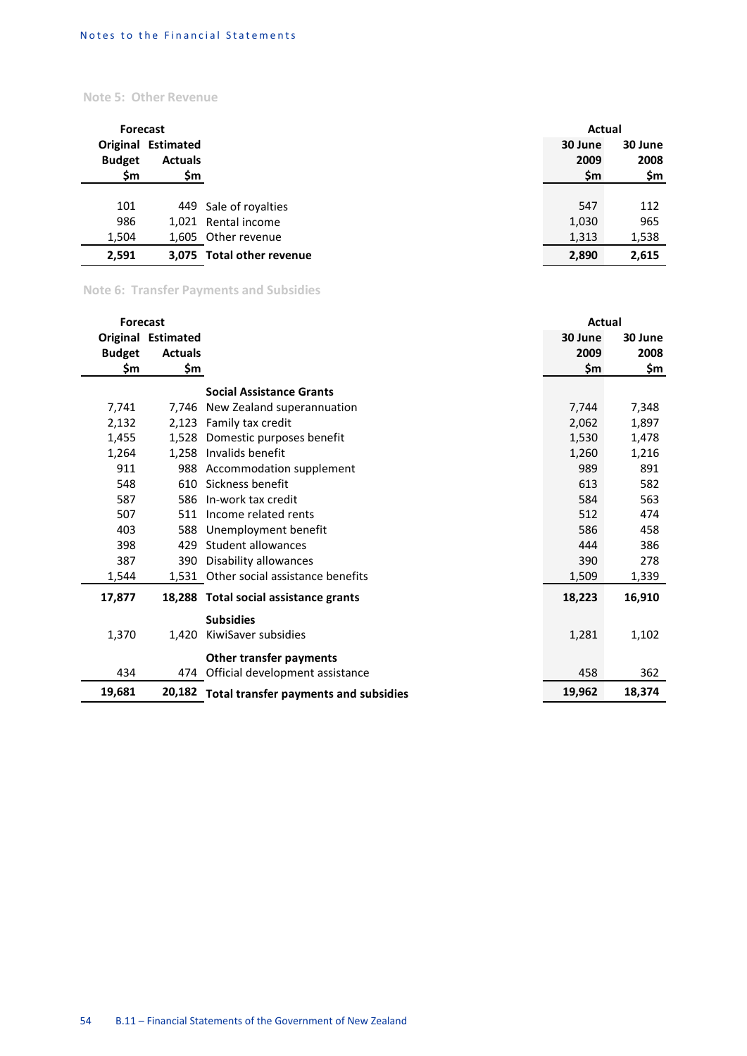## Note 5: Other Revenue

| Forecast | | | Actual | |
|---|---|---|---|---|
| Original Budget | Estimated Actuals | | 30 June 2009 | 30 June 2008 |
| $m | $m | | $m | $m |
| 101 | 449 | Sale of royalties | 547 | 112 |
| 986 | 1,021 | Rental income | 1,030 | 965 |
| 1,504 | 1,605 | Other revenue | 1,313 | 1,538 |
| **2,591** | **3,075** | **Total other revenue** | **2,890** | **2,615** |

## Note 6: Transfer Payments and Subsidies

| Forecast | | | Actual | |
|---|---|---|---|---|
| Original Budget | Estimated Actuals | | 30 June 2009 | 30 June 2008 |
| $m | $m | | $m | $m |
| | | **Social Assistance Grants** | | |
| 7,741 | 7,746 | New Zealand superannuation | 7,744 | 7,348 |
| 2,132 | 2,123 | Family tax credit | 2,062 | 1,897 |
| 1,455 | 1,528 | Domestic purposes benefit | 1,530 | 1,478 |
| 1,264 | 1,258 | Invalids benefit | 1,260 | 1,216 |
| 911 | 988 | Accommodation supplement | 989 | 891 |
| 548 | 610 | Sickness benefit | 613 | 582 |
| 587 | 586 | In-work tax credit | 584 | 563 |
| 507 | 511 | Income related rents | 512 | 474 |
| 403 | 588 | Unemployment benefit | 586 | 458 |
| 398 | 429 | Student allowances | 444 | 386 |
| 387 | 390 | Disability allowances | 390 | 278 |
| 1,544 | 1,531 | Other social assistance benefits | 1,509 | 1,339 |
| **17,877** | **18,288** | **Total social assistance grants** | **18,223** | **16,910** |
| | | **Subsidies** | | |
| 1,370 | 1,420 | KiwiSaver subsidies | 1,281 | 1,102 |
| | | **Other transfer payments** | | |
| 434 | 474 | Official development assistance | 458 | 362 |
| **19,681** | **20,182** | **Total transfer payments and subsidies** | **19,962** | **18,374** |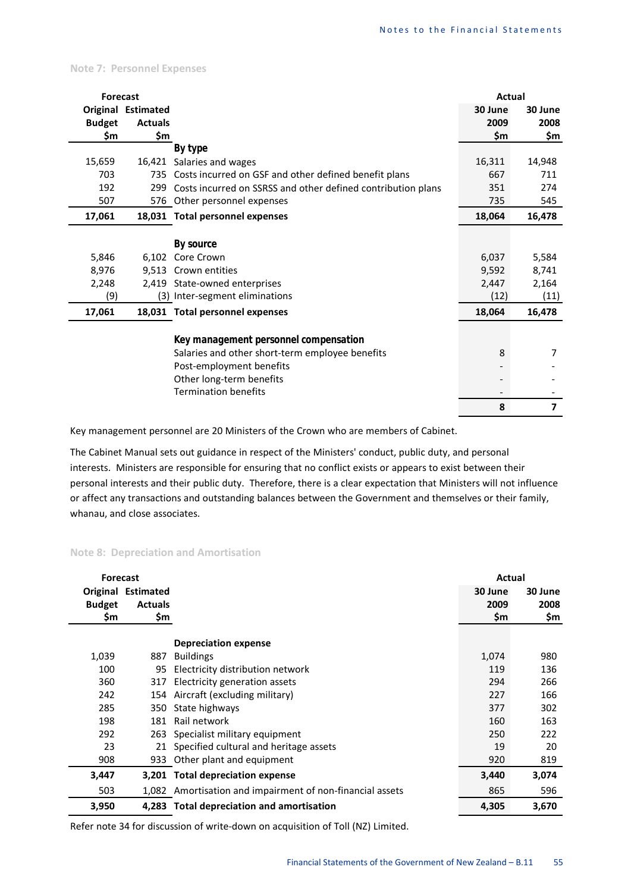## Note 7: Personnel Expenses

| Forecast Original Budget $m | Forecast Estimated Actuals $m | | Actual 30 June 2009 $m | Actual 30 June 2008 $m |
|---|---|---|---|---|
| | | **By type** | | |
| 15,659 | 16,421 | Salaries and wages | 16,311 | 14,948 |
| 703 | 735 | Costs incurred on GSF and other defined benefit plans | 667 | 711 |
| 192 | 299 | Costs incurred on SSRSS and other defined contribution plans | 351 | 274 |
| 507 | 576 | Other personnel expenses | 735 | 545 |
| **17,061** | **18,031** | **Total personnel expenses** | **18,064** | **16,478** |
| | | **By source** | | |
| 5,846 | 6,102 | Core Crown | 6,037 | 5,584 |
| 8,976 | 9,513 | Crown entities | 9,592 | 8,741 |
| 2,248 | 2,419 | State-owned enterprises | 2,447 | 2,164 |
| (9) | (3) | Inter-segment eliminations | (12) | (11) |
| **17,061** | **18,031** | **Total personnel expenses** | **18,064** | **16,478** |
| | | **Key management personnel compensation** | | |
| | | Salaries and other short-term employee benefits | 8 | 7 |
| | | Post-employment benefits | - | - |
| | | Other long-term benefits | - | - |
| | | Termination benefits | - | - |
| | | | **8** | **7** |

Key management personnel are 20 Ministers of the Crown who are members of Cabinet.

The Cabinet Manual sets out guidance in respect of the Ministers' conduct, public duty, and personal interests. Ministers are responsible for ensuring that no conflict exists or appears to exist between their personal interests and their public duty. Therefore, there is a clear expectation that Ministers will not influence or affect any transactions and outstanding balances between the Government and themselves or their family, whanau, and close associates.

## Note 8: Depreciation and Amortisation

| Forecast Original Budget $m | Forecast Estimated Actuals $m | | Actual 30 June 2009 $m | Actual 30 June 2008 $m |
|---|---|---|---|---|
| | | **Depreciation expense** | | |
| 1,039 | 887 | Buildings | 1,074 | 980 |
| 100 | 95 | Electricity distribution network | 119 | 136 |
| 360 | 317 | Electricity generation assets | 294 | 266 |
| 242 | 154 | Aircraft (excluding military) | 227 | 166 |
| 285 | 350 | State highways | 377 | 302 |
| 198 | 181 | Rail network | 160 | 163 |
| 292 | 263 | Specialist military equipment | 250 | 222 |
| 23 | 21 | Specified cultural and heritage assets | 19 | 20 |
| 908 | 933 | Other plant and equipment | 920 | 819 |
| **3,447** | **3,201** | **Total depreciation expense** | **3,440** | **3,074** |
| 503 | 1,082 | Amortisation and impairment of non-financial assets | 865 | 596 |
| **3,950** | **4,283** | **Total depreciation and amortisation** | **4,305** | **3,670** |

Refer note 34 for discussion of write-down on acquisition of Toll (NZ) Limited.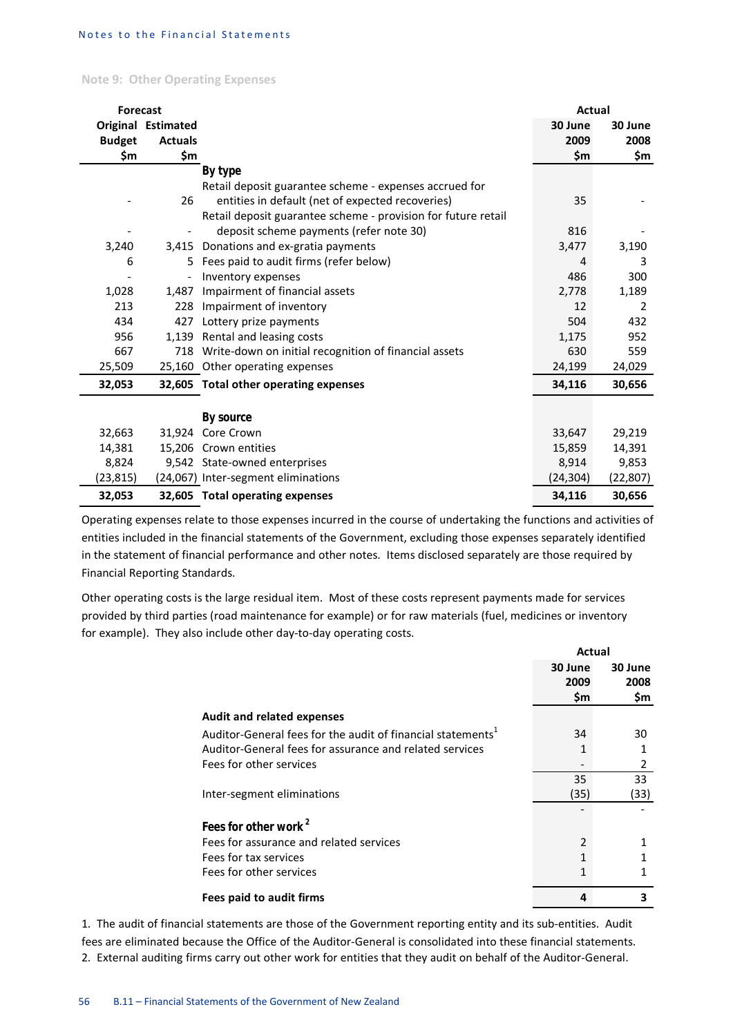## Note 9: Other Operating Expenses

| Forecast Original Budget $m | Forecast Estimated Actuals $m | | Actual 30 June 2009 $m | Actual 30 June 2008 $m |
|---|---|---|---|---|
| | | **By type** | | |
| - | 26 | Retail deposit guarantee scheme - expenses accrued for entities in default (net of expected recoveries) | 35 | - |
| - | - | Retail deposit guarantee scheme - provision for future retail deposit scheme payments (refer note 30) | 816 | - |
| 3,240 | 3,415 | Donations and ex-gratia payments | 3,477 | 3,190 |
| 6 | 5 | Fees paid to audit firms (refer below) | 4 | 3 |
| - | - | Inventory expenses | 486 | 300 |
| 1,028 | 1,487 | Impairment of financial assets | 2,778 | 1,189 |
| 213 | 228 | Impairment of inventory | 12 | 2 |
| 434 | 427 | Lottery prize payments | 504 | 432 |
| 956 | 1,139 | Rental and leasing costs | 1,175 | 952 |
| 667 | 718 | Write-down on initial recognition of financial assets | 630 | 559 |
| 25,509 | 25,160 | Other operating expenses | 24,199 | 24,029 |
| **32,053** | **32,605** | **Total other operating expenses** | **34,116** | **30,656** |
| | | | | |
| | | **By source** | | |
| 32,663 | 31,924 | Core Crown | 33,647 | 29,219 |
| 14,381 | 15,206 | Crown entities | 15,859 | 14,391 |
| 8,824 | 9,542 | State-owned enterprises | 8,914 | 9,853 |
| (23,815) | (24,067) | Inter-segment eliminations | (24,304) | (22,807) |
| **32,053** | **32,605** | **Total operating expenses** | **34,116** | **30,656** |

Operating expenses relate to those expenses incurred in the course of undertaking the functions and activities of entities included in the financial statements of the Government, excluding those expenses separately identified in the statement of financial performance and other notes. Items disclosed separately are those required by Financial Reporting Standards.

Other operating costs is the large residual item. Most of these costs represent payments made for services provided by third parties (road maintenance for example) or for raw materials (fuel, medicines or inventory for example). They also include other day-to-day operating costs.

| | Actual 30 June 2009 $m | Actual 30 June 2008 $m |
|---|---|---|
| **Audit and related expenses** | | |
| Auditor-General fees for the audit of financial statements[1] | 34 | 30 |
| Auditor-General fees for assurance and related services | 1 | 1 |
| Fees for other services | - | 2 |
| | 35 | 33 |
| Inter-segment eliminations | (35) | (33) |
| | - | - |
| **Fees for other work[2]** | | |
| Fees for assurance and related services | 2 | 1 |
| Fees for tax services | 1 | 1 |
| Fees for other services | 1 | 1 |
| **Fees paid to audit firms** | **4** | **3** |

1. The audit of financial statements are those of the Government reporting entity and its sub-entities. Audit fees are eliminated because the Office of the Auditor-General is consolidated into these financial statements.
2. External auditing firms carry out other work for entities that they audit on behalf of the Auditor-General.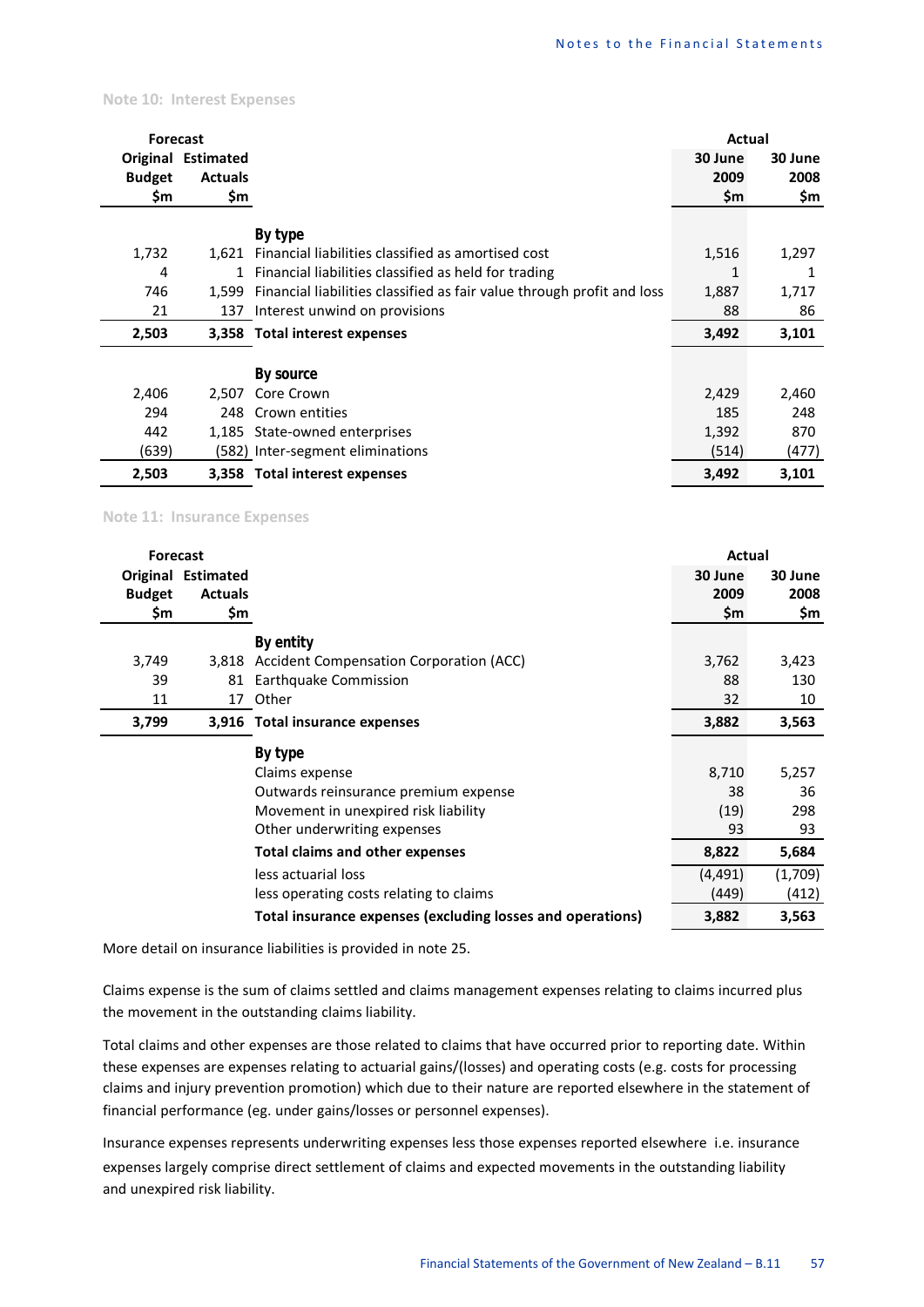## Note 10: Interest Expenses

| Forecast Original Budget $m | Forecast Estimated Actuals $m | | Actual 30 June 2009 $m | Actual 30 June 2008 $m |
|---|---|---|---|---|
| | | **By type** | | |
| 1,732 | 1,621 | Financial liabilities classified as amortised cost | 1,516 | 1,297 |
| 4 | 1 | Financial liabilities classified as held for trading | 1 | 1 |
| 746 | 1,599 | Financial liabilities classified as fair value through profit and loss | 1,887 | 1,717 |
| 21 | 137 | Interest unwind on provisions | 88 | 86 |
| **2,503** | **3,358** | **Total interest expenses** | **3,492** | **3,101** |
| | | **By source** | | |
| 2,406 | 2,507 | Core Crown | 2,429 | 2,460 |
| 294 | 248 | Crown entities | 185 | 248 |
| 442 | 1,185 | State-owned enterprises | 1,392 | 870 |
| (639) | (582) | Inter-segment eliminations | (514) | (477) |
| **2,503** | **3,358** | **Total interest expenses** | **3,492** | **3,101** |

## Note 11: Insurance Expenses

| Forecast Original Budget $m | Forecast Estimated Actuals $m | | Actual 30 June 2009 $m | Actual 30 June 2008 $m |
|---|---|---|---|---|
| | | **By entity** | | |
| 3,749 | 3,818 | Accident Compensation Corporation (ACC) | 3,762 | 3,423 |
| 39 | 81 | Earthquake Commission | 88 | 130 |
| 11 | 17 | Other | 32 | 10 |
| **3,799** | **3,916** | **Total insurance expenses** | **3,882** | **3,563** |
| | | **By type** | | |
| | | Claims expense | 8,710 | 5,257 |
| | | Outwards reinsurance premium expense | 38 | 36 |
| | | Movement in unexpired risk liability | (19) | 298 |
| | | Other underwriting expenses | 93 | 93 |
| | | **Total claims and other expenses** | **8,822** | **5,684** |
| | | less actuarial loss | (4,491) | (1,709) |
| | | less operating costs relating to claims | (449) | (412) |
| | | **Total insurance expenses (excluding losses and operations)** | **3,882** | **3,563** |

More detail on insurance liabilities is provided in note 25.

Claims expense is the sum of claims settled and claims management expenses relating to claims incurred plus the movement in the outstanding claims liability.

Total claims and other expenses are those related to claims that have occurred prior to reporting date. Within these expenses are expenses relating to actuarial gains/(losses) and operating costs (e.g. costs for processing claims and injury prevention promotion) which due to their nature are reported elsewhere in the statement of financial performance (eg. under gains/losses or personnel expenses).

Insurance expenses represents underwriting expenses less those expenses reported elsewhere i.e. insurance expenses largely comprise direct settlement of claims and expected movements in the outstanding liability and unexpired risk liability.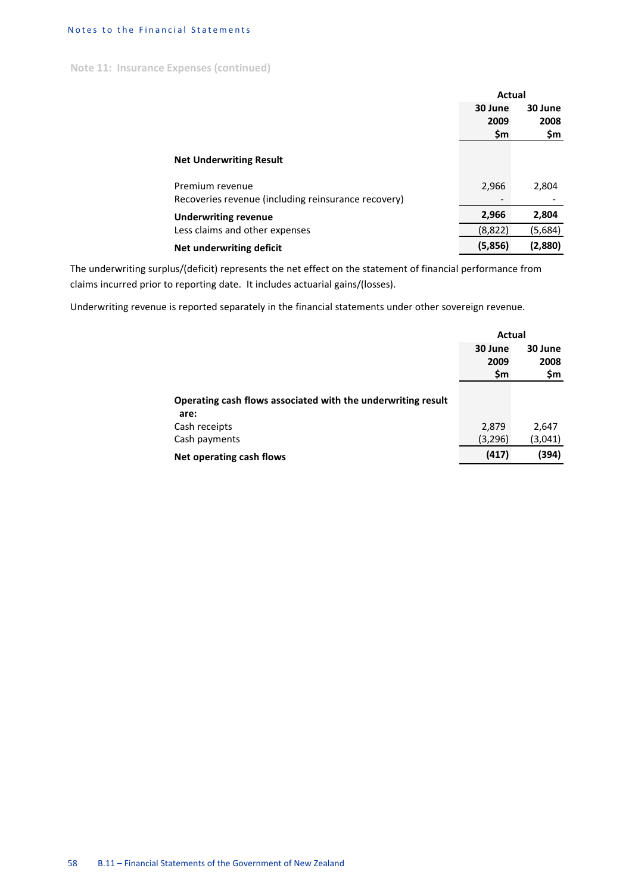## Note 11: Insurance Expenses (continued)

| | Actual | |
|---|---|---|
| | 30 June 2009 $m | 30 June 2008 $m |
| **Net Underwriting Result** | | |
| Premium revenue | 2,966 | 2,804 |
| Recoveries revenue (including reinsurance recovery) | - | - |
| **Underwriting revenue** | **2,966** | **2,804** |
| Less claims and other expenses | (8,822) | (5,684) |
| **Net underwriting deficit** | **(5,856)** | **(2,880)** |

The underwriting surplus/(deficit) represents the net effect on the statement of financial performance from claims incurred prior to reporting date. It includes actuarial gains/(losses).

Underwriting revenue is reported separately in the financial statements under other sovereign revenue.

| | Actual | |
|---|---|---|
| | 30 June 2009 $m | 30 June 2008 $m |
| **Operating cash flows associated with the underwriting result are:** | | |
| Cash receipts | 2,879 | 2,647 |
| Cash payments | (3,296) | (3,041) |
| **Net operating cash flows** | **(417)** | **(394)** |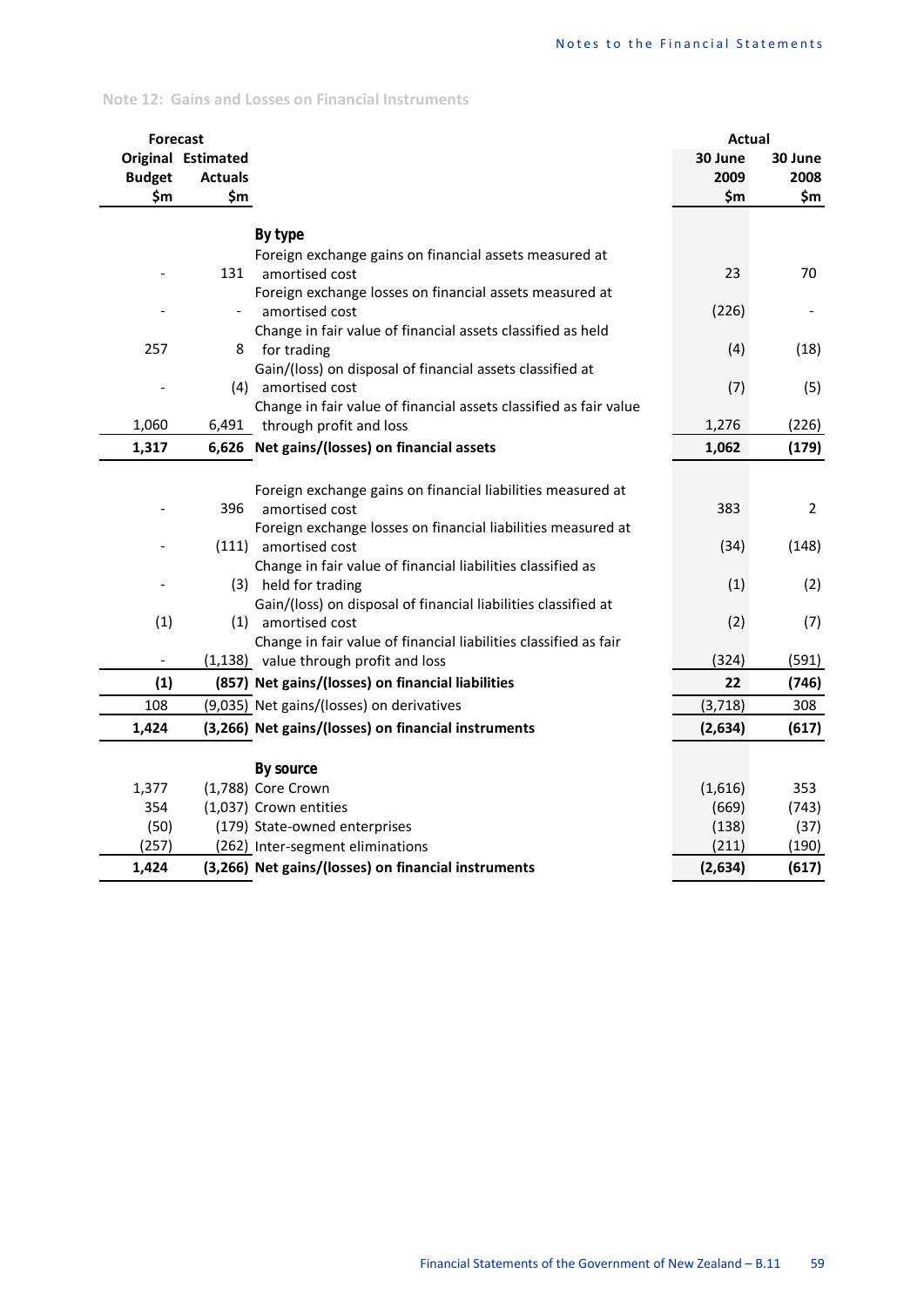## Note 12: Gains and Losses on Financial Instruments

| Forecast Original Budget $m | Forecast Estimated Actuals $m | | Actual 30 June 2009 $m | Actual 30 June 2008 $m |
|---|---|---|---|---|
| | | **By type** | | |
| - | 131 | Foreign exchange gains on financial assets measured at amortised cost | 23 | 70 |
| - | - | Foreign exchange losses on financial assets measured at amortised cost | (226) | - |
| 257 | 8 | Change in fair value of financial assets classified as held for trading | (4) | (18) |
| - | (4) | Gain/(loss) on disposal of financial assets classified at amortised cost | (7) | (5) |
| 1,060 | 6,491 | Change in fair value of financial assets classified as fair value through profit and loss | 1,276 | (226) |
| **1,317** | **6,626** | **Net gains/(losses) on financial assets** | **1,062** | **(179)** |
| - | 396 | Foreign exchange gains on financial liabilities measured at amortised cost | 383 | 2 |
| - | (111) | Foreign exchange losses on financial liabilities measured at amortised cost | (34) | (148) |
| - | (3) | Change in fair value of financial liabilities classified as held for trading | (1) | (2) |
| (1) | (1) | Gain/(loss) on disposal of financial liabilities classified at amortised cost | (2) | (7) |
| - | (1,138) | Change in fair value of financial liabilities classified as fair value through profit and loss | (324) | (591) |
| **(1)** | **(857)** | **Net gains/(losses) on financial liabilities** | **22** | **(746)** |
| 108 | (9,035) | Net gains/(losses) on derivatives | (3,718) | 308 |
| **1,424** | **(3,266)** | **Net gains/(losses) on financial instruments** | **(2,634)** | **(617)** |
| | | **By source** | | |
| 1,377 | (1,788) | Core Crown | (1,616) | 353 |
| 354 | (1,037) | Crown entities | (669) | (743) |
| (50) | (179) | State-owned enterprises | (138) | (37) |
| (257) | (262) | Inter-segment eliminations | (211) | (190) |
| **1,424** | **(3,266)** | **Net gains/(losses) on financial instruments** | **(2,634)** | **(617)** |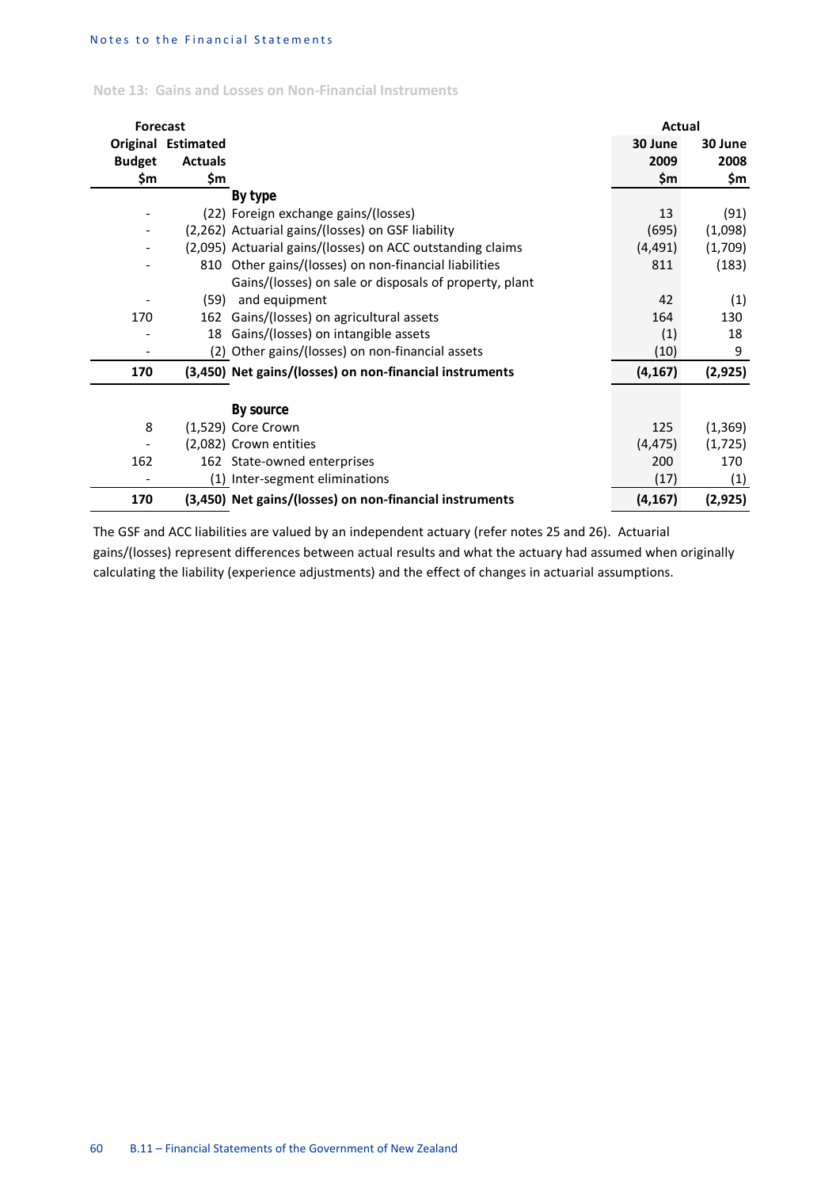## Note 13: Gains and Losses on Non-Financial Instruments

| Forecast Original Budget $m | Forecast Estimated Actuals $m | | Actual 30 June 2009 $m | Actual 30 June 2008 $m |
|---|---|---|---|---|
| | | **By type** | | |
| - | (22) | Foreign exchange gains/(losses) | 13 | (91) |
| - | (2,262) | Actuarial gains/(losses) on GSF liability | (695) | (1,098) |
| - | (2,095) | Actuarial gains/(losses) on ACC outstanding claims | (4,491) | (1,709) |
| - | 810 | Other gains/(losses) on non-financial liabilities | 811 | (183) |
| - | (59) | Gains/(losses) on sale or disposals of property, plant and equipment | 42 | (1) |
| 170 | 162 | Gains/(losses) on agricultural assets | 164 | 130 |
| - | 18 | Gains/(losses) on intangible assets | (1) | 18 |
| - | (2) | Other gains/(losses) on non-financial assets | (10) | 9 |
| **170** | **(3,450)** | **Net gains/(losses) on non-financial instruments** | **(4,167)** | **(2,925)** |
| | | **By source** | | |
| 8 | (1,529) | Core Crown | 125 | (1,369) |
| - | (2,082) | Crown entities | (4,475) | (1,725) |
| 162 | 162 | State-owned enterprises | 200 | 170 |
| - | (1) | Inter-segment eliminations | (17) | (1) |
| **170** | **(3,450)** | **Net gains/(losses) on non-financial instruments** | **(4,167)** | **(2,925)** |

The GSF and ACC liabilities are valued by an independent actuary (refer notes 25 and 26). Actuarial gains/(losses) represent differences between actual results and what the actuary had assumed when originally calculating the liability (experience adjustments) and the effect of changes in actuarial assumptions.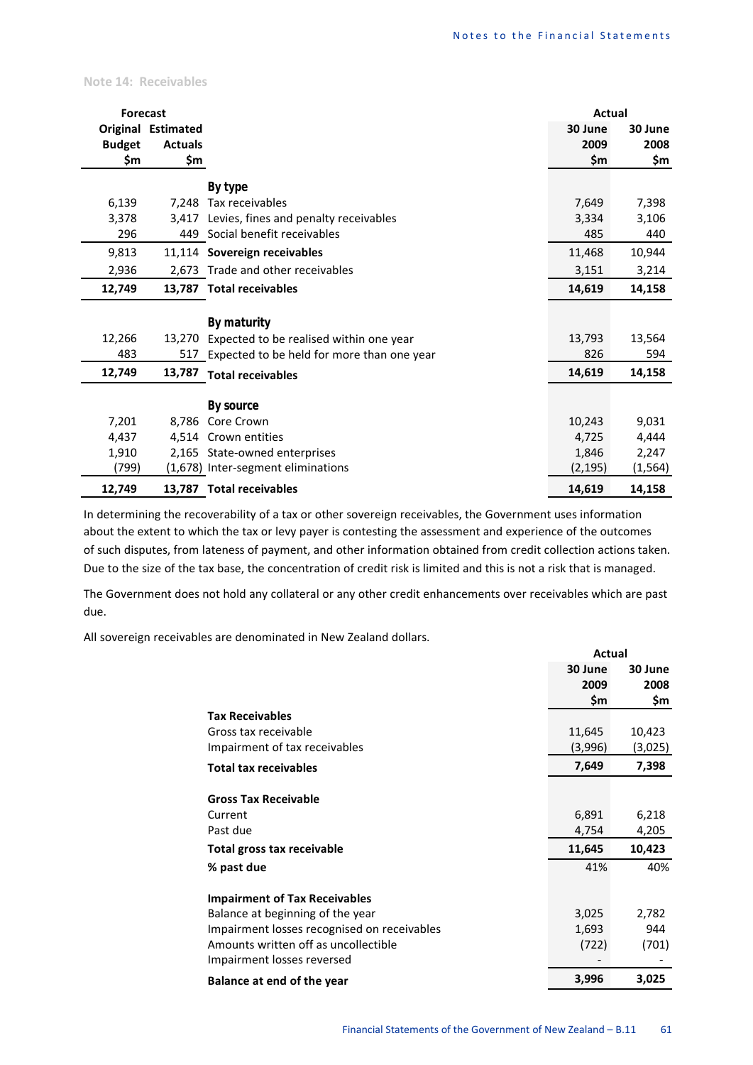## Note 14: Receivables

| Forecast | | | Actual | |
|---|---|---|---|---|
| Original Budget $m | Estimated Actuals $m | | 30 June 2009 $m | 30 June 2008 $m |
| | | **By type** | | |
| 6,139 | 7,248 | Tax receivables | 7,649 | 7,398 |
| 3,378 | 3,417 | Levies, fines and penalty receivables | 3,334 | 3,106 |
| 296 | 449 | Social benefit receivables | 485 | 440 |
| 9,813 | 11,114 | **Sovereign receivables** | 11,468 | 10,944 |
| 2,936 | 2,673 | Trade and other receivables | 3,151 | 3,214 |
| **12,749** | **13,787** | **Total receivables** | **14,619** | **14,158** |
| | | **By maturity** | | |
| 12,266 | 13,270 | Expected to be realised within one year | 13,793 | 13,564 |
| 483 | 517 | Expected to be held for more than one year | 826 | 594 |
| **12,749** | **13,787** | **Total receivables** | **14,619** | **14,158** |
| | | **By source** | | |
| 7,201 | 8,786 | Core Crown | 10,243 | 9,031 |
| 4,437 | 4,514 | Crown entities | 4,725 | 4,444 |
| 1,910 | 2,165 | State-owned enterprises | 1,846 | 2,247 |
| (799) | (1,678) | Inter-segment eliminations | (2,195) | (1,564) |
| **12,749** | **13,787** | **Total receivables** | **14,619** | **14,158** |

In determining the recoverability of a tax or other sovereign receivables, the Government uses information about the extent to which the tax or levy payer is contesting the assessment and experience of the outcomes of such disputes, from lateness of payment, and other information obtained from credit collection actions taken. Due to the size of the tax base, the concentration of credit risk is limited and this is not a risk that is managed.

The Government does not hold any collateral or any other credit enhancements over receivables which are past due.

All sovereign receivables are denominated in New Zealand dollars.

| | Actual | |
|---|---|---|
| | 30 June 2009 $m | 30 June 2008 $m |
| **Tax Receivables** | | |
| Gross tax receivable | 11,645 | 10,423 |
| Impairment of tax receivables | (3,996) | (3,025) |
| **Total tax receivables** | **7,649** | **7,398** |
| **Gross Tax Receivable** | | |
| Current | 6,891 | 6,218 |
| Past due | 4,754 | 4,205 |
| **Total gross tax receivable** | **11,645** | **10,423** |
| **% past due** | 41% | 40% |
| **Impairment of Tax Receivables** | | |
| Balance at beginning of the year | 3,025 | 2,782 |
| Impairment losses recognised on receivables | 1,693 | 944 |
| Amounts written off as uncollectible | (722) | (701) |
| Impairment losses reversed | - | - |
| **Balance at end of the year** | **3,996** | **3,025** |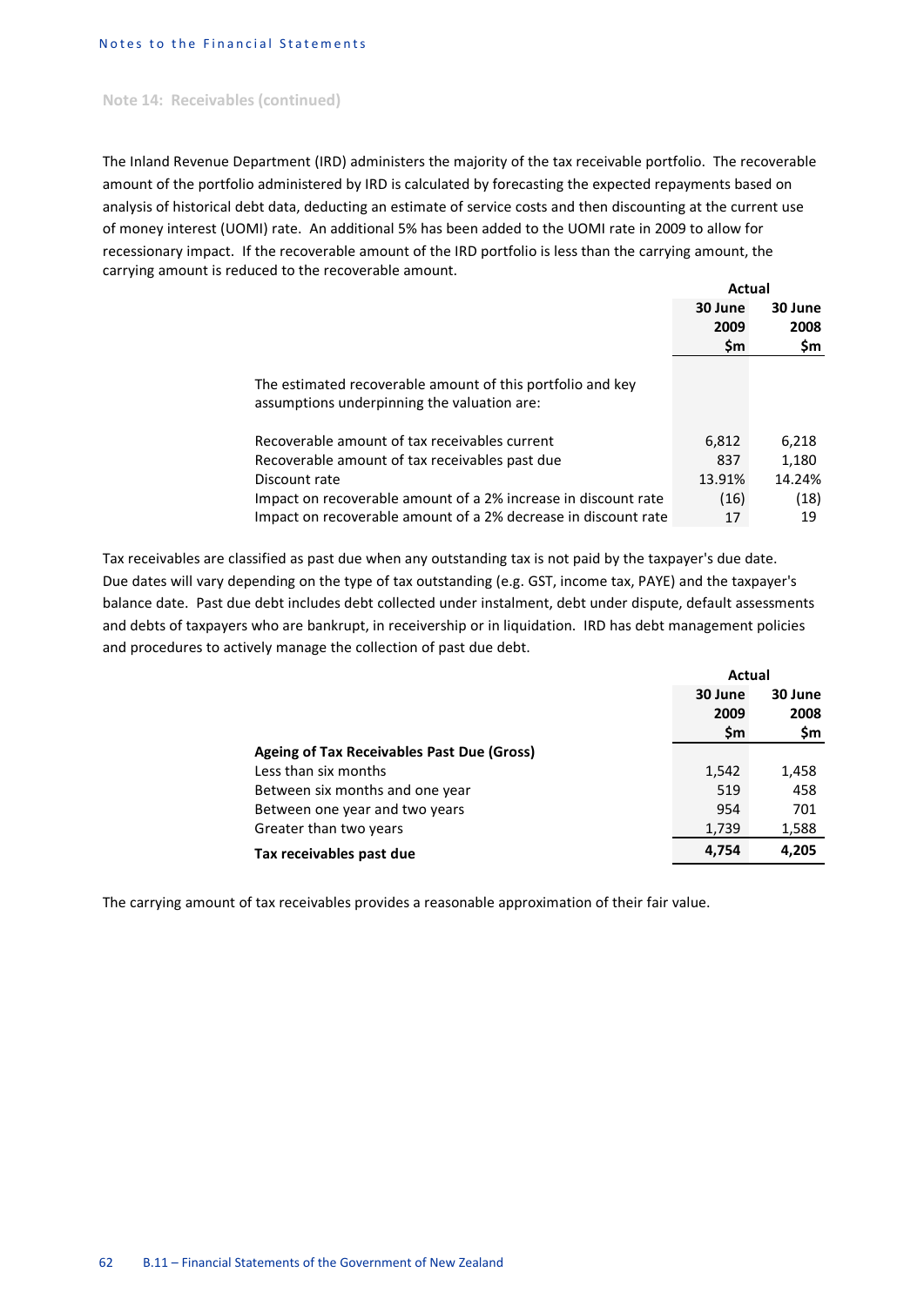## Note 14: Receivables (continued)

The Inland Revenue Department (IRD) administers the majority of the tax receivable portfolio. The recoverable amount of the portfolio administered by IRD is calculated by forecasting the expected repayments based on analysis of historical debt data, deducting an estimate of service costs and then discounting at the current use of money interest (UOMI) rate. An additional 5% has been added to the UOMI rate in 2009 to allow for recessionary impact. If the recoverable amount of the IRD portfolio is less than the carrying amount, the carrying amount is reduced to the recoverable amount.

| | Actual | |
|---|---|---|
| | 30 June 2009 $m | 30 June 2008 $m |
| The estimated recoverable amount of this portfolio and key assumptions underpinning the valuation are: | | |
| Recoverable amount of tax receivables current | 6,812 | 6,218 |
| Recoverable amount of tax receivables past due | 837 | 1,180 |
| Discount rate | 13.91% | 14.24% |
| Impact on recoverable amount of a 2% increase in discount rate | (16) | (18) |
| Impact on recoverable amount of a 2% decrease in discount rate | 17 | 19 |

Tax receivables are classified as past due when any outstanding tax is not paid by the taxpayer's due date. Due dates will vary depending on the type of tax outstanding (e.g. GST, income tax, PAYE) and the taxpayer's balance date. Past due debt includes debt collected under instalment, debt under dispute, default assessments and debts of taxpayers who are bankrupt, in receivership or in liquidation. IRD has debt management policies and procedures to actively manage the collection of past due debt.

| | Actual | |
|---|---|---|
| | 30 June 2009 $m | 30 June 2008 $m |
| **Ageing of Tax Receivables Past Due (Gross)** | | |
| Less than six months | 1,542 | 1,458 |
| Between six months and one year | 519 | 458 |
| Between one year and two years | 954 | 701 |
| Greater than two years | 1,739 | 1,588 |
| **Tax receivables past due** | **4,754** | **4,205** |

The carrying amount of tax receivables provides a reasonable approximation of their fair value.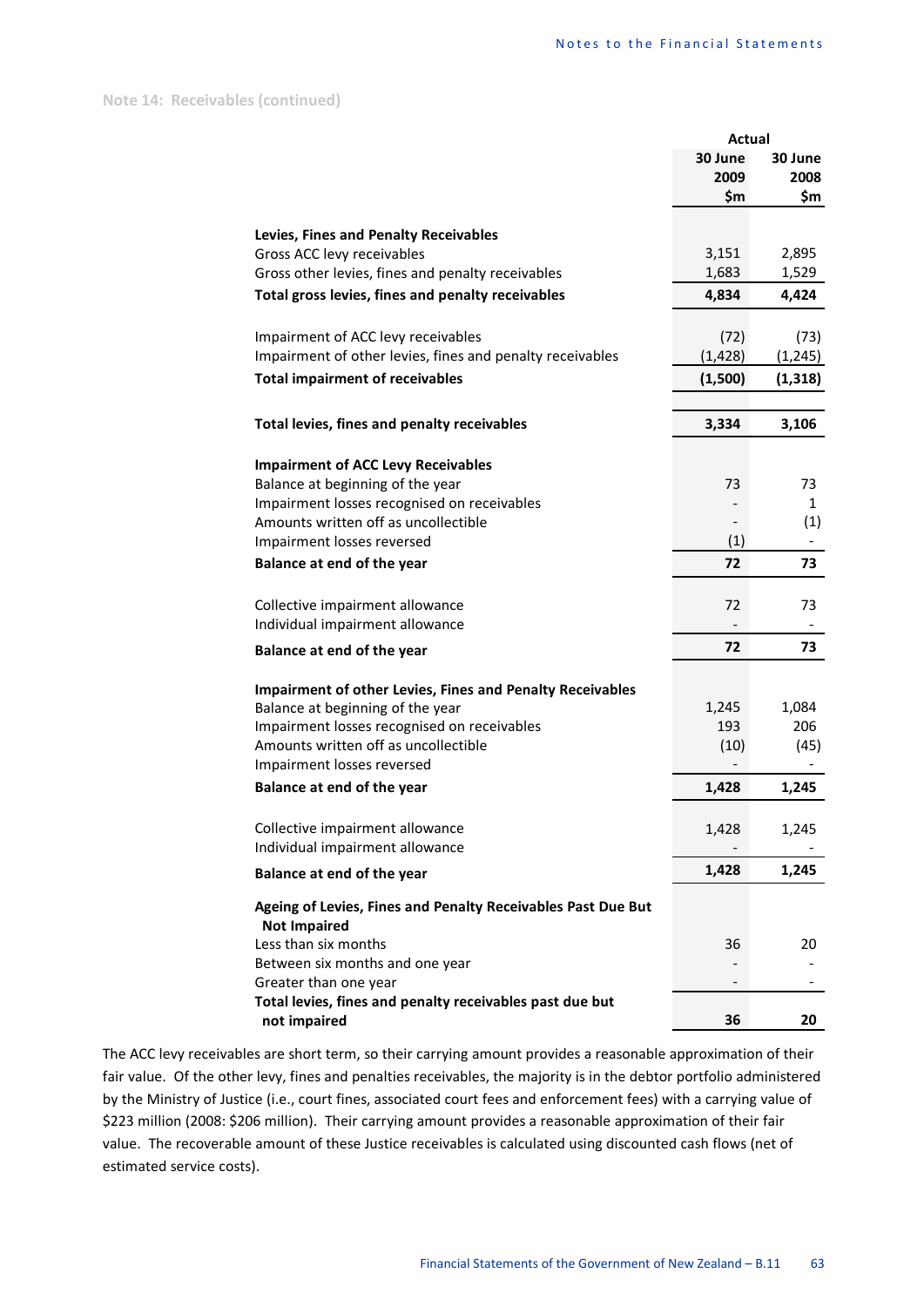Note 14: Receivables (continued)

| | Actual 30 June 2009 $m | Actual 30 June 2008 $m |
|---|---|---|
| **Levies, Fines and Penalty Receivables** | | |
| Gross ACC levy receivables | 3,151 | 2,895 |
| Gross other levies, fines and penalty receivables | 1,683 | 1,529 |
| **Total gross levies, fines and penalty receivables** | **4,834** | **4,424** |
| Impairment of ACC levy receivables | (72) | (73) |
| Impairment of other levies, fines and penalty receivables | (1,428) | (1,245) |
| **Total impairment of receivables** | **(1,500)** | **(1,318)** |
| **Total levies, fines and penalty receivables** | **3,334** | **3,106** |
| **Impairment of ACC Levy Receivables** | | |
| Balance at beginning of the year | 73 | 73 |
| Impairment losses recognised on receivables | - | 1 |
| Amounts written off as uncollectible | - | (1) |
| Impairment losses reversed | (1) | - |
| **Balance at end of the year** | **72** | **73** |
| Collective impairment allowance | 72 | 73 |
| Individual impairment allowance | - | - |
| **Balance at end of the year** | **72** | **73** |
| **Impairment of other Levies, Fines and Penalty Receivables** | | |
| Balance at beginning of the year | 1,245 | 1,084 |
| Impairment losses recognised on receivables | 193 | 206 |
| Amounts written off as uncollectible | (10) | (45) |
| Impairment losses reversed | - | - |
| **Balance at end of the year** | **1,428** | **1,245** |
| Collective impairment allowance | 1,428 | 1,245 |
| Individual impairment allowance | - | - |
| **Balance at end of the year** | **1,428** | **1,245** |
| **Ageing of Levies, Fines and Penalty Receivables Past Due But Not Impaired** | | |
| Less than six months | 36 | 20 |
| Between six months and one year | - | - |
| Greater than one year | - | - |
| **Total levies, fines and penalty receivables past due but not impaired** | **36** | **20** |

The ACC levy receivables are short term, so their carrying amount provides a reasonable approximation of their fair value. Of the other levy, fines and penalties receivables, the majority is in the debtor portfolio administered by the Ministry of Justice (i.e., court fines, associated court fees and enforcement fees) with a carrying value of $223 million (2008: $206 million). Their carrying amount provides a reasonable approximation of their fair value. The recoverable amount of these Justice receivables is calculated using discounted cash flows (net of estimated service costs).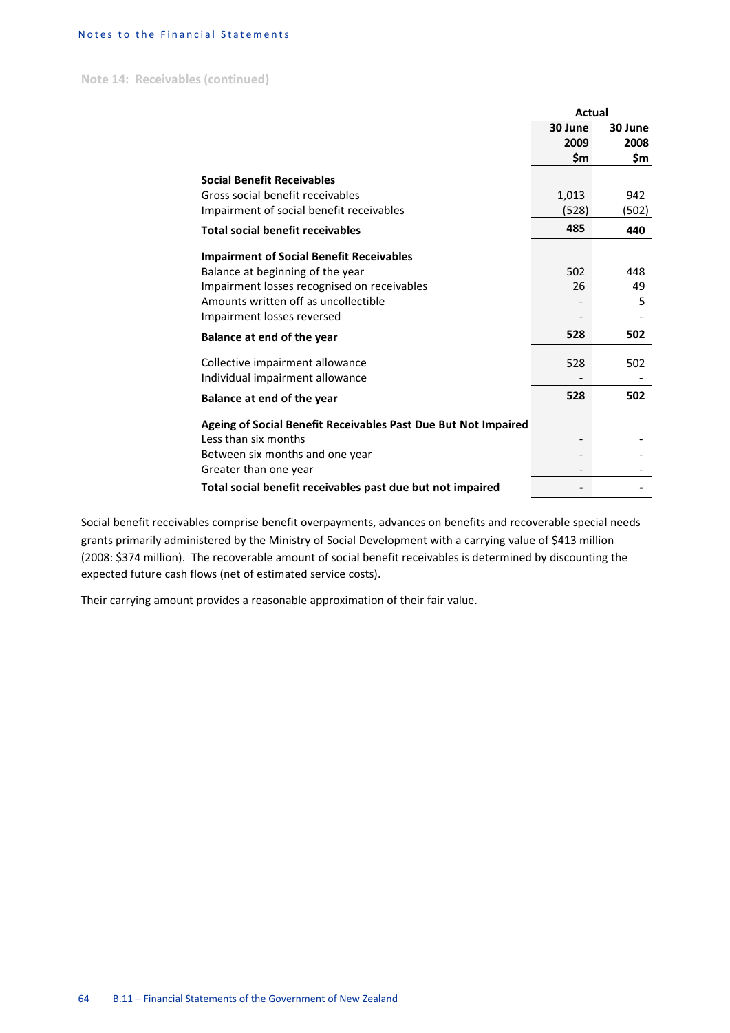## Note 14: Receivables (continued)

| | Actual | |
|---|---|---|
| | 30 June 2009 $m | 30 June 2008 $m |
| **Social Benefit Receivables** | | |
| Gross social benefit receivables | 1,013 | 942 |
| Impairment of social benefit receivables | (528) | (502) |
| **Total social benefit receivables** | **485** | **440** |
| **Impairment of Social Benefit Receivables** | | |
| Balance at beginning of the year | 502 | 448 |
| Impairment losses recognised on receivables | 26 | 49 |
| Amounts written off as uncollectible | - | 5 |
| Impairment losses reversed | - | - |
| **Balance at end of the year** | **528** | **502** |
| Collective impairment allowance | 528 | 502 |
| Individual impairment allowance | - | - |
| **Balance at end of the year** | **528** | **502** |
| **Ageing of Social Benefit Receivables Past Due But Not Impaired** | | |
| Less than six months | - | - |
| Between six months and one year | - | - |
| Greater than one year | - | - |
| **Total social benefit receivables past due but not impaired** | **-** | **-** |

Social benefit receivables comprise benefit overpayments, advances on benefits and recoverable special needs grants primarily administered by the Ministry of Social Development with a carrying value of $413 million (2008: $374 million). The recoverable amount of social benefit receivables is determined by discounting the expected future cash flows (net of estimated service costs).

Their carrying amount provides a reasonable approximation of their fair value.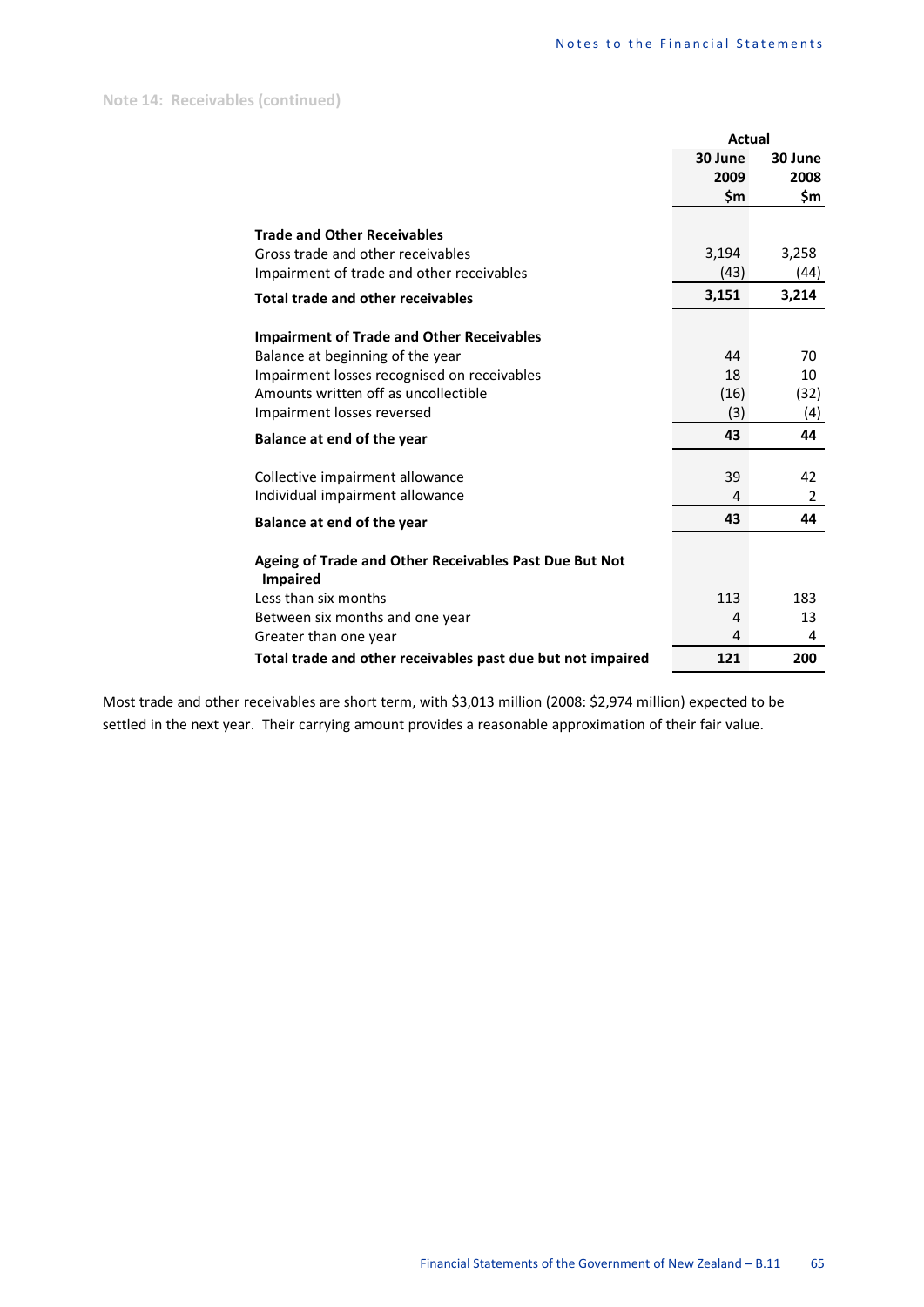## Note 14: Receivables (continued)

| | Actual | |
|---|---|---|
| | 30 June 2009 $m | 30 June 2008 $m |
| **Trade and Other Receivables** | | |
| Gross trade and other receivables | 3,194 | 3,258 |
| Impairment of trade and other receivables | (43) | (44) |
| **Total trade and other receivables** | **3,151** | **3,214** |
| **Impairment of Trade and Other Receivables** | | |
| Balance at beginning of the year | 44 | 70 |
| Impairment losses recognised on receivables | 18 | 10 |
| Amounts written off as uncollectible | (16) | (32) |
| Impairment losses reversed | (3) | (4) |
| **Balance at end of the year** | **43** | **44** |
| Collective impairment allowance | 39 | 42 |
| Individual impairment allowance | 4 | 2 |
| **Balance at end of the year** | **43** | **44** |
| **Ageing of Trade and Other Receivables Past Due But Not Impaired** | | |
| Less than six months | 113 | 183 |
| Between six months and one year | 4 | 13 |
| Greater than one year | 4 | 4 |
| **Total trade and other receivables past due but not impaired** | **121** | **200** |

Most trade and other receivables are short term, with $3,013 million (2008: $2,974 million) expected to be settled in the next year. Their carrying amount provides a reasonable approximation of their fair value.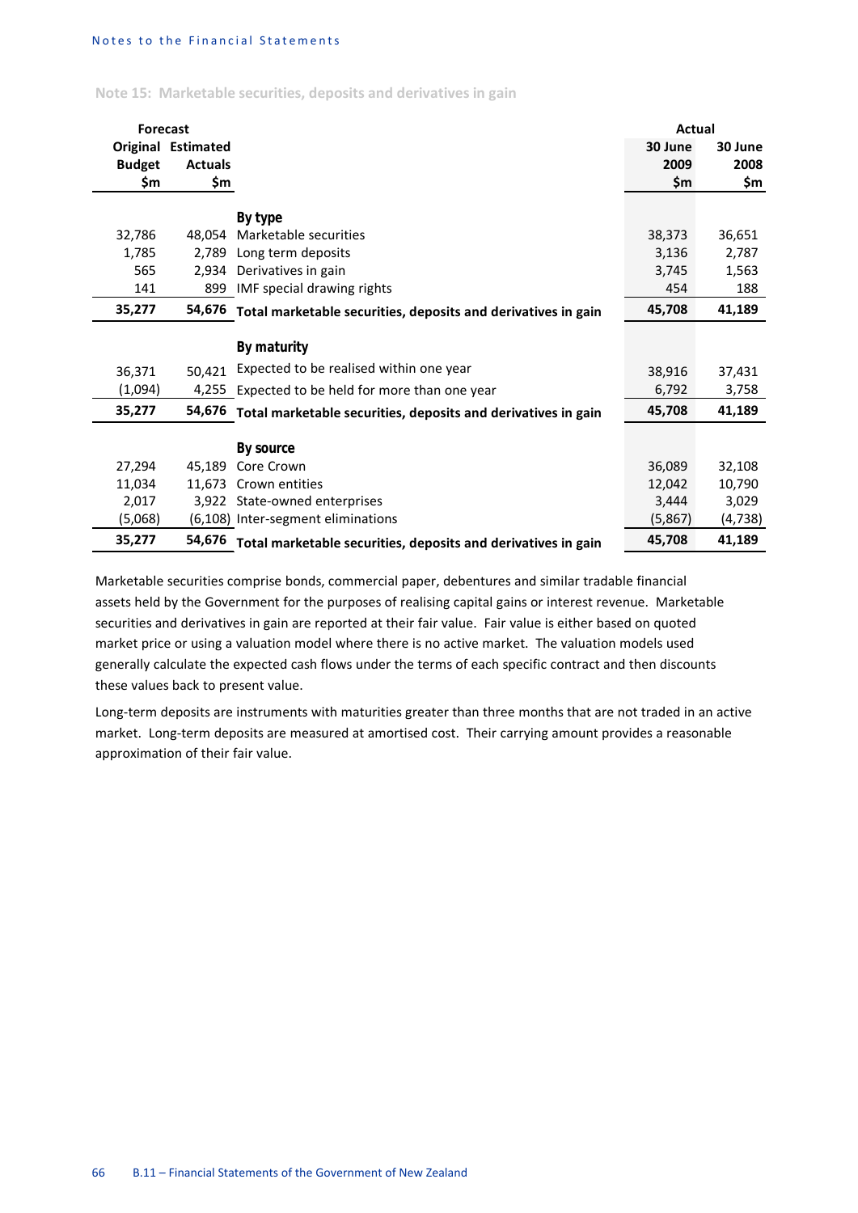## Note 15: Marketable securities, deposits and derivatives in gain

| Forecast | | | Actual | |
|---|---|---|---|---|
| Original Budget $m | Estimated Actuals $m | | 30 June 2009 $m | 30 June 2008 $m |
| | | **By type** | | |
| 32,786 | 48,054 | Marketable securities | 38,373 | 36,651 |
| 1,785 | 2,789 | Long term deposits | 3,136 | 2,787 |
| 565 | 2,934 | Derivatives in gain | 3,745 | 1,563 |
| 141 | 899 | IMF special drawing rights | 454 | 188 |
| **35,277** | **54,676** | **Total marketable securities, deposits and derivatives in gain** | **45,708** | **41,189** |
| | | **By maturity** | | |
| 36,371 | 50,421 | Expected to be realised within one year | 38,916 | 37,431 |
| (1,094) | 4,255 | Expected to be held for more than one year | 6,792 | 3,758 |
| **35,277** | **54,676** | **Total marketable securities, deposits and derivatives in gain** | **45,708** | **41,189** |
| | | **By source** | | |
| 27,294 | 45,189 | Core Crown | 36,089 | 32,108 |
| 11,034 | 11,673 | Crown entities | 12,042 | 10,790 |
| 2,017 | 3,922 | State-owned enterprises | 3,444 | 3,029 |
| (5,068) | (6,108) | Inter-segment eliminations | (5,867) | (4,738) |
| **35,277** | **54,676** | **Total marketable securities, deposits and derivatives in gain** | **45,708** | **41,189** |

Marketable securities comprise bonds, commercial paper, debentures and similar tradable financial assets held by the Government for the purposes of realising capital gains or interest revenue. Marketable securities and derivatives in gain are reported at their fair value. Fair value is either based on quoted market price or using a valuation model where there is no active market. The valuation models used generally calculate the expected cash flows under the terms of each specific contract and then discounts these values back to present value.

Long-term deposits are instruments with maturities greater than three months that are not traded in an active market. Long-term deposits are measured at amortised cost. Their carrying amount provides a reasonable approximation of their fair value.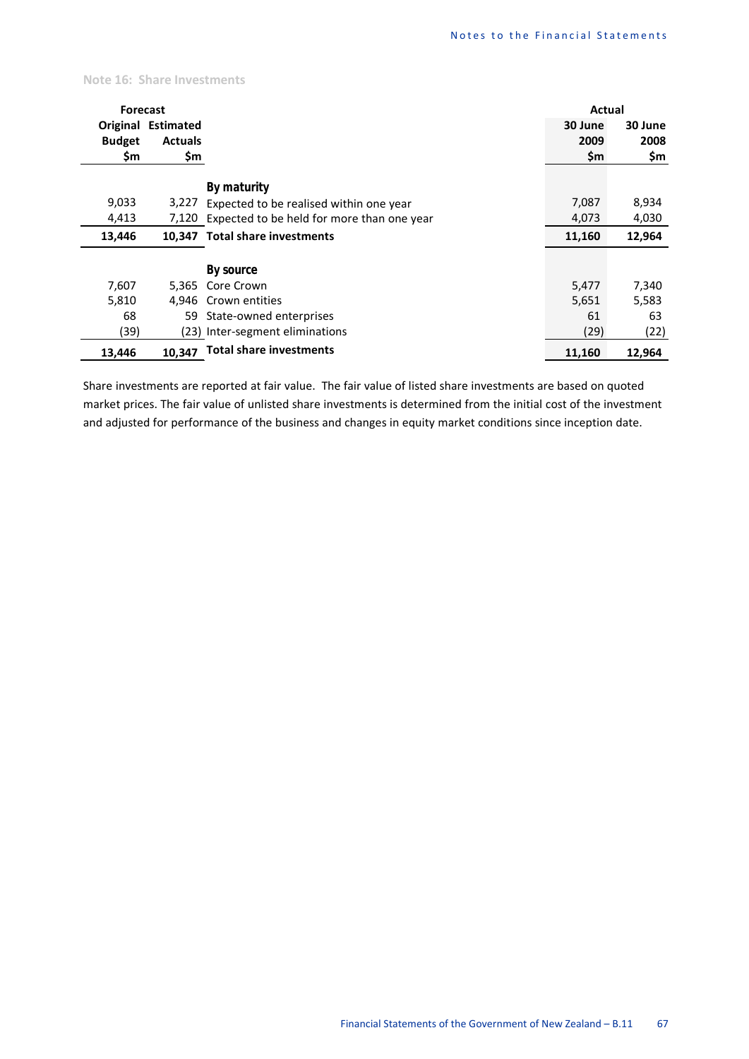## Note 16: Share Investments

| Forecast Original Budget $m | Forecast Estimated Actuals $m | | Actual 30 June 2009 $m | Actual 30 June 2008 $m |
|---|---|---|---|---|
| | | **By maturity** | | |
| 9,033 | 3,227 | Expected to be realised within one year | 7,087 | 8,934 |
| 4,413 | 7,120 | Expected to be held for more than one year | 4,073 | 4,030 |
| **13,446** | **10,347** | **Total share investments** | **11,160** | **12,964** |
| | | **By source** | | |
| 7,607 | 5,365 | Core Crown | 5,477 | 7,340 |
| 5,810 | 4,946 | Crown entities | 5,651 | 5,583 |
| 68 | 59 | State-owned enterprises | 61 | 63 |
| (39) | (23) | Inter-segment eliminations | (29) | (22) |
| **13,446** | **10,347** | **Total share investments** | **11,160** | **12,964** |

Share investments are reported at fair value. The fair value of listed share investments are based on quoted market prices. The fair value of unlisted share investments is determined from the initial cost of the investment and adjusted for performance of the business and changes in equity market conditions since inception date.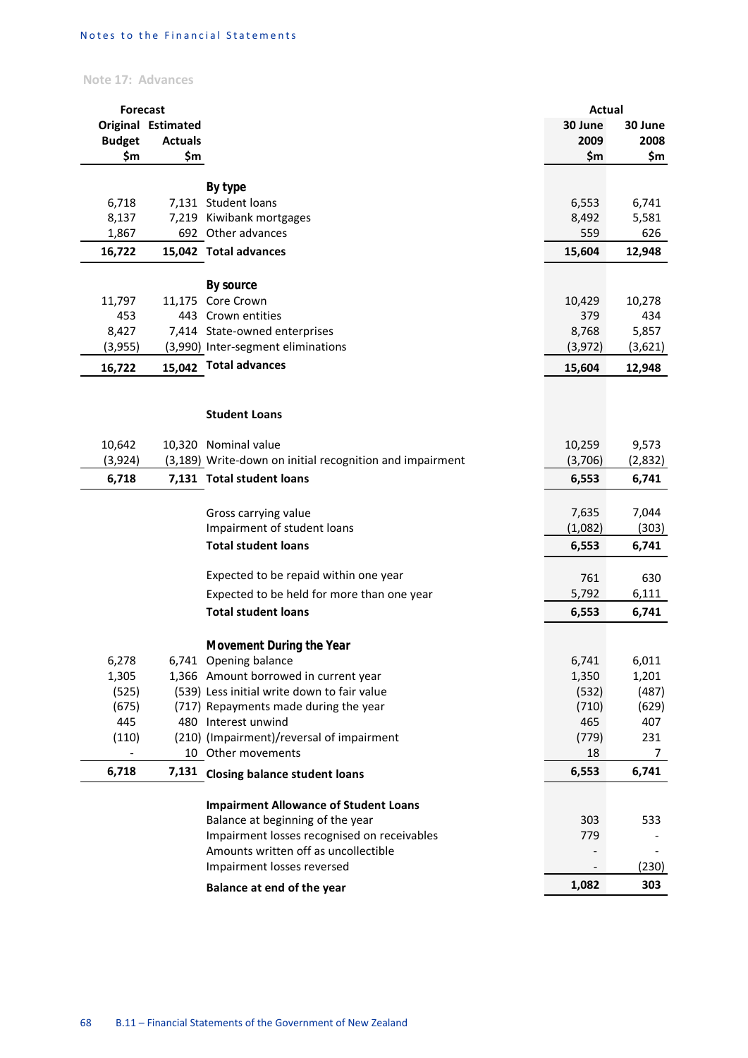## Note 17: Advances

| Forecast Original Budget $m | Forecast Estimated Actuals $m | | Actual 30 June 2009 $m | Actual 30 June 2008 $m |
|---|---|---|---|---|
| | | **By type** | | |
| 6,718 | 7,131 | Student loans | 6,553 | 6,741 |
| 8,137 | 7,219 | Kiwibank mortgages | 8,492 | 5,581 |
| 1,867 | 692 | Other advances | 559 | 626 |
| **16,722** | **15,042** | **Total advances** | **15,604** | **12,948** |
| | | **By source** | | |
| 11,797 | 11,175 | Core Crown | 10,429 | 10,278 |
| 453 | 443 | Crown entities | 379 | 434 |
| 8,427 | 7,414 | State-owned enterprises | 8,768 | 5,857 |
| (3,955) | (3,990) | Inter-segment eliminations | (3,972) | (3,621) |
| **16,722** | **15,042** | **Total advances** | **15,604** | **12,948** |
| | | **Student Loans** | | |
| 10,642 | 10,320 | Nominal value | 10,259 | 9,573 |
| (3,924) | (3,189) | Write-down on initial recognition and impairment | (3,706) | (2,832) |
| **6,718** | **7,131** | **Total student loans** | **6,553** | **6,741** |
| | | Gross carrying value | 7,635 | 7,044 |
| | | Impairment of student loans | (1,082) | (303) |
| | | **Total student loans** | **6,553** | **6,741** |
| | | Expected to be repaid within one year | 761 | 630 |
| | | Expected to be held for more than one year | 5,792 | 6,111 |
| | | **Total student loans** | **6,553** | **6,741** |
| | | **Movement During the Year** | | |
| 6,278 | 6,741 | Opening balance | 6,741 | 6,011 |
| 1,305 | 1,366 | Amount borrowed in current year | 1,350 | 1,201 |
| (525) | (539) | Less initial write down to fair value | (532) | (487) |
| (675) | (717) | Repayments made during the year | (710) | (629) |
| 445 | 480 | Interest unwind | 465 | 407 |
| (110) | (210) | (Impairment)/reversal of impairment | (779) | 231 |
| - | 10 | Other movements | 18 | 7 |
| **6,718** | **7,131** | **Closing balance student loans** | **6,553** | **6,741** |
| | | **Impairment Allowance of Student Loans** | | |
| | | Balance at beginning of the year | 303 | 533 |
| | | Impairment losses recognised on receivables | 779 | - |
| | | Amounts written off as uncollectible | - | - |
| | | Impairment losses reversed | - | (230) |
| | | **Balance at end of the year** | **1,082** | **303** |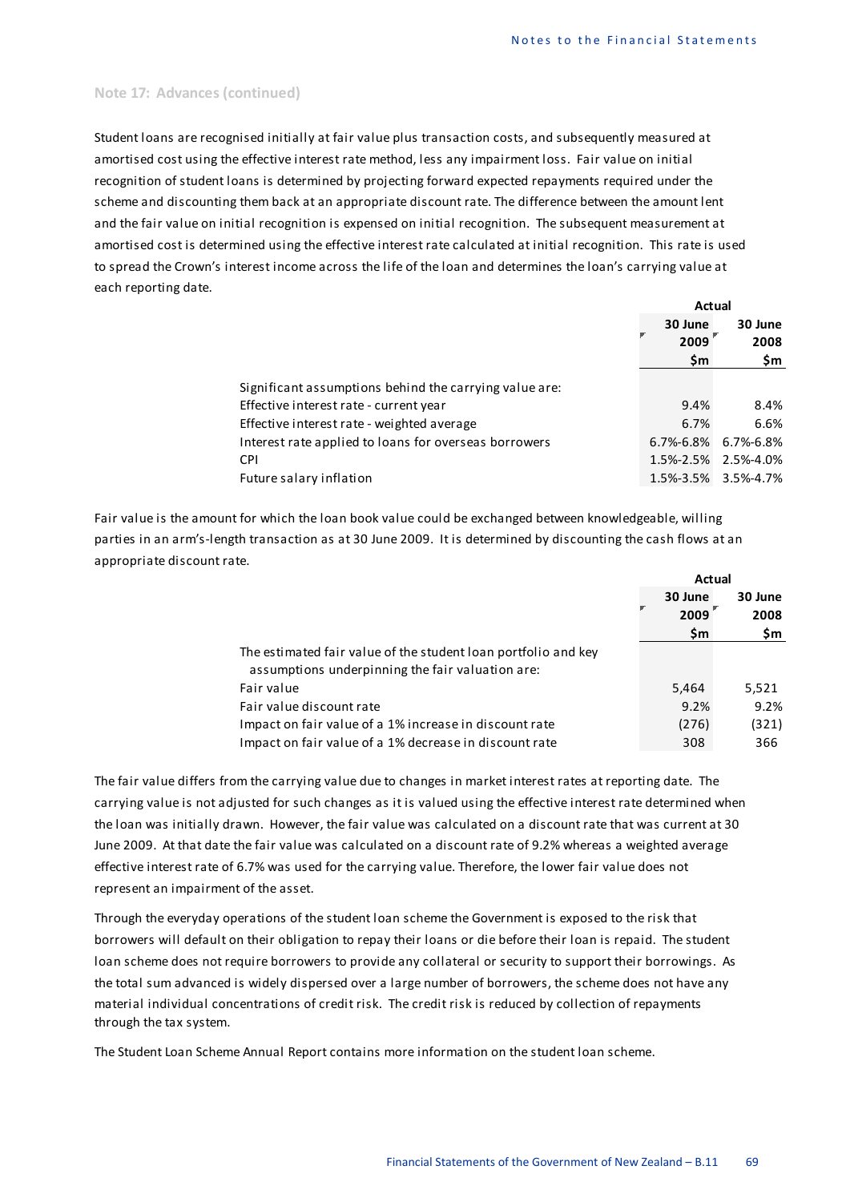## Note 17: Advances (continued)

Student loans are recognised initially at fair value plus transaction costs, and subsequently measured at amortised cost using the effective interest rate method, less any impairment loss. Fair value on initial recognition of student loans is determined by projecting forward expected repayments required under the scheme and discounting them back at an appropriate discount rate. The difference between the amount lent and the fair value on initial recognition is expensed on initial recognition. The subsequent measurement at amortised cost is determined using the effective interest rate calculated at initial recognition. This rate is used to spread the Crown's interest income across the life of the loan and determines the loan's carrying value at each reporting date.

| | Actual | |
|---|---|---|
| | 30 June 2009 $m | 30 June 2008 $m |
| Significant assumptions behind the carrying value are: | | |
| Effective interest rate - current year | 9.4% | 8.4% |
| Effective interest rate - weighted average | 6.7% | 6.6% |
| Interest rate applied to loans for overseas borrowers | 6.7%-6.8% | 6.7%-6.8% |
| CPI | 1.5%-2.5% | 2.5%-4.0% |
| Future salary inflation | 1.5%-3.5% | 3.5%-4.7% |

Fair value is the amount for which the loan book value could be exchanged between knowledgeable, willing parties in an arm's-length transaction as at 30 June 2009. It is determined by discounting the cash flows at an appropriate discount rate.

| | Actual | |
|---|---|---|
| | 30 June 2009 $m | 30 June 2008 $m |
| The estimated fair value of the student loan portfolio and key assumptions underpinning the fair valuation are: | | |
| Fair value | 5,464 | 5,521 |
| Fair value discount rate | 9.2% | 9.2% |
| Impact on fair value of a 1% increase in discount rate | (276) | (321) |
| Impact on fair value of a 1% decrease in discount rate | 308 | 366 |

The fair value differs from the carrying value due to changes in market interest rates at reporting date. The carrying value is not adjusted for such changes as it is valued using the effective interest rate determined when the loan was initially drawn. However, the fair value was calculated on a discount rate that was current at 30 June 2009. At that date the fair value was calculated on a discount rate of 9.2% whereas a weighted average effective interest rate of 6.7% was used for the carrying value. Therefore, the lower fair value does not represent an impairment of the asset.

Through the everyday operations of the student loan scheme the Government is exposed to the risk that borrowers will default on their obligation to repay their loans or die before their loan is repaid. The student loan scheme does not require borrowers to provide any collateral or security to support their borrowings. As the total sum advanced is widely dispersed over a large number of borrowers, the scheme does not have any material individual concentrations of credit risk. The credit risk is reduced by collection of repayments through the tax system.

The Student Loan Scheme Annual Report contains more information on the student loan scheme.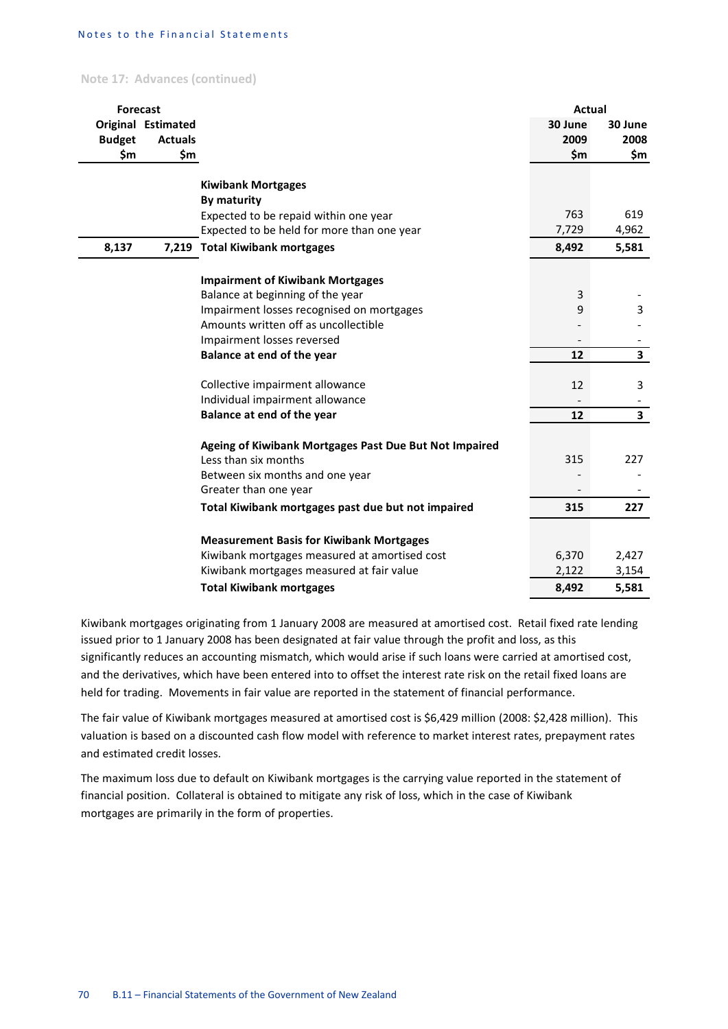## Note 17: Advances (continued)

| Forecast | | | Actual | |
|---|---|---|---|---|
| Original Budget $m | Estimated Actuals $m | | 30 June 2009 $m | 30 June 2008 $m |
| | | **Kiwibank Mortgages** | | |
| | | **By maturity** | | |
| | | Expected to be repaid within one year | 763 | 619 |
| | | Expected to be held for more than one year | 7,729 | 4,962 |
| **8,137** | **7,219** | **Total Kiwibank mortgages** | **8,492** | **5,581** |
| | | **Impairment of Kiwibank Mortgages** | | |
| | | Balance at beginning of the year | 3 | - |
| | | Impairment losses recognised on mortgages | 9 | 3 |
| | | Amounts written off as uncollectible | - | - |
| | | Impairment losses reversed | - | - |
| | | **Balance at end of the year** | **12** | **3** |
| | | Collective impairment allowance | 12 | 3 |
| | | Individual impairment allowance | - | - |
| | | **Balance at end of the year** | **12** | **3** |
| | | **Ageing of Kiwibank Mortgages Past Due But Not Impaired** | | |
| | | Less than six months | 315 | 227 |
| | | Between six months and one year | - | - |
| | | Greater than one year | - | - |
| | | **Total Kiwibank mortgages past due but not impaired** | **315** | **227** |
| | | **Measurement Basis for Kiwibank Mortgages** | | |
| | | Kiwibank mortgages measured at amortised cost | 6,370 | 2,427 |
| | | Kiwibank mortgages measured at fair value | 2,122 | 3,154 |
| | | **Total Kiwibank mortgages** | **8,492** | **5,581** |

Kiwibank mortgages originating from 1 January 2008 are measured at amortised cost. Retail fixed rate lending issued prior to 1 January 2008 has been designated at fair value through the profit and loss, as this significantly reduces an accounting mismatch, which would arise if such loans were carried at amortised cost, and the derivatives, which have been entered into to offset the interest rate risk on the retail fixed loans are held for trading. Movements in fair value are reported in the statement of financial performance.

The fair value of Kiwibank mortgages measured at amortised cost is $6,429 million (2008: $2,428 million). This valuation is based on a discounted cash flow model with reference to market interest rates, prepayment rates and estimated credit losses.

The maximum loss due to default on Kiwibank mortgages is the carrying value reported in the statement of financial position. Collateral is obtained to mitigate any risk of loss, which in the case of Kiwibank mortgages are primarily in the form of properties.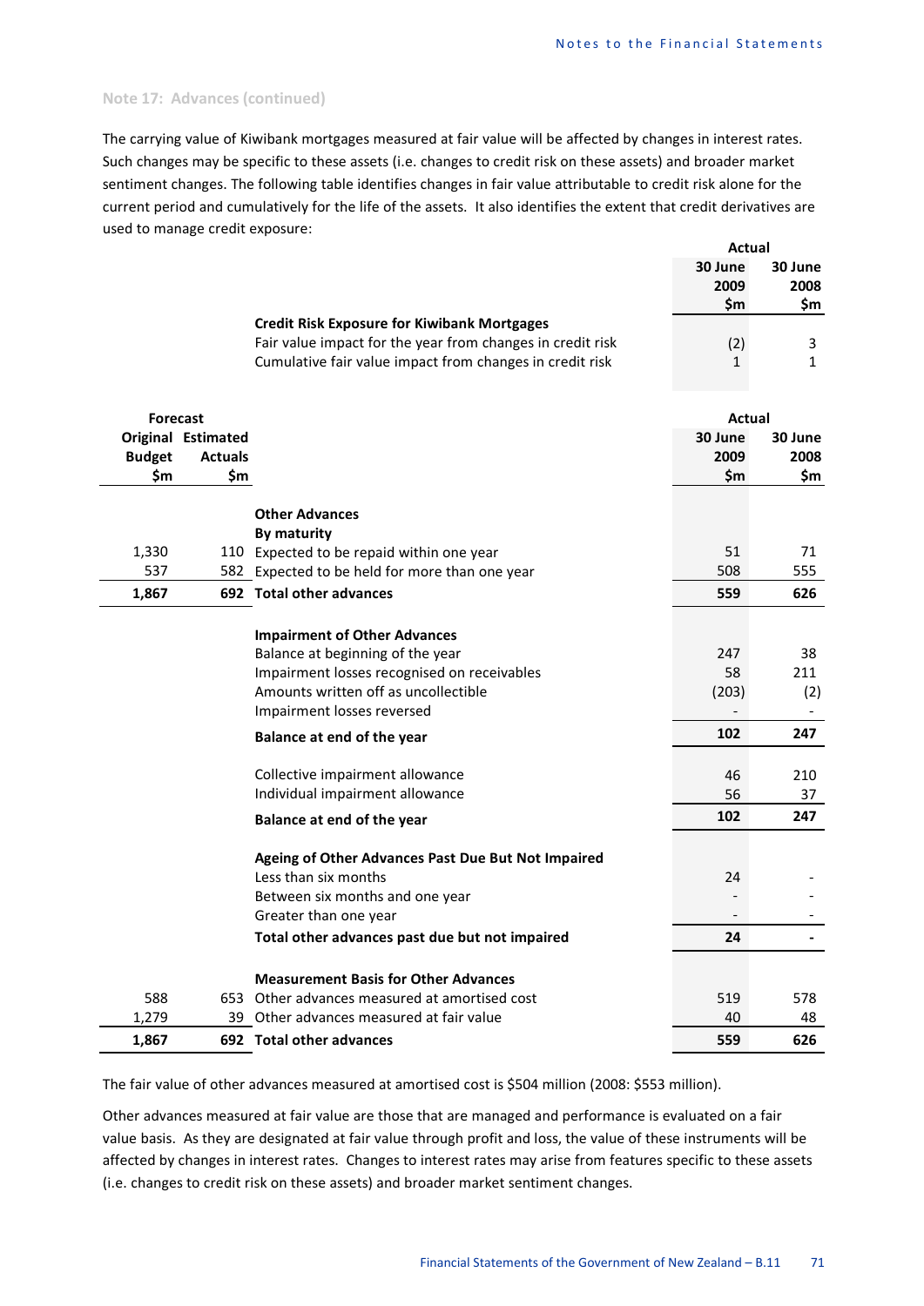Note 17: Advances (continued)

The carrying value of Kiwibank mortgages measured at fair value will be affected by changes in interest rates. Such changes may be specific to these assets (i.e. changes to credit risk on these assets) and broader market sentiment changes. The following table identifies changes in fair value attributable to credit risk alone for the current period and cumulatively for the life of the assets. It also identifies the extent that credit derivatives are used to manage credit exposure:

| | Actual 30 June 2009 $m | Actual 30 June 2008 $m |
|---|---|---|
| **Credit Risk Exposure for Kiwibank Mortgages** | | |
| Fair value impact for the year from changes in credit risk | (2) | 3 |
| Cumulative fair value impact from changes in credit risk | 1 | 1 |

| Forecast Original Budget $m | Forecast Estimated Actuals $m | | Actual 30 June 2009 $m | Actual 30 June 2008 $m |
|---|---|---|---|---|
| | | **Other Advances** | | |
| | | **By maturity** | | |
| 1,330 | 110 | Expected to be repaid within one year | 51 | 71 |
| 537 | 582 | Expected to be held for more than one year | 508 | 555 |
| **1,867** | **692** | **Total other advances** | **559** | **626** |
| | | **Impairment of Other Advances** | | |
| | | Balance at beginning of the year | 247 | 38 |
| | | Impairment losses recognised on receivables | 58 | 211 |
| | | Amounts written off as uncollectible | (203) | (2) |
| | | Impairment losses reversed | - | - |
| | | **Balance at end of the year** | **102** | **247** |
| | | Collective impairment allowance | 46 | 210 |
| | | Individual impairment allowance | 56 | 37 |
| | | **Balance at end of the year** | **102** | **247** |
| | | **Ageing of Other Advances Past Due But Not Impaired** | | |
| | | Less than six months | 24 | - |
| | | Between six months and one year | - | - |
| | | Greater than one year | - | - |
| | | **Total other advances past due but not impaired** | **24** | **-** |
| | | **Measurement Basis for Other Advances** | | |
| 588 | 653 | Other advances measured at amortised cost | 519 | 578 |
| 1,279 | 39 | Other advances measured at fair value | 40 | 48 |
| **1,867** | **692** | **Total other advances** | **559** | **626** |

The fair value of other advances measured at amortised cost is $504 million (2008: $553 million).

Other advances measured at fair value are those that are managed and performance is evaluated on a fair value basis. As they are designated at fair value through profit and loss, the value of these instruments will be affected by changes in interest rates. Changes to interest rates may arise from features specific to these assets (i.e. changes to credit risk on these assets) and broader market sentiment changes.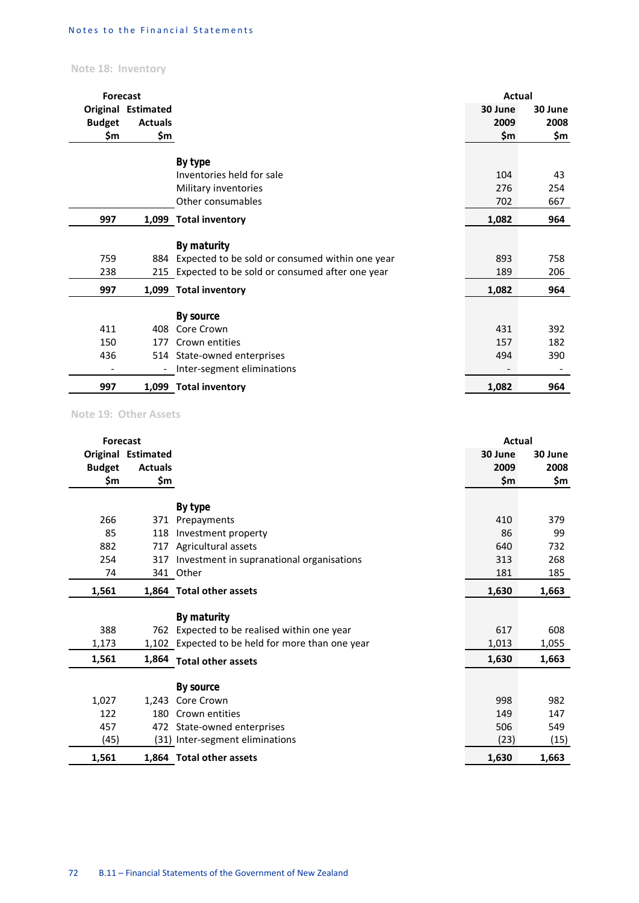## Note 18: Inventory

| Forecast Original Budget $m | Forecast Estimated Actuals $m | | Actual 30 June 2009 $m | Actual 30 June 2008 $m |
|---|---|---|---|---|
| | | **By type** | | |
| | | Inventories held for sale | 104 | 43 |
| | | Military inventories | 276 | 254 |
| | | Other consumables | 702 | 667 |
| **997** | **1,099** | **Total inventory** | **1,082** | **964** |
| | | **By maturity** | | |
| 759 | 884 | Expected to be sold or consumed within one year | 893 | 758 |
| 238 | 215 | Expected to be sold or consumed after one year | 189 | 206 |
| **997** | **1,099** | **Total inventory** | **1,082** | **964** |
| | | **By source** | | |
| 411 | 408 | Core Crown | 431 | 392 |
| 150 | 177 | Crown entities | 157 | 182 |
| 436 | 514 | State-owned enterprises | 494 | 390 |
| - | - | Inter-segment eliminations | - | - |
| **997** | **1,099** | **Total inventory** | **1,082** | **964** |

## Note 19: Other Assets

| Forecast Original Budget $m | Forecast Estimated Actuals $m | | Actual 30 June 2009 $m | Actual 30 June 2008 $m |
|---|---|---|---|---|
| | | **By type** | | |
| 266 | 371 | Prepayments | 410 | 379 |
| 85 | 118 | Investment property | 86 | 99 |
| 882 | 717 | Agricultural assets | 640 | 732 |
| 254 | 317 | Investment in supranational organisations | 313 | 268 |
| 74 | 341 | Other | 181 | 185 |
| **1,561** | **1,864** | **Total other assets** | **1,630** | **1,663** |
| | | **By maturity** | | |
| 388 | 762 | Expected to be realised within one year | 617 | 608 |
| 1,173 | 1,102 | Expected to be held for more than one year | 1,013 | 1,055 |
| **1,561** | **1,864** | **Total other assets** | **1,630** | **1,663** |
| | | **By source** | | |
| 1,027 | 1,243 | Core Crown | 998 | 982 |
| 122 | 180 | Crown entities | 149 | 147 |
| 457 | 472 | State-owned enterprises | 506 | 549 |
| (45) | (31) | Inter-segment eliminations | (23) | (15) |
| **1,561** | **1,864** | **Total other assets** | **1,630** | **1,663** |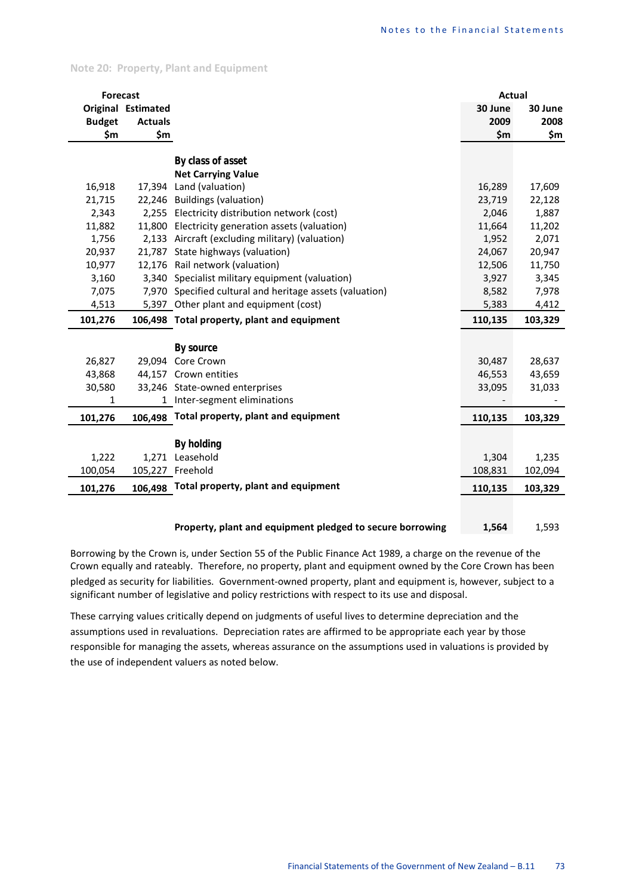### Note 20: Property, Plant and Equipment

| Forecast | | | Actual | |
|---|---|---|---|---|
| Original Budget $m | Estimated Actuals $m | | 30 June 2009 $m | 30 June 2008 $m |
| | | **By class of asset** | | |
| | | **Net Carrying Value** | | |
| 16,918 | 17,394 | Land (valuation) | 16,289 | 17,609 |
| 21,715 | 22,246 | Buildings (valuation) | 23,719 | 22,128 |
| 2,343 | 2,255 | Electricity distribution network (cost) | 2,046 | 1,887 |
| 11,882 | 11,800 | Electricity generation assets (valuation) | 11,664 | 11,202 |
| 1,756 | 2,133 | Aircraft (excluding military) (valuation) | 1,952 | 2,071 |
| 20,937 | 21,787 | State highways (valuation) | 24,067 | 20,947 |
| 10,977 | 12,176 | Rail network (valuation) | 12,506 | 11,750 |
| 3,160 | 3,340 | Specialist military equipment (valuation) | 3,927 | 3,345 |
| 7,075 | 7,970 | Specified cultural and heritage assets (valuation) | 8,582 | 7,978 |
| 4,513 | 5,397 | Other plant and equipment (cost) | 5,383 | 4,412 |
| **101,276** | **106,498** | **Total property, plant and equipment** | **110,135** | **103,329** |
| | | **By source** | | |
| 26,827 | 29,094 | Core Crown | 30,487 | 28,637 |
| 43,868 | 44,157 | Crown entities | 46,553 | 43,659 |
| 30,580 | 33,246 | State-owned enterprises | 33,095 | 31,033 |
| 1 | 1 | Inter-segment eliminations | - | - |
| **101,276** | **106,498** | **Total property, plant and equipment** | **110,135** | **103,329** |
| | | **By holding** | | |
| 1,222 | 1,271 | Leasehold | 1,304 | 1,235 |
| 100,054 | 105,227 | Freehold | 108,831 | 102,094 |
| **101,276** | **106,498** | **Total property, plant and equipment** | **110,135** | **103,329** |
| | | **Property, plant and equipment pledged to secure borrowing** | **1,564** | 1,593 |

Borrowing by the Crown is, under Section 55 of the Public Finance Act 1989, a charge on the revenue of the Crown equally and rateably. Therefore, no property, plant and equipment owned by the Core Crown has been pledged as security for liabilities. Government-owned property, plant and equipment is, however, subject to a significant number of legislative and policy restrictions with respect to its use and disposal.

These carrying values critically depend on judgments of useful lives to determine depreciation and the assumptions used in revaluations. Depreciation rates are affirmed to be appropriate each year by those responsible for managing the assets, whereas assurance on the assumptions used in valuations is provided by the use of independent valuers as noted below.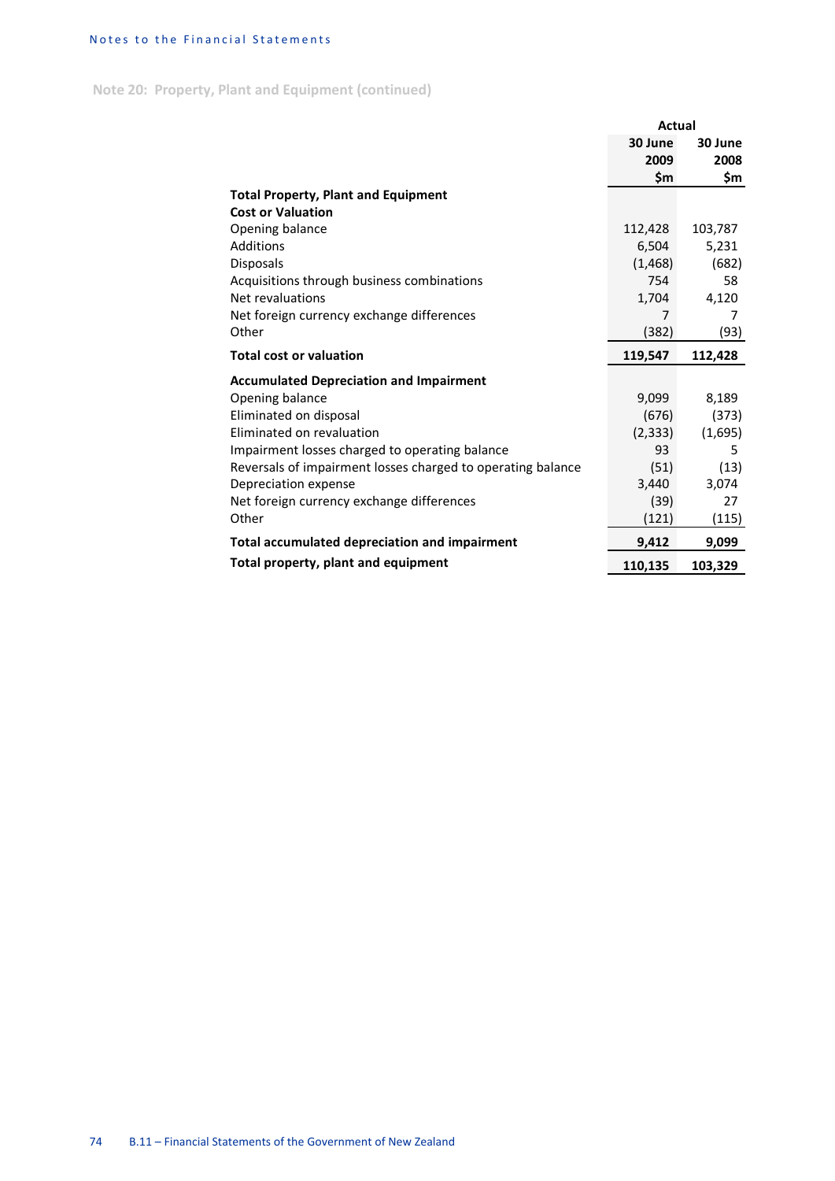## Note 20: Property, Plant and Equipment (continued)

| | Actual | |
|---|---|---|
| | 30 June 2009 $m | 30 June 2008 $m |
| **Total Property, Plant and Equipment** | | |
| **Cost or Valuation** | | |
| Opening balance | 112,428 | 103,787 |
| Additions | 6,504 | 5,231 |
| Disposals | (1,468) | (682) |
| Acquisitions through business combinations | 754 | 58 |
| Net revaluations | 1,704 | 4,120 |
| Net foreign currency exchange differences | 7 | 7 |
| Other | (382) | (93) |
| **Total cost or valuation** | **119,547** | **112,428** |
| **Accumulated Depreciation and Impairment** | | |
| Opening balance | 9,099 | 8,189 |
| Eliminated on disposal | (676) | (373) |
| Eliminated on revaluation | (2,333) | (1,695) |
| Impairment losses charged to operating balance | 93 | 5 |
| Reversals of impairment losses charged to operating balance | (51) | (13) |
| Depreciation expense | 3,440 | 3,074 |
| Net foreign currency exchange differences | (39) | 27 |
| Other | (121) | (115) |
| **Total accumulated depreciation and impairment** | **9,412** | **9,099** |
| **Total property, plant and equipment** | **110,135** | **103,329** |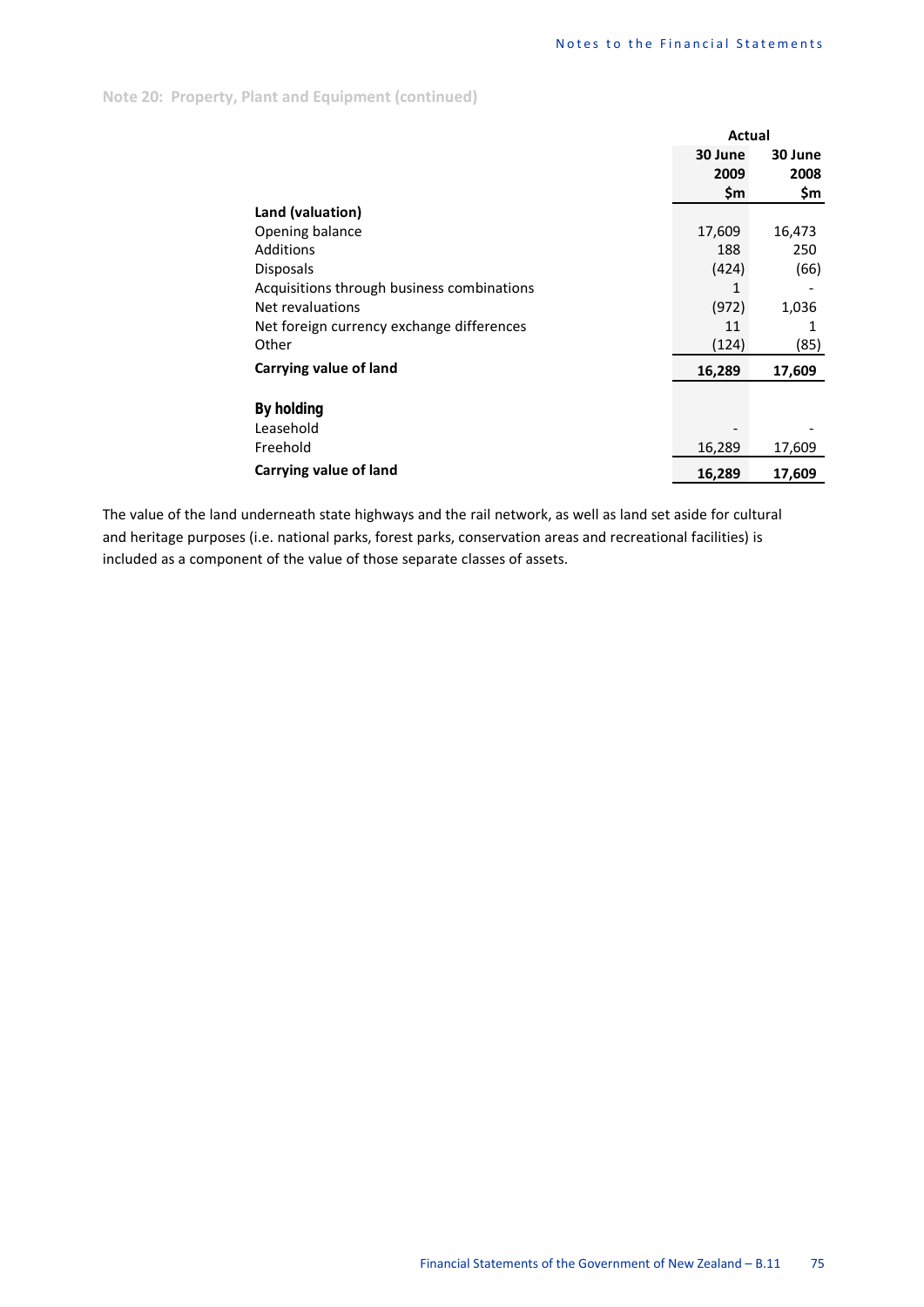## Note 20: Property, Plant and Equipment (continued)

| | Actual | |
|---|---|---|
| | 30 June 2009 $m | 30 June 2008 $m |
| **Land (valuation)** | | |
| Opening balance | 17,609 | 16,473 |
| Additions | 188 | 250 |
| Disposals | (424) | (66) |
| Acquisitions through business combinations | 1 | - |
| Net revaluations | (972) | 1,036 |
| Net foreign currency exchange differences | 11 | 1 |
| Other | (124) | (85) |
| **Carrying value of land** | **16,289** | **17,609** |
| | | |
| **By holding** | | |
| Leasehold | - | - |
| Freehold | 16,289 | 17,609 |
| **Carrying value of land** | **16,289** | **17,609** |

The value of the land underneath state highways and the rail network, as well as land set aside for cultural and heritage purposes (i.e. national parks, forest parks, conservation areas and recreational facilities) is included as a component of the value of those separate classes of assets.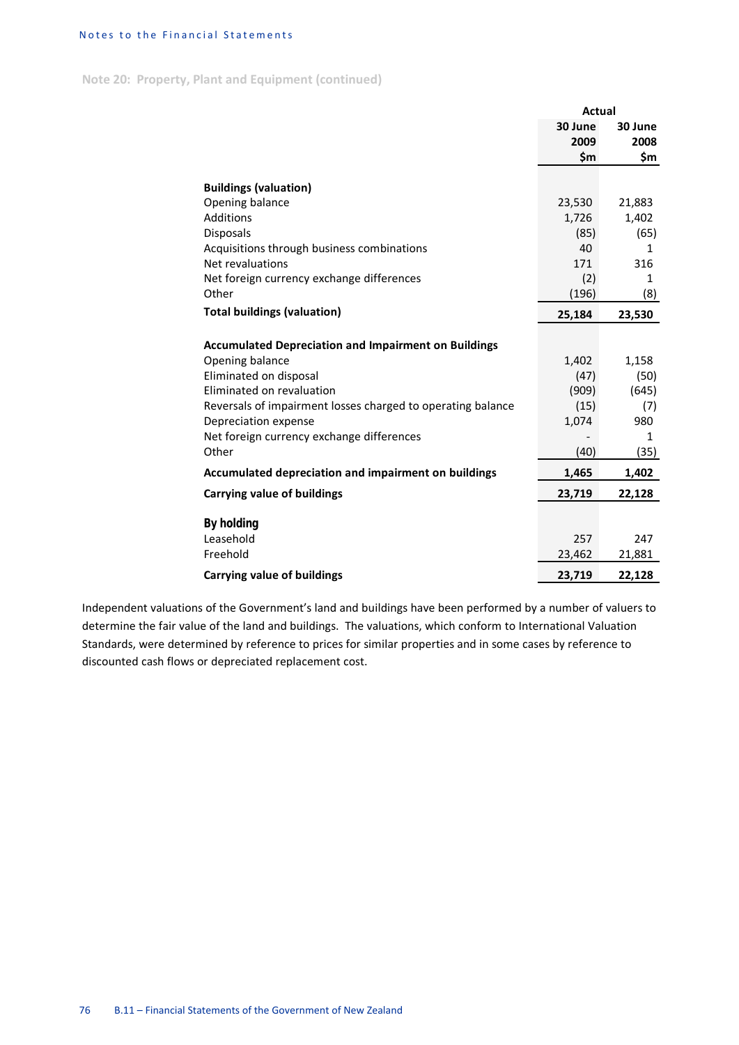Note 20: Property, Plant and Equipment (continued)

| | Actual | |
|---|---|---|
| | 30 June 2009 $m | 30 June 2008 $m |
| **Buildings (valuation)** | | |
| Opening balance | 23,530 | 21,883 |
| Additions | 1,726 | 1,402 |
| Disposals | (85) | (65) |
| Acquisitions through business combinations | 40 | 1 |
| Net revaluations | 171 | 316 |
| Net foreign currency exchange differences | (2) | 1 |
| Other | (196) | (8) |
| **Total buildings (valuation)** | **25,184** | **23,530** |
| | | |
| **Accumulated Depreciation and Impairment on Buildings** | | |
| Opening balance | 1,402 | 1,158 |
| Eliminated on disposal | (47) | (50) |
| Eliminated on revaluation | (909) | (645) |
| Reversals of impairment losses charged to operating balance | (15) | (7) |
| Depreciation expense | 1,074 | 980 |
| Net foreign currency exchange differences | - | 1 |
| Other | (40) | (35) |
| **Accumulated depreciation and impairment on buildings** | **1,465** | **1,402** |
| **Carrying value of buildings** | **23,719** | **22,128** |
| | | |
| **By holding** | | |
| Leasehold | 257 | 247 |
| Freehold | 23,462 | 21,881 |
| **Carrying value of buildings** | **23,719** | **22,128** |

Independent valuations of the Government's land and buildings have been performed by a number of valuers to determine the fair value of the land and buildings. The valuations, which conform to International Valuation Standards, were determined by reference to prices for similar properties and in some cases by reference to discounted cash flows or depreciated replacement cost.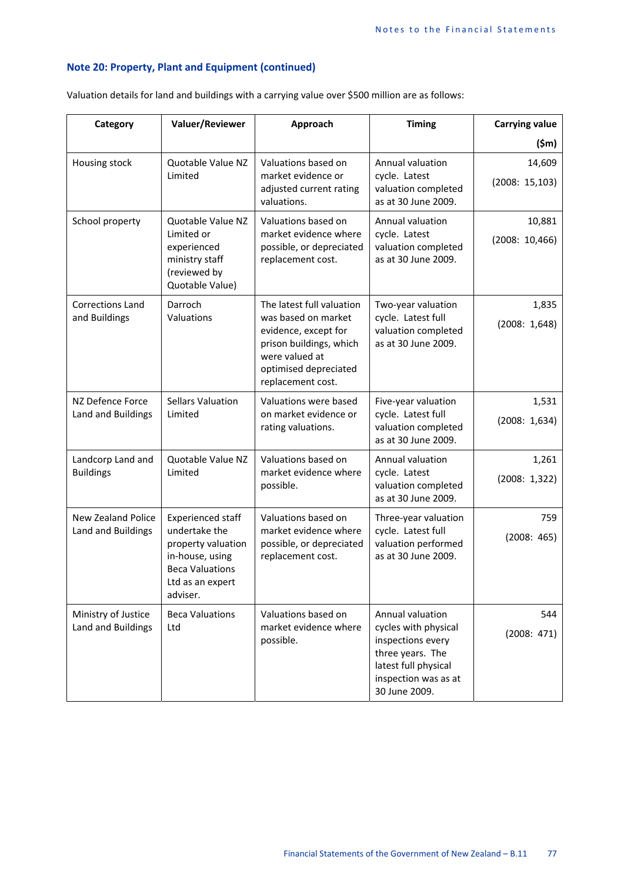## Note 20: Property, Plant and Equipment (continued)

Valuation details for land and buildings with a carrying value over $500 million are as follows:

| Category | Valuer/Reviewer | Approach | Timing | Carrying value ($m) |
|---|---|---|---|---|
| Housing stock | Quotable Value NZ Limited | Valuations based on market evidence or adjusted current rating valuations. | Annual valuation cycle. Latest valuation completed as at 30 June 2009. | 14,609 (2008: 15,103) |
| School property | Quotable Value NZ Limited or experienced ministry staff (reviewed by Quotable Value) | Valuations based on market evidence where possible, or depreciated replacement cost. | Annual valuation cycle. Latest valuation completed as at 30 June 2009. | 10,881 (2008: 10,466) |
| Corrections Land and Buildings | Darroch Valuations | The latest full valuation was based on market evidence, except for prison buildings, which were valued at optimised depreciated replacement cost. | Two-year valuation cycle. Latest full valuation completed as at 30 June 2009. | 1,835 (2008: 1,648) |
| NZ Defence Force Land and Buildings | Sellars Valuation Limited | Valuations were based on market evidence or rating valuations. | Five-year valuation cycle. Latest full valuation completed as at 30 June 2009. | 1,531 (2008: 1,634) |
| Landcorp Land and Buildings | Quotable Value NZ Limited | Valuations based on market evidence where possible. | Annual valuation cycle. Latest valuation completed as at 30 June 2009. | 1,261 (2008: 1,322) |
| New Zealand Police Land and Buildings | Experienced staff undertake the property valuation in-house, using Beca Valuations Ltd as an expert adviser. | Valuations based on market evidence where possible, or depreciated replacement cost. | Three-year valuation cycle. Latest full valuation performed as at 30 June 2009. | 759 (2008: 465) |
| Ministry of Justice Land and Buildings | Beca Valuations Ltd | Valuations based on market evidence where possible. | Annual valuation cycles with physical inspections every three years. The latest full physical inspection was as at 30 June 2009. | 544 (2008: 471) |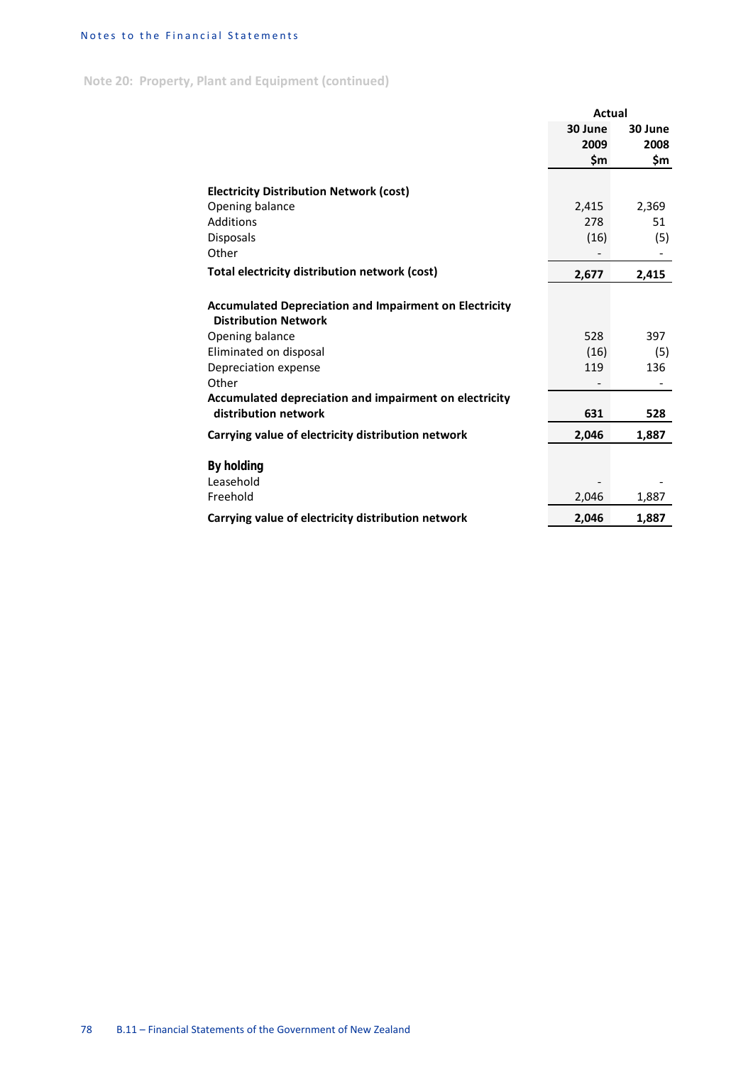## Note 20: Property, Plant and Equipment (continued)

| | Actual | |
|---|---|---|
| | 30 June 2009 $m | 30 June 2008 $m |
| **Electricity Distribution Network (cost)** | | |
| Opening balance | 2,415 | 2,369 |
| Additions | 278 | 51 |
| Disposals | (16) | (5) |
| Other | - | - |
| **Total electricity distribution network (cost)** | **2,677** | **2,415** |
| **Accumulated Depreciation and Impairment on Electricity Distribution Network** | | |
| Opening balance | 528 | 397 |
| Eliminated on disposal | (16) | (5) |
| Depreciation expense | 119 | 136 |
| Other | - | - |
| **Accumulated depreciation and impairment on electricity distribution network** | **631** | **528** |
| **Carrying value of electricity distribution network** | **2,046** | **1,887** |
| **By holding** | | |
| Leasehold | - | - |
| Freehold | 2,046 | 1,887 |
| **Carrying value of electricity distribution network** | **2,046** | **1,887** |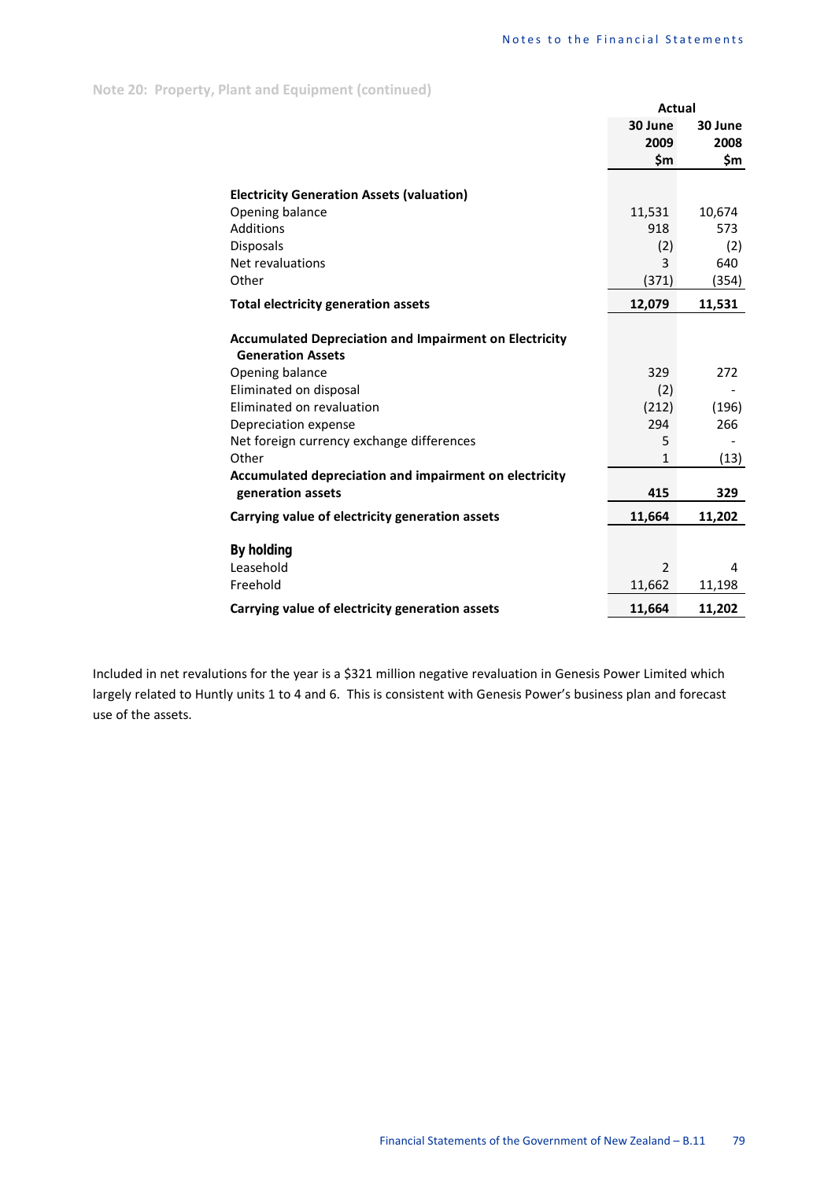## Note 20: Property, Plant and Equipment (continued)

| | Actual | |
|---|---|---|
| | 30 June 2009 $m | 30 June 2008 $m |
| **Electricity Generation Assets (valuation)** | | |
| Opening balance | 11,531 | 10,674 |
| Additions | 918 | 573 |
| Disposals | (2) | (2) |
| Net revaluations | 3 | 640 |
| Other | (371) | (354) |
| **Total electricity generation assets** | **12,079** | **11,531** |
| **Accumulated Depreciation and Impairment on Electricity Generation Assets** | | |
| Opening balance | 329 | 272 |
| Eliminated on disposal | (2) | - |
| Eliminated on revaluation | (212) | (196) |
| Depreciation expense | 294 | 266 |
| Net foreign currency exchange differences | 5 | - |
| Other | 1 | (13) |
| **Accumulated depreciation and impairment on electricity generation assets** | **415** | **329** |
| **Carrying value of electricity generation assets** | **11,664** | **11,202** |
| **By holding** | | |
| Leasehold | 2 | 4 |
| Freehold | 11,662 | 11,198 |
| **Carrying value of electricity generation assets** | **11,664** | **11,202** |

Included in net revalutions for the year is a $321 million negative revaluation in Genesis Power Limited which largely related to Huntly units 1 to 4 and 6. This is consistent with Genesis Power's business plan and forecast use of the assets.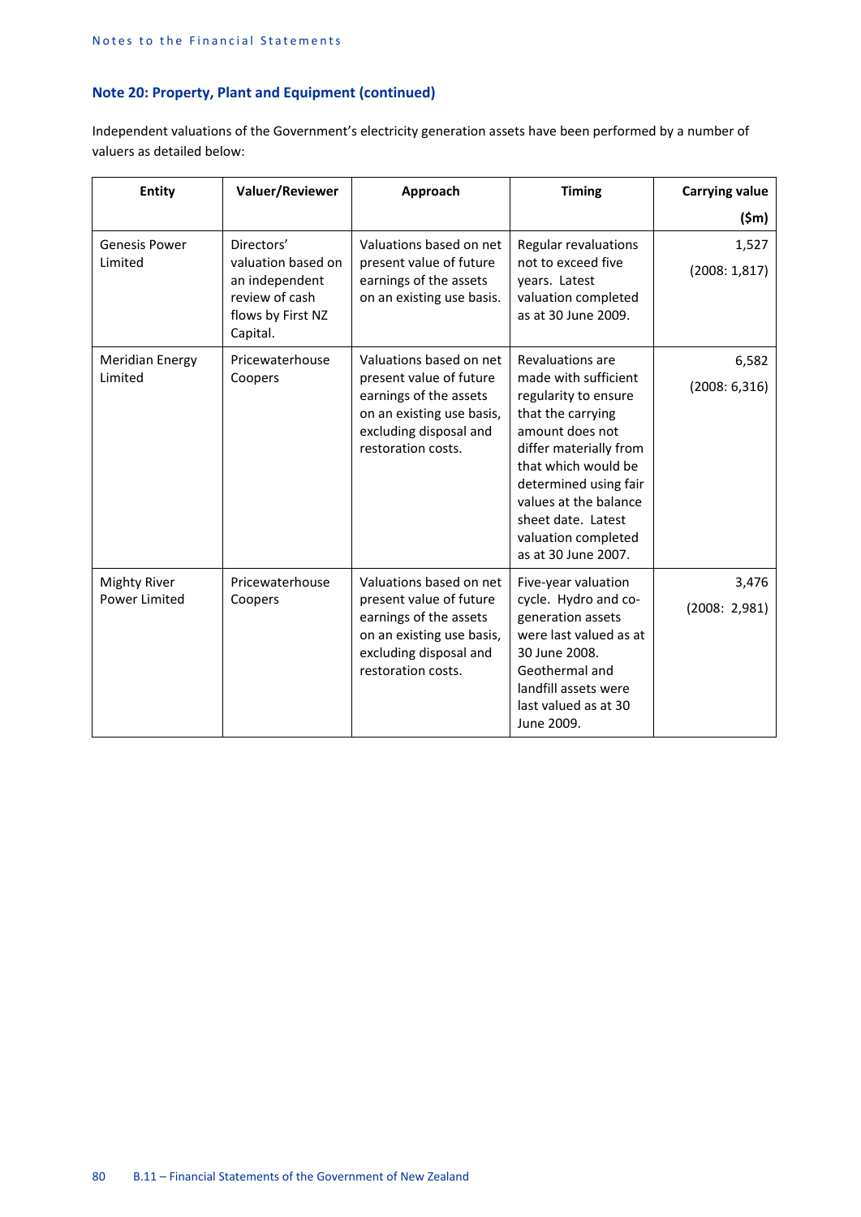## Note 20: Property, Plant and Equipment (continued)

Independent valuations of the Government's electricity generation assets have been performed by a number of valuers as detailed below:

| Entity | Valuer/Reviewer | Approach | Timing | Carrying value ($m) |
|---|---|---|---|---|
| Genesis Power Limited | Directors' valuation based on an independent review of cash flows by First NZ Capital. | Valuations based on net present value of future earnings of the assets on an existing use basis. | Regular revaluations not to exceed five years. Latest valuation completed as at 30 June 2009. | 1,527 (2008: 1,817) |
| Meridian Energy Limited | Pricewaterhouse Coopers | Valuations based on net present value of future earnings of the assets on an existing use basis, excluding disposal and restoration costs. | Revaluations are made with sufficient regularity to ensure that the carrying amount does not differ materially from that which would be determined using fair values at the balance sheet date. Latest valuation completed as at 30 June 2007. | 6,582 (2008: 6,316) |
| Mighty River Power Limited | Pricewaterhouse Coopers | Valuations based on net present value of future earnings of the assets on an existing use basis, excluding disposal and restoration costs. | Five-year valuation cycle. Hydro and co-generation assets were last valued as at 30 June 2008. Geothermal and landfill assets were last valued as at 30 June 2009. | 3,476 (2008: 2,981) |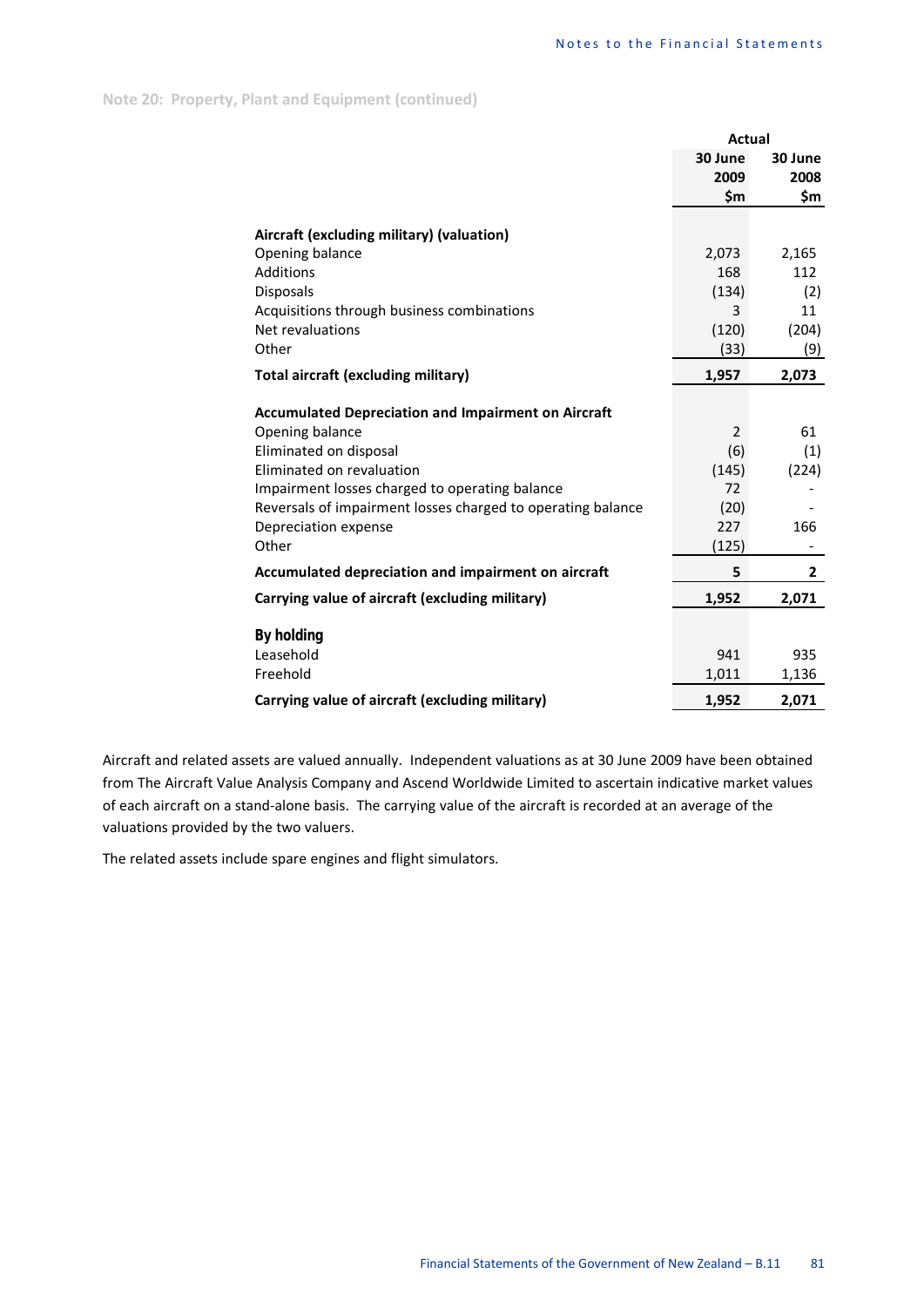## Note 20: Property, Plant and Equipment (continued)

| | Actual | |
|---|---|---|
| | 30 June 2009 $m | 30 June 2008 $m |
| **Aircraft (excluding military) (valuation)** | | |
| Opening balance | 2,073 | 2,165 |
| Additions | 168 | 112 |
| Disposals | (134) | (2) |
| Acquisitions through business combinations | 3 | 11 |
| Net revaluations | (120) | (204) |
| Other | (33) | (9) |
| **Total aircraft (excluding military)** | **1,957** | **2,073** |
| **Accumulated Depreciation and Impairment on Aircraft** | | |
| Opening balance | 2 | 61 |
| Eliminated on disposal | (6) | (1) |
| Eliminated on revaluation | (145) | (224) |
| Impairment losses charged to operating balance | 72 | - |
| Reversals of impairment losses charged to operating balance | (20) | - |
| Depreciation expense | 227 | 166 |
| Other | (125) | - |
| **Accumulated depreciation and impairment on aircraft** | **5** | **2** |
| **Carrying value of aircraft (excluding military)** | **1,952** | **2,071** |
| **By holding** | | |
| Leasehold | 941 | 935 |
| Freehold | 1,011 | 1,136 |
| **Carrying value of aircraft (excluding military)** | **1,952** | **2,071** |

Aircraft and related assets are valued annually. Independent valuations as at 30 June 2009 have been obtained from The Aircraft Value Analysis Company and Ascend Worldwide Limited to ascertain indicative market values of each aircraft on a stand-alone basis. The carrying value of the aircraft is recorded at an average of the valuations provided by the two valuers.

The related assets include spare engines and flight simulators.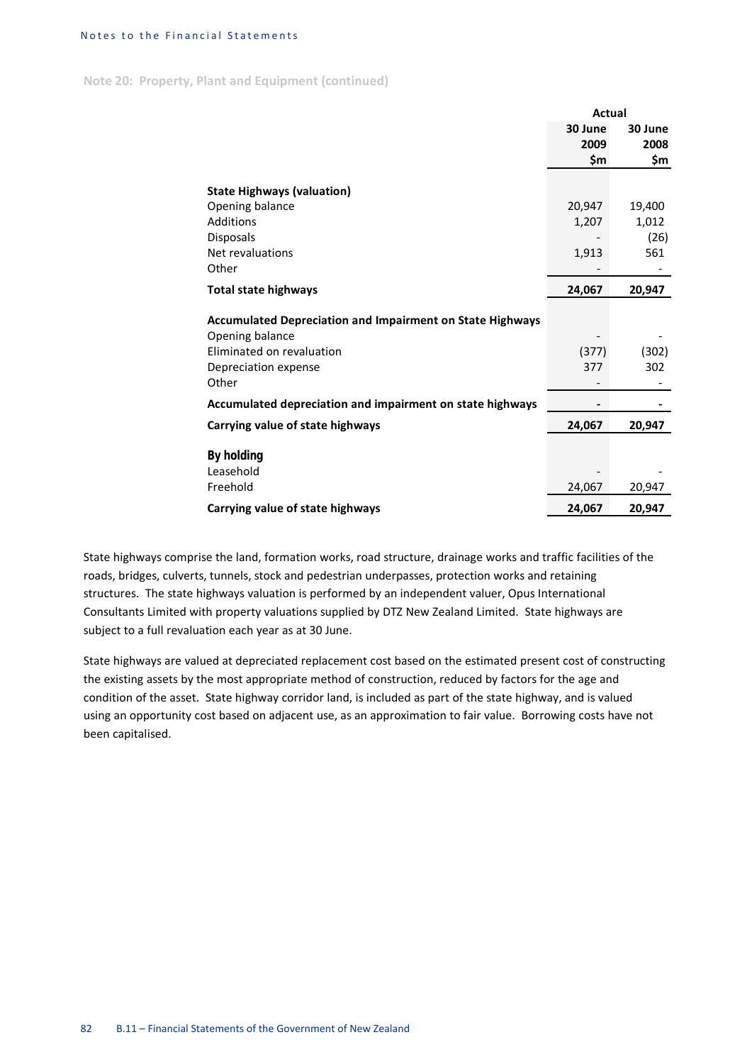Note 20: Property, Plant and Equipment (continued)

| | Actual 30 June 2009 $m | 30 June 2008 $m |
|---|---|---|
| **State Highways (valuation)** | | |
| Opening balance | 20,947 | 19,400 |
| Additions | 1,207 | 1,012 |
| Disposals | - | (26) |
| Net revaluations | 1,913 | 561 |
| Other | - | - |
| **Total state highways** | **24,067** | **20,947** |
| **Accumulated Depreciation and Impairment on State Highways** | | |
| Opening balance | - | - |
| Eliminated on revaluation | (377) | (302) |
| Depreciation expense | 377 | 302 |
| Other | - | - |
| **Accumulated depreciation and impairment on state highways** | **-** | **-** |
| **Carrying value of state highways** | **24,067** | **20,947** |
| **By holding** | | |
| Leasehold | - | - |
| Freehold | 24,067 | 20,947 |
| **Carrying value of state highways** | **24,067** | **20,947** |

State highways comprise the land, formation works, road structure, drainage works and traffic facilities of the roads, bridges, culverts, tunnels, stock and pedestrian underpasses, protection works and retaining structures. The state highways valuation is performed by an independent valuer, Opus International Consultants Limited with property valuations supplied by DTZ New Zealand Limited. State highways are subject to a full revaluation each year as at 30 June.

State highways are valued at depreciated replacement cost based on the estimated present cost of constructing the existing assets by the most appropriate method of construction, reduced by factors for the age and condition of the asset. State highway corridor land, is included as part of the state highway, and is valued using an opportunity cost based on adjacent use, as an approximation to fair value. Borrowing costs have not been capitalised.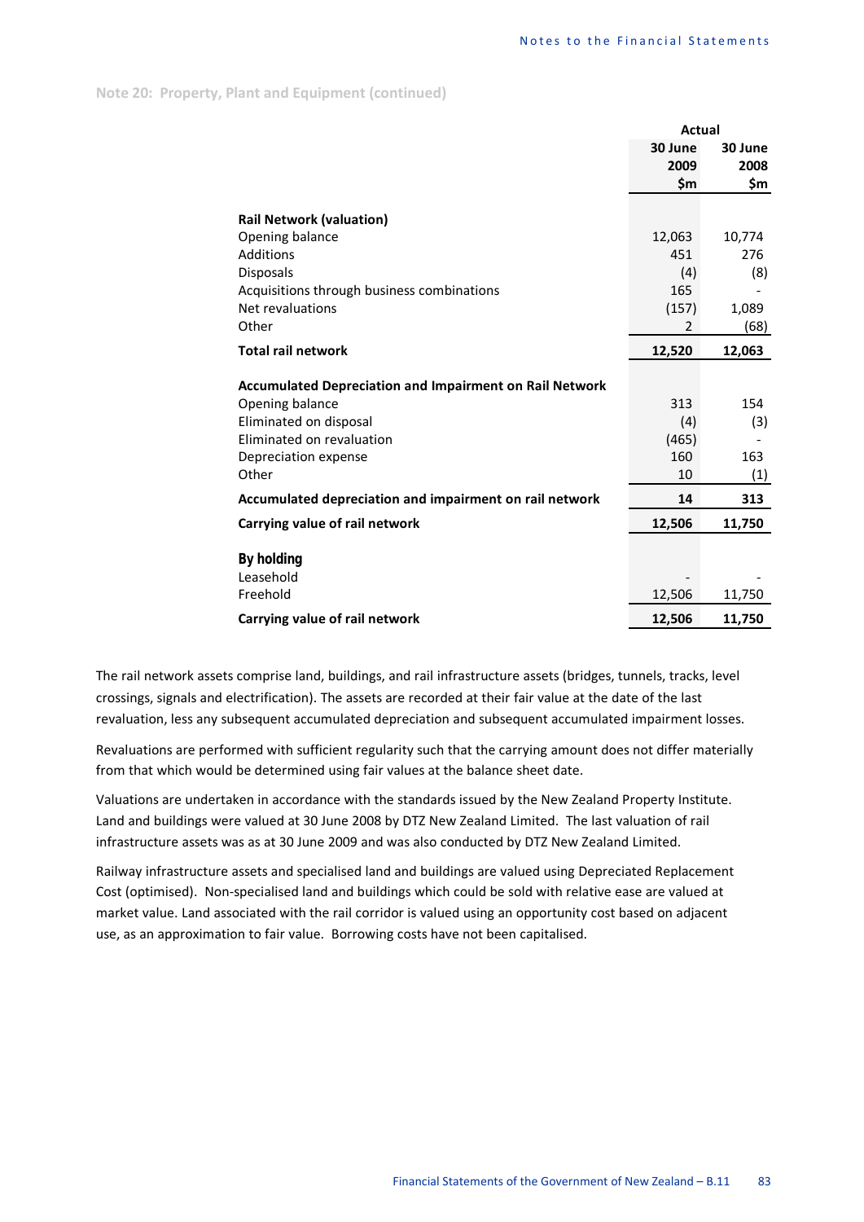## Note 20: Property, Plant and Equipment (continued)

| | Actual | |
|---|---|---|
| | 30 June 2009 $m | 30 June 2008 $m |
| **Rail Network (valuation)** | | |
| Opening balance | 12,063 | 10,774 |
| Additions | 451 | 276 |
| Disposals | (4) | (8) |
| Acquisitions through business combinations | 165 | - |
| Net revaluations | (157) | 1,089 |
| Other | 2 | (68) |
| **Total rail network** | **12,520** | **12,063** |
| **Accumulated Depreciation and Impairment on Rail Network** | | |
| Opening balance | 313 | 154 |
| Eliminated on disposal | (4) | (3) |
| Eliminated on revaluation | (465) | - |
| Depreciation expense | 160 | 163 |
| Other | 10 | (1) |
| **Accumulated depreciation and impairment on rail network** | **14** | **313** |
| **Carrying value of rail network** | **12,506** | **11,750** |
| **By holding** | | |
| Leasehold | - | - |
| Freehold | 12,506 | 11,750 |
| **Carrying value of rail network** | **12,506** | **11,750** |

The rail network assets comprise land, buildings, and rail infrastructure assets (bridges, tunnels, tracks, level crossings, signals and electrification). The assets are recorded at their fair value at the date of the last revaluation, less any subsequent accumulated depreciation and subsequent accumulated impairment losses.

Revaluations are performed with sufficient regularity such that the carrying amount does not differ materially from that which would be determined using fair values at the balance sheet date.

Valuations are undertaken in accordance with the standards issued by the New Zealand Property Institute. Land and buildings were valued at 30 June 2008 by DTZ New Zealand Limited. The last valuation of rail infrastructure assets was as at 30 June 2009 and was also conducted by DTZ New Zealand Limited.

Railway infrastructure assets and specialised land and buildings are valued using Depreciated Replacement Cost (optimised). Non-specialised land and buildings which could be sold with relative ease are valued at market value. Land associated with the rail corridor is valued using an opportunity cost based on adjacent use, as an approximation to fair value. Borrowing costs have not been capitalised.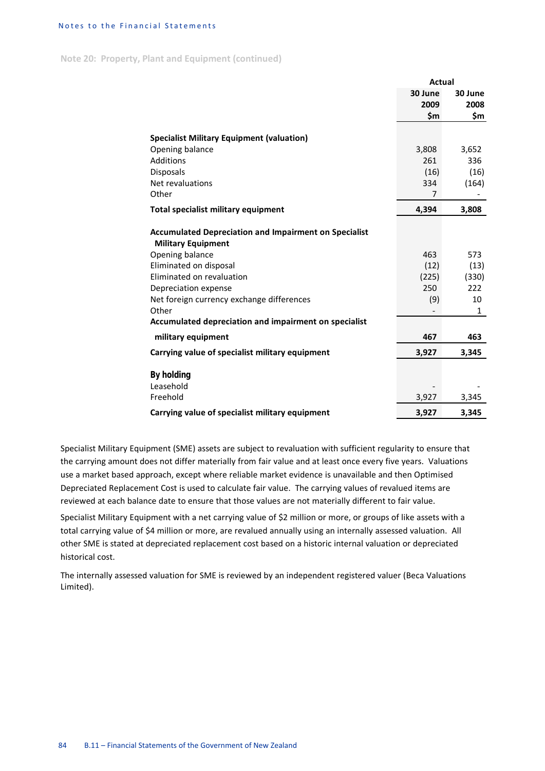Note 20: Property, Plant and Equipment (continued)

| | Actual 30 June 2009 $m | 30 June 2008 $m |
|---|---|---|
| **Specialist Military Equipment (valuation)** | | |
| Opening balance | 3,808 | 3,652 |
| Additions | 261 | 336 |
| Disposals | (16) | (16) |
| Net revaluations | 334 | (164) |
| Other | 7 | - |
| **Total specialist military equipment** | **4,394** | **3,808** |
| **Accumulated Depreciation and Impairment on Specialist Military Equipment** | | |
| Opening balance | 463 | 573 |
| Eliminated on disposal | (12) | (13) |
| Eliminated on revaluation | (225) | (330) |
| Depreciation expense | 250 | 222 |
| Net foreign currency exchange differences | (9) | 10 |
| Other | - | 1 |
| **Accumulated depreciation and impairment on specialist military equipment** | **467** | **463** |
| **Carrying value of specialist military equipment** | **3,927** | **3,345** |
| **By holding** | | |
| Leasehold | - | - |
| Freehold | 3,927 | 3,345 |
| **Carrying value of specialist military equipment** | **3,927** | **3,345** |

Specialist Military Equipment (SME) assets are subject to revaluation with sufficient regularity to ensure that the carrying amount does not differ materially from fair value and at least once every five years. Valuations use a market based approach, except where reliable market evidence is unavailable and then Optimised Depreciated Replacement Cost is used to calculate fair value. The carrying values of revalued items are reviewed at each balance date to ensure that those values are not materially different to fair value.

Specialist Military Equipment with a net carrying value of $2 million or more, or groups of like assets with a total carrying value of $4 million or more, are revalued annually using an internally assessed valuation. All other SME is stated at depreciated replacement cost based on a historic internal valuation or depreciated historical cost.

The internally assessed valuation for SME is reviewed by an independent registered valuer (Beca Valuations Limited).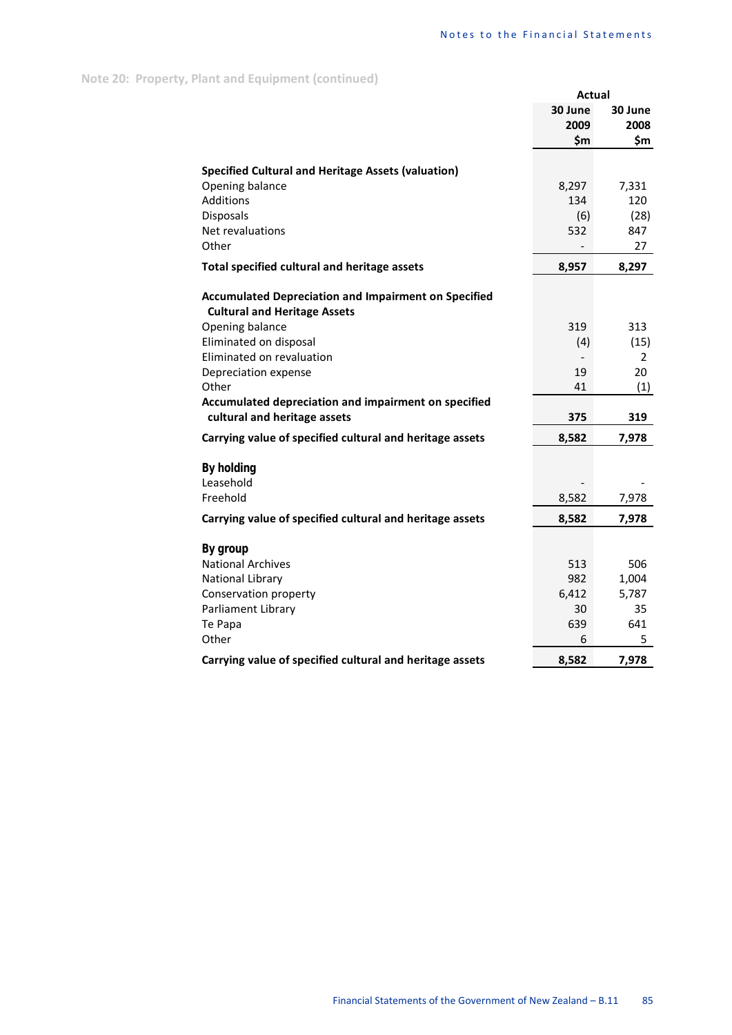## Note 20: Property, Plant and Equipment (continued)

| | Actual | |
|---|---|---|
| | 30 June 2009 $m | 30 June 2008 $m |
| **Specified Cultural and Heritage Assets (valuation)** | | |
| Opening balance | 8,297 | 7,331 |
| Additions | 134 | 120 |
| Disposals | (6) | (28) |
| Net revaluations | 532 | 847 |
| Other | - | 27 |
| **Total specified cultural and heritage assets** | **8,957** | **8,297** |
| **Accumulated Depreciation and Impairment on Specified Cultural and Heritage Assets** | | |
| Opening balance | 319 | 313 |
| Eliminated on disposal | (4) | (15) |
| Eliminated on revaluation | - | 2 |
| Depreciation expense | 19 | 20 |
| Other | 41 | (1) |
| **Accumulated depreciation and impairment on specified cultural and heritage assets** | **375** | **319** |
| **Carrying value of specified cultural and heritage assets** | **8,582** | **7,978** |
| **By holding** | | |
| Leasehold | - | - |
| Freehold | 8,582 | 7,978 |
| **Carrying value of specified cultural and heritage assets** | **8,582** | **7,978** |
| **By group** | | |
| National Archives | 513 | 506 |
| National Library | 982 | 1,004 |
| Conservation property | 6,412 | 5,787 |
| Parliament Library | 30 | 35 |
| Te Papa | 639 | 641 |
| Other | 6 | 5 |
| **Carrying value of specified cultural and heritage assets** | **8,582** | **7,978** |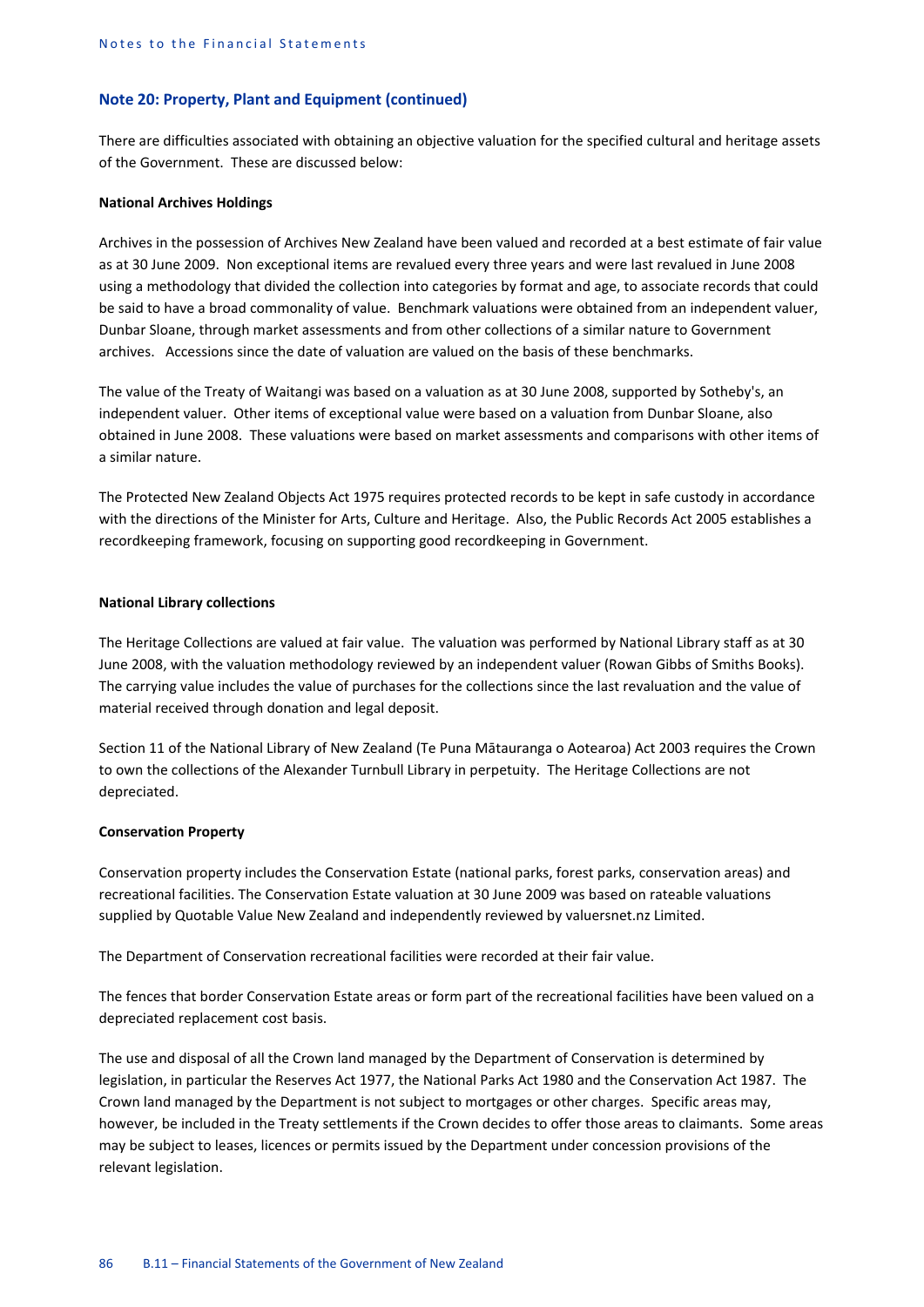## Note 20: Property, Plant and Equipment (continued)

There are difficulties associated with obtaining an objective valuation for the specified cultural and heritage assets of the Government. These are discussed below:

**National Archives Holdings**

Archives in the possession of Archives New Zealand have been valued and recorded at a best estimate of fair value as at 30 June 2009. Non exceptional items are revalued every three years and were last revalued in June 2008 using a methodology that divided the collection into categories by format and age, to associate records that could be said to have a broad commonality of value. Benchmark valuations were obtained from an independent valuer, Dunbar Sloane, through market assessments and from other collections of a similar nature to Government archives. Accessions since the date of valuation are valued on the basis of these benchmarks.

The value of the Treaty of Waitangi was based on a valuation as at 30 June 2008, supported by Sotheby's, an independent valuer. Other items of exceptional value were based on a valuation from Dunbar Sloane, also obtained in June 2008. These valuations were based on market assessments and comparisons with other items of a similar nature.

The Protected New Zealand Objects Act 1975 requires protected records to be kept in safe custody in accordance with the directions of the Minister for Arts, Culture and Heritage. Also, the Public Records Act 2005 establishes a recordkeeping framework, focusing on supporting good recordkeeping in Government.

**National Library collections**

The Heritage Collections are valued at fair value. The valuation was performed by National Library staff as at 30 June 2008, with the valuation methodology reviewed by an independent valuer (Rowan Gibbs of Smiths Books). The carrying value includes the value of purchases for the collections since the last revaluation and the value of material received through donation and legal deposit.

Section 11 of the National Library of New Zealand (Te Puna Mātauranga o Aotearoa) Act 2003 requires the Crown to own the collections of the Alexander Turnbull Library in perpetuity. The Heritage Collections are not depreciated.

**Conservation Property**

Conservation property includes the Conservation Estate (national parks, forest parks, conservation areas) and recreational facilities. The Conservation Estate valuation at 30 June 2009 was based on rateable valuations supplied by Quotable Value New Zealand and independently reviewed by valuersnet.nz Limited.

The Department of Conservation recreational facilities were recorded at their fair value.

The fences that border Conservation Estate areas or form part of the recreational facilities have been valued on a depreciated replacement cost basis.

The use and disposal of all the Crown land managed by the Department of Conservation is determined by legislation, in particular the Reserves Act 1977, the National Parks Act 1980 and the Conservation Act 1987. The Crown land managed by the Department is not subject to mortgages or other charges. Specific areas may, however, be included in the Treaty settlements if the Crown decides to offer those areas to claimants. Some areas may be subject to leases, licences or permits issued by the Department under concession provisions of the relevant legislation.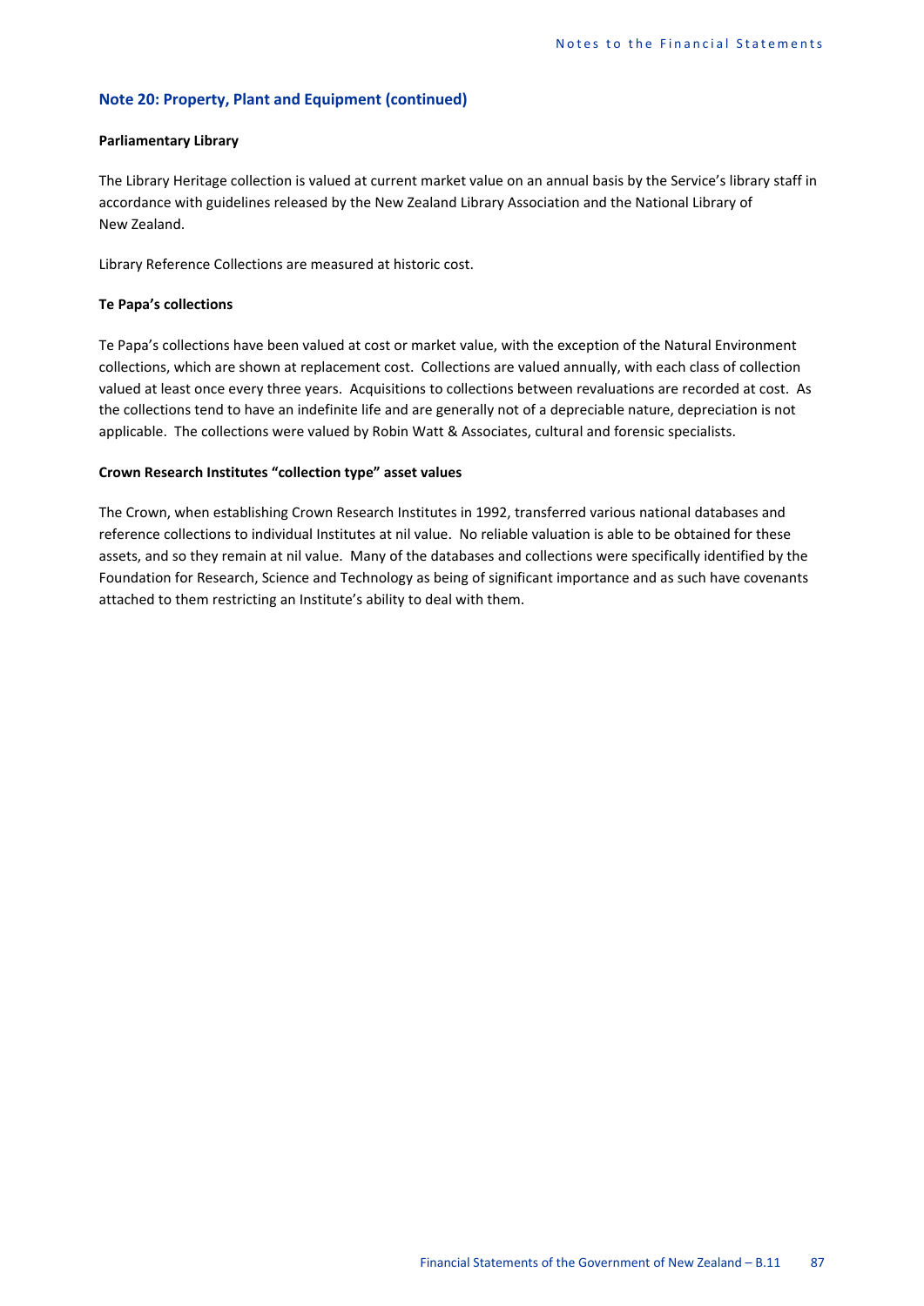## Note 20: Property, Plant and Equipment (continued)

**Parliamentary Library**

The Library Heritage collection is valued at current market value on an annual basis by the Service's library staff in accordance with guidelines released by the New Zealand Library Association and the National Library of New Zealand.

Library Reference Collections are measured at historic cost.

**Te Papa's collections**

Te Papa's collections have been valued at cost or market value, with the exception of the Natural Environment collections, which are shown at replacement cost. Collections are valued annually, with each class of collection valued at least once every three years. Acquisitions to collections between revaluations are recorded at cost. As the collections tend to have an indefinite life and are generally not of a depreciable nature, depreciation is not applicable. The collections were valued by Robin Watt & Associates, cultural and forensic specialists.

**Crown Research Institutes "collection type" asset values**

The Crown, when establishing Crown Research Institutes in 1992, transferred various national databases and reference collections to individual Institutes at nil value. No reliable valuation is able to be obtained for these assets, and so they remain at nil value. Many of the databases and collections were specifically identified by the Foundation for Research, Science and Technology as being of significant importance and as such have covenants attached to them restricting an Institute's ability to deal with them.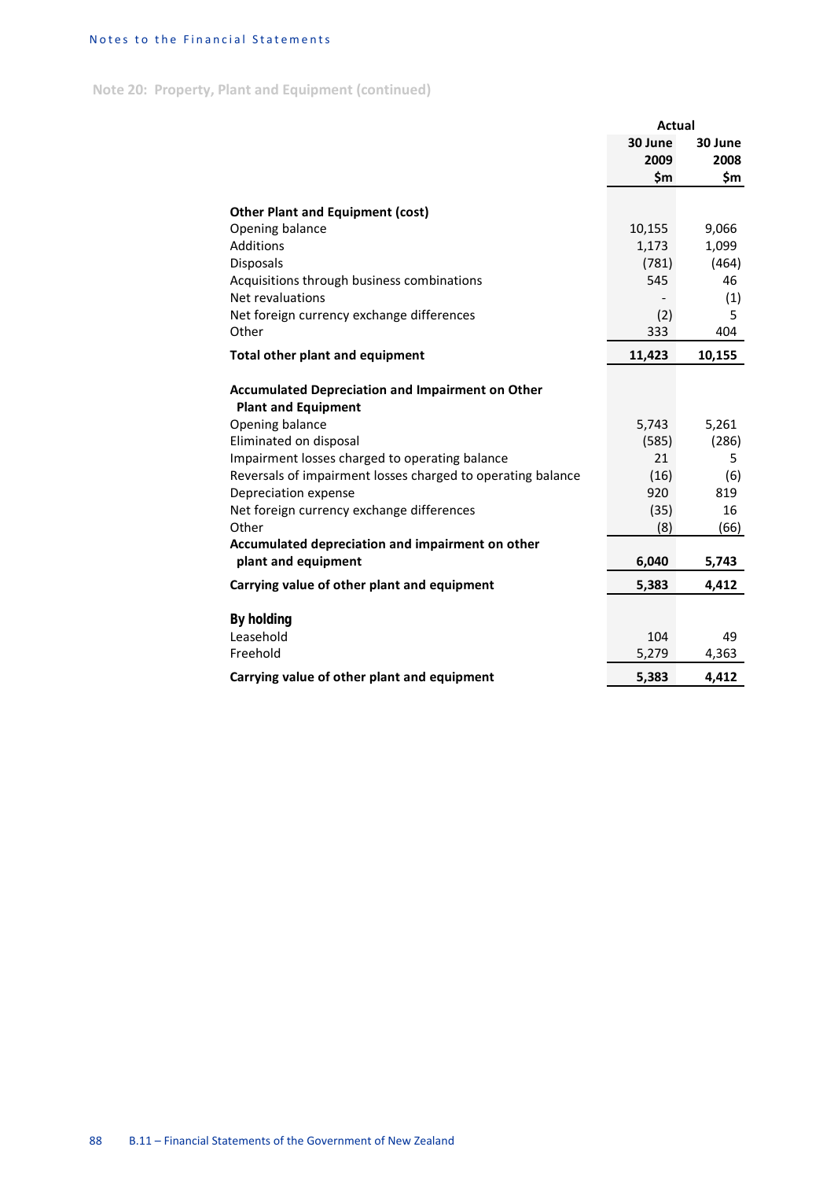## Note 20: Property, Plant and Equipment (continued)

| | Actual | |
|---|---|---|
| | 30 June 2009 $m | 30 June 2008 $m |
| **Other Plant and Equipment (cost)** | | |
| Opening balance | 10,155 | 9,066 |
| Additions | 1,173 | 1,099 |
| Disposals | (781) | (464) |
| Acquisitions through business combinations | 545 | 46 |
| Net revaluations | - | (1) |
| Net foreign currency exchange differences | (2) | 5 |
| Other | 333 | 404 |
| **Total other plant and equipment** | **11,423** | **10,155** |
| **Accumulated Depreciation and Impairment on Other Plant and Equipment** | | |
| Opening balance | 5,743 | 5,261 |
| Eliminated on disposal | (585) | (286) |
| Impairment losses charged to operating balance | 21 | 5 |
| Reversals of impairment losses charged to operating balance | (16) | (6) |
| Depreciation expense | 920 | 819 |
| Net foreign currency exchange differences | (35) | 16 |
| Other | (8) | (66) |
| **Accumulated depreciation and impairment on other plant and equipment** | **6,040** | **5,743** |
| **Carrying value of other plant and equipment** | **5,383** | **4,412** |
| **By holding** | | |
| Leasehold | 104 | 49 |
| Freehold | 5,279 | 4,363 |
| **Carrying value of other plant and equipment** | **5,383** | **4,412** |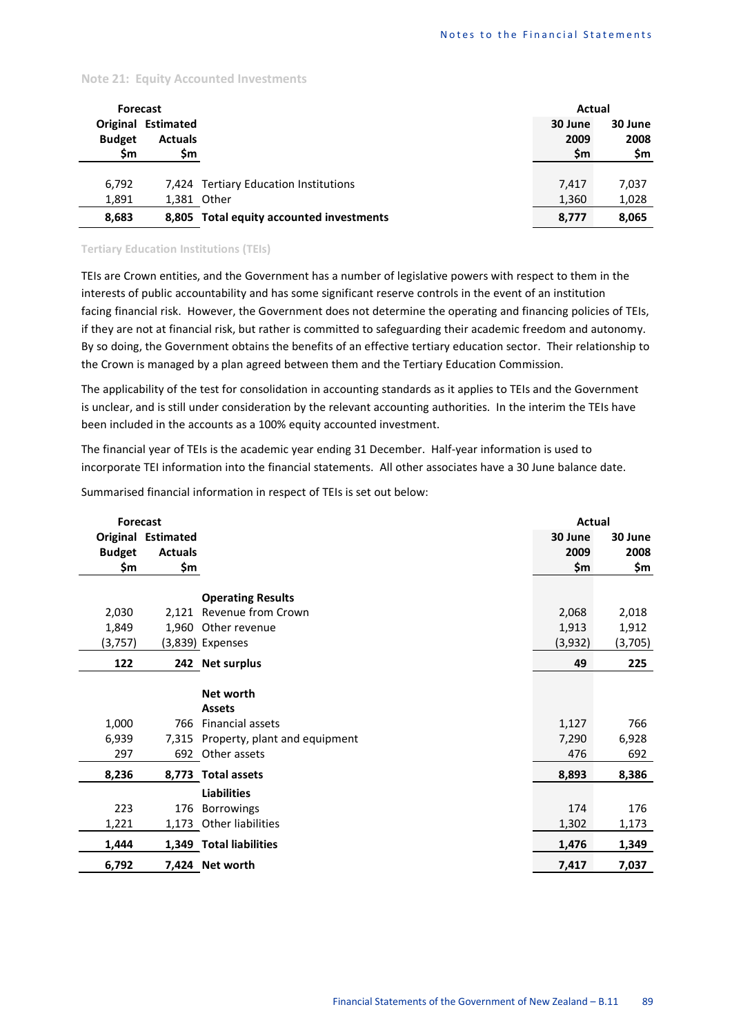## Note 21: Equity Accounted Investments

| Forecast | | | Actual | |
|---|---|---|---|---|
| Original Budget $m | Estimated Actuals $m | | 30 June 2009 $m | 30 June 2008 $m |
| 6,792 | 7,424 | Tertiary Education Institutions | 7,417 | 7,037 |
| 1,891 | 1,381 | Other | 1,360 | 1,028 |
| **8,683** | **8,805** | **Total equity accounted investments** | **8,777** | **8,065** |

### Tertiary Education Institutions (TEIs)

TEIs are Crown entities, and the Government has a number of legislative powers with respect to them in the interests of public accountability and has some significant reserve controls in the event of an institution facing financial risk. However, the Government does not determine the operating and financing policies of TEIs, if they are not at financial risk, but rather is committed to safeguarding their academic freedom and autonomy. By so doing, the Government obtains the benefits of an effective tertiary education sector. Their relationship to the Crown is managed by a plan agreed between them and the Tertiary Education Commission.

The applicability of the test for consolidation in accounting standards as it applies to TEIs and the Government is unclear, and is still under consideration by the relevant accounting authorities. In the interim the TEIs have been included in the accounts as a 100% equity accounted investment.

The financial year of TEIs is the academic year ending 31 December. Half-year information is used to incorporate TEI information into the financial statements. All other associates have a 30 June balance date.

Summarised financial information in respect of TEIs is set out below:

| Forecast | | | Actual | |
|---|---|---|---|---|
| Original Budget $m | Estimated Actuals $m | | 30 June 2009 $m | 30 June 2008 $m |
| | | **Operating Results** | | |
| 2,030 | 2,121 | Revenue from Crown | 2,068 | 2,018 |
| 1,849 | 1,960 | Other revenue | 1,913 | 1,912 |
| (3,757) | (3,839) | Expenses | (3,932) | (3,705) |
| **122** | **242** | **Net surplus** | **49** | **225** |
| | | **Net worth** | | |
| | | **Assets** | | |
| 1,000 | 766 | Financial assets | 1,127 | 766 |
| 6,939 | 7,315 | Property, plant and equipment | 7,290 | 6,928 |
| 297 | 692 | Other assets | 476 | 692 |
| **8,236** | **8,773** | **Total assets** | **8,893** | **8,386** |
| | | **Liabilities** | | |
| 223 | 176 | Borrowings | 174 | 176 |
| 1,221 | 1,173 | Other liabilities | 1,302 | 1,173 |
| **1,444** | **1,349** | **Total liabilities** | **1,476** | **1,349** |
| **6,792** | **7,424** | **Net worth** | **7,417** | **7,037** |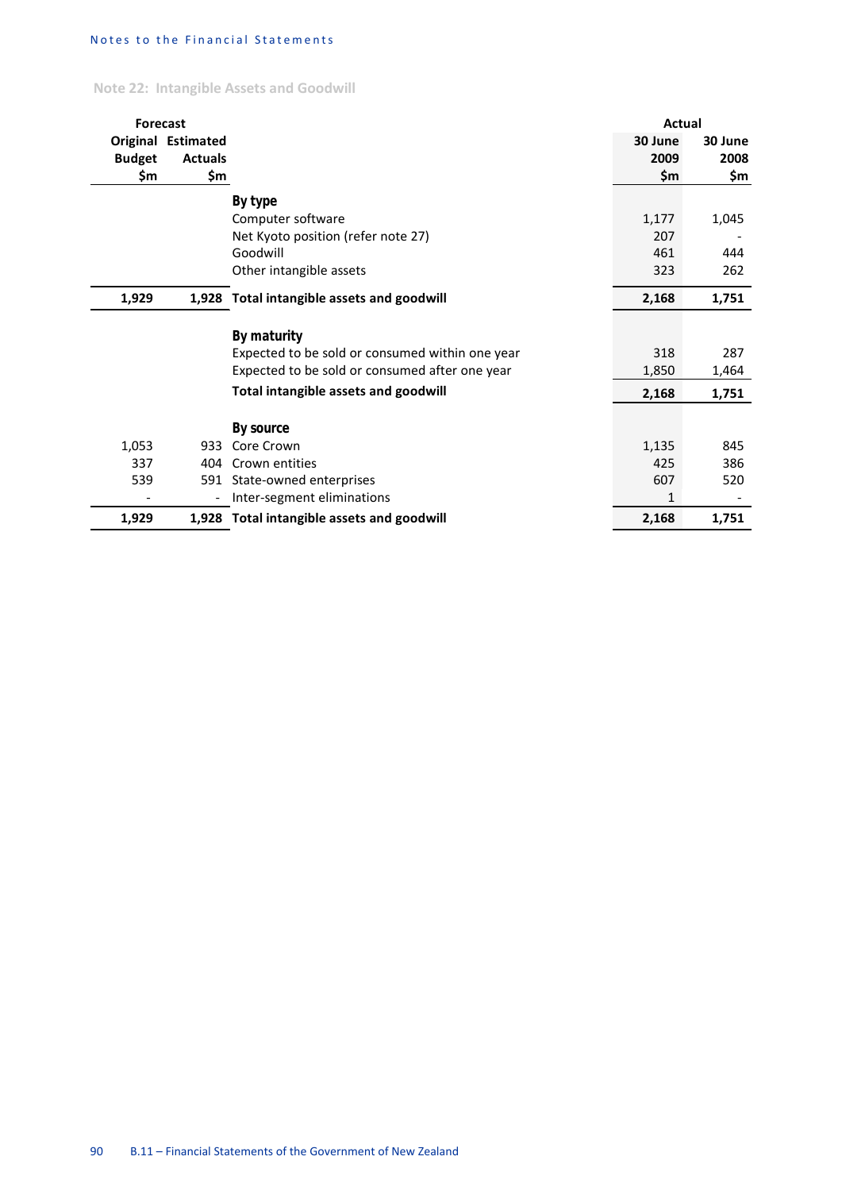## Note 22: Intangible Assets and Goodwill

| Forecast | | | Actual | |
|---|---|---|---|---|
| Original Budget $m | Estimated Actuals $m | | 30 June 2009 $m | 30 June 2008 $m |
| | | **By type** | | |
| | | Computer software | 1,177 | 1,045 |
| | | Net Kyoto position (refer note 27) | 207 | - |
| | | Goodwill | 461 | 444 |
| | | Other intangible assets | 323 | 262 |
| **1,929** | **1,928** | **Total intangible assets and goodwill** | **2,168** | **1,751** |
| | | **By maturity** | | |
| | | Expected to be sold or consumed within one year | 318 | 287 |
| | | Expected to be sold or consumed after one year | 1,850 | 1,464 |
| | | **Total intangible assets and goodwill** | **2,168** | **1,751** |
| | | **By source** | | |
| 1,053 | 933 | Core Crown | 1,135 | 845 |
| 337 | 404 | Crown entities | 425 | 386 |
| 539 | 591 | State-owned enterprises | 607 | 520 |
| - | - | Inter-segment eliminations | 1 | - |
| **1,929** | **1,928** | **Total intangible assets and goodwill** | **2,168** | **1,751** |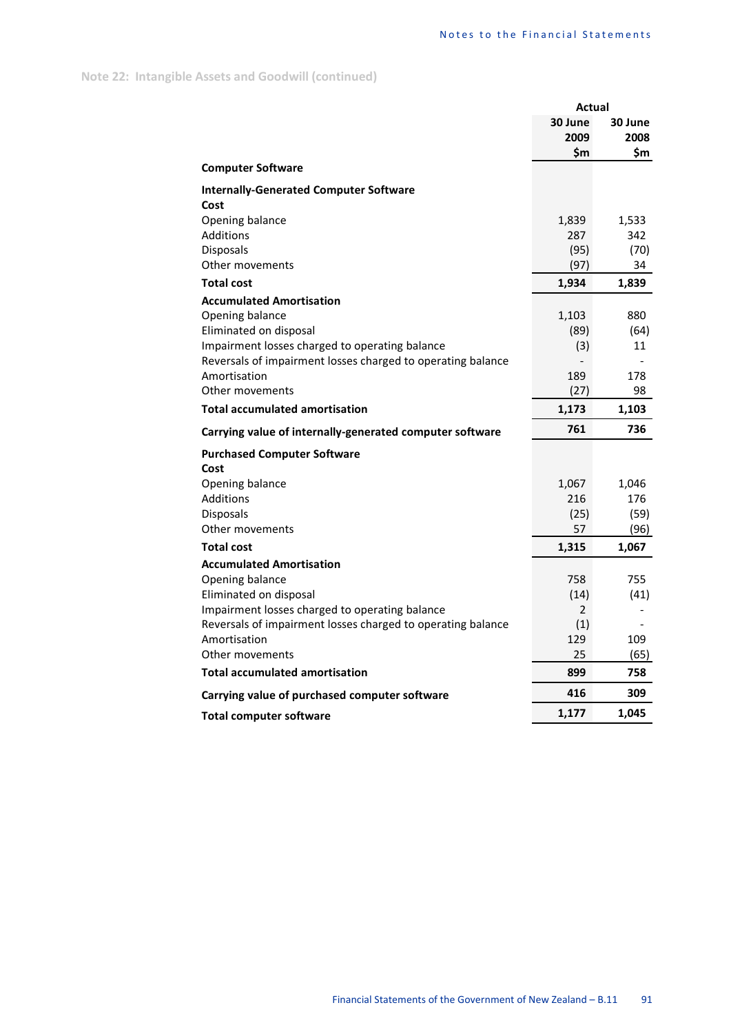## Note 22: Intangible Assets and Goodwill (continued)

| | Actual | |
|---|---|---|
| | 30 June 2009 $m | 30 June 2008 $m |
| **Computer Software** | | |
| **Internally-Generated Computer Software** | | |
| **Cost** | | |
| Opening balance | 1,839 | 1,533 |
| Additions | 287 | 342 |
| Disposals | (95) | (70) |
| Other movements | (97) | 34 |
| **Total cost** | **1,934** | **1,839** |
| **Accumulated Amortisation** | | |
| Opening balance | 1,103 | 880 |
| Eliminated on disposal | (89) | (64) |
| Impairment losses charged to operating balance | (3) | 11 |
| Reversals of impairment losses charged to operating balance | - | - |
| Amortisation | 189 | 178 |
| Other movements | (27) | 98 |
| **Total accumulated amortisation** | **1,173** | **1,103** |
| **Carrying value of internally-generated computer software** | **761** | **736** |
| **Purchased Computer Software** | | |
| **Cost** | | |
| Opening balance | 1,067 | 1,046 |
| Additions | 216 | 176 |
| Disposals | (25) | (59) |
| Other movements | 57 | (96) |
| **Total cost** | **1,315** | **1,067** |
| **Accumulated Amortisation** | | |
| Opening balance | 758 | 755 |
| Eliminated on disposal | (14) | (41) |
| Impairment losses charged to operating balance | 2 | - |
| Reversals of impairment losses charged to operating balance | (1) | - |
| Amortisation | 129 | 109 |
| Other movements | 25 | (65) |
| **Total accumulated amortisation** | **899** | **758** |
| **Carrying value of purchased computer software** | **416** | **309** |
| **Total computer software** | **1,177** | **1,045** |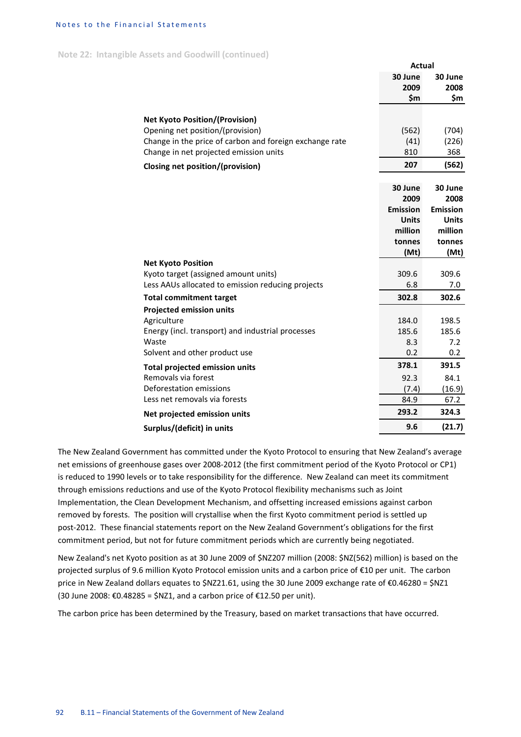## Note 22: Intangible Assets and Goodwill (continued)

| | Actual | |
|---|---|---|
| | 30 June 2009 $m | 30 June 2008 $m |
| **Net Kyoto Position/(Provision)** | | |
| Opening net position/(provision) | (562) | (704) |
| Change in the price of carbon and foreign exchange rate | (41) | (226) |
| Change in net projected emission units | 810 | 368 |
| **Closing net position/(provision)** | **207** | **(562)** |

| | 30 June 2009 Emission Units million tonnes (Mt) | 30 June 2008 Emission Units million tonnes (Mt) |
|---|---|---|
| **Net Kyoto Position** | | |
| Kyoto target (assigned amount units) | 309.6 | 309.6 |
| Less AAUs allocated to emission reducing projects | 6.8 | 7.0 |
| **Total commitment target** | **302.8** | **302.6** |
| **Projected emission units** | | |
| Agriculture | 184.0 | 198.5 |
| Energy (incl. transport) and industrial processes | 185.6 | 185.6 |
| Waste | 8.3 | 7.2 |
| Solvent and other product use | 0.2 | 0.2 |
| **Total projected emission units** | **378.1** | **391.5** |
| Removals via forest | 92.3 | 84.1 |
| Deforestation emissions | (7.4) | (16.9) |
| Less net removals via forests | 84.9 | 67.2 |
| **Net projected emission units** | **293.2** | **324.3** |
| **Surplus/(deficit) in units** | **9.6** | **(21.7)** |

The New Zealand Government has committed under the Kyoto Protocol to ensuring that New Zealand's average net emissions of greenhouse gases over 2008-2012 (the first commitment period of the Kyoto Protocol or CP1) is reduced to 1990 levels or to take responsibility for the difference. New Zealand can meet its commitment through emissions reductions and use of the Kyoto Protocol flexibility mechanisms such as Joint Implementation, the Clean Development Mechanism, and offsetting increased emissions against carbon removed by forests. The position will crystallise when the first Kyoto commitment period is settled up post-2012. These financial statements report on the New Zealand Government's obligations for the first commitment period, but not for future commitment periods which are currently being negotiated.

New Zealand's net Kyoto position as at 30 June 2009 of $NZ207 million (2008: $NZ(562) million) is based on the projected surplus of 9.6 million Kyoto Protocol emission units and a carbon price of €10 per unit. The carbon price in New Zealand dollars equates to $NZ21.61, using the 30 June 2009 exchange rate of €0.46280 = $NZ1 (30 June 2008: €0.48285 = $NZ1, and a carbon price of €12.50 per unit).

The carbon price has been determined by the Treasury, based on market transactions that have occurred.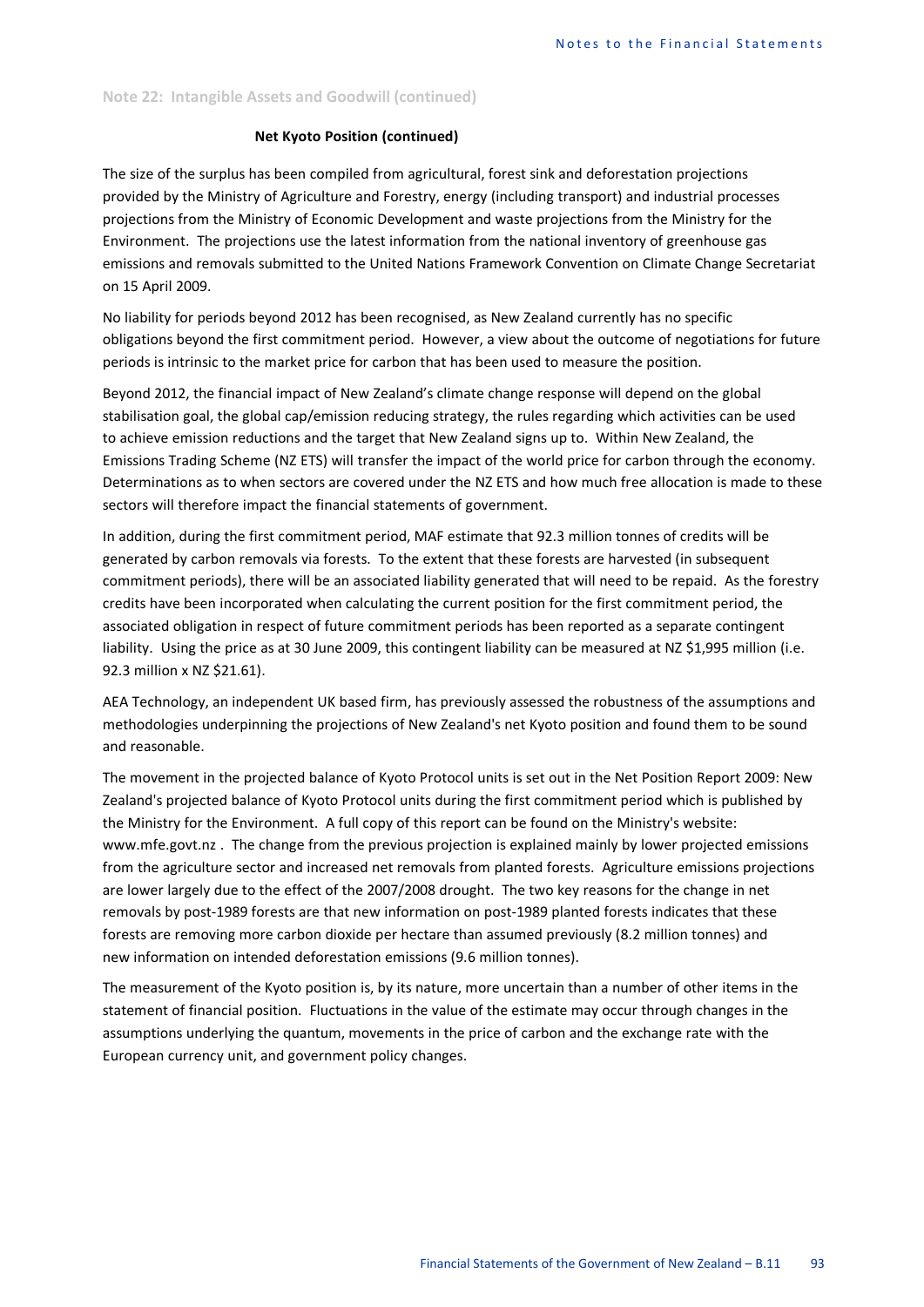## Note 22: Intangible Assets and Goodwill (continued)

### Net Kyoto Position (continued)

The size of the surplus has been compiled from agricultural, forest sink and deforestation projections provided by the Ministry of Agriculture and Forestry, energy (including transport) and industrial processes projections from the Ministry of Economic Development and waste projections from the Ministry for the Environment. The projections use the latest information from the national inventory of greenhouse gas emissions and removals submitted to the United Nations Framework Convention on Climate Change Secretariat on 15 April 2009.

No liability for periods beyond 2012 has been recognised, as New Zealand currently has no specific obligations beyond the first commitment period. However, a view about the outcome of negotiations for future periods is intrinsic to the market price for carbon that has been used to measure the position.

Beyond 2012, the financial impact of New Zealand's climate change response will depend on the global stabilisation goal, the global cap/emission reducing strategy, the rules regarding which activities can be used to achieve emission reductions and the target that New Zealand signs up to. Within New Zealand, the Emissions Trading Scheme (NZ ETS) will transfer the impact of the world price for carbon through the economy. Determinations as to when sectors are covered under the NZ ETS and how much free allocation is made to these sectors will therefore impact the financial statements of government.

In addition, during the first commitment period, MAF estimate that 92.3 million tonnes of credits will be generated by carbon removals via forests. To the extent that these forests are harvested (in subsequent commitment periods), there will be an associated liability generated that will need to be repaid. As the forestry credits have been incorporated when calculating the current position for the first commitment period, the associated obligation in respect of future commitment periods has been reported as a separate contingent liability. Using the price as at 30 June 2009, this contingent liability can be measured at NZ $1,995 million (i.e. 92.3 million x NZ $21.61).

AEA Technology, an independent UK based firm, has previously assessed the robustness of the assumptions and methodologies underpinning the projections of New Zealand's net Kyoto position and found them to be sound and reasonable.

The movement in the projected balance of Kyoto Protocol units is set out in the Net Position Report 2009: New Zealand's projected balance of Kyoto Protocol units during the first commitment period which is published by the Ministry for the Environment. A full copy of this report can be found on the Ministry's website: www.mfe.govt.nz . The change from the previous projection is explained mainly by lower projected emissions from the agriculture sector and increased net removals from planted forests. Agriculture emissions projections are lower largely due to the effect of the 2007/2008 drought. The two key reasons for the change in net removals by post-1989 forests are that new information on post-1989 planted forests indicates that these forests are removing more carbon dioxide per hectare than assumed previously (8.2 million tonnes) and new information on intended deforestation emissions (9.6 million tonnes).

The measurement of the Kyoto position is, by its nature, more uncertain than a number of other items in the statement of financial position. Fluctuations in the value of the estimate may occur through changes in the assumptions underlying the quantum, movements in the price of carbon and the exchange rate with the European currency unit, and government policy changes.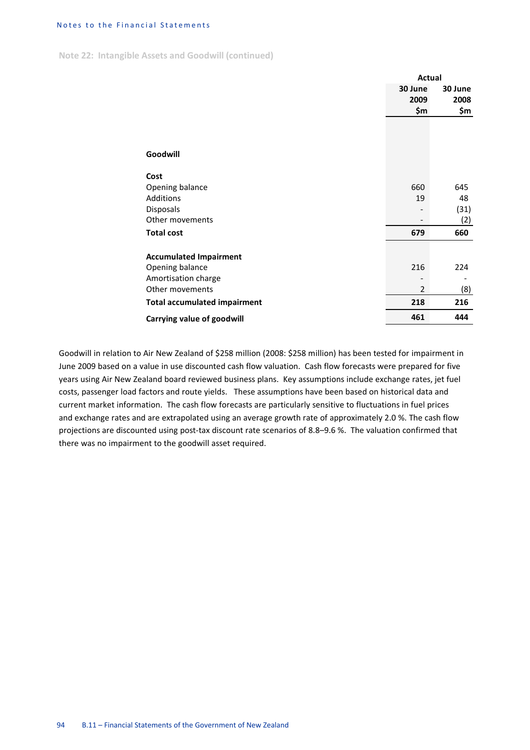### Note 22: Intangible Assets and Goodwill (continued)

| | Actual 30 June 2009 $m | Actual 30 June 2008 $m |
|---|---|---|
| **Goodwill** | | |
| **Cost** | | |
| Opening balance | 660 | 645 |
| Additions | 19 | 48 |
| Disposals | - | (31) |
| Other movements | - | (2) |
| **Total cost** | **679** | **660** |
| **Accumulated Impairment** | | |
| Opening balance | 216 | 224 |
| Amortisation charge | - | - |
| Other movements | 2 | (8) |
| **Total accumulated impairment** | **218** | **216** |
| **Carrying value of goodwill** | **461** | **444** |

Goodwill in relation to Air New Zealand of $258 million (2008: $258 million) has been tested for impairment in June 2009 based on a value in use discounted cash flow valuation. Cash flow forecasts were prepared for five years using Air New Zealand board reviewed business plans. Key assumptions include exchange rates, jet fuel costs, passenger load factors and route yields. These assumptions have been based on historical data and current market information. The cash flow forecasts are particularly sensitive to fluctuations in fuel prices and exchange rates and are extrapolated using an average growth rate of approximately 2.0 %. The cash flow projections are discounted using post-tax discount rate scenarios of 8.8–9.6 %. The valuation confirmed that there was no impairment to the goodwill asset required.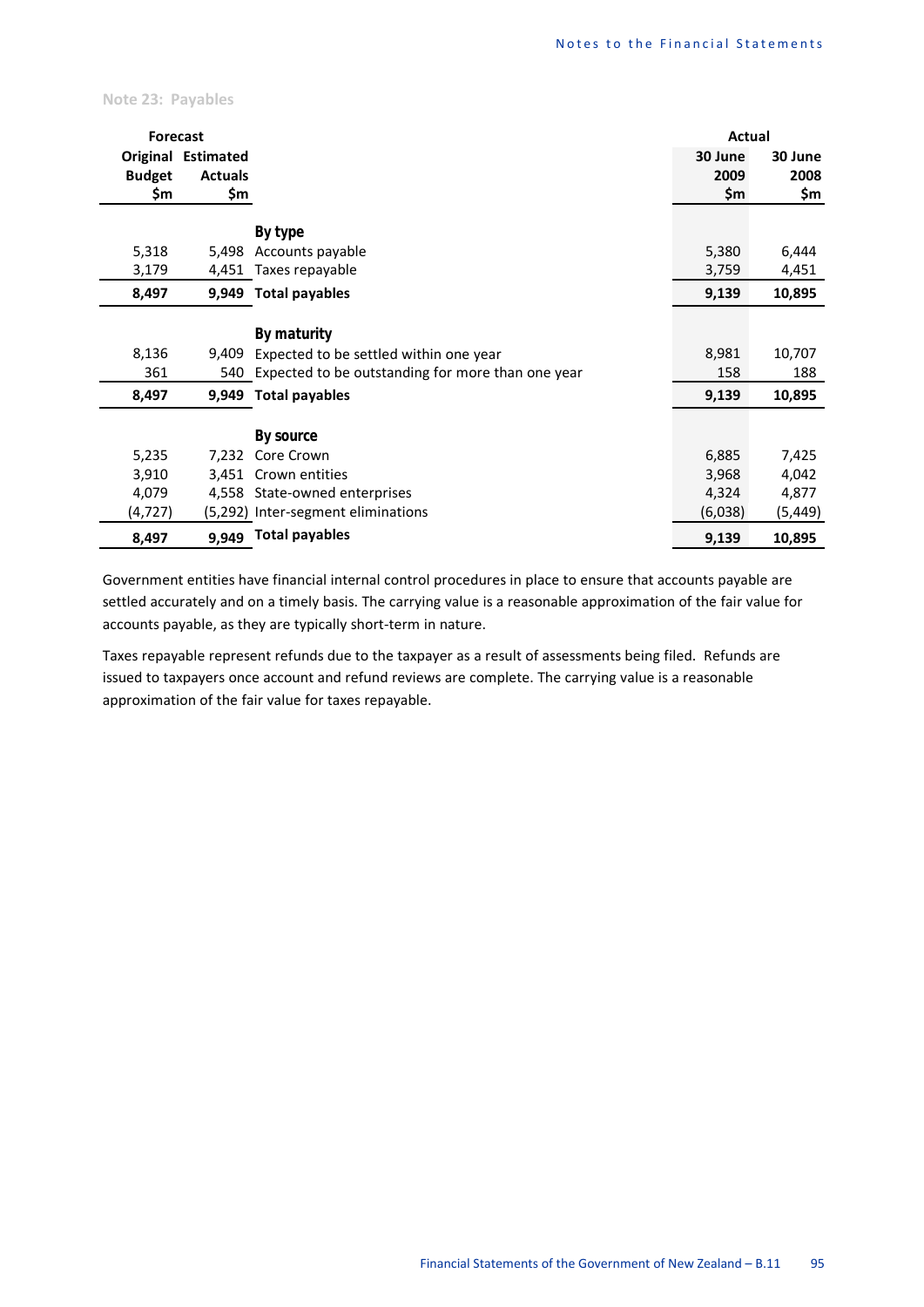## Note 23: Payables

| Forecast Original Budget $m | Forecast Estimated Actuals $m | | Actual 30 June 2009 $m | Actual 30 June 2008 $m |
|---|---|---|---|---|
| | | **By type** | | |
| 5,318 | 5,498 | Accounts payable | 5,380 | 6,444 |
| 3,179 | 4,451 | Taxes repayable | 3,759 | 4,451 |
| **8,497** | **9,949** | **Total payables** | **9,139** | **10,895** |
| | | **By maturity** | | |
| 8,136 | 9,409 | Expected to be settled within one year | 8,981 | 10,707 |
| 361 | 540 | Expected to be outstanding for more than one year | 158 | 188 |
| **8,497** | **9,949** | **Total payables** | **9,139** | **10,895** |
| | | **By source** | | |
| 5,235 | 7,232 | Core Crown | 6,885 | 7,425 |
| 3,910 | 3,451 | Crown entities | 3,968 | 4,042 |
| 4,079 | 4,558 | State-owned enterprises | 4,324 | 4,877 |
| (4,727) | (5,292) | Inter-segment eliminations | (6,038) | (5,449) |
| **8,497** | **9,949** | **Total payables** | **9,139** | **10,895** |

Government entities have financial internal control procedures in place to ensure that accounts payable are settled accurately and on a timely basis. The carrying value is a reasonable approximation of the fair value for accounts payable, as they are typically short-term in nature.

Taxes repayable represent refunds due to the taxpayer as a result of assessments being filed. Refunds are issued to taxpayers once account and refund reviews are complete. The carrying value is a reasonable approximation of the fair value for taxes repayable.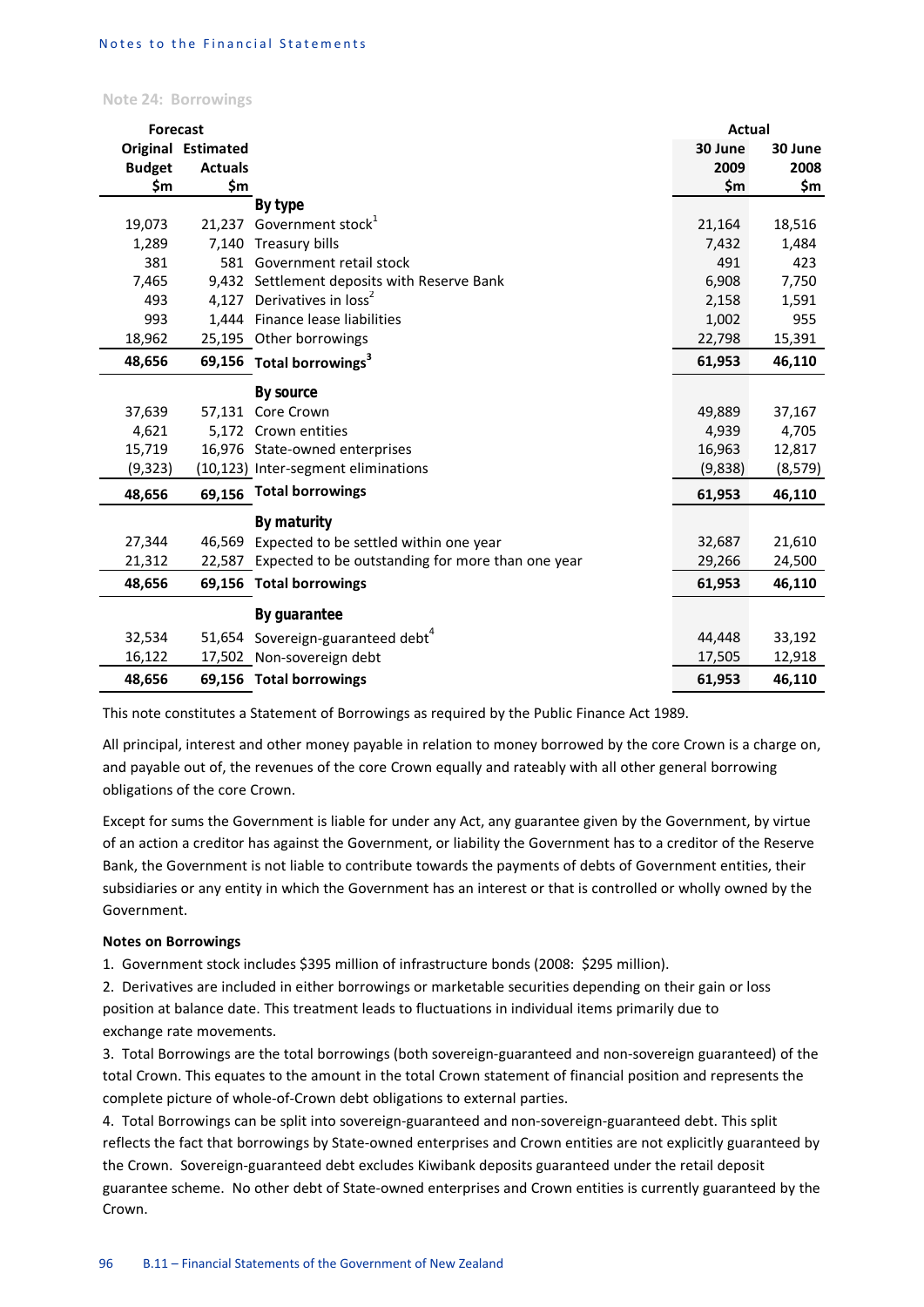## Note 24: Borrowings

| Forecast Original Budget $m | Forecast Estimated Actuals $m | | Actual 30 June 2009 $m | Actual 30 June 2008 $m |
|---|---|---|---|---|
| | | **By type** | | |
| 19,073 | 21,237 | Government stock[1] | 21,164 | 18,516 |
| 1,289 | 7,140 | Treasury bills | 7,432 | 1,484 |
| 381 | 581 | Government retail stock | 491 | 423 |
| 7,465 | 9,432 | Settlement deposits with Reserve Bank | 6,908 | 7,750 |
| 493 | 4,127 | Derivatives in loss[2] | 2,158 | 1,591 |
| 993 | 1,444 | Finance lease liabilities | 1,002 | 955 |
| 18,962 | 25,195 | Other borrowings | 22,798 | 15,391 |
| **48,656** | **69,156** | **Total borrowings[3]** | **61,953** | **46,110** |
| | | **By source** | | |
| 37,639 | 57,131 | Core Crown | 49,889 | 37,167 |
| 4,621 | 5,172 | Crown entities | 4,939 | 4,705 |
| 15,719 | 16,976 | State-owned enterprises | 16,963 | 12,817 |
| (9,323) | (10,123) | Inter-segment eliminations | (9,838) | (8,579) |
| **48,656** | **69,156** | **Total borrowings** | **61,953** | **46,110** |
| | | **By maturity** | | |
| 27,344 | 46,569 | Expected to be settled within one year | 32,687 | 21,610 |
| 21,312 | 22,587 | Expected to be outstanding for more than one year | 29,266 | 24,500 |
| **48,656** | **69,156** | **Total borrowings** | **61,953** | **46,110** |
| | | **By guarantee** | | |
| 32,534 | 51,654 | Sovereign-guaranteed debt[4] | 44,448 | 33,192 |
| 16,122 | 17,502 | Non-sovereign debt | 17,505 | 12,918 |
| **48,656** | **69,156** | **Total borrowings** | **61,953** | **46,110** |

This note constitutes a Statement of Borrowings as required by the Public Finance Act 1989.

All principal, interest and other money payable in relation to money borrowed by the core Crown is a charge on, and payable out of, the revenues of the core Crown equally and rateably with all other general borrowing obligations of the core Crown.

Except for sums the Government is liable for under any Act, any guarantee given by the Government, by virtue of an action a creditor has against the Government, or liability the Government has to a creditor of the Reserve Bank, the Government is not liable to contribute towards the payments of debts of Government entities, their subsidiaries or any entity in which the Government has an interest or that is controlled or wholly owned by the Government.

**Notes on Borrowings**

1. Government stock includes $395 million of infrastructure bonds (2008: $295 million).
2. Derivatives are included in either borrowings or marketable securities depending on their gain or loss position at balance date. This treatment leads to fluctuations in individual items primarily due to exchange rate movements.
3. Total Borrowings are the total borrowings (both sovereign-guaranteed and non-sovereign guaranteed) of the total Crown. This equates to the amount in the total Crown statement of financial position and represents the complete picture of whole-of-Crown debt obligations to external parties.
4. Total Borrowings can be split into sovereign-guaranteed and non-sovereign-guaranteed debt. This split reflects the fact that borrowings by State-owned enterprises and Crown entities are not explicitly guaranteed by the Crown. Sovereign-guaranteed debt excludes Kiwibank deposits guaranteed under the retail deposit guarantee scheme. No other debt of State-owned enterprises and Crown entities is currently guaranteed by the Crown.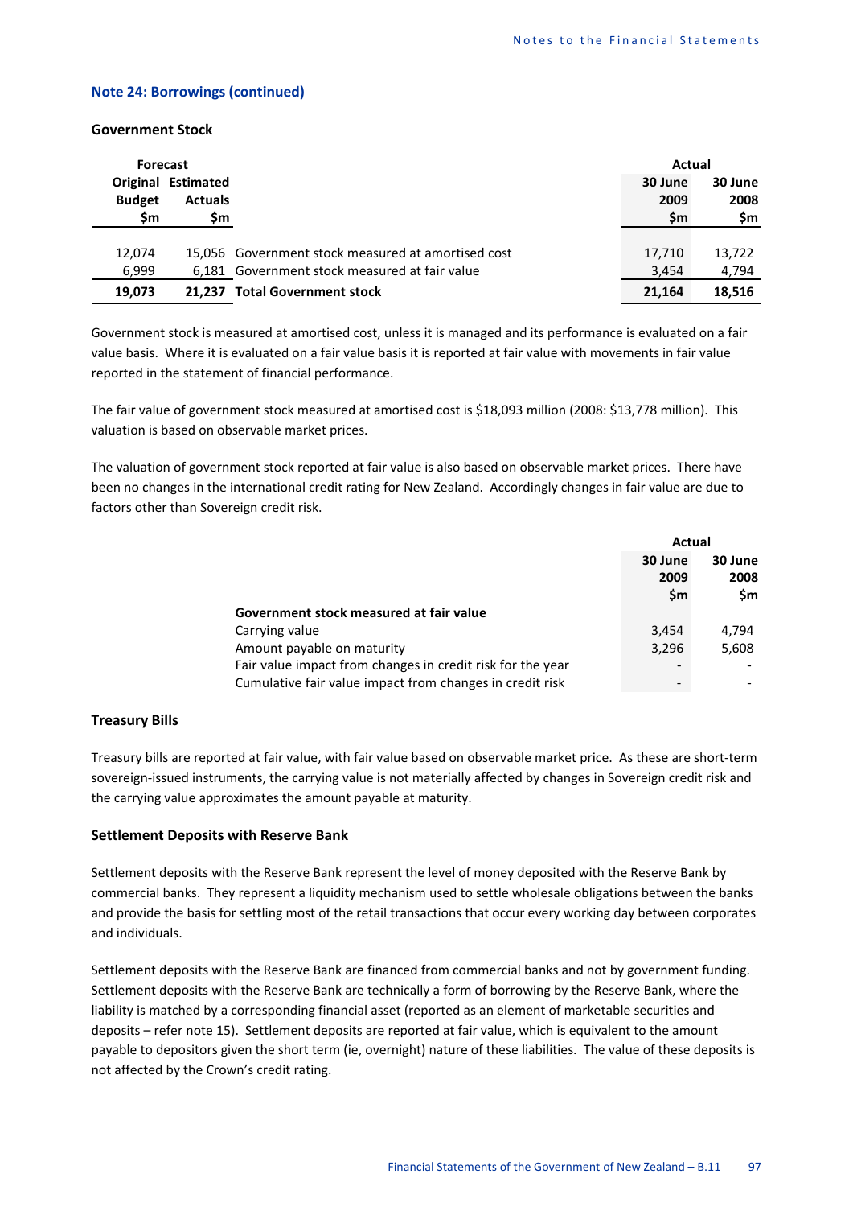### Note 24: Borrowings (continued)

#### Government Stock

| Forecast | | | Actual | |
|---|---|---|---|---|
| Original Budget | Estimated Actuals | | 30 June 2009 | 30 June 2008 |
| $m | $m | | $m | $m |
| 12,074 | 15,056 | Government stock measured at amortised cost | 17,710 | 13,722 |
| 6,999 | 6,181 | Government stock measured at fair value | 3,454 | 4,794 |
| **19,073** | **21,237** | **Total Government stock** | **21,164** | **18,516** |

Government stock is measured at amortised cost, unless it is managed and its performance is evaluated on a fair value basis. Where it is evaluated on a fair value basis it is reported at fair value with movements in fair value reported in the statement of financial performance.

The fair value of government stock measured at amortised cost is $18,093 million (2008: $13,778 million). This valuation is based on observable market prices.

The valuation of government stock reported at fair value is also based on observable market prices. There have been no changes in the international credit rating for New Zealand. Accordingly changes in fair value are due to factors other than Sovereign credit risk.

| | Actual | |
|---|---|---|
| | 30 June 2009 | 30 June 2008 |
| | $m | $m |
| **Government stock measured at fair value** | | |
| Carrying value | 3,454 | 4,794 |
| Amount payable on maturity | 3,296 | 5,608 |
| Fair value impact from changes in credit risk for the year | - | - |
| Cumulative fair value impact from changes in credit risk | - | - |

#### Treasury Bills

Treasury bills are reported at fair value, with fair value based on observable market price. As these are short-term sovereign-issued instruments, the carrying value is not materially affected by changes in Sovereign credit risk and the carrying value approximates the amount payable at maturity.

#### Settlement Deposits with Reserve Bank

Settlement deposits with the Reserve Bank represent the level of money deposited with the Reserve Bank by commercial banks. They represent a liquidity mechanism used to settle wholesale obligations between the banks and provide the basis for settling most of the retail transactions that occur every working day between corporates and individuals.

Settlement deposits with the Reserve Bank are financed from commercial banks and not by government funding. Settlement deposits with the Reserve Bank are technically a form of borrowing by the Reserve Bank, where the liability is matched by a corresponding financial asset (reported as an element of marketable securities and deposits – refer note 15). Settlement deposits are reported at fair value, which is equivalent to the amount payable to depositors given the short term (ie, overnight) nature of these liabilities. The value of these deposits is not affected by the Crown's credit rating.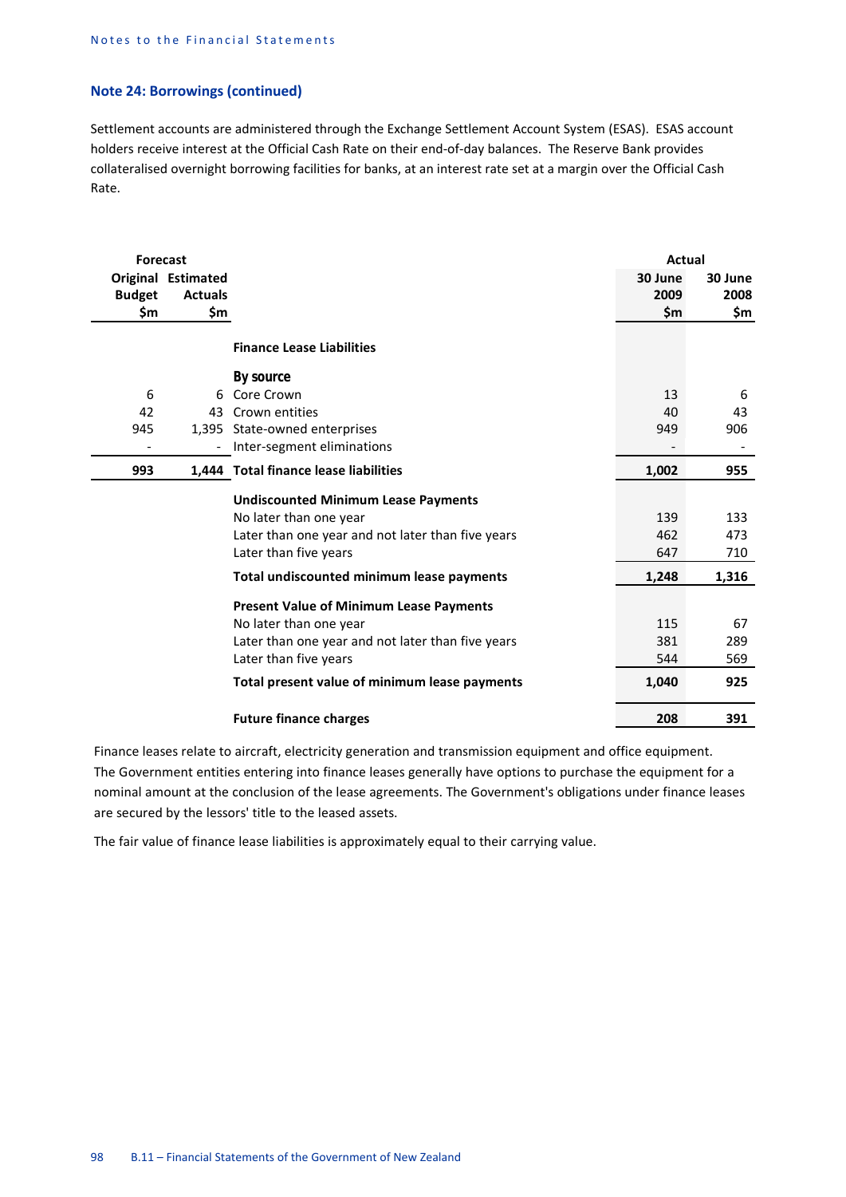## Note 24: Borrowings (continued)

Settlement accounts are administered through the Exchange Settlement Account System (ESAS). ESAS account holders receive interest at the Official Cash Rate on their end-of-day balances. The Reserve Bank provides collateralised overnight borrowing facilities for banks, at an interest rate set at a margin over the Official Cash Rate.

| Forecast | | | Actual | |
|---|---|---|---|---|
| Original Budget $m | Estimated Actuals $m | | 30 June 2009 $m | 30 June 2008 $m |
| | | **Finance Lease Liabilities** | | |
| | | **By source** | | |
| 6 | 6 | Core Crown | 13 | 6 |
| 42 | 43 | Crown entities | 40 | 43 |
| 945 | 1,395 | State-owned enterprises | 949 | 906 |
| - | - | Inter-segment eliminations | - | - |
| **993** | **1,444** | **Total finance lease liabilities** | **1,002** | **955** |
| | | **Undiscounted Minimum Lease Payments** | | |
| | | No later than one year | 139 | 133 |
| | | Later than one year and not later than five years | 462 | 473 |
| | | Later than five years | 647 | 710 |
| | | **Total undiscounted minimum lease payments** | **1,248** | **1,316** |
| | | **Present Value of Minimum Lease Payments** | | |
| | | No later than one year | 115 | 67 |
| | | Later than one year and not later than five years | 381 | 289 |
| | | Later than five years | 544 | 569 |
| | | **Total present value of minimum lease payments** | **1,040** | **925** |
| | | **Future finance charges** | **208** | **391** |

Finance leases relate to aircraft, electricity generation and transmission equipment and office equipment. The Government entities entering into finance leases generally have options to purchase the equipment for a nominal amount at the conclusion of the lease agreements. The Government's obligations under finance leases are secured by the lessors' title to the leased assets.

The fair value of finance lease liabilities is approximately equal to their carrying value.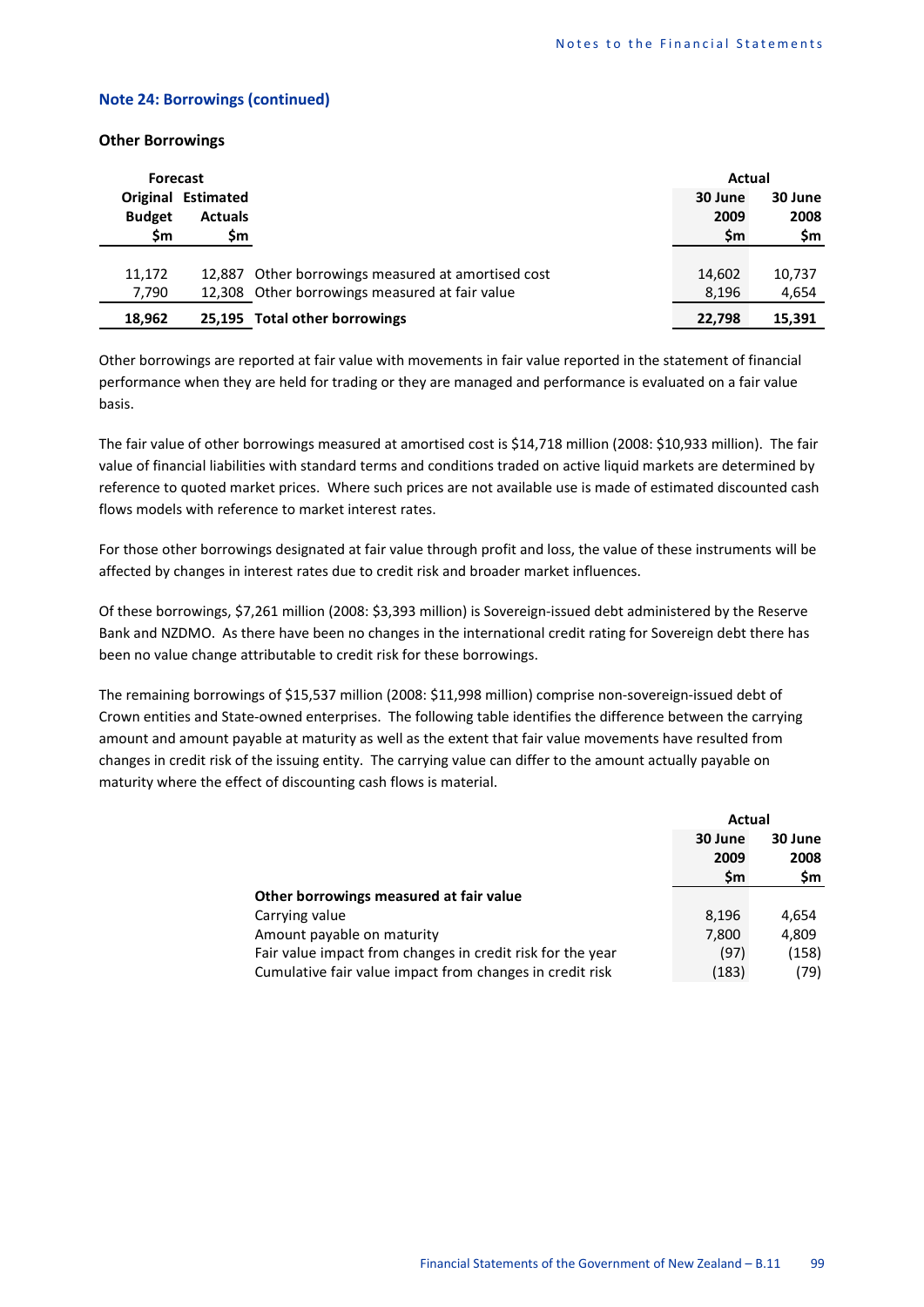## Note 24: Borrowings (continued)

### Other Borrowings

| Forecast | | | Actual | |
|---|---|---|---|---|
| Original Budget $m | Estimated Actuals $m | | 30 June 2009 $m | 30 June 2008 $m |
| 11,172 | 12,887 | Other borrowings measured at amortised cost | 14,602 | 10,737 |
| 7,790 | 12,308 | Other borrowings measured at fair value | 8,196 | 4,654 |
| **18,962** | **25,195** | **Total other borrowings** | **22,798** | **15,391** |

Other borrowings are reported at fair value with movements in fair value reported in the statement of financial performance when they are held for trading or they are managed and performance is evaluated on a fair value basis.

The fair value of other borrowings measured at amortised cost is $14,718 million (2008: $10,933 million). The fair value of financial liabilities with standard terms and conditions traded on active liquid markets are determined by reference to quoted market prices. Where such prices are not available use is made of estimated discounted cash flows models with reference to market interest rates.

For those other borrowings designated at fair value through profit and loss, the value of these instruments will be affected by changes in interest rates due to credit risk and broader market influences.

Of these borrowings, $7,261 million (2008: $3,393 million) is Sovereign-issued debt administered by the Reserve Bank and NZDMO. As there have been no changes in the international credit rating for Sovereign debt there has been no value change attributable to credit risk for these borrowings.

The remaining borrowings of $15,537 million (2008: $11,998 million) comprise non-sovereign-issued debt of Crown entities and State-owned enterprises. The following table identifies the difference between the carrying amount and amount payable at maturity as well as the extent that fair value movements have resulted from changes in credit risk of the issuing entity. The carrying value can differ to the amount actually payable on maturity where the effect of discounting cash flows is material.

| | Actual | |
|---|---|---|
| | 30 June 2009 $m | 30 June 2008 $m |
| **Other borrowings measured at fair value** | | |
| Carrying value | 8,196 | 4,654 |
| Amount payable on maturity | 7,800 | 4,809 |
| Fair value impact from changes in credit risk for the year | (97) | (158) |
| Cumulative fair value impact from changes in credit risk | (183) | (79) |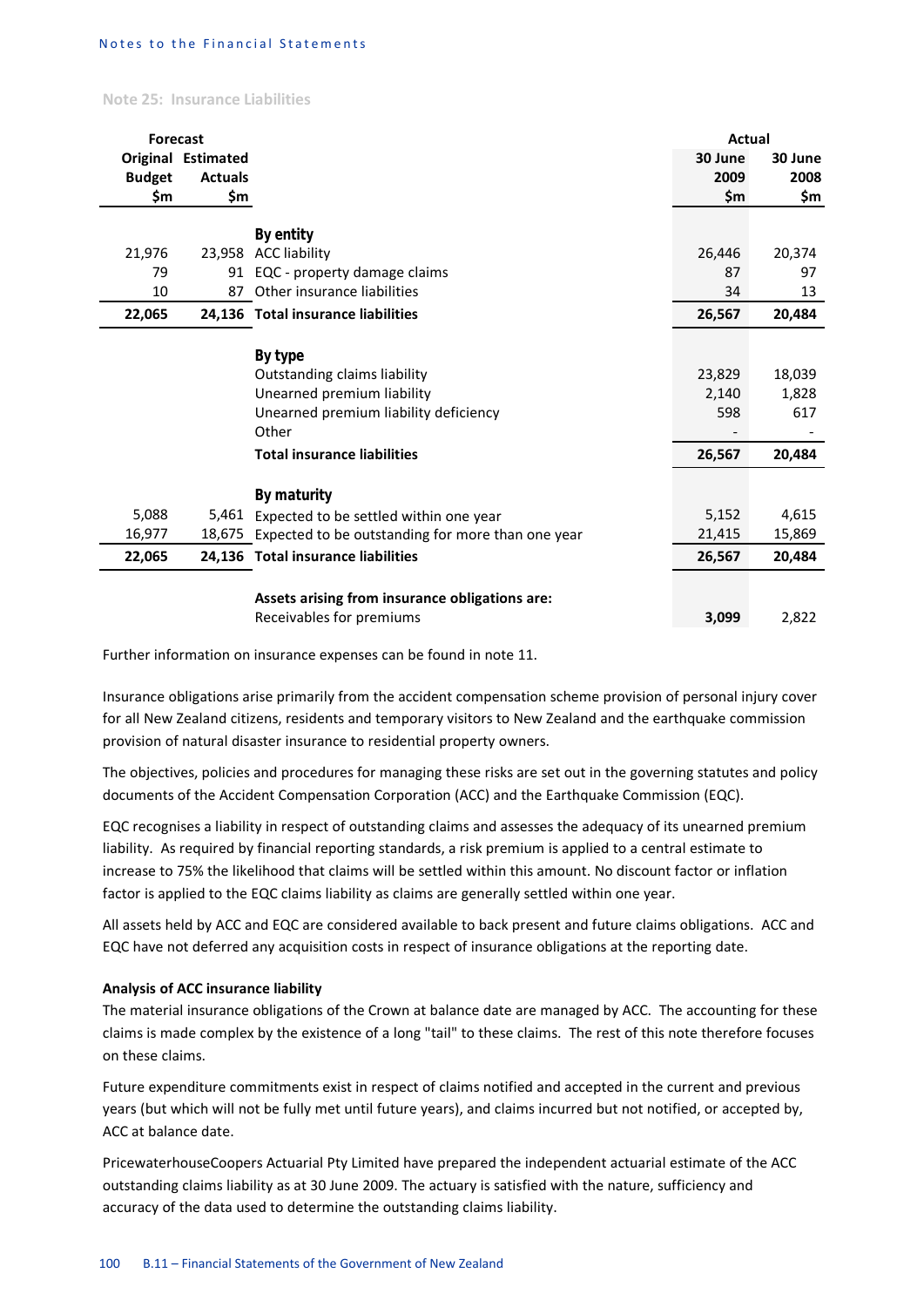## Note 25: Insurance Liabilities

| Forecast Original Budget $m | Forecast Estimated Actuals $m | | Actual 30 June 2009 $m | Actual 30 June 2008 $m |
|---|---|---|---|---|
| | | **By entity** | | |
| 21,976 | 23,958 | ACC liability | 26,446 | 20,374 |
| 79 | 91 | EQC - property damage claims | 87 | 97 |
| 10 | 87 | Other insurance liabilities | 34 | 13 |
| **22,065** | **24,136** | **Total insurance liabilities** | **26,567** | **20,484** |
| | | **By type** | | |
| | | Outstanding claims liability | 23,829 | 18,039 |
| | | Unearned premium liability | 2,140 | 1,828 |
| | | Unearned premium liability deficiency | 598 | 617 |
| | | Other | - | - |
| | | **Total insurance liabilities** | **26,567** | **20,484** |
| | | **By maturity** | | |
| 5,088 | 5,461 | Expected to be settled within one year | 5,152 | 4,615 |
| 16,977 | 18,675 | Expected to be outstanding for more than one year | 21,415 | 15,869 |
| **22,065** | **24,136** | **Total insurance liabilities** | **26,567** | **20,484** |
| | | **Assets arising from insurance obligations are:** | | |
| | | Receivables for premiums | **3,099** | 2,822 |

Further information on insurance expenses can be found in note 11.

Insurance obligations arise primarily from the accident compensation scheme provision of personal injury cover for all New Zealand citizens, residents and temporary visitors to New Zealand and the earthquake commission provision of natural disaster insurance to residential property owners.

The objectives, policies and procedures for managing these risks are set out in the governing statutes and policy documents of the Accident Compensation Corporation (ACC) and the Earthquake Commission (EQC).

EQC recognises a liability in respect of outstanding claims and assesses the adequacy of its unearned premium liability. As required by financial reporting standards, a risk premium is applied to a central estimate to increase to 75% the likelihood that claims will be settled within this amount. No discount factor or inflation factor is applied to the EQC claims liability as claims are generally settled within one year.

All assets held by ACC and EQC are considered available to back present and future claims obligations. ACC and EQC have not deferred any acquisition costs in respect of insurance obligations at the reporting date.

**Analysis of ACC insurance liability**

The material insurance obligations of the Crown at balance date are managed by ACC. The accounting for these claims is made complex by the existence of a long "tail" to these claims. The rest of this note therefore focuses on these claims.

Future expenditure commitments exist in respect of claims notified and accepted in the current and previous years (but which will not be fully met until future years), and claims incurred but not notified, or accepted by, ACC at balance date.

PricewaterhouseCoopers Actuarial Pty Limited have prepared the independent actuarial estimate of the ACC outstanding claims liability as at 30 June 2009. The actuary is satisfied with the nature, sufficiency and accuracy of the data used to determine the outstanding claims liability.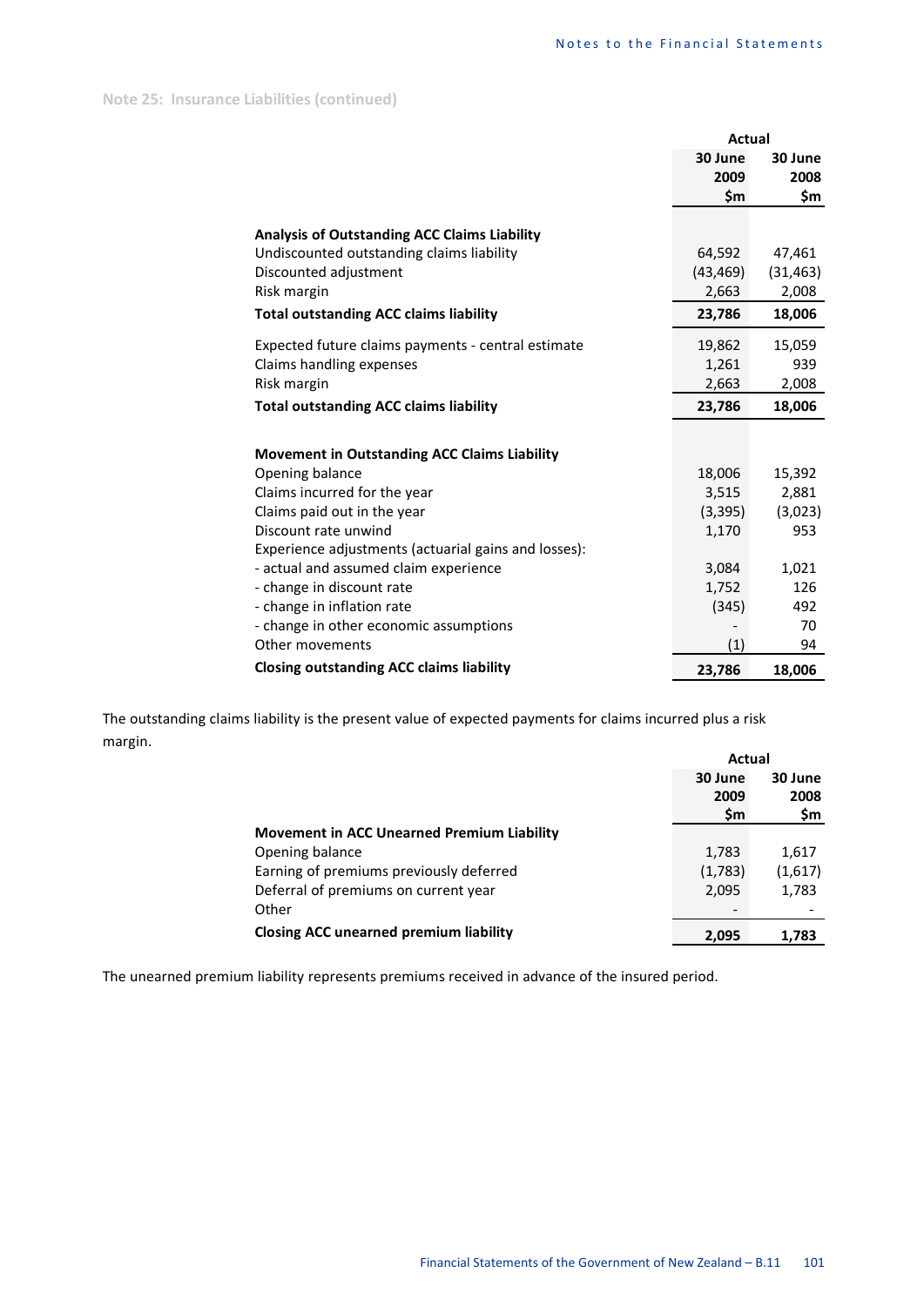## Note 25: Insurance Liabilities (continued)

| | Actual 30 June 2009 $m | Actual 30 June 2008 $m |
|---|---|---|
| **Analysis of Outstanding ACC Claims Liability** | | |
| Undiscounted outstanding claims liability | 64,592 | 47,461 |
| Discounted adjustment | (43,469) | (31,463) |
| Risk margin | 2,663 | 2,008 |
| **Total outstanding ACC claims liability** | **23,786** | **18,006** |
| Expected future claims payments - central estimate | 19,862 | 15,059 |
| Claims handling expenses | 1,261 | 939 |
| Risk margin | 2,663 | 2,008 |
| **Total outstanding ACC claims liability** | **23,786** | **18,006** |
| **Movement in Outstanding ACC Claims Liability** | | |
| Opening balance | 18,006 | 15,392 |
| Claims incurred for the year | 3,515 | 2,881 |
| Claims paid out in the year | (3,395) | (3,023) |
| Discount rate unwind | 1,170 | 953 |
| Experience adjustments (actuarial gains and losses): | | |
| - actual and assumed claim experience | 3,084 | 1,021 |
| - change in discount rate | 1,752 | 126 |
| - change in inflation rate | (345) | 492 |
| - change in other economic assumptions | - | 70 |
| Other movements | (1) | 94 |
| **Closing outstanding ACC claims liability** | **23,786** | **18,006** |

The outstanding claims liability is the present value of expected payments for claims incurred plus a risk margin.

| | Actual 30 June 2009 $m | Actual 30 June 2008 $m |
|---|---|---|
| **Movement in ACC Unearned Premium Liability** | | |
| Opening balance | 1,783 | 1,617 |
| Earning of premiums previously deferred | (1,783) | (1,617) |
| Deferral of premiums on current year | 2,095 | 1,783 |
| Other | - | - |
| **Closing ACC unearned premium liability** | **2,095** | **1,783** |

The unearned premium liability represents premiums received in advance of the insured period.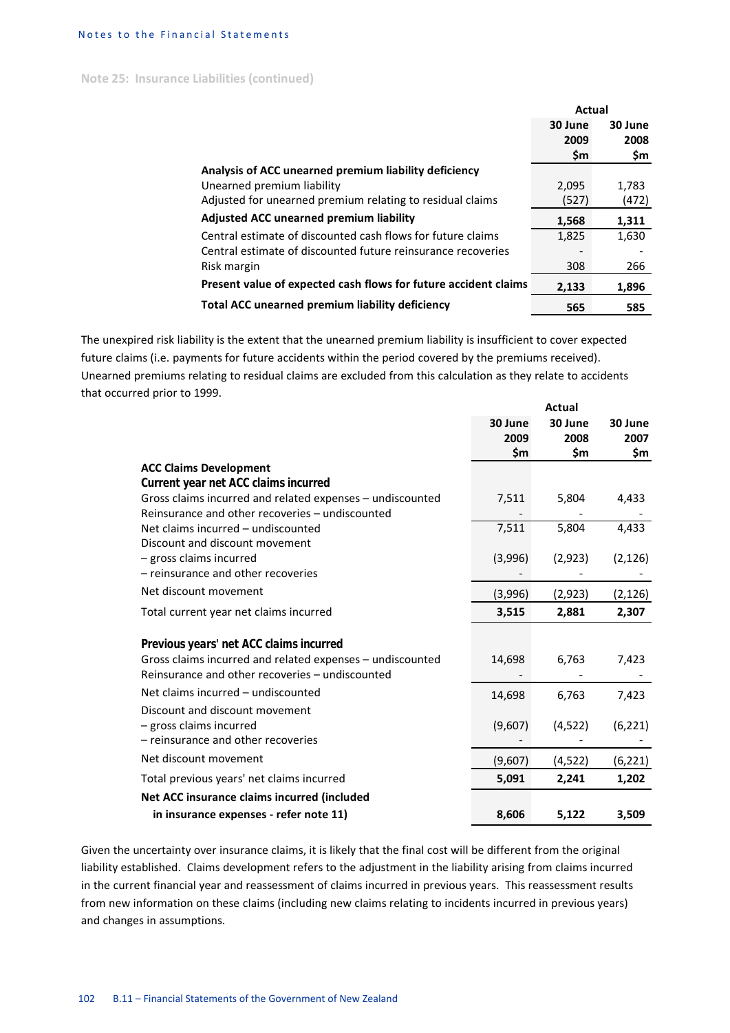### Note 25: Insurance Liabilities (continued)

| | Actual 30 June 2009 $m | 30 June 2008 $m |
|---|---|---|
| **Analysis of ACC unearned premium liability deficiency** | | |
| Unearned premium liability | 2,095 | 1,783 |
| Adjusted for unearned premium relating to residual claims | (527) | (472) |
| **Adjusted ACC unearned premium liability** | **1,568** | **1,311** |
| Central estimate of discounted cash flows for future claims | 1,825 | 1,630 |
| Central estimate of discounted future reinsurance recoveries | - | - |
| Risk margin | 308 | 266 |
| **Present value of expected cash flows for future accident claims** | **2,133** | **1,896** |
| **Total ACC unearned premium liability deficiency** | **565** | **585** |

The unexpired risk liability is the extent that the unearned premium liability is insufficient to cover expected future claims (i.e. payments for future accidents within the period covered by the premiums received). Unearned premiums relating to residual claims are excluded from this calculation as they relate to accidents that occurred prior to 1999.

| | Actual 30 June 2009 $m | 30 June 2008 $m | 30 June 2007 $m |
|---|---|---|---|
| **ACC Claims Development** | | | |
| **Current year net ACC claims incurred** | | | |
| Gross claims incurred and related expenses – undiscounted | 7,511 | 5,804 | 4,433 |
| Reinsurance and other recoveries – undiscounted | - | - | - |
| Net claims incurred – undiscounted | 7,511 | 5,804 | 4,433 |
| Discount and discount movement | | | |
| – gross claims incurred | (3,996) | (2,923) | (2,126) |
| – reinsurance and other recoveries | - | - | - |
| Net discount movement | (3,996) | (2,923) | (2,126) |
| Total current year net claims incurred | **3,515** | **2,881** | **2,307** |
| **Previous years' net ACC claims incurred** | | | |
| Gross claims incurred and related expenses – undiscounted | 14,698 | 6,763 | 7,423 |
| Reinsurance and other recoveries – undiscounted | - | - | - |
| Net claims incurred – undiscounted | 14,698 | 6,763 | 7,423 |
| Discount and discount movement | | | |
| – gross claims incurred | (9,607) | (4,522) | (6,221) |
| – reinsurance and other recoveries | - | - | - |
| Net discount movement | (9,607) | (4,522) | (6,221) |
| Total previous years' net claims incurred | **5,091** | **2,241** | **1,202** |
| **Net ACC insurance claims incurred (included in insurance expenses - refer note 11)** | **8,606** | **5,122** | **3,509** |

Given the uncertainty over insurance claims, it is likely that the final cost will be different from the original liability established. Claims development refers to the adjustment in the liability arising from claims incurred in the current financial year and reassessment of claims incurred in previous years. This reassessment results from new information on these claims (including new claims relating to incidents incurred in previous years) and changes in assumptions.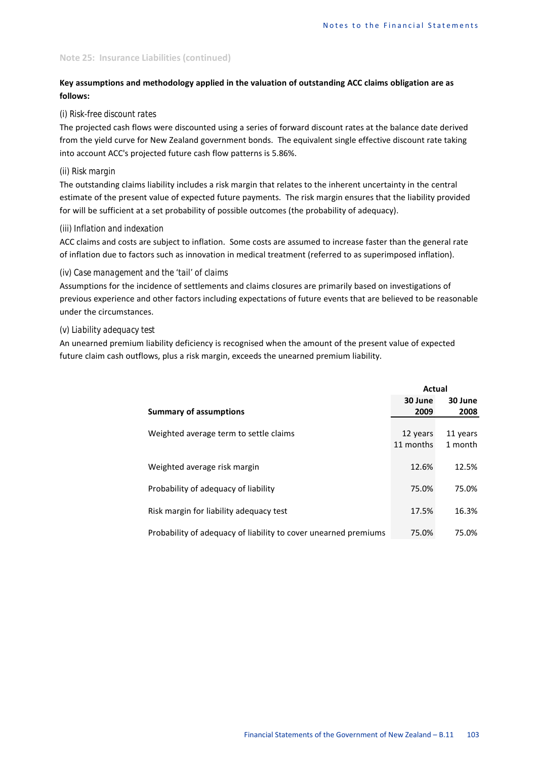Note 25: Insurance Liabilities (continued)

**Key assumptions and methodology applied in the valuation of outstanding ACC claims obligation are as follows:**

*(i) Risk-free discount rates*

The projected cash flows were discounted using a series of forward discount rates at the balance date derived from the yield curve for New Zealand government bonds. The equivalent single effective discount rate taking into account ACC's projected future cash flow patterns is 5.86%.

*(ii) Risk margin*

The outstanding claims liability includes a risk margin that relates to the inherent uncertainty in the central estimate of the present value of expected future payments. The risk margin ensures that the liability provided for will be sufficient at a set probability of possible outcomes (the probability of adequacy).

*(iii) Inflation and indexation*

ACC claims and costs are subject to inflation. Some costs are assumed to increase faster than the general rate of inflation due to factors such as innovation in medical treatment (referred to as superimposed inflation).

*(iv) Case management and the 'tail' of claims*

Assumptions for the incidence of settlements and claims closures are primarily based on investigations of previous experience and other factors including expectations of future events that are believed to be reasonable under the circumstances.

*(v) Liability adequacy test*

An unearned premium liability deficiency is recognised when the amount of the present value of expected future claim cash outflows, plus a risk margin, exceeds the unearned premium liability.

| | Actual | |
|---|---|---|
| **Summary of assumptions** | **30 June 2009** | **30 June 2008** |
| Weighted average term to settle claims | 12 years 11 months | 11 years 1 month |
| Weighted average risk margin | 12.6% | 12.5% |
| Probability of adequacy of liability | 75.0% | 75.0% |
| Risk margin for liability adequacy test | 17.5% | 16.3% |
| Probability of adequacy of liability to cover unearned premiums | 75.0% | 75.0% |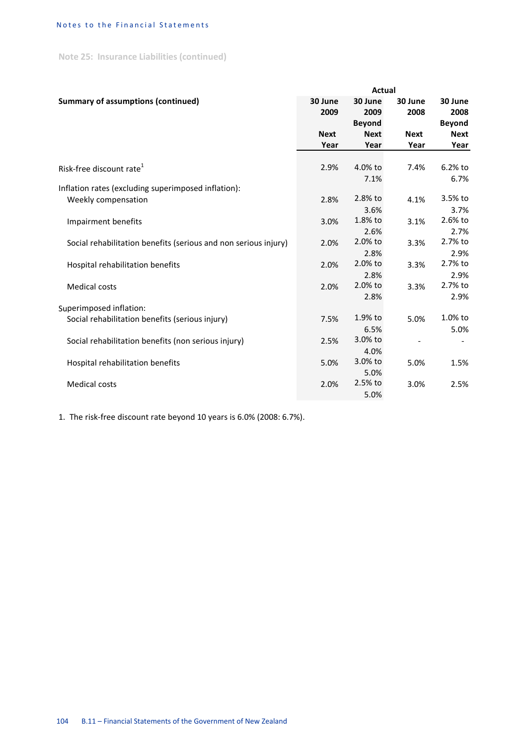## Note 25: Insurance Liabilities (continued)

| Summary of assumptions (continued) | Actual 30 June 2009 Next Year | 30 June 2009 Beyond Next Year | 30 June 2008 Next Year | 30 June 2008 Beyond Next Year |
|---|---|---|---|---|
| Risk-free discount rate[1] | 2.9% | 4.0% to 7.1% | 7.4% | 6.2% to 6.7% |
| Inflation rates (excluding superimposed inflation): | | | | |
| Weekly compensation | 2.8% | 2.8% to 3.6% | 4.1% | 3.5% to 3.7% |
| Impairment benefits | 3.0% | 1.8% to 2.6% | 3.1% | 2.6% to 2.7% |
| Social rehabilitation benefits (serious and non serious injury) | 2.0% | 2.0% to 2.8% | 3.3% | 2.7% to 2.9% |
| Hospital rehabilitation benefits | 2.0% | 2.0% to 2.8% | 3.3% | 2.7% to 2.9% |
| Medical costs | 2.0% | 2.0% to 2.8% | 3.3% | 2.7% to 2.9% |
| Superimposed inflation: | | | | |
| Social rehabilitation benefits (serious injury) | 7.5% | 1.9% to 6.5% | 5.0% | 1.0% to 5.0% |
| Social rehabilitation benefits (non serious injury) | 2.5% | 3.0% to 4.0% | - | - |
| Hospital rehabilitation benefits | 5.0% | 3.0% to 5.0% | 5.0% | 1.5% |
| Medical costs | 2.0% | 2.5% to 5.0% | 3.0% | 2.5% |

1. The risk-free discount rate beyond 10 years is 6.0% (2008: 6.7%).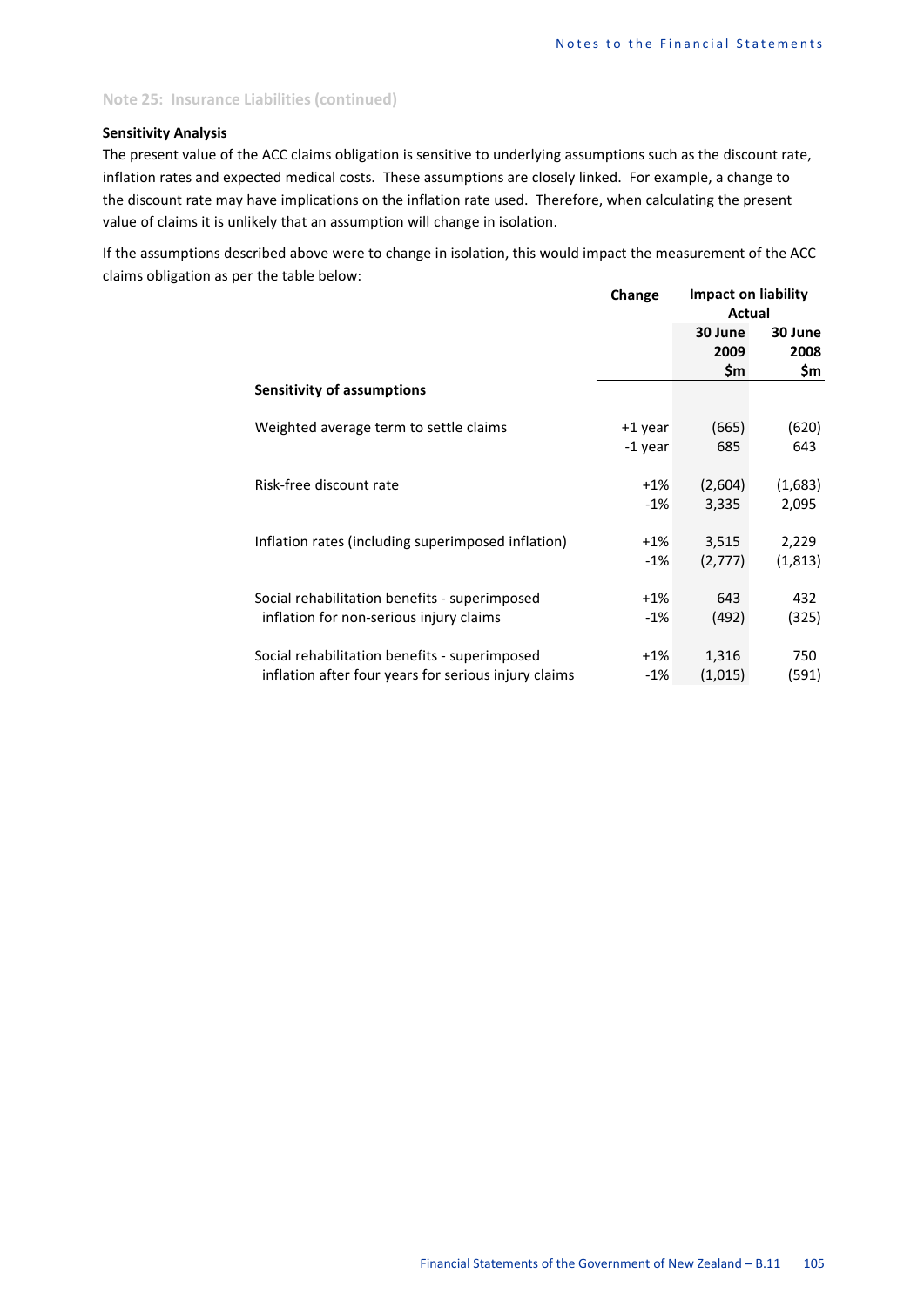## Note 25: Insurance Liabilities (continued)

### Sensitivity Analysis

The present value of the ACC claims obligation is sensitive to underlying assumptions such as the discount rate, inflation rates and expected medical costs. These assumptions are closely linked. For example, a change to the discount rate may have implications on the inflation rate used. Therefore, when calculating the present value of claims it is unlikely that an assumption will change in isolation.

If the assumptions described above were to change in isolation, this would impact the measurement of the ACC claims obligation as per the table below:

| | Change | Impact on liability Actual | |
|---|---|---|---|
| | | 30 June 2009 $m | 30 June 2008 $m |
| **Sensitivity of assumptions** | | | |
| Weighted average term to settle claims | +1 year | (665) | (620) |
| | -1 year | 685 | 643 |
| Risk-free discount rate | +1% | (2,604) | (1,683) |
| | -1% | 3,335 | 2,095 |
| Inflation rates (including superimposed inflation) | +1% | 3,515 | 2,229 |
| | -1% | (2,777) | (1,813) |
| Social rehabilitation benefits - superimposed inflation for non-serious injury claims | +1% | 643 | 432 |
| | -1% | (492) | (325) |
| Social rehabilitation benefits - superimposed inflation after four years for serious injury claims | +1% | 1,316 | 750 |
| | -1% | (1,015) | (591) |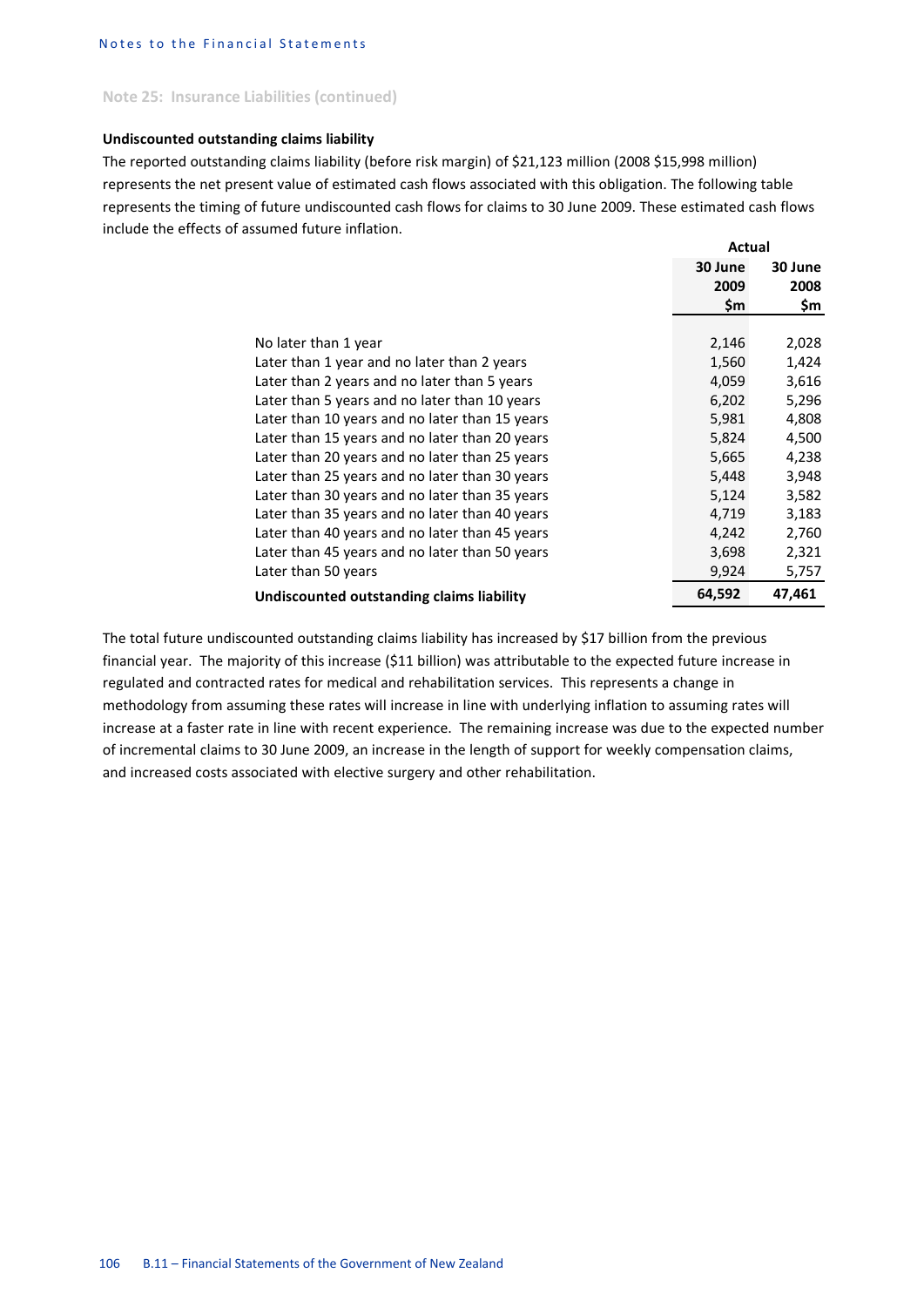Note 25: Insurance Liabilities (continued)

### Undiscounted outstanding claims liability

The reported outstanding claims liability (before risk margin) of $21,123 million (2008 $15,998 million) represents the net present value of estimated cash flows associated with this obligation. The following table represents the timing of future undiscounted cash flows for claims to 30 June 2009. These estimated cash flows include the effects of assumed future inflation.

| | Actual | |
|---|---|---|
| | 30 June 2009 $m | 30 June 2008 $m |
| No later than 1 year | 2,146 | 2,028 |
| Later than 1 year and no later than 2 years | 1,560 | 1,424 |
| Later than 2 years and no later than 5 years | 4,059 | 3,616 |
| Later than 5 years and no later than 10 years | 6,202 | 5,296 |
| Later than 10 years and no later than 15 years | 5,981 | 4,808 |
| Later than 15 years and no later than 20 years | 5,824 | 4,500 |
| Later than 20 years and no later than 25 years | 5,665 | 4,238 |
| Later than 25 years and no later than 30 years | 5,448 | 3,948 |
| Later than 30 years and no later than 35 years | 5,124 | 3,582 |
| Later than 35 years and no later than 40 years | 4,719 | 3,183 |
| Later than 40 years and no later than 45 years | 4,242 | 2,760 |
| Later than 45 years and no later than 50 years | 3,698 | 2,321 |
| Later than 50 years | 9,924 | 5,757 |
| **Undiscounted outstanding claims liability** | **64,592** | **47,461** |

The total future undiscounted outstanding claims liability has increased by $17 billion from the previous financial year. The majority of this increase ($11 billion) was attributable to the expected future increase in regulated and contracted rates for medical and rehabilitation services. This represents a change in methodology from assuming these rates will increase in line with underlying inflation to assuming rates will increase at a faster rate in line with recent experience. The remaining increase was due to the expected number of incremental claims to 30 June 2009, an increase in the length of support for weekly compensation claims, and increased costs associated with elective surgery and other rehabilitation.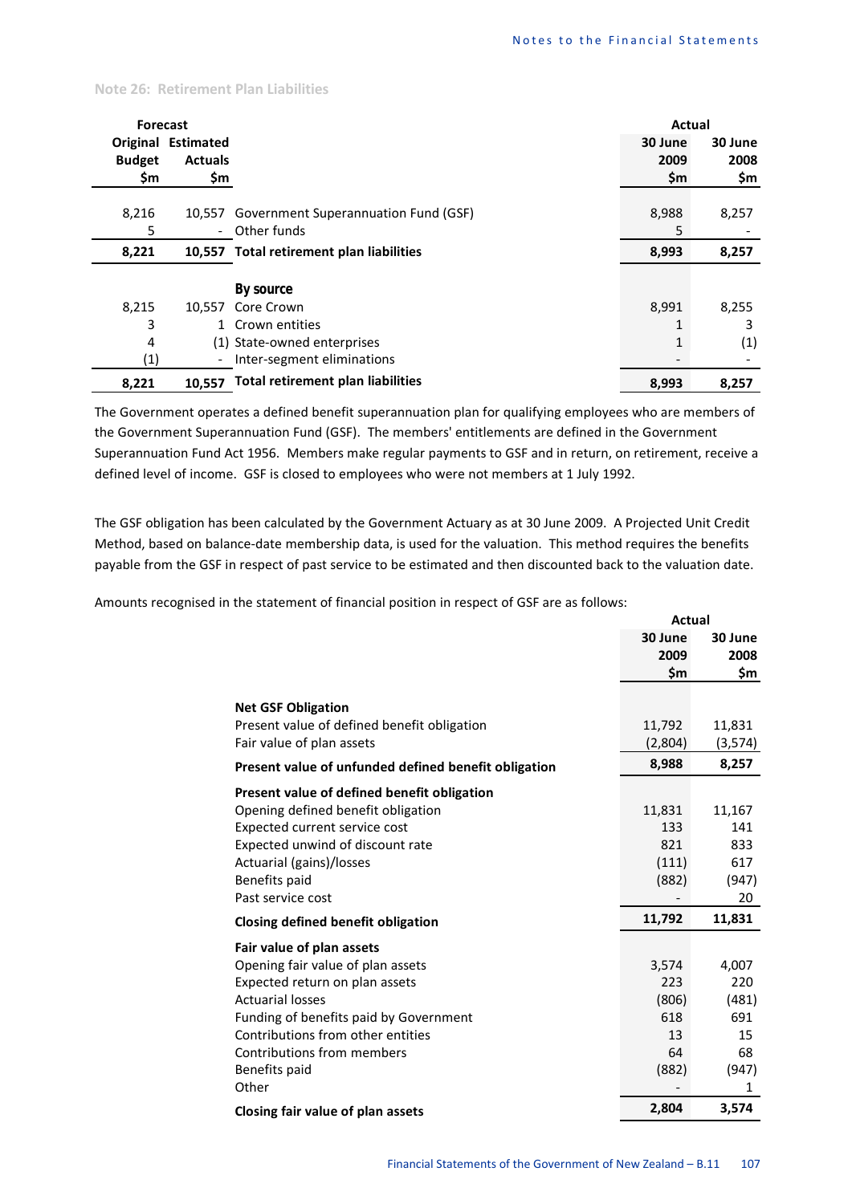## Note 26: Retirement Plan Liabilities

| Forecast | | | Actual | |
|---|---|---|---|---|
| Original Budget $m | Estimated Actuals $m | | 30 June 2009 $m | 30 June 2008 $m |
| 8,216 | 10,557 | Government Superannuation Fund (GSF) | 8,988 | 8,257 |
| 5 | - | Other funds | 5 | - |
| **8,221** | **10,557** | **Total retirement plan liabilities** | **8,993** | **8,257** |
| | | **By source** | | |
| 8,215 | 10,557 | Core Crown | 8,991 | 8,255 |
| 3 | 1 | Crown entities | 1 | 3 |
| 4 | (1) | State-owned enterprises | 1 | (1) |
| (1) | - | Inter-segment eliminations | - | - |
| **8,221** | **10,557** | **Total retirement plan liabilities** | **8,993** | **8,257** |

The Government operates a defined benefit superannuation plan for qualifying employees who are members of the Government Superannuation Fund (GSF). The members' entitlements are defined in the Government Superannuation Fund Act 1956. Members make regular payments to GSF and in return, on retirement, receive a defined level of income. GSF is closed to employees who were not members at 1 July 1992.

The GSF obligation has been calculated by the Government Actuary as at 30 June 2009. A Projected Unit Credit Method, based on balance-date membership data, is used for the valuation. This method requires the benefits payable from the GSF in respect of past service to be estimated and then discounted back to the valuation date.

Amounts recognised in the statement of financial position in respect of GSF are as follows:

| | Actual | |
|---|---|---|
| | 30 June 2009 $m | 30 June 2008 $m |
| **Net GSF Obligation** | | |
| Present value of defined benefit obligation | 11,792 | 11,831 |
| Fair value of plan assets | (2,804) | (3,574) |
| **Present value of unfunded defined benefit obligation** | **8,988** | **8,257** |
| **Present value of defined benefit obligation** | | |
| Opening defined benefit obligation | 11,831 | 11,167 |
| Expected current service cost | 133 | 141 |
| Expected unwind of discount rate | 821 | 833 |
| Actuarial (gains)/losses | (111) | 617 |
| Benefits paid | (882) | (947) |
| Past service cost | - | 20 |
| **Closing defined benefit obligation** | **11,792** | **11,831** |
| **Fair value of plan assets** | | |
| Opening fair value of plan assets | 3,574 | 4,007 |
| Expected return on plan assets | 223 | 220 |
| Actuarial losses | (806) | (481) |
| Funding of benefits paid by Government | 618 | 691 |
| Contributions from other entities | 13 | 15 |
| Contributions from members | 64 | 68 |
| Benefits paid | (882) | (947) |
| Other | - | 1 |
| **Closing fair value of plan assets** | **2,804** | **3,574** |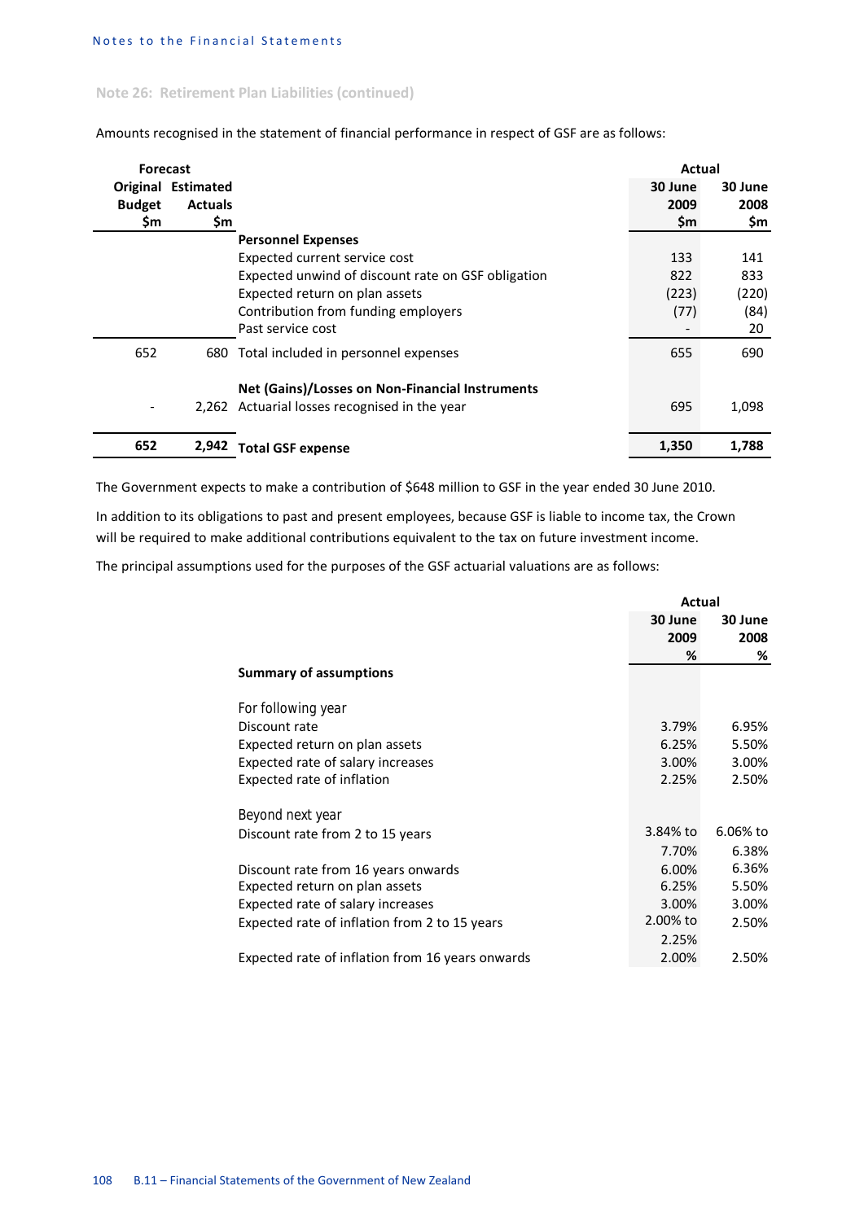## Note 26: Retirement Plan Liabilities (continued)

Amounts recognised in the statement of financial performance in respect of GSF are as follows:

| Forecast Original Budget $m | Forecast Estimated Actuals $m | | Actual 30 June 2009 $m | Actual 30 June 2008 $m |
|---|---|---|---|---|
| | | **Personnel Expenses** | | |
| | | Expected current service cost | 133 | 141 |
| | | Expected unwind of discount rate on GSF obligation | 822 | 833 |
| | | Expected return on plan assets | (223) | (220) |
| | | Contribution from funding employers | (77) | (84) |
| | | Past service cost | - | 20 |
| 652 | 680 | Total included in personnel expenses | 655 | 690 |
| | | **Net (Gains)/Losses on Non-Financial Instruments** | | |
| - | 2,262 | Actuarial losses recognised in the year | 695 | 1,098 |
| **652** | **2,942** | **Total GSF expense** | **1,350** | **1,788** |

The Government expects to make a contribution of $648 million to GSF in the year ended 30 June 2010.

In addition to its obligations to past and present employees, because GSF is liable to income tax, the Crown will be required to make additional contributions equivalent to the tax on future investment income.

The principal assumptions used for the purposes of the GSF actuarial valuations are as follows:

| | Actual 30 June 2009 % | Actual 30 June 2008 % |
|---|---|---|
| **Summary of assumptions** | | |
| For following year | | |
| Discount rate | 3.79% | 6.95% |
| Expected return on plan assets | 6.25% | 5.50% |
| Expected rate of salary increases | 3.00% | 3.00% |
| Expected rate of inflation | 2.25% | 2.50% |
| Beyond next year | | |
| Discount rate from 2 to 15 years | 3.84% to 7.70% | 6.06% to 6.38% |
| Discount rate from 16 years onwards | 6.00% | 6.36% |
| Expected return on plan assets | 6.25% | 5.50% |
| Expected rate of salary increases | 3.00% | 3.00% |
| Expected rate of inflation from 2 to 15 years | 2.00% to 2.25% | 2.50% |
| Expected rate of inflation from 16 years onwards | 2.00% | 2.50% |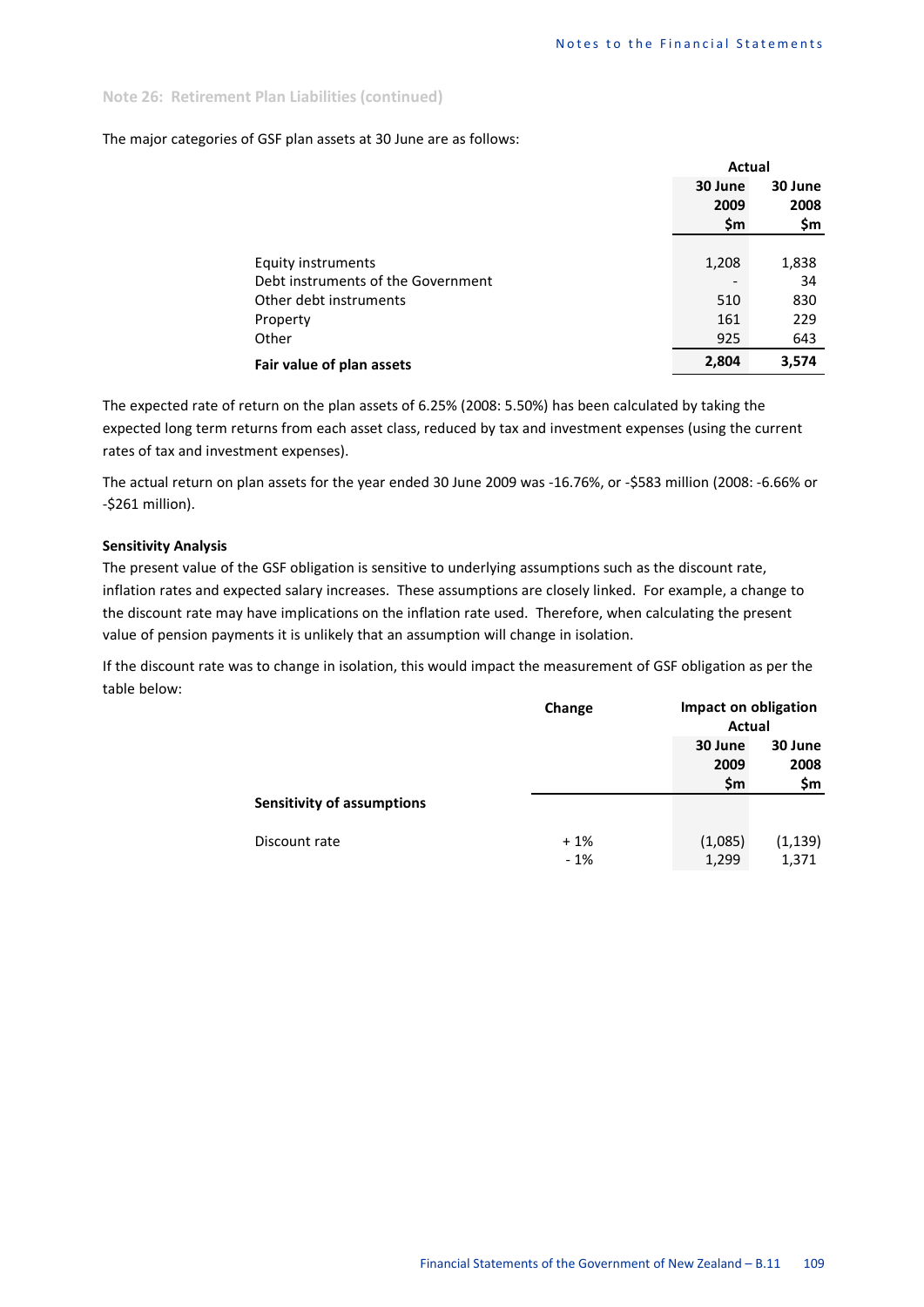### Note 26: Retirement Plan Liabilities (continued)

The major categories of GSF plan assets at 30 June are as follows:

| | Actual 30 June 2009 $m | Actual 30 June 2008 $m |
|---|---|---|
| Equity instruments | 1,208 | 1,838 |
| Debt instruments of the Government | - | 34 |
| Other debt instruments | 510 | 830 |
| Property | 161 | 229 |
| Other | 925 | 643 |
| **Fair value of plan assets** | **2,804** | **3,574** |

The expected rate of return on the plan assets of 6.25% (2008: 5.50%) has been calculated by taking the expected long term returns from each asset class, reduced by tax and investment expenses (using the current rates of tax and investment expenses).

The actual return on plan assets for the year ended 30 June 2009 was -16.76%, or -$583 million (2008: -6.66% or -$261 million).

**Sensitivity Analysis**

The present value of the GSF obligation is sensitive to underlying assumptions such as the discount rate, inflation rates and expected salary increases. These assumptions are closely linked. For example, a change to the discount rate may have implications on the inflation rate used. Therefore, when calculating the present value of pension payments it is unlikely that an assumption will change in isolation.

If the discount rate was to change in isolation, this would impact the measurement of GSF obligation as per the table below:

| | Change | Impact on obligation Actual 30 June 2009 $m | Impact on obligation Actual 30 June 2008 $m |
|---|---|---|---|
| **Sensitivity of assumptions** | | | |
| Discount rate | + 1% | (1,085) | (1,139) |
| | - 1% | 1,299 | 1,371 |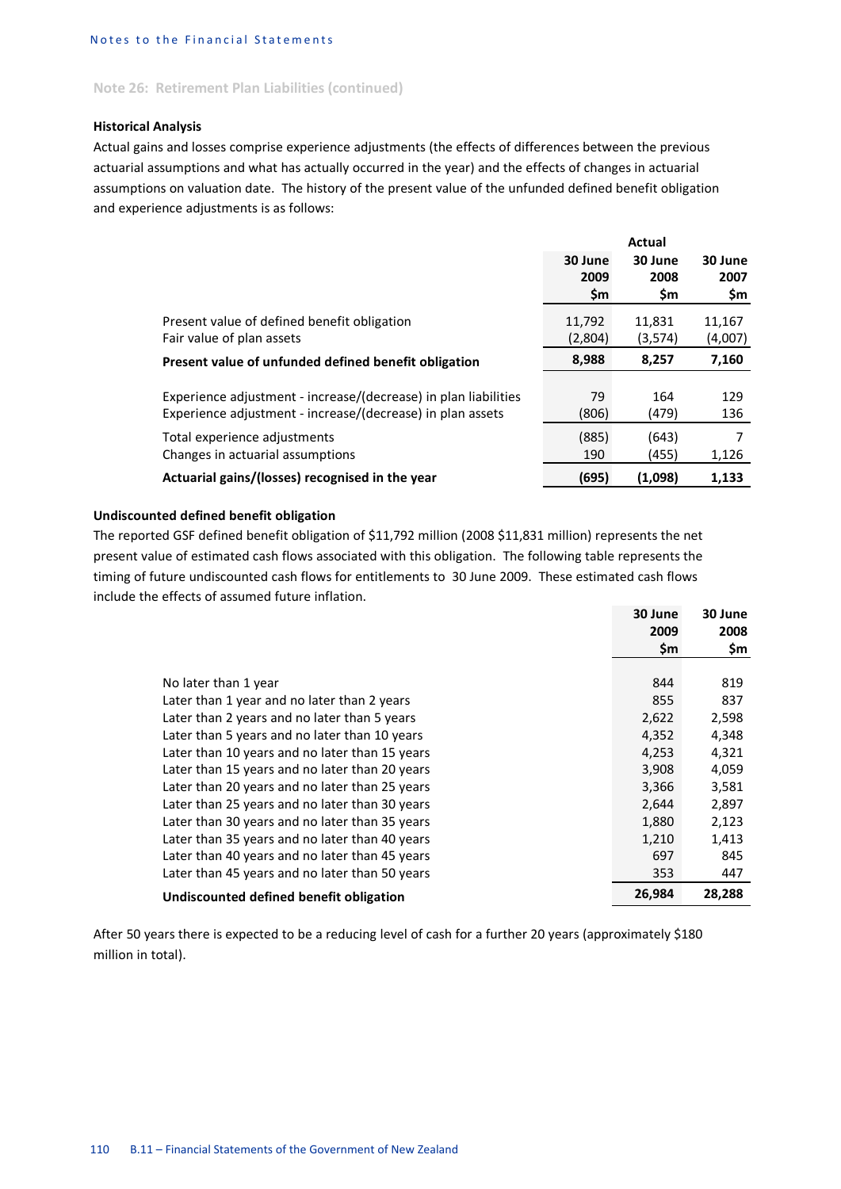## Note 26: Retirement Plan Liabilities (continued)

### Historical Analysis

Actual gains and losses comprise experience adjustments (the effects of differences between the previous actuarial assumptions and what has actually occurred in the year) and the effects of changes in actuarial assumptions on valuation date. The history of the present value of the unfunded defined benefit obligation and experience adjustments is as follows:

| | Actual | | |
|---|---|---|---|
| | 30 June 2009 $m | 30 June 2008 $m | 30 June 2007 $m |
| Present value of defined benefit obligation | 11,792 | 11,831 | 11,167 |
| Fair value of plan assets | (2,804) | (3,574) | (4,007) |
| **Present value of unfunded defined benefit obligation** | **8,988** | **8,257** | **7,160** |
| Experience adjustment - increase/(decrease) in plan liabilities | 79 | 164 | 129 |
| Experience adjustment - increase/(decrease) in plan assets | (806) | (479) | 136 |
| Total experience adjustments | (885) | (643) | 7 |
| Changes in actuarial assumptions | 190 | (455) | 1,126 |
| **Actuarial gains/(losses) recognised in the year** | **(695)** | **(1,098)** | **1,133** |

### Undiscounted defined benefit obligation

The reported GSF defined benefit obligation of $11,792 million (2008 $11,831 million) represents the net present value of estimated cash flows associated with this obligation. The following table represents the timing of future undiscounted cash flows for entitlements to 30 June 2009. These estimated cash flows include the effects of assumed future inflation.

| | 30 June 2009 $m | 30 June 2008 $m |
|---|---|---|
| No later than 1 year | 844 | 819 |
| Later than 1 year and no later than 2 years | 855 | 837 |
| Later than 2 years and no later than 5 years | 2,622 | 2,598 |
| Later than 5 years and no later than 10 years | 4,352 | 4,348 |
| Later than 10 years and no later than 15 years | 4,253 | 4,321 |
| Later than 15 years and no later than 20 years | 3,908 | 4,059 |
| Later than 20 years and no later than 25 years | 3,366 | 3,581 |
| Later than 25 years and no later than 30 years | 2,644 | 2,897 |
| Later than 30 years and no later than 35 years | 1,880 | 2,123 |
| Later than 35 years and no later than 40 years | 1,210 | 1,413 |
| Later than 40 years and no later than 45 years | 697 | 845 |
| Later than 45 years and no later than 50 years | 353 | 447 |
| **Undiscounted defined benefit obligation** | **26,984** | **28,288** |

After 50 years there is expected to be a reducing level of cash for a further 20 years (approximately $180 million in total).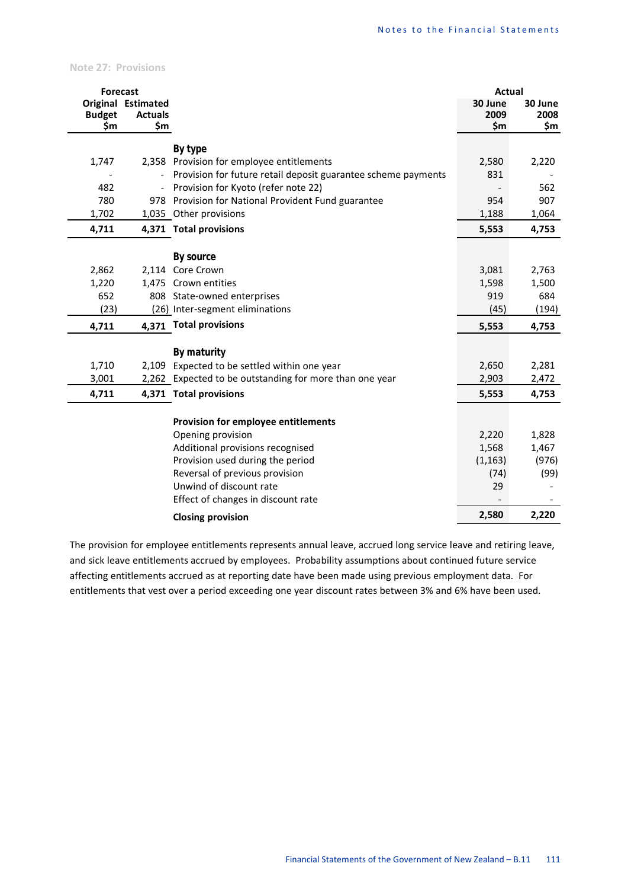## Note 27: Provisions

| Forecast Original Budget $m | Forecast Estimated Actuals $m | | Actual 30 June 2009 $m | Actual 30 June 2008 $m |
|---|---|---|---|---|
| | | **By type** | | |
| 1,747 | 2,358 | Provision for employee entitlements | 2,580 | 2,220 |
| - | - | Provision for future retail deposit guarantee scheme payments | 831 | - |
| 482 | - | Provision for Kyoto (refer note 22) | - | 562 |
| 780 | 978 | Provision for National Provident Fund guarantee | 954 | 907 |
| 1,702 | 1,035 | Other provisions | 1,188 | 1,064 |
| **4,711** | **4,371** | **Total provisions** | **5,553** | **4,753** |
| | | **By source** | | |
| 2,862 | 2,114 | Core Crown | 3,081 | 2,763 |
| 1,220 | 1,475 | Crown entities | 1,598 | 1,500 |
| 652 | 808 | State-owned enterprises | 919 | 684 |
| (23) | (26) | Inter-segment eliminations | (45) | (194) |
| **4,711** | **4,371** | **Total provisions** | **5,553** | **4,753** |
| | | **By maturity** | | |
| 1,710 | 2,109 | Expected to be settled within one year | 2,650 | 2,281 |
| 3,001 | 2,262 | Expected to be outstanding for more than one year | 2,903 | 2,472 |
| **4,711** | **4,371** | **Total provisions** | **5,553** | **4,753** |
| | | **Provision for employee entitlements** | | |
| | | Opening provision | 2,220 | 1,828 |
| | | Additional provisions recognised | 1,568 | 1,467 |
| | | Provision used during the period | (1,163) | (976) |
| | | Reversal of previous provision | (74) | (99) |
| | | Unwind of discount rate | 29 | - |
| | | Effect of changes in discount rate | - | - |
| | | **Closing provision** | **2,580** | **2,220** |

The provision for employee entitlements represents annual leave, accrued long service leave and retiring leave, and sick leave entitlements accrued by employees. Probability assumptions about continued future service affecting entitlements accrued as at reporting date have been made using previous employment data. For entitlements that vest over a period exceeding one year discount rates between 3% and 6% have been used.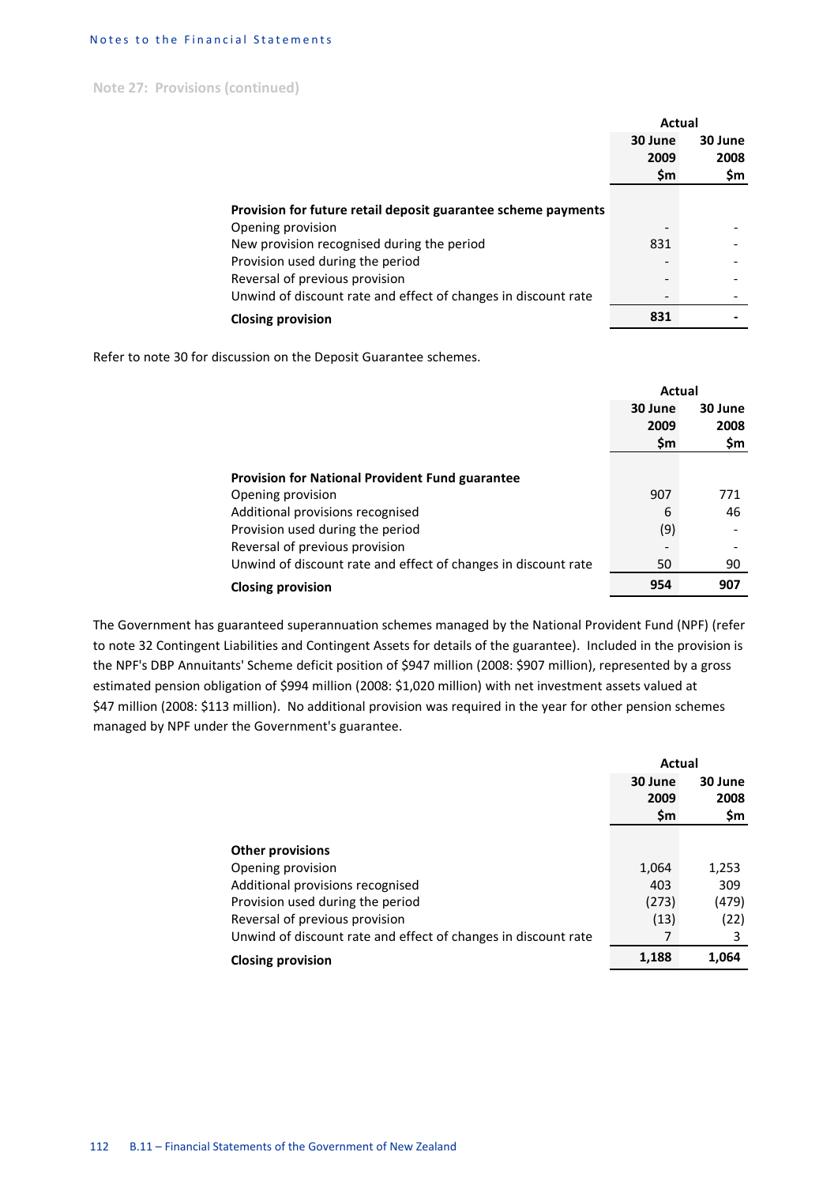## Note 27: Provisions (continued)

| | Actual | |
|---|---|---|
| | 30 June 2009 $m | 30 June 2008 $m |
| **Provision for future retail deposit guarantee scheme payments** | | |
| Opening provision | - | - |
| New provision recognised during the period | 831 | - |
| Provision used during the period | - | - |
| Reversal of previous provision | - | - |
| Unwind of discount rate and effect of changes in discount rate | - | - |
| **Closing provision** | **831** | **-** |

Refer to note 30 for discussion on the Deposit Guarantee schemes.

| | Actual | |
|---|---|---|
| | 30 June 2009 $m | 30 June 2008 $m |
| **Provision for National Provident Fund guarantee** | | |
| Opening provision | 907 | 771 |
| Additional provisions recognised | 6 | 46 |
| Provision used during the period | (9) | - |
| Reversal of previous provision | - | - |
| Unwind of discount rate and effect of changes in discount rate | 50 | 90 |
| **Closing provision** | **954** | **907** |

The Government has guaranteed superannuation schemes managed by the National Provident Fund (NPF) (refer to note 32 Contingent Liabilities and Contingent Assets for details of the guarantee). Included in the provision is the NPF's DBP Annuitants' Scheme deficit position of $947 million (2008: $907 million), represented by a gross estimated pension obligation of $994 million (2008: $1,020 million) with net investment assets valued at $47 million (2008: $113 million). No additional provision was required in the year for other pension schemes managed by NPF under the Government's guarantee.

| | Actual | |
|---|---|---|
| | 30 June 2009 $m | 30 June 2008 $m |
| **Other provisions** | | |
| Opening provision | 1,064 | 1,253 |
| Additional provisions recognised | 403 | 309 |
| Provision used during the period | (273) | (479) |
| Reversal of previous provision | (13) | (22) |
| Unwind of discount rate and effect of changes in discount rate | 7 | 3 |
| **Closing provision** | **1,188** | **1,064** |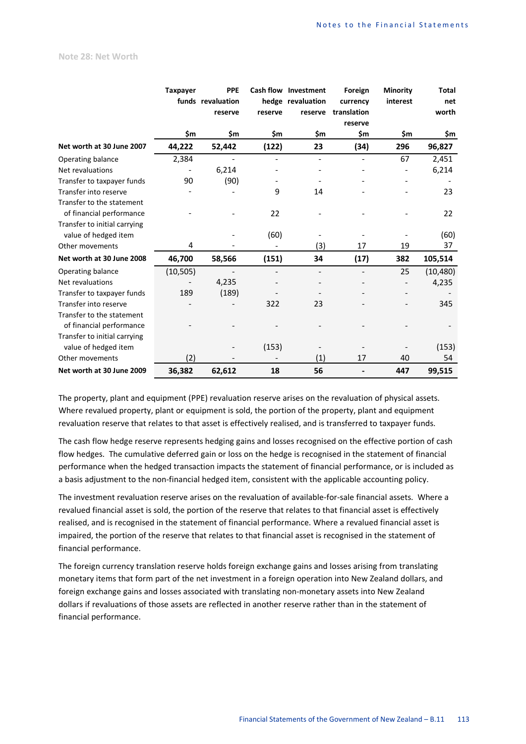### Note 28: Net Worth

| | Taxpayer funds | PPE revaluation reserve | Cash flow hedge reserve | Investment revaluation reserve | Foreign currency translation reserve | Minority interest | Total net worth |
|---|---|---|---|---|---|---|---|
| | $m | $m | $m | $m | $m | $m | $m |
| **Net worth at 30 June 2007** | **44,222** | **52,442** | **(122)** | **23** | **(34)** | **296** | **96,827** |
| Operating balance | 2,384 | - | - | - | - | 67 | 2,451 |
| Net revaluations | - | 6,214 | - | - | - | - | 6,214 |
| Transfer to taxpayer funds | 90 | (90) | - | - | - | - | - |
| Transfer into reserve | - | - | 9 | 14 | - | - | 23 |
| Transfer to the statement of financial performance | - | - | 22 | - | - | - | 22 |
| Transfer to initial carrying value of hedged item | | - | (60) | - | - | - | (60) |
| Other movements | 4 | - | - | (3) | 17 | 19 | 37 |
| **Net worth at 30 June 2008** | **46,700** | **58,566** | **(151)** | **34** | **(17)** | **382** | **105,514** |
| Operating balance | (10,505) | - | - | - | - | 25 | (10,480) |
| Net revaluations | - | 4,235 | - | - | - | - | 4,235 |
| Transfer to taxpayer funds | 189 | (189) | - | - | - | - | - |
| Transfer into reserve | - | - | 322 | 23 | - | - | 345 |
| Transfer to the statement of financial performance | - | - | - | - | - | - | - |
| Transfer to initial carrying value of hedged item | | - | (153) | - | - | - | (153) |
| Other movements | (2) | - | - | (1) | 17 | 40 | 54 |
| **Net worth at 30 June 2009** | **36,382** | **62,612** | **18** | **56** | **-** | **447** | **99,515** |

The property, plant and equipment (PPE) revaluation reserve arises on the revaluation of physical assets. Where revalued property, plant or equipment is sold, the portion of the property, plant and equipment revaluation reserve that relates to that asset is effectively realised, and is transferred to taxpayer funds.

The cash flow hedge reserve represents hedging gains and losses recognised on the effective portion of cash flow hedges. The cumulative deferred gain or loss on the hedge is recognised in the statement of financial performance when the hedged transaction impacts the statement of financial performance, or is included as a basis adjustment to the non-financial hedged item, consistent with the applicable accounting policy.

The investment revaluation reserve arises on the revaluation of available-for-sale financial assets. Where a revalued financial asset is sold, the portion of the reserve that relates to that financial asset is effectively realised, and is recognised in the statement of financial performance. Where a revalued financial asset is impaired, the portion of the reserve that relates to that financial asset is recognised in the statement of financial performance.

The foreign currency translation reserve holds foreign exchange gains and losses arising from translating monetary items that form part of the net investment in a foreign operation into New Zealand dollars, and foreign exchange gains and losses associated with translating non-monetary assets into New Zealand dollars if revaluations of those assets are reflected in another reserve rather than in the statement of financial performance.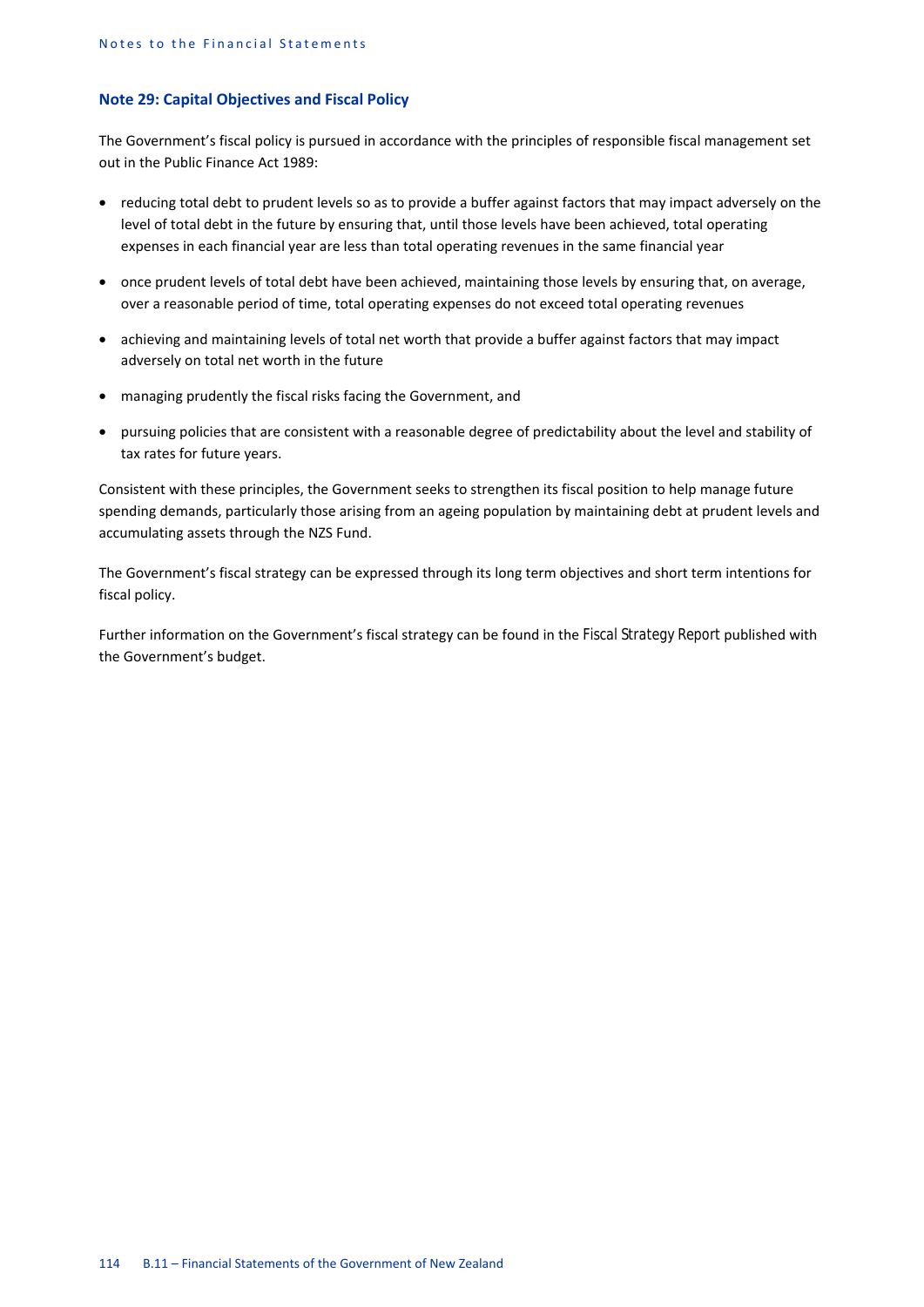## Note 29: Capital Objectives and Fiscal Policy

The Government's fiscal policy is pursued in accordance with the principles of responsible fiscal management set out in the Public Finance Act 1989:

- reducing total debt to prudent levels so as to provide a buffer against factors that may impact adversely on the level of total debt in the future by ensuring that, until those levels have been achieved, total operating expenses in each financial year are less than total operating revenues in the same financial year
- once prudent levels of total debt have been achieved, maintaining those levels by ensuring that, on average, over a reasonable period of time, total operating expenses do not exceed total operating revenues
- achieving and maintaining levels of total net worth that provide a buffer against factors that may impact adversely on total net worth in the future
- managing prudently the fiscal risks facing the Government, and
- pursuing policies that are consistent with a reasonable degree of predictability about the level and stability of tax rates for future years.

Consistent with these principles, the Government seeks to strengthen its fiscal position to help manage future spending demands, particularly those arising from an ageing population by maintaining debt at prudent levels and accumulating assets through the NZS Fund.

The Government's fiscal strategy can be expressed through its long term objectives and short term intentions for fiscal policy.

Further information on the Government's fiscal strategy can be found in the *Fiscal Strategy Report* published with the Government's budget.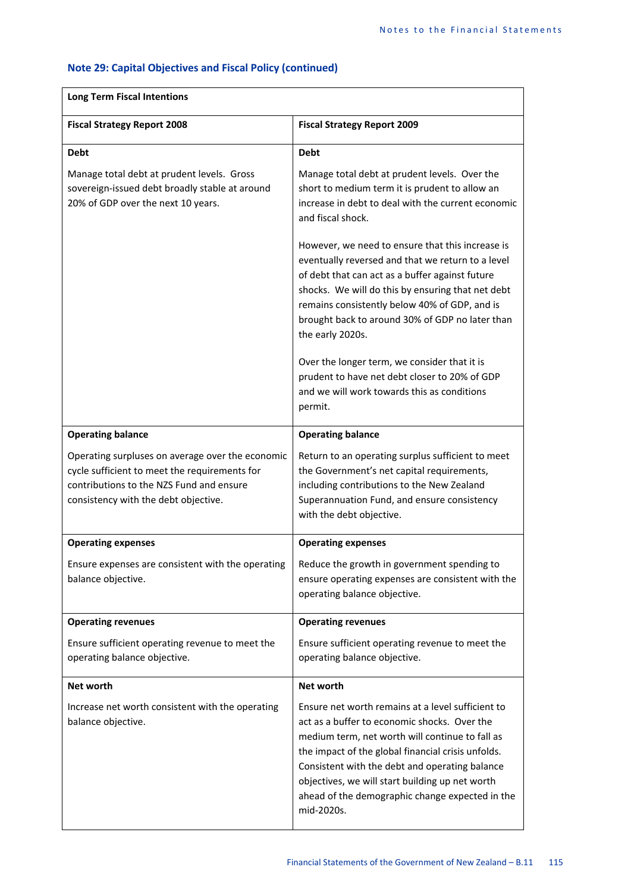## Note 29: Capital Objectives and Fiscal Policy (continued)

| **Long Term Fiscal Intentions** | |
|---|---|
| **Fiscal Strategy Report 2008** | **Fiscal Strategy Report 2009** |
| **Debt**<br><br>Manage total debt at prudent levels. Gross sovereign-issued debt broadly stable at around 20% of GDP over the next 10 years. | **Debt**<br><br>Manage total debt at prudent levels. Over the short to medium term it is prudent to allow an increase in debt to deal with the current economic and fiscal shock.<br><br>However, we need to ensure that this increase is eventually reversed and that we return to a level of debt that can act as a buffer against future shocks. We will do this by ensuring that net debt remains consistently below 40% of GDP, and is brought back to around 30% of GDP no later than the early 2020s.<br><br>Over the longer term, we consider that it is prudent to have net debt closer to 20% of GDP and we will work towards this as conditions permit. |
| **Operating balance**<br><br>Operating surpluses on average over the economic cycle sufficient to meet the requirements for contributions to the NZS Fund and ensure consistency with the debt objective. | **Operating balance**<br><br>Return to an operating surplus sufficient to meet the Government's net capital requirements, including contributions to the New Zealand Superannuation Fund, and ensure consistency with the debt objective. |
| **Operating expenses**<br><br>Ensure expenses are consistent with the operating balance objective. | **Operating expenses**<br><br>Reduce the growth in government spending to ensure operating expenses are consistent with the operating balance objective. |
| **Operating revenues**<br><br>Ensure sufficient operating revenue to meet the operating balance objective. | **Operating revenues**<br><br>Ensure sufficient operating revenue to meet the operating balance objective. |
| **Net worth**<br><br>Increase net worth consistent with the operating balance objective. | **Net worth**<br><br>Ensure net worth remains at a level sufficient to act as a buffer to economic shocks. Over the medium term, net worth will continue to fall as the impact of the global financial crisis unfolds. Consistent with the debt and operating balance objectives, we will start building up net worth ahead of the demographic change expected in the mid-2020s. |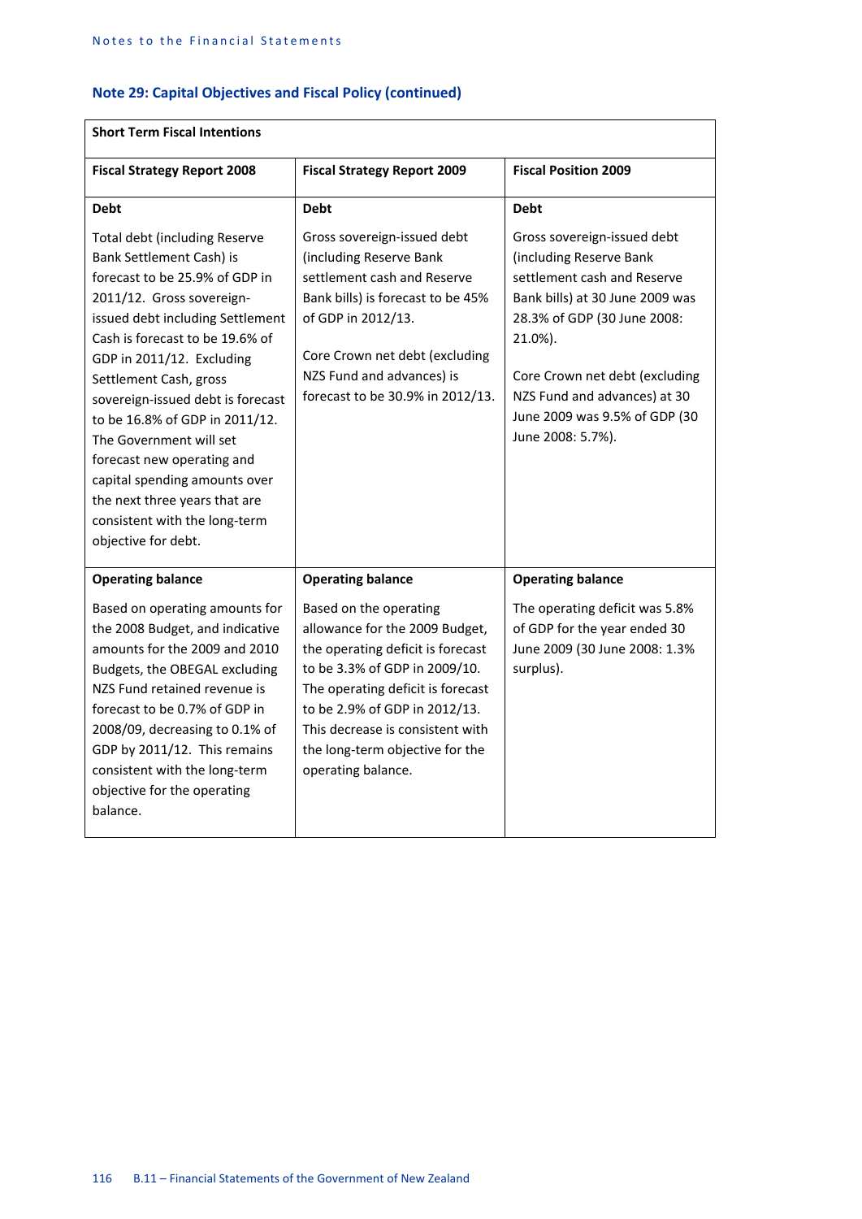## Note 29: Capital Objectives and Fiscal Policy (continued)

| Short Term Fiscal Intentions | | |
|---|---|---|
| **Fiscal Strategy Report 2008** | **Fiscal Strategy Report 2009** | **Fiscal Position 2009** |
| **Debt**<br><br>Total debt (including Reserve Bank Settlement Cash) is forecast to be 25.9% of GDP in 2011/12. Gross sovereign-issued debt including Settlement Cash is forecast to be 19.6% of GDP in 2011/12. Excluding Settlement Cash, gross sovereign-issued debt is forecast to be 16.8% of GDP in 2011/12. The Government will set forecast new operating and capital spending amounts over the next three years that are consistent with the long-term objective for debt. | **Debt**<br><br>Gross sovereign-issued debt (including Reserve Bank settlement cash and Reserve Bank bills) is forecast to be 45% of GDP in 2012/13.<br><br>Core Crown net debt (excluding NZS Fund and advances) is forecast to be 30.9% in 2012/13. | **Debt**<br><br>Gross sovereign-issued debt (including Reserve Bank settlement cash and Reserve Bank bills) at 30 June 2009 was 28.3% of GDP (30 June 2008: 21.0%).<br><br>Core Crown net debt (excluding NZS Fund and advances) at 30 June 2009 was 9.5% of GDP (30 June 2008: 5.7%). |
| **Operating balance**<br><br>Based on operating amounts for the 2008 Budget, and indicative amounts for the 2009 and 2010 Budgets, the OBEGAL excluding NZS Fund retained revenue is forecast to be 0.7% of GDP in 2008/09, decreasing to 0.1% of GDP by 2011/12. This remains consistent with the long-term objective for the operating balance. | **Operating balance**<br><br>Based on the operating allowance for the 2009 Budget, the operating deficit is forecast to be 3.3% of GDP in 2009/10. The operating deficit is forecast to be 2.9% of GDP in 2012/13. This decrease is consistent with the long-term objective for the operating balance. | **Operating balance**<br><br>The operating deficit was 5.8% of GDP for the year ended 30 June 2009 (30 June 2008: 1.3% surplus). |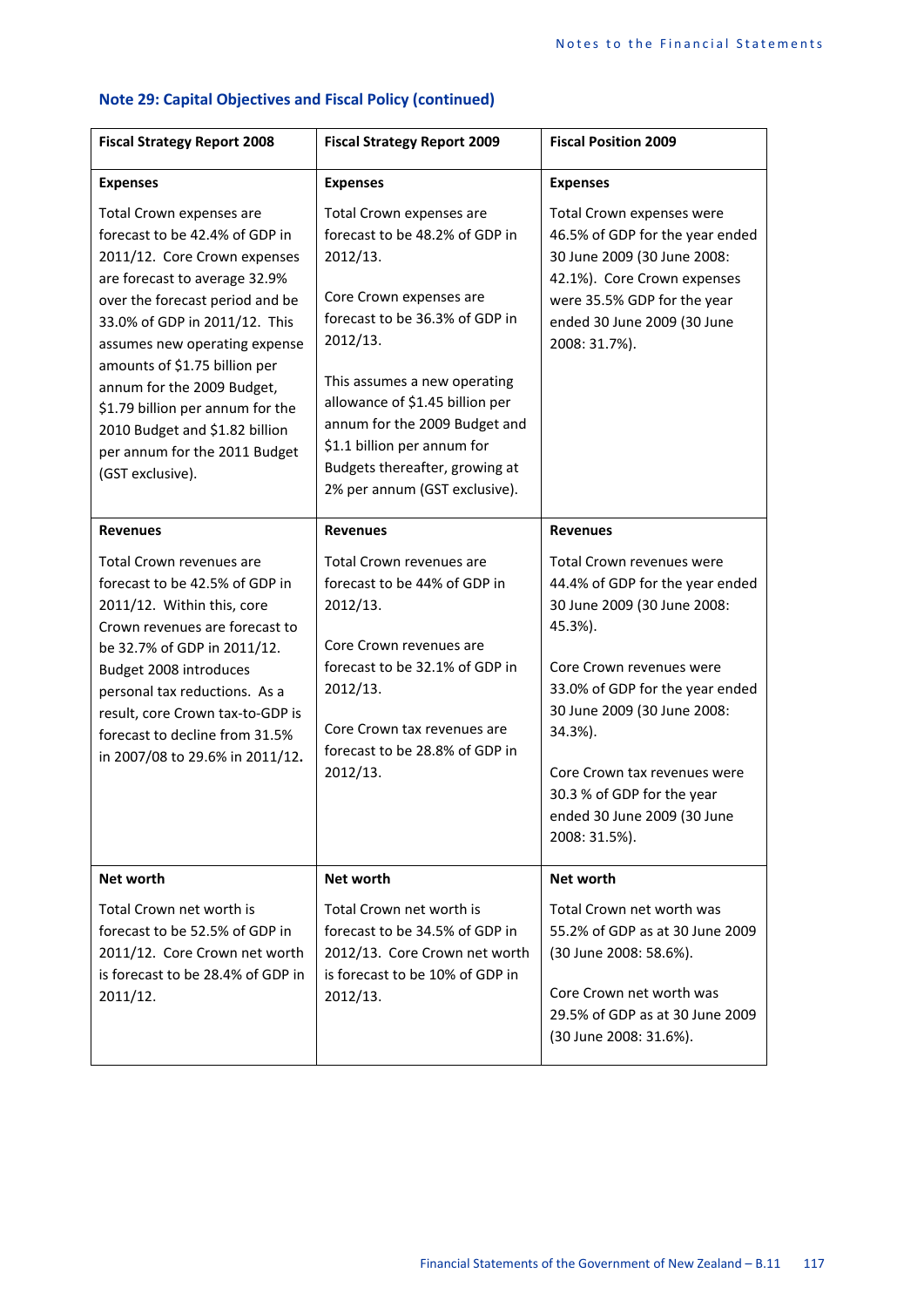### Note 29: Capital Objectives and Fiscal Policy (continued)

| Fiscal Strategy Report 2008 | Fiscal Strategy Report 2009 | Fiscal Position 2009 |
|---|---|---|
| **Expenses**<br><br>Total Crown expenses are forecast to be 42.4% of GDP in 2011/12. Core Crown expenses are forecast to average 32.9% over the forecast period and be 33.0% of GDP in 2011/12. This assumes new operating expense amounts of $1.75 billion per annum for the 2009 Budget, $1.79 billion per annum for the 2010 Budget and $1.82 billion per annum for the 2011 Budget (GST exclusive). | **Expenses**<br><br>Total Crown expenses are forecast to be 48.2% of GDP in 2012/13.<br><br>Core Crown expenses are forecast to be 36.3% of GDP in 2012/13.<br><br>This assumes a new operating allowance of $1.45 billion per annum for the 2009 Budget and $1.1 billion per annum for Budgets thereafter, growing at 2% per annum (GST exclusive). | **Expenses**<br><br>Total Crown expenses were 46.5% of GDP for the year ended 30 June 2009 (30 June 2008: 42.1%). Core Crown expenses were 35.5% GDP for the year ended 30 June 2009 (30 June 2008: 31.7%). |
| **Revenues**<br><br>Total Crown revenues are forecast to be 42.5% of GDP in 2011/12. Within this, core Crown revenues are forecast to be 32.7% of GDP in 2011/12. Budget 2008 introduces personal tax reductions. As a result, core Crown tax-to-GDP is forecast to decline from 31.5% in 2007/08 to 29.6% in 2011/12. | **Revenues**<br><br>Total Crown revenues are forecast to be 44% of GDP in 2012/13.<br><br>Core Crown revenues are forecast to be 32.1% of GDP in 2012/13.<br><br>Core Crown tax revenues are forecast to be 28.8% of GDP in 2012/13. | **Revenues**<br><br>Total Crown revenues were 44.4% of GDP for the year ended 30 June 2009 (30 June 2008: 45.3%).<br><br>Core Crown revenues were 33.0% of GDP for the year ended 30 June 2009 (30 June 2008: 34.3%).<br><br>Core Crown tax revenues were 30.3 % of GDP for the year ended 30 June 2009 (30 June 2008: 31.5%). |
| **Net worth**<br><br>Total Crown net worth is forecast to be 52.5% of GDP in 2011/12. Core Crown net worth is forecast to be 28.4% of GDP in 2011/12. | **Net worth**<br><br>Total Crown net worth is forecast to be 34.5% of GDP in 2012/13. Core Crown net worth is forecast to be 10% of GDP in 2012/13. | **Net worth**<br><br>Total Crown net worth was 55.2% of GDP as at 30 June 2009 (30 June 2008: 58.6%).<br><br>Core Crown net worth was 29.5% of GDP as at 30 June 2009 (30 June 2008: 31.6%). |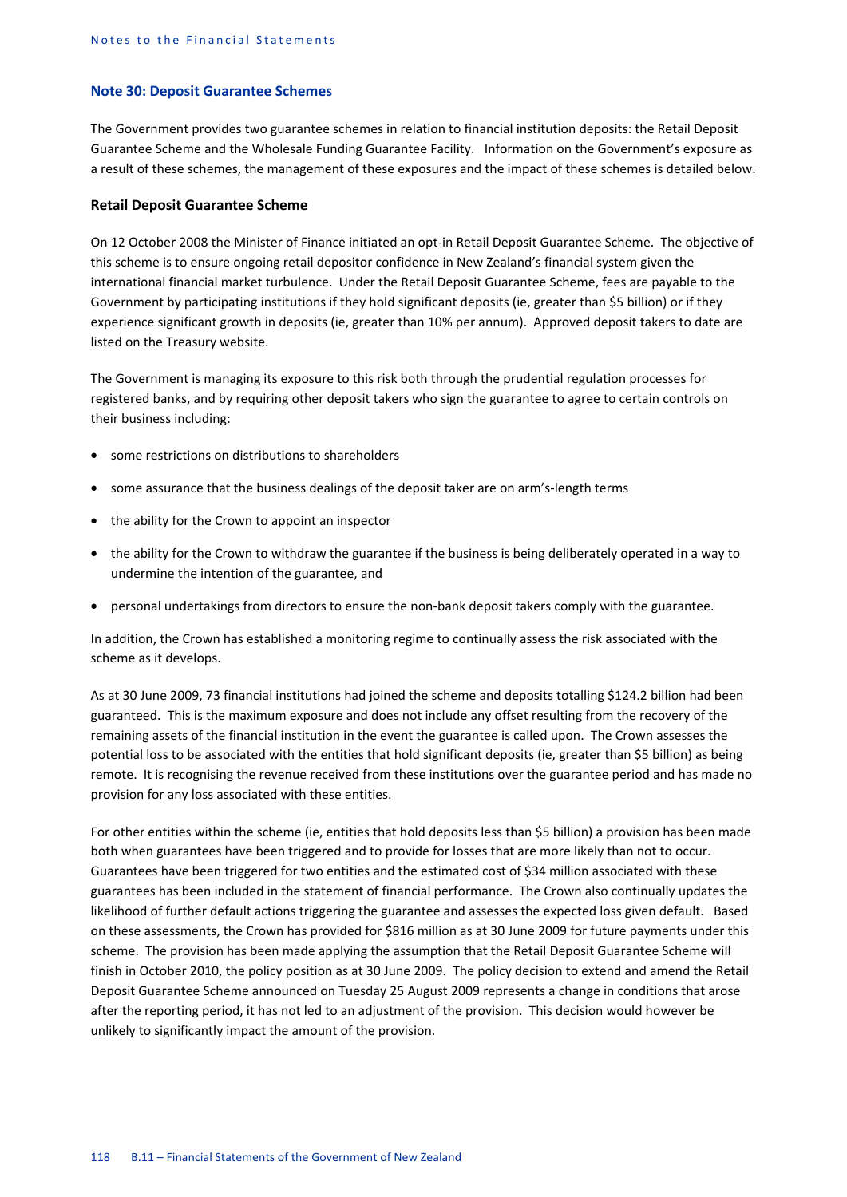## Note 30: Deposit Guarantee Schemes

The Government provides two guarantee schemes in relation to financial institution deposits: the Retail Deposit Guarantee Scheme and the Wholesale Funding Guarantee Facility. Information on the Government's exposure as a result of these schemes, the management of these exposures and the impact of these schemes is detailed below.

### Retail Deposit Guarantee Scheme

On 12 October 2008 the Minister of Finance initiated an opt-in Retail Deposit Guarantee Scheme. The objective of this scheme is to ensure ongoing retail depositor confidence in New Zealand's financial system given the international financial market turbulence. Under the Retail Deposit Guarantee Scheme, fees are payable to the Government by participating institutions if they hold significant deposits (ie, greater than $5 billion) or if they experience significant growth in deposits (ie, greater than 10% per annum). Approved deposit takers to date are listed on the Treasury website.

The Government is managing its exposure to this risk both through the prudential regulation processes for registered banks, and by requiring other deposit takers who sign the guarantee to agree to certain controls on their business including:

- some restrictions on distributions to shareholders
- some assurance that the business dealings of the deposit taker are on arm's-length terms
- the ability for the Crown to appoint an inspector
- the ability for the Crown to withdraw the guarantee if the business is being deliberately operated in a way to undermine the intention of the guarantee, and
- personal undertakings from directors to ensure the non-bank deposit takers comply with the guarantee.

In addition, the Crown has established a monitoring regime to continually assess the risk associated with the scheme as it develops.

As at 30 June 2009, 73 financial institutions had joined the scheme and deposits totalling $124.2 billion had been guaranteed. This is the maximum exposure and does not include any offset resulting from the recovery of the remaining assets of the financial institution in the event the guarantee is called upon. The Crown assesses the potential loss to be associated with the entities that hold significant deposits (ie, greater than $5 billion) as being remote. It is recognising the revenue received from these institutions over the guarantee period and has made no provision for any loss associated with these entities.

For other entities within the scheme (ie, entities that hold deposits less than $5 billion) a provision has been made both when guarantees have been triggered and to provide for losses that are more likely than not to occur. Guarantees have been triggered for two entities and the estimated cost of $34 million associated with these guarantees has been included in the statement of financial performance. The Crown also continually updates the likelihood of further default actions triggering the guarantee and assesses the expected loss given default. Based on these assessments, the Crown has provided for $816 million as at 30 June 2009 for future payments under this scheme. The provision has been made applying the assumption that the Retail Deposit Guarantee Scheme will finish in October 2010, the policy position as at 30 June 2009. The policy decision to extend and amend the Retail Deposit Guarantee Scheme announced on Tuesday 25 August 2009 represents a change in conditions that arose after the reporting period, it has not led to an adjustment of the provision. This decision would however be unlikely to significantly impact the amount of the provision.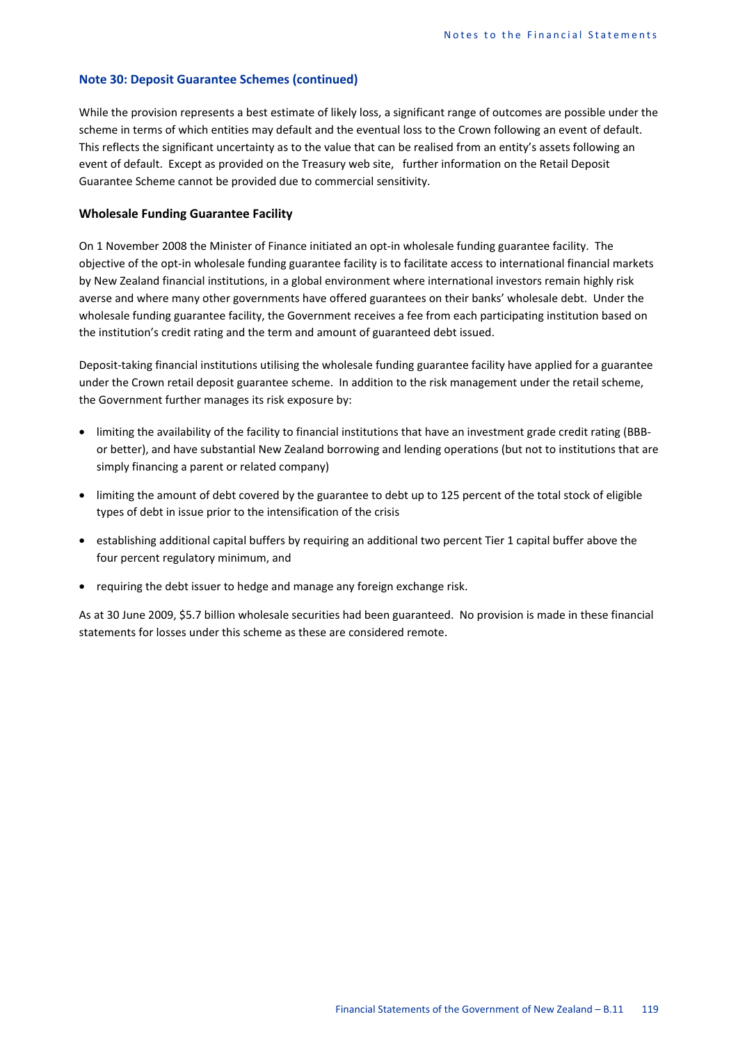## Note 30: Deposit Guarantee Schemes (continued)

While the provision represents a best estimate of likely loss, a significant range of outcomes are possible under the scheme in terms of which entities may default and the eventual loss to the Crown following an event of default. This reflects the significant uncertainty as to the value that can be realised from an entity's assets following an event of default. Except as provided on the Treasury web site, further information on the Retail Deposit Guarantee Scheme cannot be provided due to commercial sensitivity.

### Wholesale Funding Guarantee Facility

On 1 November 2008 the Minister of Finance initiated an opt-in wholesale funding guarantee facility. The objective of the opt-in wholesale funding guarantee facility is to facilitate access to international financial markets by New Zealand financial institutions, in a global environment where international investors remain highly risk averse and where many other governments have offered guarantees on their banks' wholesale debt. Under the wholesale funding guarantee facility, the Government receives a fee from each participating institution based on the institution's credit rating and the term and amount of guaranteed debt issued.

Deposit-taking financial institutions utilising the wholesale funding guarantee facility have applied for a guarantee under the Crown retail deposit guarantee scheme. In addition to the risk management under the retail scheme, the Government further manages its risk exposure by:

- limiting the availability of the facility to financial institutions that have an investment grade credit rating (BBB- or better), and have substantial New Zealand borrowing and lending operations (but not to institutions that are simply financing a parent or related company)
- limiting the amount of debt covered by the guarantee to debt up to 125 percent of the total stock of eligible types of debt in issue prior to the intensification of the crisis
- establishing additional capital buffers by requiring an additional two percent Tier 1 capital buffer above the four percent regulatory minimum, and
- requiring the debt issuer to hedge and manage any foreign exchange risk.

As at 30 June 2009, $5.7 billion wholesale securities had been guaranteed. No provision is made in these financial statements for losses under this scheme as these are considered remote.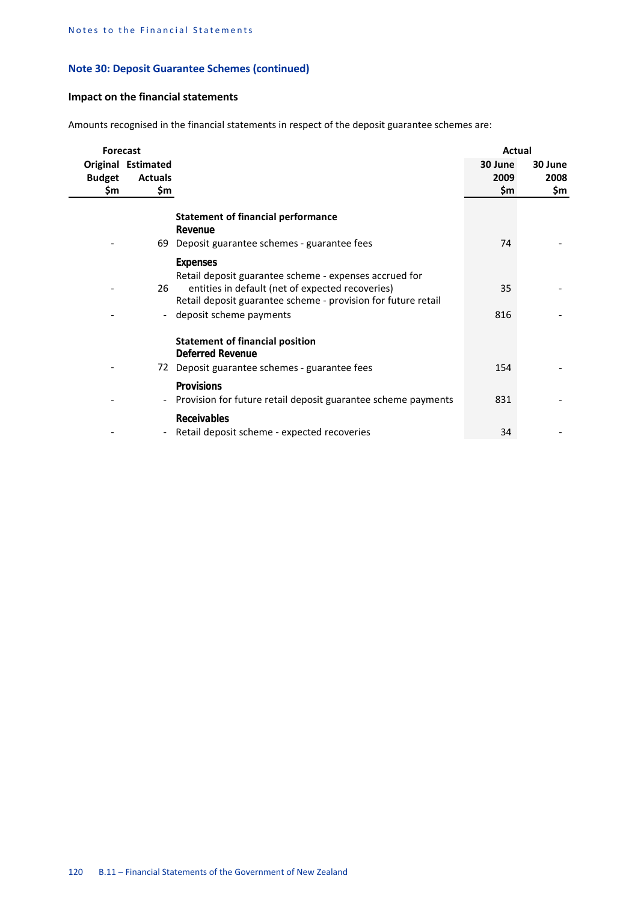## Note 30: Deposit Guarantee Schemes (continued)

### Impact on the financial statements

Amounts recognised in the financial statements in respect of the deposit guarantee schemes are:

| Forecast | | | Actual | |
|---|---|---|---|---|
| Original Budget $m | Estimated Actuals $m | | 30 June 2009 $m | 30 June 2008 $m |
| | | **Statement of financial performance** | | |
| | | **Revenue** | | |
| - | 69 | Deposit guarantee schemes - guarantee fees | 74 | - |
| | | **Expenses** | | |
| - | 26 | Retail deposit guarantee scheme - expenses accrued for entities in default (net of expected recoveries) | 35 | - |
| - | - | Retail deposit guarantee scheme - provision for future retail deposit scheme payments | 816 | - |
| | | **Statement of financial position** | | |
| | | **Deferred Revenue** | | |
| - | 72 | Deposit guarantee schemes - guarantee fees | 154 | - |
| | | **Provisions** | | |
| - | - | Provision for future retail deposit guarantee scheme payments | 831 | - |
| | | **Receivables** | | |
| - | - | Retail deposit scheme - expected recoveries | 34 | - |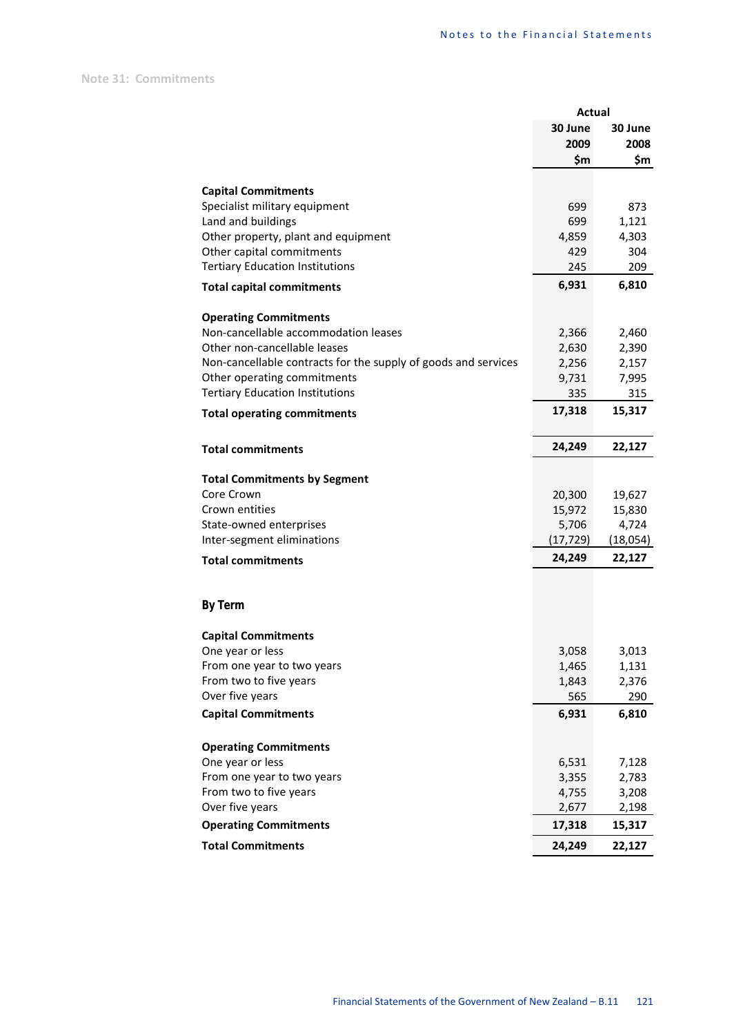## Note 31: Commitments

| | Actual | |
|---|---|---|
| | 30 June 2009 $m | 30 June 2008 $m |
| **Capital Commitments** | | |
| Specialist military equipment | 699 | 873 |
| Land and buildings | 699 | 1,121 |
| Other property, plant and equipment | 4,859 | 4,303 |
| Other capital commitments | 429 | 304 |
| Tertiary Education Institutions | 245 | 209 |
| **Total capital commitments** | **6,931** | **6,810** |
| **Operating Commitments** | | |
| Non-cancellable accommodation leases | 2,366 | 2,460 |
| Other non-cancellable leases | 2,630 | 2,390 |
| Non-cancellable contracts for the supply of goods and services | 2,256 | 2,157 |
| Other operating commitments | 9,731 | 7,995 |
| Tertiary Education Institutions | 335 | 315 |
| **Total operating commitments** | **17,318** | **15,317** |
| **Total commitments** | **24,249** | **22,127** |
| **Total Commitments by Segment** | | |
| Core Crown | 20,300 | 19,627 |
| Crown entities | 15,972 | 15,830 |
| State-owned enterprises | 5,706 | 4,724 |
| Inter-segment eliminations | (17,729) | (18,054) |
| **Total commitments** | **24,249** | **22,127** |
| **By Term** | | |
| **Capital Commitments** | | |
| One year or less | 3,058 | 3,013 |
| From one year to two years | 1,465 | 1,131 |
| From two to five years | 1,843 | 2,376 |
| Over five years | 565 | 290 |
| **Capital Commitments** | **6,931** | **6,810** |
| **Operating Commitments** | | |
| One year or less | 6,531 | 7,128 |
| From one year to two years | 3,355 | 2,783 |
| From two to five years | 4,755 | 3,208 |
| Over five years | 2,677 | 2,198 |
| **Operating Commitments** | **17,318** | **15,317** |
| **Total Commitments** | **24,249** | **22,127** |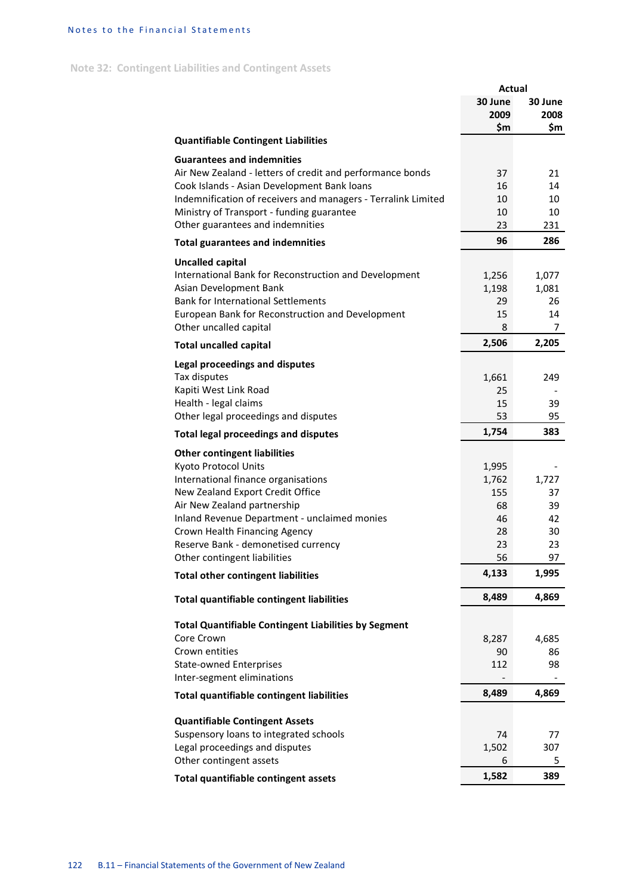## Note 32: Contingent Liabilities and Contingent Assets

| | Actual | |
|---|---|---|
| | 30 June 2009 $m | 30 June 2008 $m |
| **Quantifiable Contingent Liabilities** | | |
| **Guarantees and indemnities** | | |
| Air New Zealand - letters of credit and performance bonds | 37 | 21 |
| Cook Islands - Asian Development Bank loans | 16 | 14 |
| Indemnification of receivers and managers - Terralink Limited | 10 | 10 |
| Ministry of Transport - funding guarantee | 10 | 10 |
| Other guarantees and indemnities | 23 | 231 |
| **Total guarantees and indemnities** | **96** | **286** |
| **Uncalled capital** | | |
| International Bank for Reconstruction and Development | 1,256 | 1,077 |
| Asian Development Bank | 1,198 | 1,081 |
| Bank for International Settlements | 29 | 26 |
| European Bank for Reconstruction and Development | 15 | 14 |
| Other uncalled capital | 8 | 7 |
| **Total uncalled capital** | **2,506** | **2,205** |
| **Legal proceedings and disputes** | | |
| Tax disputes | 1,661 | 249 |
| Kapiti West Link Road | 25 | - |
| Health - legal claims | 15 | 39 |
| Other legal proceedings and disputes | 53 | 95 |
| **Total legal proceedings and disputes** | **1,754** | **383** |
| **Other contingent liabilities** | | |
| Kyoto Protocol Units | 1,995 | - |
| International finance organisations | 1,762 | 1,727 |
| New Zealand Export Credit Office | 155 | 37 |
| Air New Zealand partnership | 68 | 39 |
| Inland Revenue Department - unclaimed monies | 46 | 42 |
| Crown Health Financing Agency | 28 | 30 |
| Reserve Bank - demonetised currency | 23 | 23 |
| Other contingent liabilities | 56 | 97 |
| **Total other contingent liabilities** | **4,133** | **1,995** |
| **Total quantifiable contingent liabilities** | **8,489** | **4,869** |
| **Total Quantifiable Contingent Liabilities by Segment** | | |
| Core Crown | 8,287 | 4,685 |
| Crown entities | 90 | 86 |
| State-owned Enterprises | 112 | 98 |
| Inter-segment eliminations | - | - |
| **Total quantifiable contingent liabilities** | **8,489** | **4,869** |
| **Quantifiable Contingent Assets** | | |
| Suspensory loans to integrated schools | 74 | 77 |
| Legal proceedings and disputes | 1,502 | 307 |
| Other contingent assets | 6 | 5 |
| **Total quantifiable contingent assets** | **1,582** | **389** |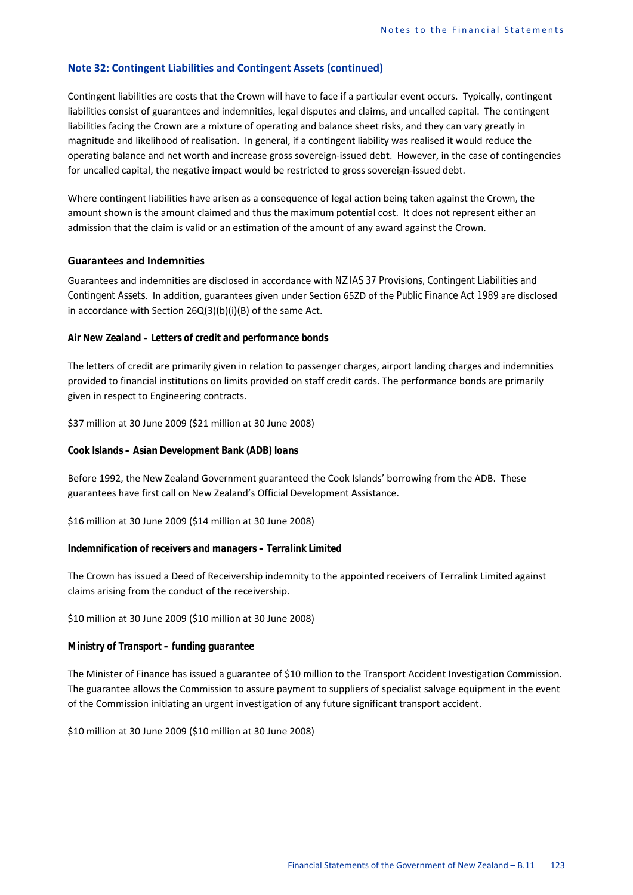## Note 32: Contingent Liabilities and Contingent Assets (continued)

Contingent liabilities are costs that the Crown will have to face if a particular event occurs. Typically, contingent liabilities consist of guarantees and indemnities, legal disputes and claims, and uncalled capital. The contingent liabilities facing the Crown are a mixture of operating and balance sheet risks, and they can vary greatly in magnitude and likelihood of realisation. In general, if a contingent liability was realised it would reduce the operating balance and net worth and increase gross sovereign-issued debt. However, in the case of contingencies for uncalled capital, the negative impact would be restricted to gross sovereign-issued debt.

Where contingent liabilities have arisen as a consequence of legal action being taken against the Crown, the amount shown is the amount claimed and thus the maximum potential cost. It does not represent either an admission that the claim is valid or an estimation of the amount of any award against the Crown.

### Guarantees and Indemnities

Guarantees and indemnities are disclosed in accordance with *NZ IAS 37 Provisions, Contingent Liabilities and Contingent Assets*. In addition, guarantees given under Section 65ZD of the *Public Finance Act 1989* are disclosed in accordance with Section 26Q(3)(b)(i)(B) of the same Act.

#### *Air New Zealand – Letters of credit and performance bonds*

The letters of credit are primarily given in relation to passenger charges, airport landing charges and indemnities provided to financial institutions on limits provided on staff credit cards. The performance bonds are primarily given in respect to Engineering contracts.

$37 million at 30 June 2009 ($21 million at 30 June 2008)

#### *Cook Islands – Asian Development Bank (ADB) loans*

Before 1992, the New Zealand Government guaranteed the Cook Islands' borrowing from the ADB. These guarantees have first call on New Zealand's Official Development Assistance.

$16 million at 30 June 2009 ($14 million at 30 June 2008)

#### *Indemnification of receivers and managers – Terralink Limited*

The Crown has issued a Deed of Receivership indemnity to the appointed receivers of Terralink Limited against claims arising from the conduct of the receivership.

$10 million at 30 June 2009 ($10 million at 30 June 2008)

#### *Ministry of Transport – funding guarantee*

The Minister of Finance has issued a guarantee of $10 million to the Transport Accident Investigation Commission. The guarantee allows the Commission to assure payment to suppliers of specialist salvage equipment in the event of the Commission initiating an urgent investigation of any future significant transport accident.

$10 million at 30 June 2009 ($10 million at 30 June 2008)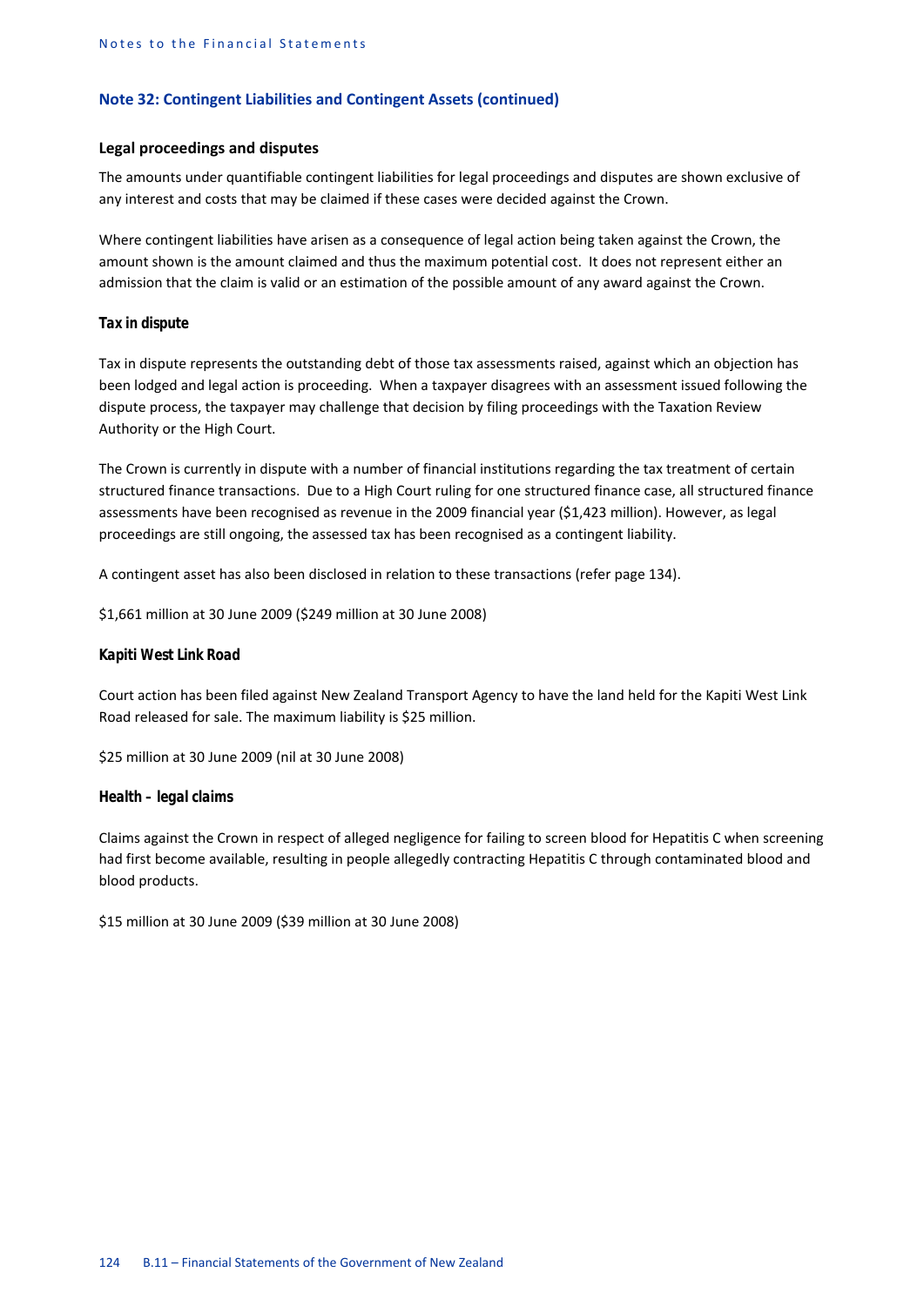## Note 32: Contingent Liabilities and Contingent Assets (continued)

### Legal proceedings and disputes

The amounts under quantifiable contingent liabilities for legal proceedings and disputes are shown exclusive of any interest and costs that may be claimed if these cases were decided against the Crown.

Where contingent liabilities have arisen as a consequence of legal action being taken against the Crown, the amount shown is the amount claimed and thus the maximum potential cost. It does not represent either an admission that the claim is valid or an estimation of the possible amount of any award against the Crown.

#### *Tax in dispute*

Tax in dispute represents the outstanding debt of those tax assessments raised, against which an objection has been lodged and legal action is proceeding. When a taxpayer disagrees with an assessment issued following the dispute process, the taxpayer may challenge that decision by filing proceedings with the Taxation Review Authority or the High Court.

The Crown is currently in dispute with a number of financial institutions regarding the tax treatment of certain structured finance transactions. Due to a High Court ruling for one structured finance case, all structured finance assessments have been recognised as revenue in the 2009 financial year ($1,423 million). However, as legal proceedings are still ongoing, the assessed tax has been recognised as a contingent liability.

A contingent asset has also been disclosed in relation to these transactions (refer page 134).

$1,661 million at 30 June 2009 ($249 million at 30 June 2008)

#### *Kapiti West Link Road*

Court action has been filed against New Zealand Transport Agency to have the land held for the Kapiti West Link Road released for sale. The maximum liability is $25 million.

$25 million at 30 June 2009 (nil at 30 June 2008)

#### *Health – legal claims*

Claims against the Crown in respect of alleged negligence for failing to screen blood for Hepatitis C when screening had first become available, resulting in people allegedly contracting Hepatitis C through contaminated blood and blood products.

$15 million at 30 June 2009 ($39 million at 30 June 2008)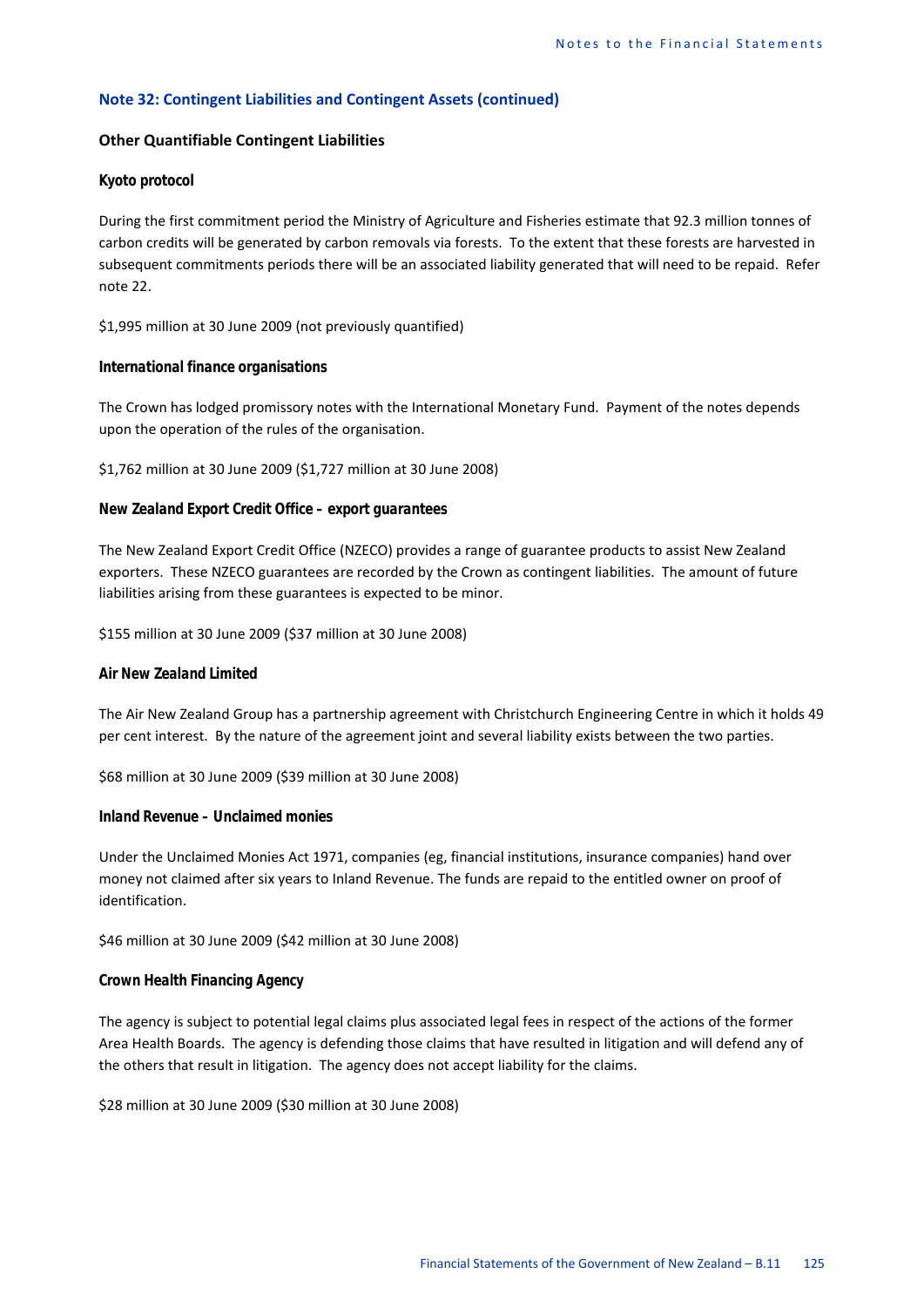## Note 32: Contingent Liabilities and Contingent Assets (continued)

### Other Quantifiable Contingent Liabilities

#### *Kyoto protocol*

During the first commitment period the Ministry of Agriculture and Fisheries estimate that 92.3 million tonnes of carbon credits will be generated by carbon removals via forests. To the extent that these forests are harvested in subsequent commitments periods there will be an associated liability generated that will need to be repaid. Refer note 22.

$1,995 million at 30 June 2009 (not previously quantified)

#### *International finance organisations*

The Crown has lodged promissory notes with the International Monetary Fund. Payment of the notes depends upon the operation of the rules of the organisation.

$1,762 million at 30 June 2009 ($1,727 million at 30 June 2008)

#### *New Zealand Export Credit Office – export guarantees*

The New Zealand Export Credit Office (NZECO) provides a range of guarantee products to assist New Zealand exporters. These NZECO guarantees are recorded by the Crown as contingent liabilities. The amount of future liabilities arising from these guarantees is expected to be minor.

$155 million at 30 June 2009 ($37 million at 30 June 2008)

#### *Air New Zealand Limited*

The Air New Zealand Group has a partnership agreement with Christchurch Engineering Centre in which it holds 49 per cent interest. By the nature of the agreement joint and several liability exists between the two parties.

$68 million at 30 June 2009 ($39 million at 30 June 2008)

#### *Inland Revenue – Unclaimed monies*

Under the Unclaimed Monies Act 1971, companies (eg, financial institutions, insurance companies) hand over money not claimed after six years to Inland Revenue. The funds are repaid to the entitled owner on proof of identification.

$46 million at 30 June 2009 ($42 million at 30 June 2008)

#### *Crown Health Financing Agency*

The agency is subject to potential legal claims plus associated legal fees in respect of the actions of the former Area Health Boards. The agency is defending those claims that have resulted in litigation and will defend any of the others that result in litigation. The agency does not accept liability for the claims.

$28 million at 30 June 2009 ($30 million at 30 June 2008)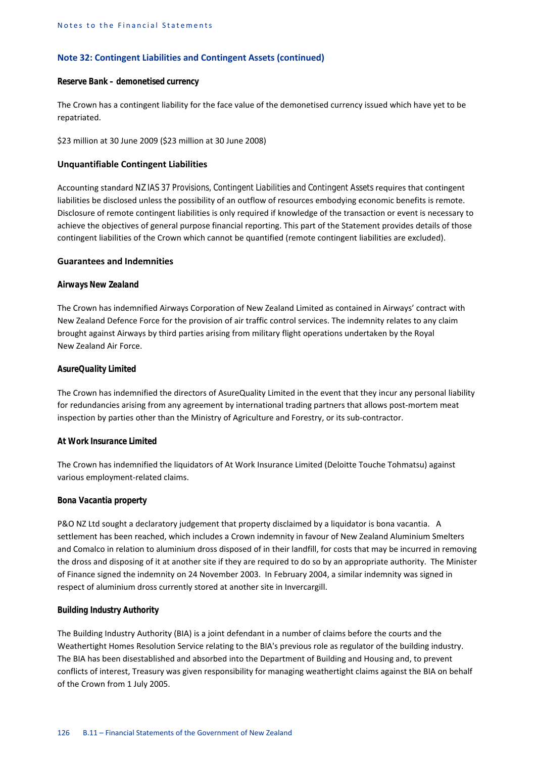## Note 32: Contingent Liabilities and Contingent Assets (continued)

***Reserve Bank – demonetised currency***

The Crown has a contingent liability for the face value of the demonetised currency issued which have yet to be repatriated.

$23 million at 30 June 2009 ($23 million at 30 June 2008)

### Unquantifiable Contingent Liabilities

Accounting standard *NZ IAS 37 Provisions, Contingent Liabilities and Contingent Assets* requires that contingent liabilities be disclosed unless the possibility of an outflow of resources embodying economic benefits is remote. Disclosure of remote contingent liabilities is only required if knowledge of the transaction or event is necessary to achieve the objectives of general purpose financial reporting. This part of the Statement provides details of those contingent liabilities of the Crown which cannot be quantified (remote contingent liabilities are excluded).

### Guarantees and Indemnities

***Airways New Zealand***

The Crown has indemnified Airways Corporation of New Zealand Limited as contained in Airways' contract with New Zealand Defence Force for the provision of air traffic control services. The indemnity relates to any claim brought against Airways by third parties arising from military flight operations undertaken by the Royal New Zealand Air Force.

***AsureQuality Limited***

The Crown has indemnified the directors of AsureQuality Limited in the event that they incur any personal liability for redundancies arising from any agreement by international trading partners that allows post-mortem meat inspection by parties other than the Ministry of Agriculture and Forestry, or its sub-contractor.

***At Work Insurance Limited***

The Crown has indemnified the liquidators of At Work Insurance Limited (Deloitte Touche Tohmatsu) against various employment-related claims.

***Bona Vacantia property***

P&O NZ Ltd sought a declaratory judgement that property disclaimed by a liquidator is bona vacantia. A settlement has been reached, which includes a Crown indemnity in favour of New Zealand Aluminium Smelters and Comalco in relation to aluminium dross disposed of in their landfill, for costs that may be incurred in removing the dross and disposing of it at another site if they are required to do so by an appropriate authority. The Minister of Finance signed the indemnity on 24 November 2003. In February 2004, a similar indemnity was signed in respect of aluminium dross currently stored at another site in Invercargill.

***Building Industry Authority***

The Building Industry Authority (BIA) is a joint defendant in a number of claims before the courts and the Weathertight Homes Resolution Service relating to the BIA's previous role as regulator of the building industry. The BIA has been disestablished and absorbed into the Department of Building and Housing and, to prevent conflicts of interest, Treasury was given responsibility for managing weathertight claims against the BIA on behalf of the Crown from 1 July 2005.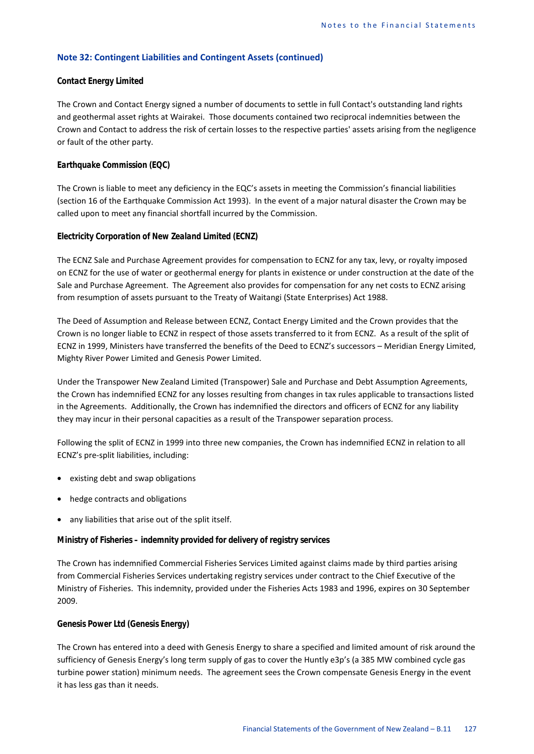## Note 32: Contingent Liabilities and Contingent Assets (continued)

**Contact Energy Limited**

The Crown and Contact Energy signed a number of documents to settle in full Contact's outstanding land rights and geothermal asset rights at Wairakei. Those documents contained two reciprocal indemnities between the Crown and Contact to address the risk of certain losses to the respective parties' assets arising from the negligence or fault of the other party.

**Earthquake Commission (EQC)**

The Crown is liable to meet any deficiency in the EQC's assets in meeting the Commission's financial liabilities (section 16 of the Earthquake Commission Act 1993). In the event of a major natural disaster the Crown may be called upon to meet any financial shortfall incurred by the Commission.

**Electricity Corporation of New Zealand Limited (ECNZ)**

The ECNZ Sale and Purchase Agreement provides for compensation to ECNZ for any tax, levy, or royalty imposed on ECNZ for the use of water or geothermal energy for plants in existence or under construction at the date of the Sale and Purchase Agreement. The Agreement also provides for compensation for any net costs to ECNZ arising from resumption of assets pursuant to the Treaty of Waitangi (State Enterprises) Act 1988.

The Deed of Assumption and Release between ECNZ, Contact Energy Limited and the Crown provides that the Crown is no longer liable to ECNZ in respect of those assets transferred to it from ECNZ. As a result of the split of ECNZ in 1999, Ministers have transferred the benefits of the Deed to ECNZ's successors – Meridian Energy Limited, Mighty River Power Limited and Genesis Power Limited.

Under the Transpower New Zealand Limited (Transpower) Sale and Purchase and Debt Assumption Agreements, the Crown has indemnified ECNZ for any losses resulting from changes in tax rules applicable to transactions listed in the Agreements. Additionally, the Crown has indemnified the directors and officers of ECNZ for any liability they may incur in their personal capacities as a result of the Transpower separation process.

Following the split of ECNZ in 1999 into three new companies, the Crown has indemnified ECNZ in relation to all ECNZ's pre-split liabilities, including:

- existing debt and swap obligations
- hedge contracts and obligations
- any liabilities that arise out of the split itself.

**Ministry of Fisheries – indemnity provided for delivery of registry services**

The Crown has indemnified Commercial Fisheries Services Limited against claims made by third parties arising from Commercial Fisheries Services undertaking registry services under contract to the Chief Executive of the Ministry of Fisheries. This indemnity, provided under the Fisheries Acts 1983 and 1996, expires on 30 September 2009.

**Genesis Power Ltd (Genesis Energy)**

The Crown has entered into a deed with Genesis Energy to share a specified and limited amount of risk around the sufficiency of Genesis Energy's long term supply of gas to cover the Huntly e3p's (a 385 MW combined cycle gas turbine power station) minimum needs. The agreement sees the Crown compensate Genesis Energy in the event it has less gas than it needs.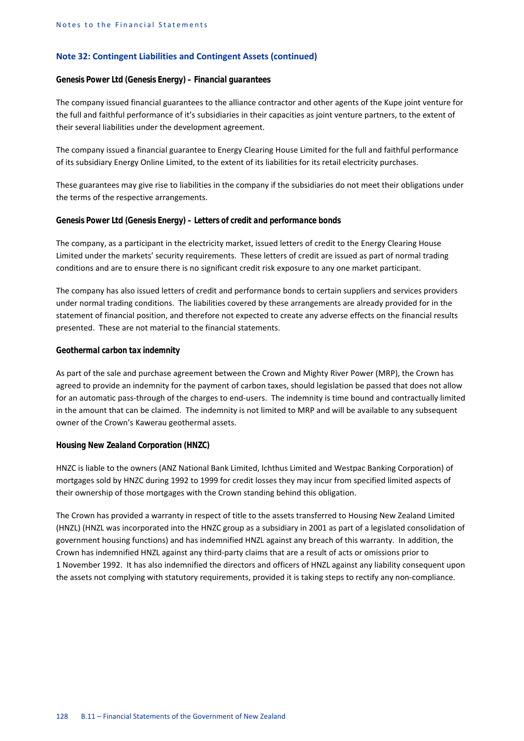## Note 32: Contingent Liabilities and Contingent Assets (continued)

***Genesis Power Ltd (Genesis Energy) – Financial guarantees***

The company issued financial guarantees to the alliance contractor and other agents of the Kupe joint venture for the full and faithful performance of it's subsidiaries in their capacities as joint venture partners, to the extent of their several liabilities under the development agreement.

The company issued a financial guarantee to Energy Clearing House Limited for the full and faithful performance of its subsidiary Energy Online Limited, to the extent of its liabilities for its retail electricity purchases.

These guarantees may give rise to liabilities in the company if the subsidiaries do not meet their obligations under the terms of the respective arrangements.

***Genesis Power Ltd (Genesis Energy) – Letters of credit and performance bonds***

The company, as a participant in the electricity market, issued letters of credit to the Energy Clearing House Limited under the markets' security requirements. These letters of credit are issued as part of normal trading conditions and are to ensure there is no significant credit risk exposure to any one market participant.

The company has also issued letters of credit and performance bonds to certain suppliers and services providers under normal trading conditions. The liabilities covered by these arrangements are already provided for in the statement of financial position, and therefore not expected to create any adverse effects on the financial results presented. These are not material to the financial statements.

***Geothermal carbon tax indemnity***

As part of the sale and purchase agreement between the Crown and Mighty River Power (MRP), the Crown has agreed to provide an indemnity for the payment of carbon taxes, should legislation be passed that does not allow for an automatic pass-through of the charges to end-users. The indemnity is time bound and contractually limited in the amount that can be claimed. The indemnity is not limited to MRP and will be available to any subsequent owner of the Crown's Kawerau geothermal assets.

***Housing New Zealand Corporation (HNZC)***

HNZC is liable to the owners (ANZ National Bank Limited, Ichthus Limited and Westpac Banking Corporation) of mortgages sold by HNZC during 1992 to 1999 for credit losses they may incur from specified limited aspects of their ownership of those mortgages with the Crown standing behind this obligation.

The Crown has provided a warranty in respect of title to the assets transferred to Housing New Zealand Limited (HNZL) (HNZL was incorporated into the HNZC group as a subsidiary in 2001 as part of a legislated consolidation of government housing functions) and has indemnified HNZL against any breach of this warranty. In addition, the Crown has indemnified HNZL against any third-party claims that are a result of acts or omissions prior to 1 November 1992. It has also indemnified the directors and officers of HNZL against any liability consequent upon the assets not complying with statutory requirements, provided it is taking steps to rectify any non-compliance.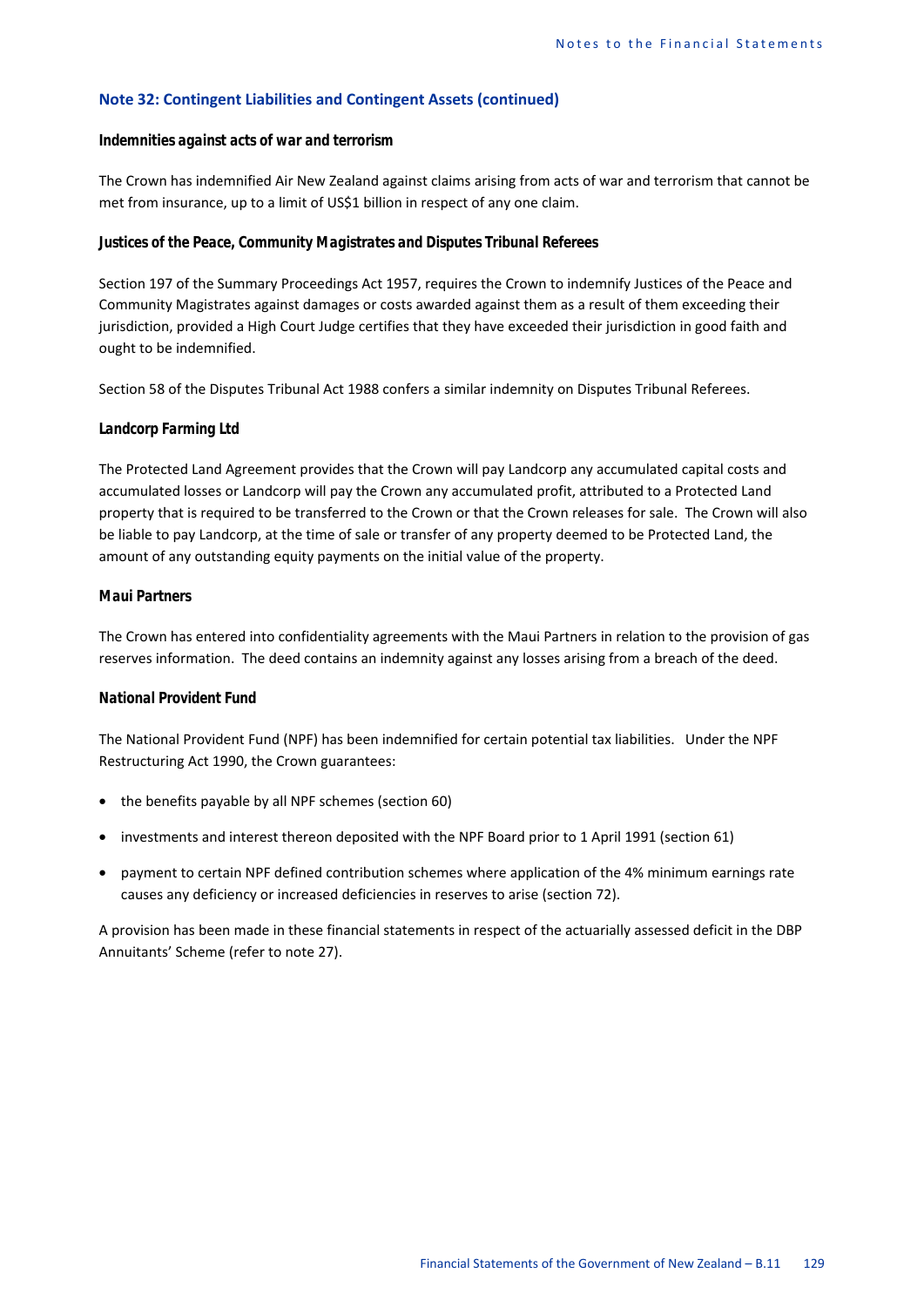## Note 32: Contingent Liabilities and Contingent Assets (continued)

***Indemnities against acts of war and terrorism***

The Crown has indemnified Air New Zealand against claims arising from acts of war and terrorism that cannot be met from insurance, up to a limit of US$1 billion in respect of any one claim.

***Justices of the Peace, Community Magistrates and Disputes Tribunal Referees***

Section 197 of the Summary Proceedings Act 1957, requires the Crown to indemnify Justices of the Peace and Community Magistrates against damages or costs awarded against them as a result of them exceeding their jurisdiction, provided a High Court Judge certifies that they have exceeded their jurisdiction in good faith and ought to be indemnified.

Section 58 of the Disputes Tribunal Act 1988 confers a similar indemnity on Disputes Tribunal Referees.

***Landcorp Farming Ltd***

The Protected Land Agreement provides that the Crown will pay Landcorp any accumulated capital costs and accumulated losses or Landcorp will pay the Crown any accumulated profit, attributed to a Protected Land property that is required to be transferred to the Crown or that the Crown releases for sale. The Crown will also be liable to pay Landcorp, at the time of sale or transfer of any property deemed to be Protected Land, the amount of any outstanding equity payments on the initial value of the property.

***Maui Partners***

The Crown has entered into confidentiality agreements with the Maui Partners in relation to the provision of gas reserves information. The deed contains an indemnity against any losses arising from a breach of the deed.

***National Provident Fund***

The National Provident Fund (NPF) has been indemnified for certain potential tax liabilities. Under the NPF Restructuring Act 1990, the Crown guarantees:

- the benefits payable by all NPF schemes (section 60)
- investments and interest thereon deposited with the NPF Board prior to 1 April 1991 (section 61)
- payment to certain NPF defined contribution schemes where application of the 4% minimum earnings rate causes any deficiency or increased deficiencies in reserves to arise (section 72).

A provision has been made in these financial statements in respect of the actuarially assessed deficit in the DBP Annuitants' Scheme (refer to note 27).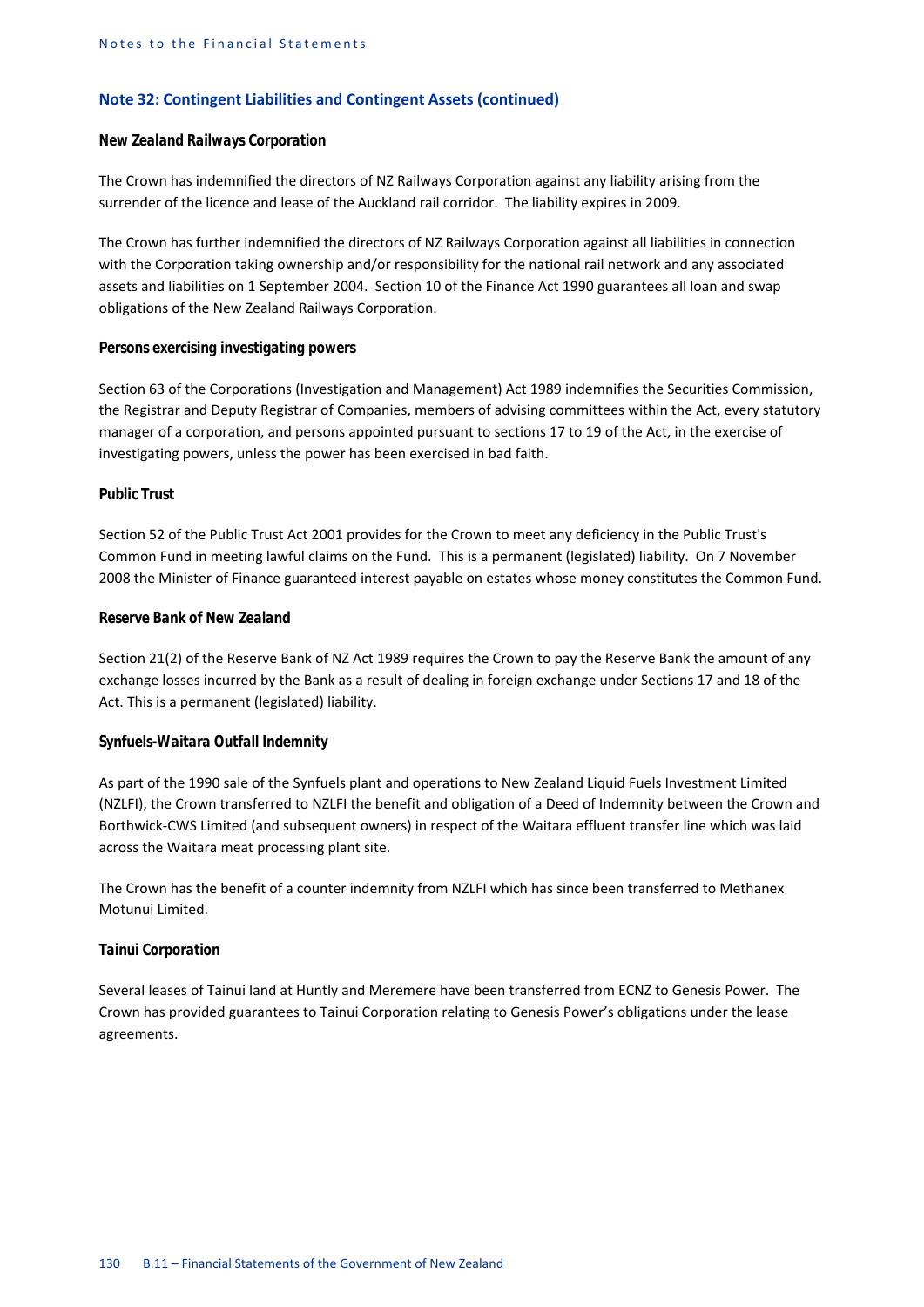## Note 32: Contingent Liabilities and Contingent Assets (continued)

### *New Zealand Railways Corporation*

The Crown has indemnified the directors of NZ Railways Corporation against any liability arising from the surrender of the licence and lease of the Auckland rail corridor. The liability expires in 2009.

The Crown has further indemnified the directors of NZ Railways Corporation against all liabilities in connection with the Corporation taking ownership and/or responsibility for the national rail network and any associated assets and liabilities on 1 September 2004. Section 10 of the Finance Act 1990 guarantees all loan and swap obligations of the New Zealand Railways Corporation.

### *Persons exercising investigating powers*

Section 63 of the Corporations (Investigation and Management) Act 1989 indemnifies the Securities Commission, the Registrar and Deputy Registrar of Companies, members of advising committees within the Act, every statutory manager of a corporation, and persons appointed pursuant to sections 17 to 19 of the Act, in the exercise of investigating powers, unless the power has been exercised in bad faith.

### *Public Trust*

Section 52 of the Public Trust Act 2001 provides for the Crown to meet any deficiency in the Public Trust's Common Fund in meeting lawful claims on the Fund. This is a permanent (legislated) liability. On 7 November 2008 the Minister of Finance guaranteed interest payable on estates whose money constitutes the Common Fund.

### *Reserve Bank of New Zealand*

Section 21(2) of the Reserve Bank of NZ Act 1989 requires the Crown to pay the Reserve Bank the amount of any exchange losses incurred by the Bank as a result of dealing in foreign exchange under Sections 17 and 18 of the Act. This is a permanent (legislated) liability.

### *Synfuels-Waitara Outfall Indemnity*

As part of the 1990 sale of the Synfuels plant and operations to New Zealand Liquid Fuels Investment Limited (NZLFI), the Crown transferred to NZLFI the benefit and obligation of a Deed of Indemnity between the Crown and Borthwick-CWS Limited (and subsequent owners) in respect of the Waitara effluent transfer line which was laid across the Waitara meat processing plant site.

The Crown has the benefit of a counter indemnity from NZLFI which has since been transferred to Methanex Motunui Limited.

### *Tainui Corporation*

Several leases of Tainui land at Huntly and Meremere have been transferred from ECNZ to Genesis Power. The Crown has provided guarantees to Tainui Corporation relating to Genesis Power's obligations under the lease agreements.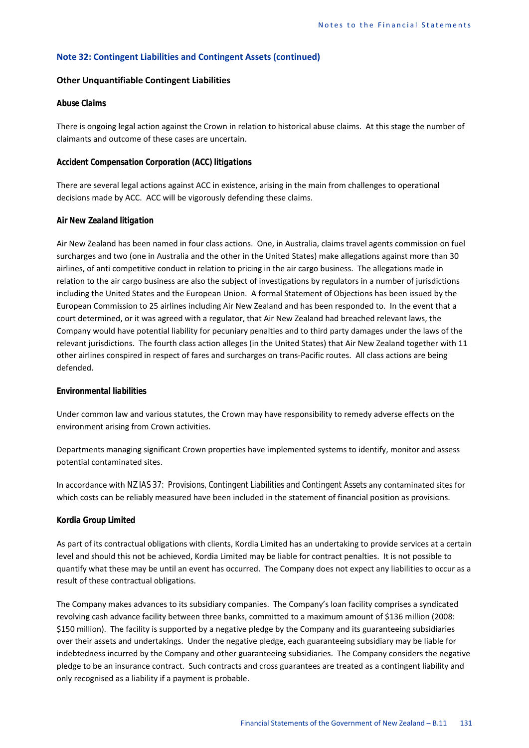## Note 32: Contingent Liabilities and Contingent Assets (continued)

### Other Unquantifiable Contingent Liabilities

#### Abuse Claims

There is ongoing legal action against the Crown in relation to historical abuse claims. At this stage the number of claimants and outcome of these cases are uncertain.

#### Accident Compensation Corporation (ACC) litigations

There are several legal actions against ACC in existence, arising in the main from challenges to operational decisions made by ACC. ACC will be vigorously defending these claims.

#### Air New Zealand litigation

Air New Zealand has been named in four class actions. One, in Australia, claims travel agents commission on fuel surcharges and two (one in Australia and the other in the United States) make allegations against more than 30 airlines, of anti competitive conduct in relation to pricing in the air cargo business. The allegations made in relation to the air cargo business are also the subject of investigations by regulators in a number of jurisdictions including the United States and the European Union. A formal Statement of Objections has been issued by the European Commission to 25 airlines including Air New Zealand and has been responded to. In the event that a court determined, or it was agreed with a regulator, that Air New Zealand had breached relevant laws, the Company would have potential liability for pecuniary penalties and to third party damages under the laws of the relevant jurisdictions. The fourth class action alleges (in the United States) that Air New Zealand together with 11 other airlines conspired in respect of fares and surcharges on trans-Pacific routes. All class actions are being defended.

#### Environmental liabilities

Under common law and various statutes, the Crown may have responsibility to remedy adverse effects on the environment arising from Crown activities.

Departments managing significant Crown properties have implemented systems to identify, monitor and assess potential contaminated sites.

In accordance with *NZ IAS 37: Provisions, Contingent Liabilities and Contingent Assets* any contaminated sites for which costs can be reliably measured have been included in the statement of financial position as provisions.

#### Kordia Group Limited

As part of its contractual obligations with clients, Kordia Limited has an undertaking to provide services at a certain level and should this not be achieved, Kordia Limited may be liable for contract penalties. It is not possible to quantify what these may be until an event has occurred. The Company does not expect any liabilities to occur as a result of these contractual obligations.

The Company makes advances to its subsidiary companies. The Company's loan facility comprises a syndicated revolving cash advance facility between three banks, committed to a maximum amount of $136 million (2008: $150 million). The facility is supported by a negative pledge by the Company and its guaranteeing subsidiaries over their assets and undertakings. Under the negative pledge, each guaranteeing subsidiary may be liable for indebtedness incurred by the Company and other guaranteeing subsidiaries. The Company considers the negative pledge to be an insurance contract. Such contracts and cross guarantees are treated as a contingent liability and only recognised as a liability if a payment is probable.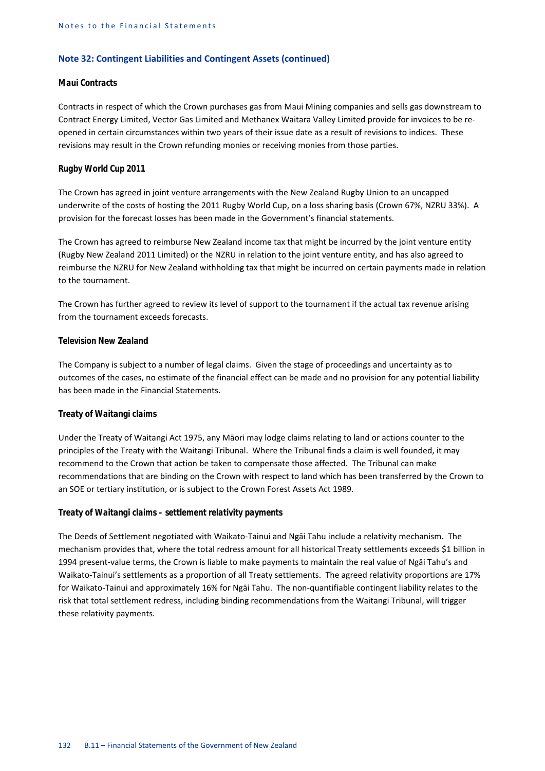## Note 32: Contingent Liabilities and Contingent Assets (continued)

### Maui Contracts

Contracts in respect of which the Crown purchases gas from Maui Mining companies and sells gas downstream to Contract Energy Limited, Vector Gas Limited and Methanex Waitara Valley Limited provide for invoices to be re-opened in certain circumstances within two years of their issue date as a result of revisions to indices. These revisions may result in the Crown refunding monies or receiving monies from those parties.

### Rugby World Cup 2011

The Crown has agreed in joint venture arrangements with the New Zealand Rugby Union to an uncapped underwrite of the costs of hosting the 2011 Rugby World Cup, on a loss sharing basis (Crown 67%, NZRU 33%). A provision for the forecast losses has been made in the Government's financial statements.

The Crown has agreed to reimburse New Zealand income tax that might be incurred by the joint venture entity (Rugby New Zealand 2011 Limited) or the NZRU in relation to the joint venture entity, and has also agreed to reimburse the NZRU for New Zealand withholding tax that might be incurred on certain payments made in relation to the tournament.

The Crown has further agreed to review its level of support to the tournament if the actual tax revenue arising from the tournament exceeds forecasts.

### Television New Zealand

The Company is subject to a number of legal claims. Given the stage of proceedings and uncertainty as to outcomes of the cases, no estimate of the financial effect can be made and no provision for any potential liability has been made in the Financial Statements.

### Treaty of Waitangi claims

Under the Treaty of Waitangi Act 1975, any Māori may lodge claims relating to land or actions counter to the principles of the Treaty with the Waitangi Tribunal. Where the Tribunal finds a claim is well founded, it may recommend to the Crown that action be taken to compensate those affected. The Tribunal can make recommendations that are binding on the Crown with respect to land which has been transferred by the Crown to an SOE or tertiary institution, or is subject to the Crown Forest Assets Act 1989.

### Treaty of Waitangi claims – settlement relativity payments

The Deeds of Settlement negotiated with Waikato-Tainui and Ngāi Tahu include a relativity mechanism. The mechanism provides that, where the total redress amount for all historical Treaty settlements exceeds $1 billion in 1994 present-value terms, the Crown is liable to make payments to maintain the real value of Ngāi Tahu's and Waikato-Tainui's settlements as a proportion of all Treaty settlements. The agreed relativity proportions are 17% for Waikato-Tainui and approximately 16% for Ngāi Tahu. The non-quantifiable contingent liability relates to the risk that total settlement redress, including binding recommendations from the Waitangi Tribunal, will trigger these relativity payments.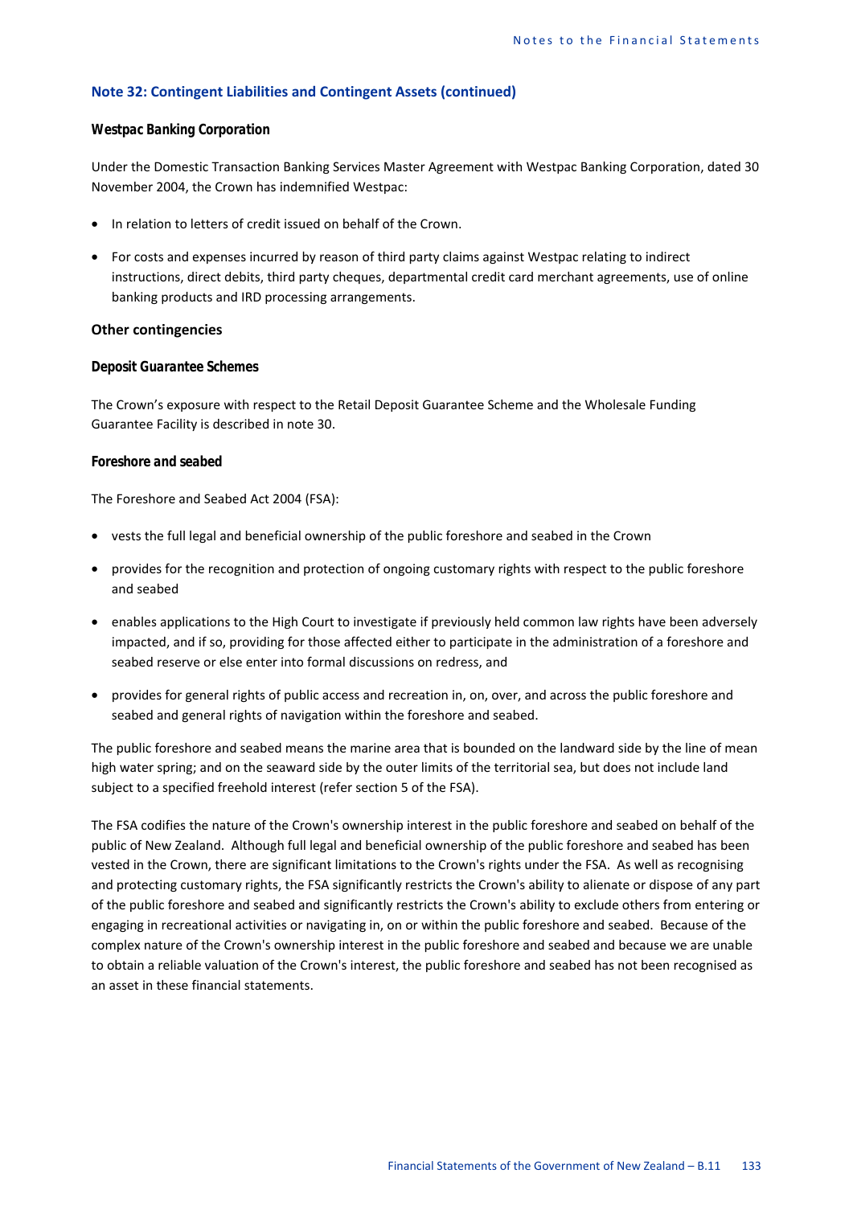## Note 32: Contingent Liabilities and Contingent Assets (continued)

***Westpac Banking Corporation***

Under the Domestic Transaction Banking Services Master Agreement with Westpac Banking Corporation, dated 30 November 2004, the Crown has indemnified Westpac:

- In relation to letters of credit issued on behalf of the Crown.
- For costs and expenses incurred by reason of third party claims against Westpac relating to indirect instructions, direct debits, third party cheques, departmental credit card merchant agreements, use of online banking products and IRD processing arrangements.

### Other contingencies

***Deposit Guarantee Schemes***

The Crown's exposure with respect to the Retail Deposit Guarantee Scheme and the Wholesale Funding Guarantee Facility is described in note 30.

***Foreshore and seabed***

The Foreshore and Seabed Act 2004 (FSA):

- vests the full legal and beneficial ownership of the public foreshore and seabed in the Crown
- provides for the recognition and protection of ongoing customary rights with respect to the public foreshore and seabed
- enables applications to the High Court to investigate if previously held common law rights have been adversely impacted, and if so, providing for those affected either to participate in the administration of a foreshore and seabed reserve or else enter into formal discussions on redress, and
- provides for general rights of public access and recreation in, on, over, and across the public foreshore and seabed and general rights of navigation within the foreshore and seabed.

The public foreshore and seabed means the marine area that is bounded on the landward side by the line of mean high water spring; and on the seaward side by the outer limits of the territorial sea, but does not include land subject to a specified freehold interest (refer section 5 of the FSA).

The FSA codifies the nature of the Crown's ownership interest in the public foreshore and seabed on behalf of the public of New Zealand. Although full legal and beneficial ownership of the public foreshore and seabed has been vested in the Crown, there are significant limitations to the Crown's rights under the FSA. As well as recognising and protecting customary rights, the FSA significantly restricts the Crown's ability to alienate or dispose of any part of the public foreshore and seabed and significantly restricts the Crown's ability to exclude others from entering or engaging in recreational activities or navigating in, on or within the public foreshore and seabed. Because of the complex nature of the Crown's ownership interest in the public foreshore and seabed and because we are unable to obtain a reliable valuation of the Crown's interest, the public foreshore and seabed has not been recognised as an asset in these financial statements.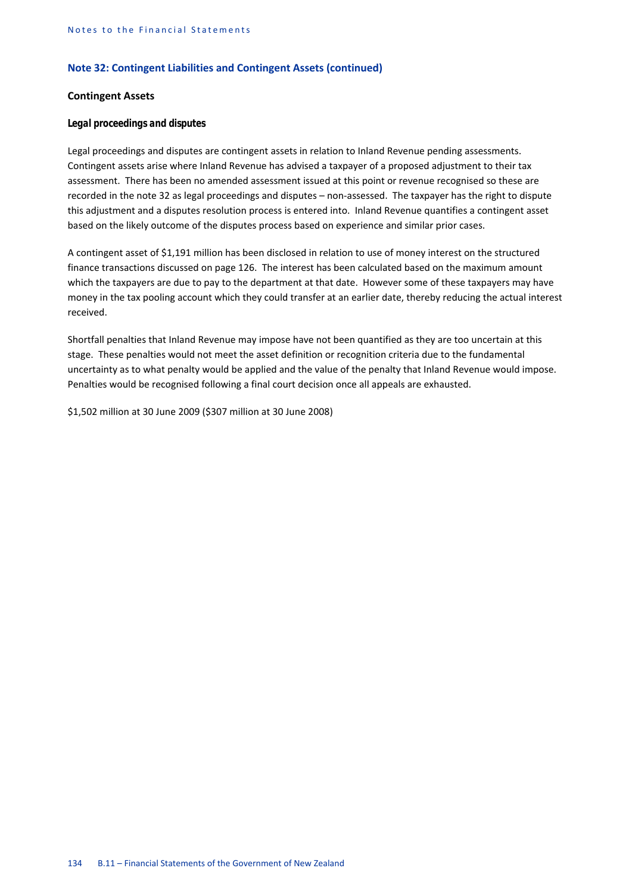## Note 32: Contingent Liabilities and Contingent Assets (continued)

### Contingent Assets

#### *Legal proceedings and disputes*

Legal proceedings and disputes are contingent assets in relation to Inland Revenue pending assessments. Contingent assets arise where Inland Revenue has advised a taxpayer of a proposed adjustment to their tax assessment. There has been no amended assessment issued at this point or revenue recognised so these are recorded in the note 32 as legal proceedings and disputes – non-assessed. The taxpayer has the right to dispute this adjustment and a disputes resolution process is entered into. Inland Revenue quantifies a contingent asset based on the likely outcome of the disputes process based on experience and similar prior cases.

A contingent asset of $1,191 million has been disclosed in relation to use of money interest on the structured finance transactions discussed on page 126. The interest has been calculated based on the maximum amount which the taxpayers are due to pay to the department at that date. However some of these taxpayers may have money in the tax pooling account which they could transfer at an earlier date, thereby reducing the actual interest received.

Shortfall penalties that Inland Revenue may impose have not been quantified as they are too uncertain at this stage. These penalties would not meet the asset definition or recognition criteria due to the fundamental uncertainty as to what penalty would be applied and the value of the penalty that Inland Revenue would impose. Penalties would be recognised following a final court decision once all appeals are exhausted.

$1,502 million at 30 June 2009 ($307 million at 30 June 2008)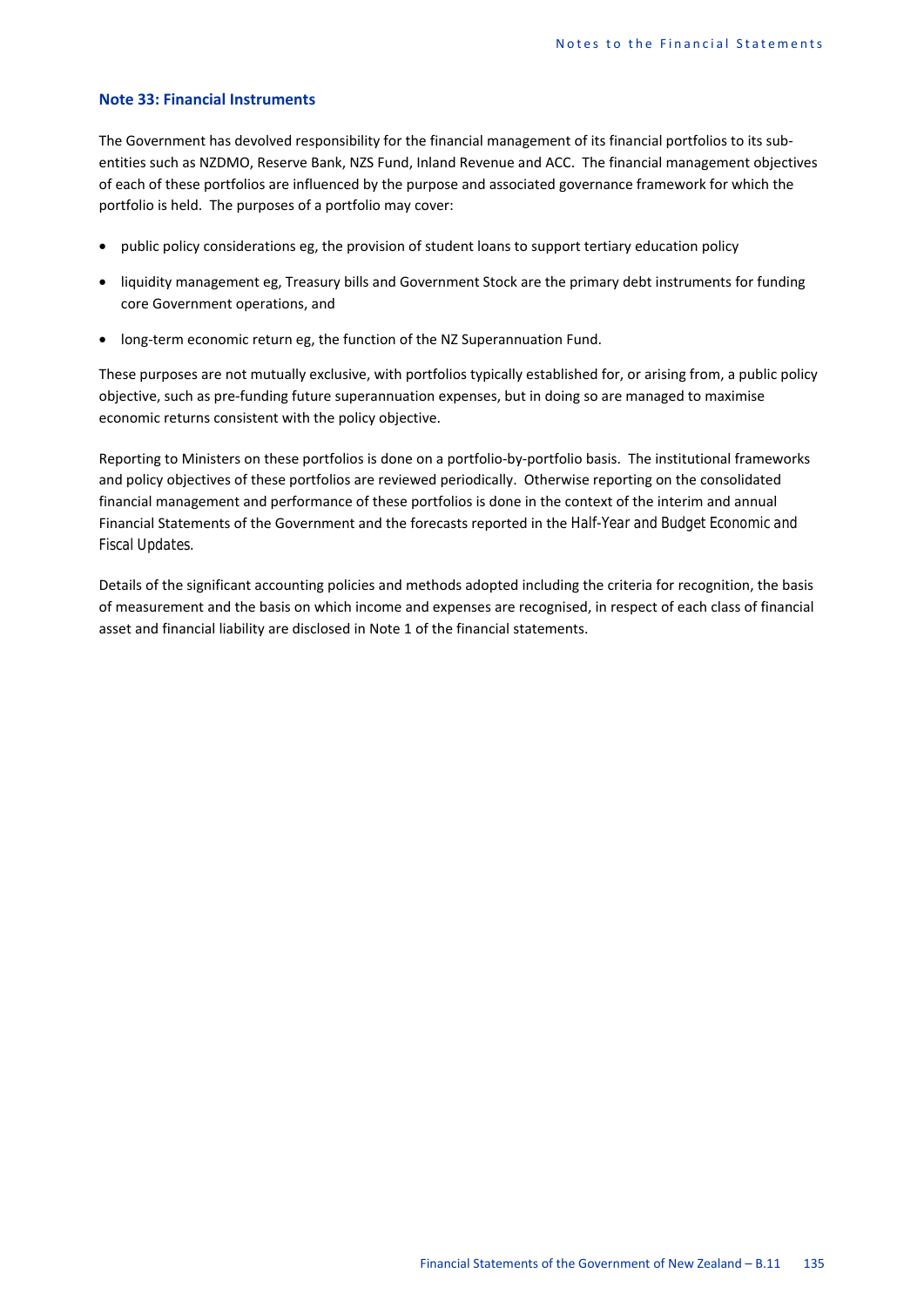## Note 33: Financial Instruments

The Government has devolved responsibility for the financial management of its financial portfolios to its sub-entities such as NZDMO, Reserve Bank, NZS Fund, Inland Revenue and ACC. The financial management objectives of each of these portfolios are influenced by the purpose and associated governance framework for which the portfolio is held. The purposes of a portfolio may cover:

- public policy considerations eg, the provision of student loans to support tertiary education policy
- liquidity management eg, Treasury bills and Government Stock are the primary debt instruments for funding core Government operations, and
- long-term economic return eg, the function of the NZ Superannuation Fund.

These purposes are not mutually exclusive, with portfolios typically established for, or arising from, a public policy objective, such as pre-funding future superannuation expenses, but in doing so are managed to maximise economic returns consistent with the policy objective.

Reporting to Ministers on these portfolios is done on a portfolio-by-portfolio basis. The institutional frameworks and policy objectives of these portfolios are reviewed periodically. Otherwise reporting on the consolidated financial management and performance of these portfolios is done in the context of the interim and annual Financial Statements of the Government and the forecasts reported in the *Half-Year and Budget Economic and Fiscal Updates.*

Details of the significant accounting policies and methods adopted including the criteria for recognition, the basis of measurement and the basis on which income and expenses are recognised, in respect of each class of financial asset and financial liability are disclosed in Note 1 of the financial statements.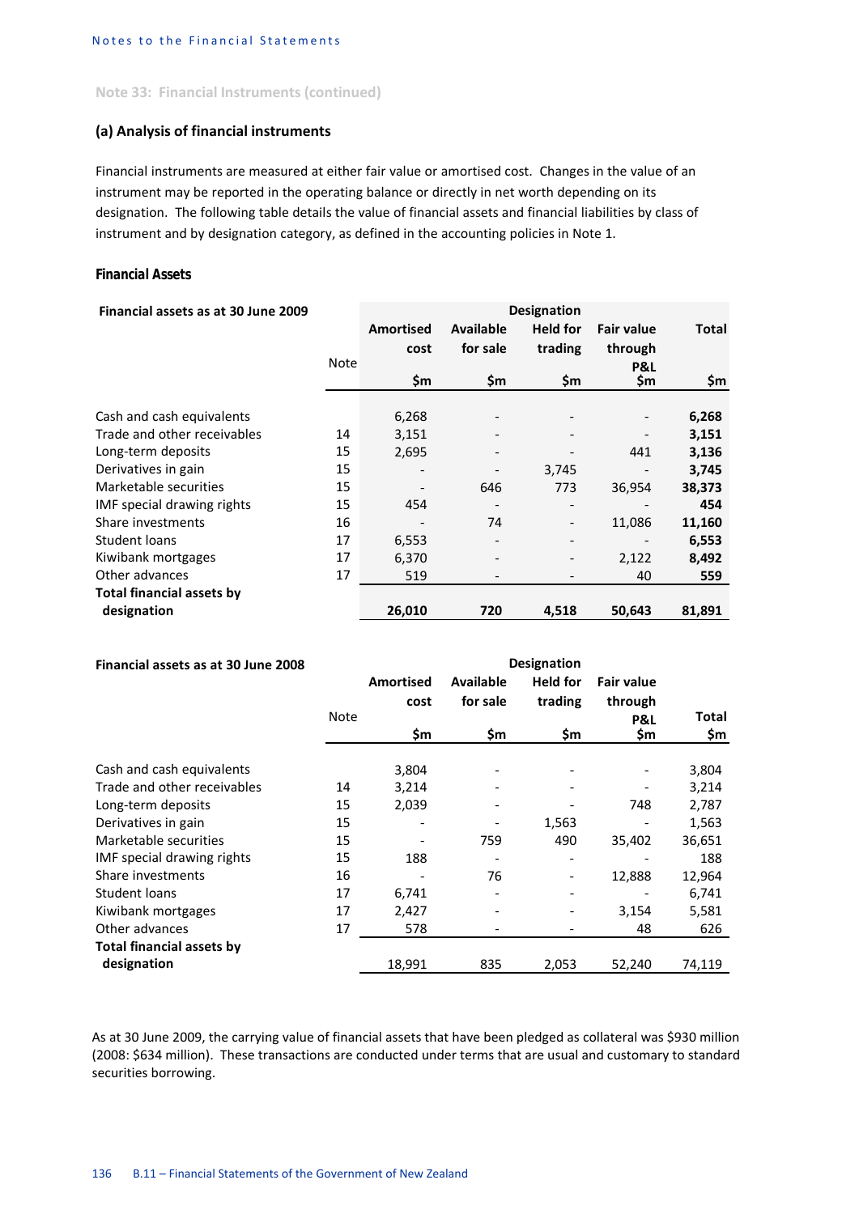## Note 33: Financial Instruments (continued)

### (a) Analysis of financial instruments

Financial instruments are measured at either fair value or amortised cost. Changes in the value of an instrument may be reported in the operating balance or directly in net worth depending on its designation. The following table details the value of financial assets and financial liabilities by class of instrument and by designation category, as defined in the accounting policies in Note 1.

#### Financial Assets

| Financial assets as at 30 June 2009 | Note | Designation | | | | |
|---|---|---|---|---|---|---|
| | | Amortised cost | Available for sale | Held for trading | Fair value through P&L | Total |
| | | $m | $m | $m | $m | $m |
| Cash and cash equivalents | | 6,268 | - | - | - | **6,268** |
| Trade and other receivables | 14 | 3,151 | - | - | - | **3,151** |
| Long-term deposits | 15 | 2,695 | - | - | 441 | **3,136** |
| Derivatives in gain | 15 | - | - | 3,745 | - | **3,745** |
| Marketable securities | 15 | - | 646 | 773 | 36,954 | **38,373** |
| IMF special drawing rights | 15 | 454 | - | - | - | **454** |
| Share investments | 16 | - | 74 | - | 11,086 | **11,160** |
| Student loans | 17 | 6,553 | - | - | - | **6,553** |
| Kiwibank mortgages | 17 | 6,370 | - | - | 2,122 | **8,492** |
| Other advances | 17 | 519 | - | - | 40 | **559** |
| **Total financial assets by designation** | | **26,010** | **720** | **4,518** | **50,643** | **81,891** |

| Financial assets as at 30 June 2008 | Note | Designation | | | | |
|---|---|---|---|---|---|---|
| | | Amortised cost | Available for sale | Held for trading | Fair value through P&L | Total |
| | | $m | $m | $m | $m | $m |
| Cash and cash equivalents | | 3,804 | - | - | - | 3,804 |
| Trade and other receivables | 14 | 3,214 | - | - | - | 3,214 |
| Long-term deposits | 15 | 2,039 | - | - | 748 | 2,787 |
| Derivatives in gain | 15 | - | - | 1,563 | - | 1,563 |
| Marketable securities | 15 | - | 759 | 490 | 35,402 | 36,651 |
| IMF special drawing rights | 15 | 188 | - | - | - | 188 |
| Share investments | 16 | - | 76 | - | 12,888 | 12,964 |
| Student loans | 17 | 6,741 | - | - | - | 6,741 |
| Kiwibank mortgages | 17 | 2,427 | - | - | 3,154 | 5,581 |
| Other advances | 17 | 578 | - | - | 48 | 626 |
| **Total financial assets by designation** | | 18,991 | 835 | 2,053 | 52,240 | 74,119 |

As at 30 June 2009, the carrying value of financial assets that have been pledged as collateral was $930 million (2008: $634 million). These transactions are conducted under terms that are usual and customary to standard securities borrowing.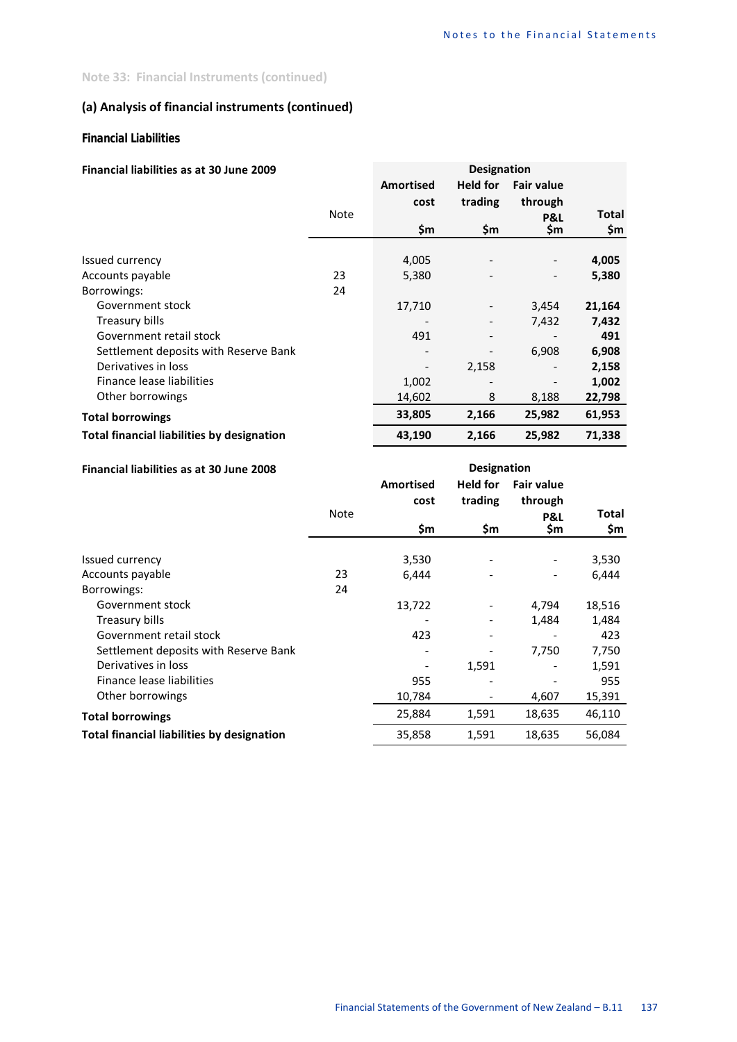Note 33: Financial Instruments (continued)

## (a) Analysis of financial instruments (continued)

### Financial Liabilities

**Financial liabilities as at 30 June 2009**

| | Note | Designation | | | |
|---|---|---|---|---|---|
| | | Amortised cost | Held for trading | Fair value through P&L | Total |
| | | $m | $m | $m | $m |
| Issued currency | | 4,005 | - | - | **4,005** |
| Accounts payable | 23 | 5,380 | - | - | **5,380** |
| Borrowings: | 24 | | | | |
| Government stock | | 17,710 | - | 3,454 | **21,164** |
| Treasury bills | | - | - | 7,432 | **7,432** |
| Government retail stock | | 491 | - | - | **491** |
| Settlement deposits with Reserve Bank | | - | - | 6,908 | **6,908** |
| Derivatives in loss | | - | 2,158 | - | **2,158** |
| Finance lease liabilities | | 1,002 | - | - | **1,002** |
| Other borrowings | | 14,602 | 8 | 8,188 | **22,798** |
| **Total borrowings** | | **33,805** | **2,166** | **25,982** | **61,953** |
| **Total financial liabilities by designation** | | **43,190** | **2,166** | **25,982** | **71,338** |

**Financial liabilities as at 30 June 2008**

| | Note | Designation | | | |
|---|---|---|---|---|---|
| | | Amortised cost | Held for trading | Fair value through P&L | Total |
| | | $m | $m | $m | $m |
| Issued currency | | 3,530 | - | - | 3,530 |
| Accounts payable | 23 | 6,444 | - | - | 6,444 |
| Borrowings: | 24 | | | | |
| Government stock | | 13,722 | - | 4,794 | 18,516 |
| Treasury bills | | - | - | 1,484 | 1,484 |
| Government retail stock | | 423 | - | - | 423 |
| Settlement deposits with Reserve Bank | | - | - | 7,750 | 7,750 |
| Derivatives in loss | | - | 1,591 | - | 1,591 |
| Finance lease liabilities | | 955 | - | - | 955 |
| Other borrowings | | 10,784 | - | 4,607 | 15,391 |
| **Total borrowings** | | 25,884 | 1,591 | 18,635 | 46,110 |
| **Total financial liabilities by designation** | | 35,858 | 1,591 | 18,635 | 56,084 |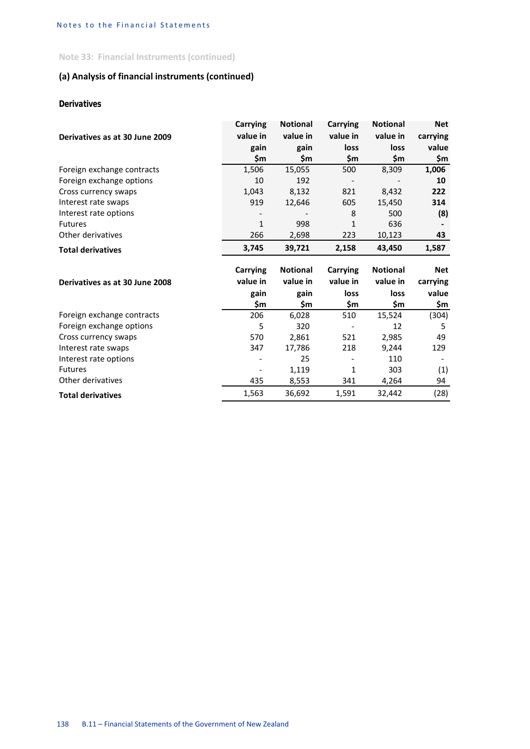Note 33: Financial Instruments (continued)

## (a) Analysis of financial instruments (continued)

### Derivatives

| Derivatives as at 30 June 2009 | Carrying value in gain $m | Notional value in gain $m | Carrying value in loss $m | Notional value in loss $m | Net carrying value $m |
|---|---|---|---|---|---|
| Foreign exchange contracts | 1,506 | 15,055 | 500 | 8,309 | **1,006** |
| Foreign exchange options | 10 | 192 | - | - | **10** |
| Cross currency swaps | 1,043 | 8,132 | 821 | 8,432 | **222** |
| Interest rate swaps | 919 | 12,646 | 605 | 15,450 | **314** |
| Interest rate options | - | - | 8 | 500 | **(8)** |
| Futures | 1 | 998 | 1 | 636 | **-** |
| Other derivatives | 266 | 2,698 | 223 | 10,123 | **43** |
| **Total derivatives** | **3,745** | **39,721** | **2,158** | **43,450** | **1,587** |

| Derivatives as at 30 June 2008 | Carrying value in gain $m | Notional value in gain $m | Carrying value in loss $m | Notional value in loss $m | Net carrying value $m |
|---|---|---|---|---|---|
| Foreign exchange contracts | 206 | 6,028 | 510 | 15,524 | (304) |
| Foreign exchange options | 5 | 320 | - | 12 | 5 |
| Cross currency swaps | 570 | 2,861 | 521 | 2,985 | 49 |
| Interest rate swaps | 347 | 17,786 | 218 | 9,244 | 129 |
| Interest rate options | - | 25 | - | 110 | - |
| Futures | - | 1,119 | 1 | 303 | (1) |
| Other derivatives | 435 | 8,553 | 341 | 4,264 | 94 |
| **Total derivatives** | 1,563 | 36,692 | 1,591 | 32,442 | (28) |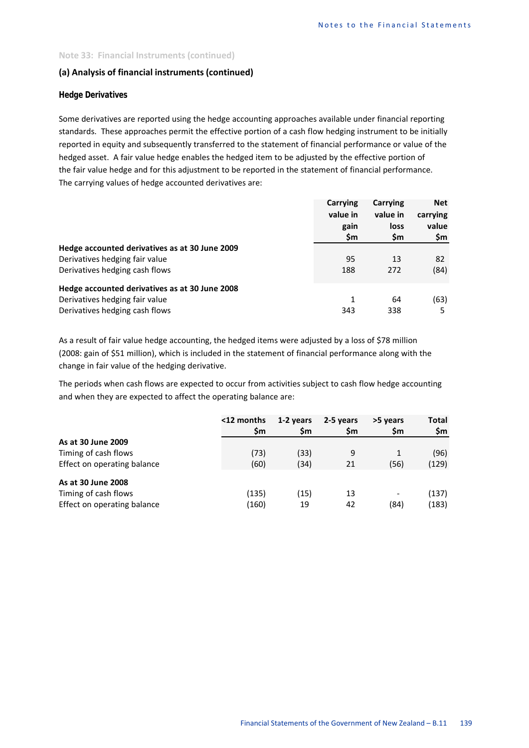Note 33: Financial Instruments (continued)

## (a) Analysis of financial instruments (continued)

### Hedge Derivatives

Some derivatives are reported using the hedge accounting approaches available under financial reporting standards. These approaches permit the effective portion of a cash flow hedging instrument to be initially reported in equity and subsequently transferred to the statement of financial performance or value of the hedged asset. A fair value hedge enables the hedged item to be adjusted by the effective portion of the fair value hedge and for this adjustment to be reported in the statement of financial performance. The carrying values of hedge accounted derivatives are:

| | Carrying value in gain $m | Carrying value in loss $m | Net carrying value $m |
|---|---|---|---|
| **Hedge accounted derivatives as at 30 June 2009** | | | |
| Derivatives hedging fair value | 95 | 13 | 82 |
| Derivatives hedging cash flows | 188 | 272 | (84) |
| **Hedge accounted derivatives as at 30 June 2008** | | | |
| Derivatives hedging fair value | 1 | 64 | (63) |
| Derivatives hedging cash flows | 343 | 338 | 5 |

As a result of fair value hedge accounting, the hedged items were adjusted by a loss of $78 million (2008: gain of $51 million), which is included in the statement of financial performance along with the change in fair value of the hedging derivative.

The periods when cash flows are expected to occur from activities subject to cash flow hedge accounting and when they are expected to affect the operating balance are:

| | <12 months $m | 1-2 years $m | 2-5 years $m | >5 years $m | Total $m |
|---|---|---|---|---|---|
| **As at 30 June 2009** | | | | | |
| Timing of cash flows | (73) | (33) | 9 | 1 | (96) |
| Effect on operating balance | (60) | (34) | 21 | (56) | (129) |
| **As at 30 June 2008** | | | | | |
| Timing of cash flows | (135) | (15) | 13 | - | (137) |
| Effect on operating balance | (160) | 19 | 42 | (84) | (183) |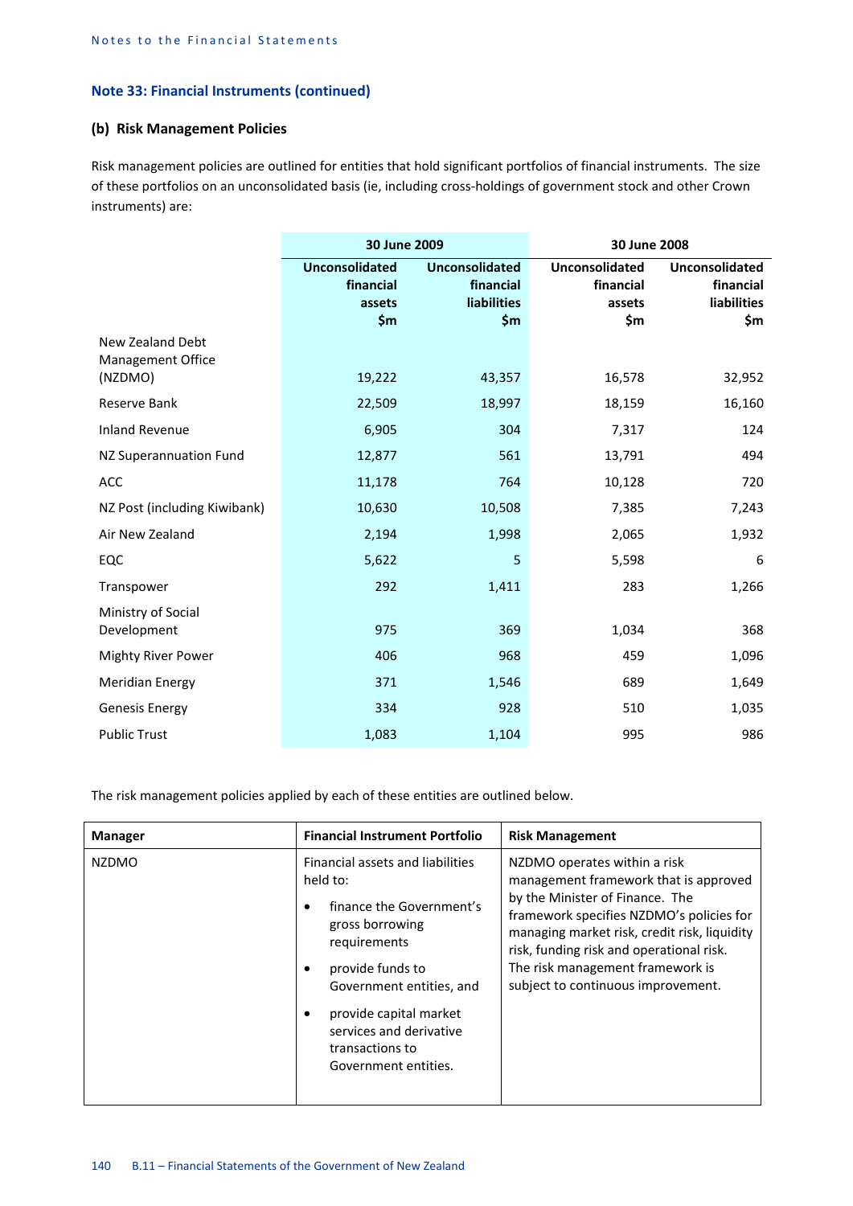## Note 33: Financial Instruments (continued)

### (b) Risk Management Policies

Risk management policies are outlined for entities that hold significant portfolios of financial instruments. The size of these portfolios on an unconsolidated basis (ie, including cross-holdings of government stock and other Crown instruments) are:

| | 30 June 2009 | | 30 June 2008 | |
|---|---|---|---|---|
| | Unconsolidated financial assets $m | Unconsolidated financial liabilities $m | Unconsolidated financial assets $m | Unconsolidated financial liabilities $m |
| New Zealand Debt Management Office (NZDMO) | 19,222 | 43,357 | 16,578 | 32,952 |
| Reserve Bank | 22,509 | 18,997 | 18,159 | 16,160 |
| Inland Revenue | 6,905 | 304 | 7,317 | 124 |
| NZ Superannuation Fund | 12,877 | 561 | 13,791 | 494 |
| ACC | 11,178 | 764 | 10,128 | 720 |
| NZ Post (including Kiwibank) | 10,630 | 10,508 | 7,385 | 7,243 |
| Air New Zealand | 2,194 | 1,998 | 2,065 | 1,932 |
| EQC | 5,622 | 5 | 5,598 | 6 |
| Transpower | 292 | 1,411 | 283 | 1,266 |
| Ministry of Social Development | 975 | 369 | 1,034 | 368 |
| Mighty River Power | 406 | 968 | 459 | 1,096 |
| Meridian Energy | 371 | 1,546 | 689 | 1,649 |
| Genesis Energy | 334 | 928 | 510 | 1,035 |
| Public Trust | 1,083 | 1,104 | 995 | 986 |

The risk management policies applied by each of these entities are outlined below.

| Manager | Financial Instrument Portfolio | Risk Management |
|---|---|---|
| NZDMO | Financial assets and liabilities held to:<br>• finance the Government's gross borrowing requirements<br>• provide funds to Government entities, and<br>• provide capital market services and derivative transactions to Government entities. | NZDMO operates within a risk management framework that is approved by the Minister of Finance. The framework specifies NZDMO's policies for managing market risk, credit risk, liquidity risk, funding risk and operational risk. The risk management framework is subject to continuous improvement. |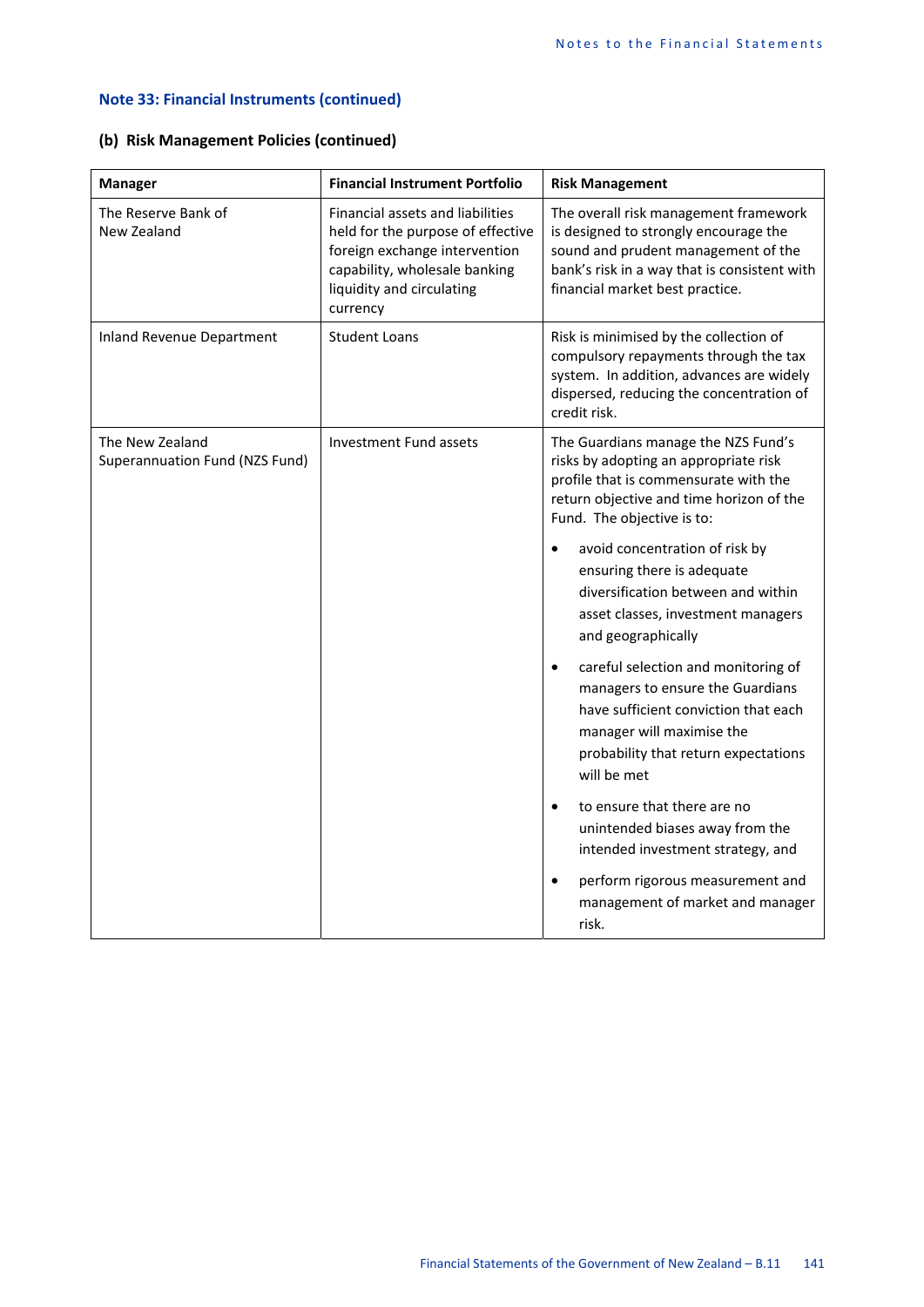## Note 33: Financial Instruments (continued)

### (b) Risk Management Policies (continued)

| Manager | Financial Instrument Portfolio | Risk Management |
|---|---|---|
| The Reserve Bank of New Zealand | Financial assets and liabilities held for the purpose of effective foreign exchange intervention capability, wholesale banking liquidity and circulating currency | The overall risk management framework is designed to strongly encourage the sound and prudent management of the bank's risk in a way that is consistent with financial market best practice. |
| Inland Revenue Department | Student Loans | Risk is minimised by the collection of compulsory repayments through the tax system. In addition, advances are widely dispersed, reducing the concentration of credit risk. |
| The New Zealand Superannuation Fund (NZS Fund) | Investment Fund assets | The Guardians manage the NZS Fund's risks by adopting an appropriate risk profile that is commensurate with the return objective and time horizon of the Fund. The objective is to:<br>• avoid concentration of risk by ensuring there is adequate diversification between and within asset classes, investment managers and geographically<br>• careful selection and monitoring of managers to ensure the Guardians have sufficient conviction that each manager will maximise the probability that return expectations will be met<br>• to ensure that there are no unintended biases away from the intended investment strategy, and<br>• perform rigorous measurement and management of market and manager risk. |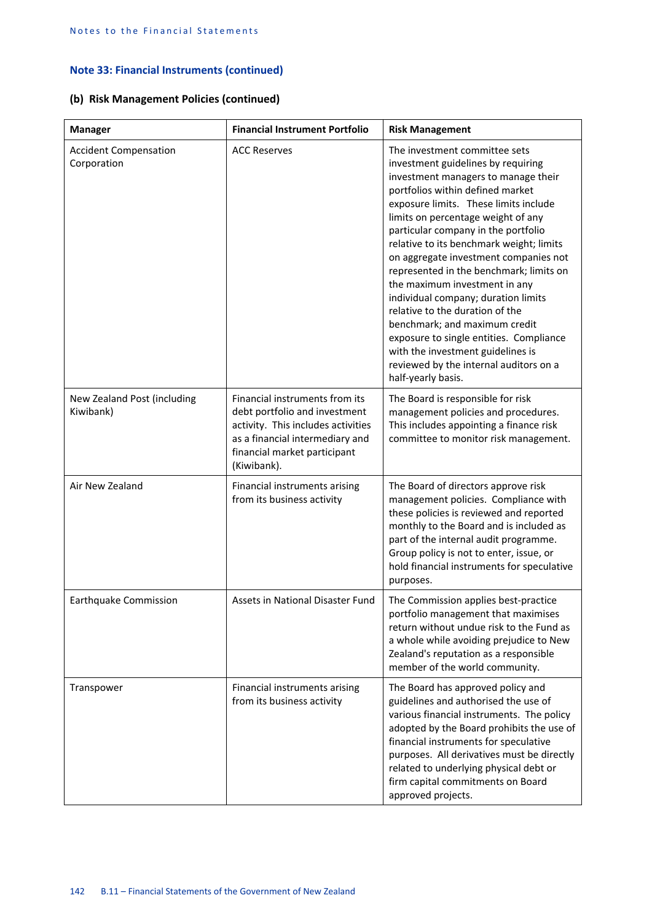## Note 33: Financial Instruments (continued)

### (b) Risk Management Policies (continued)

| Manager | Financial Instrument Portfolio | Risk Management |
|---|---|---|
| Accident Compensation Corporation | ACC Reserves | The investment committee sets investment guidelines by requiring investment managers to manage their portfolios within defined market exposure limits. These limits include limits on percentage weight of any particular company in the portfolio relative to its benchmark weight; limits on aggregate investment companies not represented in the benchmark; limits on the maximum investment in any individual company; duration limits relative to the duration of the benchmark; and maximum credit exposure to single entities. Compliance with the investment guidelines is reviewed by the internal auditors on a half-yearly basis. |
| New Zealand Post (including Kiwibank) | Financial instruments from its debt portfolio and investment activity. This includes activities as a financial intermediary and financial market participant (Kiwibank). | The Board is responsible for risk management policies and procedures. This includes appointing a finance risk committee to monitor risk management. |
| Air New Zealand | Financial instruments arising from its business activity | The Board of directors approve risk management policies. Compliance with these policies is reviewed and reported monthly to the Board and is included as part of the internal audit programme. Group policy is not to enter, issue, or hold financial instruments for speculative purposes. |
| Earthquake Commission | Assets in National Disaster Fund | The Commission applies best-practice portfolio management that maximises return without undue risk to the Fund as a whole while avoiding prejudice to New Zealand's reputation as a responsible member of the world community. |
| Transpower | Financial instruments arising from its business activity | The Board has approved policy and guidelines and authorised the use of various financial instruments. The policy adopted by the Board prohibits the use of financial instruments for speculative purposes. All derivatives must be directly related to underlying physical debt or firm capital commitments on Board approved projects. |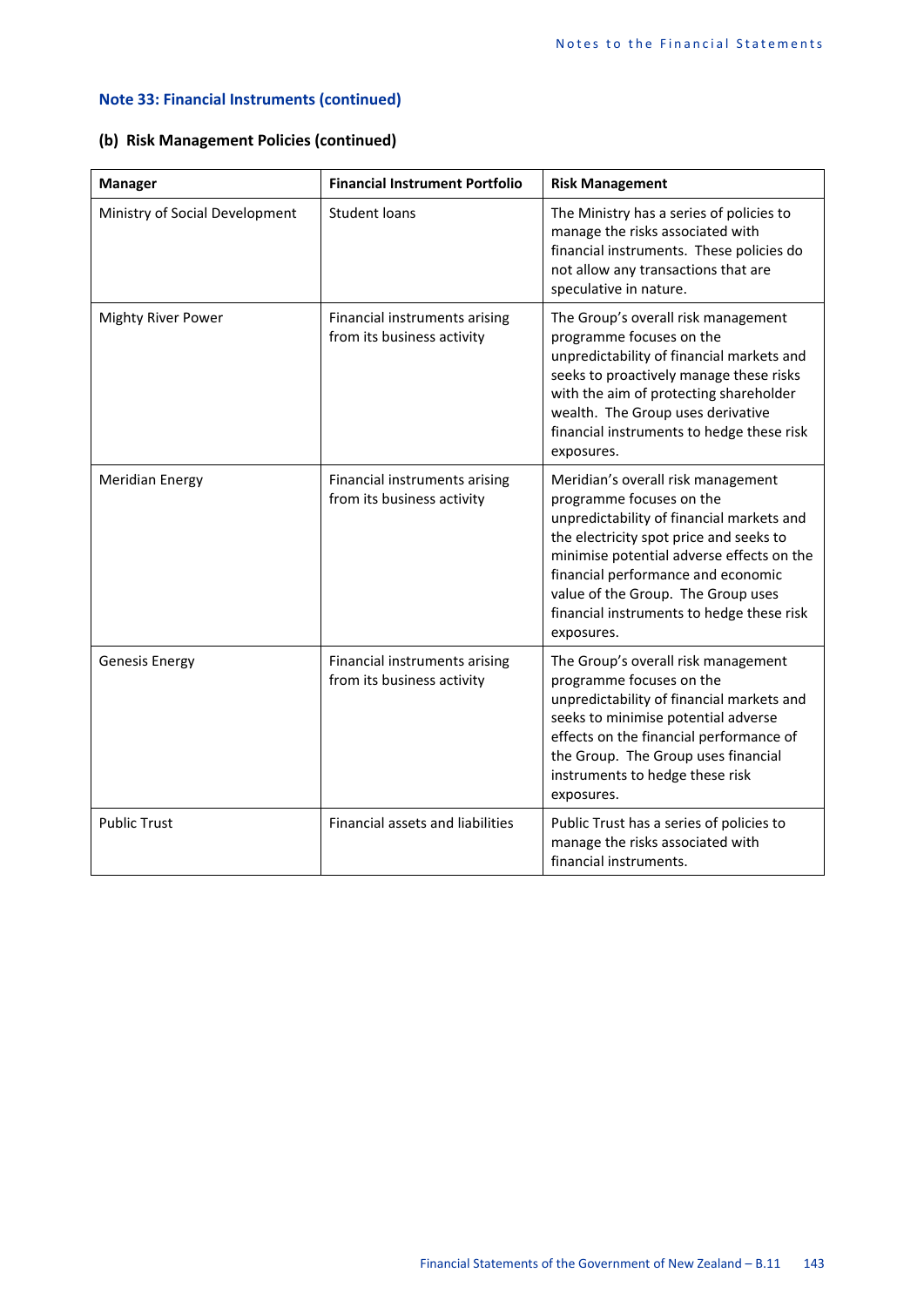## Note 33: Financial Instruments (continued)

### (b) Risk Management Policies (continued)

| Manager | Financial Instrument Portfolio | Risk Management |
|---|---|---|
| Ministry of Social Development | Student loans | The Ministry has a series of policies to manage the risks associated with financial instruments. These policies do not allow any transactions that are speculative in nature. |
| Mighty River Power | Financial instruments arising from its business activity | The Group's overall risk management programme focuses on the unpredictability of financial markets and seeks to proactively manage these risks with the aim of protecting shareholder wealth. The Group uses derivative financial instruments to hedge these risk exposures. |
| Meridian Energy | Financial instruments arising from its business activity | Meridian's overall risk management programme focuses on the unpredictability of financial markets and the electricity spot price and seeks to minimise potential adverse effects on the financial performance and economic value of the Group. The Group uses financial instruments to hedge these risk exposures. |
| Genesis Energy | Financial instruments arising from its business activity | The Group's overall risk management programme focuses on the unpredictability of financial markets and seeks to minimise potential adverse effects on the financial performance of the Group. The Group uses financial instruments to hedge these risk exposures. |
| Public Trust | Financial assets and liabilities | Public Trust has a series of policies to manage the risks associated with financial instruments. |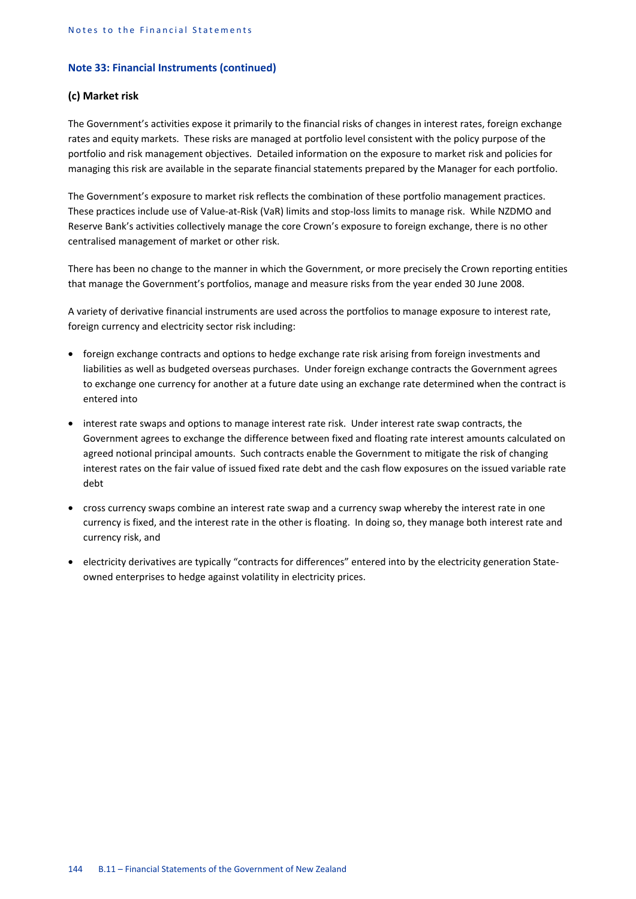## Note 33: Financial Instruments (continued)

### (c) Market risk

The Government's activities expose it primarily to the financial risks of changes in interest rates, foreign exchange rates and equity markets. These risks are managed at portfolio level consistent with the policy purpose of the portfolio and risk management objectives. Detailed information on the exposure to market risk and policies for managing this risk are available in the separate financial statements prepared by the Manager for each portfolio.

The Government's exposure to market risk reflects the combination of these portfolio management practices. These practices include use of Value-at-Risk (VaR) limits and stop-loss limits to manage risk. While NZDMO and Reserve Bank's activities collectively manage the core Crown's exposure to foreign exchange, there is no other centralised management of market or other risk.

There has been no change to the manner in which the Government, or more precisely the Crown reporting entities that manage the Government's portfolios, manage and measure risks from the year ended 30 June 2008.

A variety of derivative financial instruments are used across the portfolios to manage exposure to interest rate, foreign currency and electricity sector risk including:

- foreign exchange contracts and options to hedge exchange rate risk arising from foreign investments and liabilities as well as budgeted overseas purchases. Under foreign exchange contracts the Government agrees to exchange one currency for another at a future date using an exchange rate determined when the contract is entered into

- interest rate swaps and options to manage interest rate risk. Under interest rate swap contracts, the Government agrees to exchange the difference between fixed and floating rate interest amounts calculated on agreed notional principal amounts. Such contracts enable the Government to mitigate the risk of changing interest rates on the fair value of issued fixed rate debt and the cash flow exposures on the issued variable rate debt

- cross currency swaps combine an interest rate swap and a currency swap whereby the interest rate in one currency is fixed, and the interest rate in the other is floating. In doing so, they manage both interest rate and currency risk, and

- electricity derivatives are typically "contracts for differences" entered into by the electricity generation State-owned enterprises to hedge against volatility in electricity prices.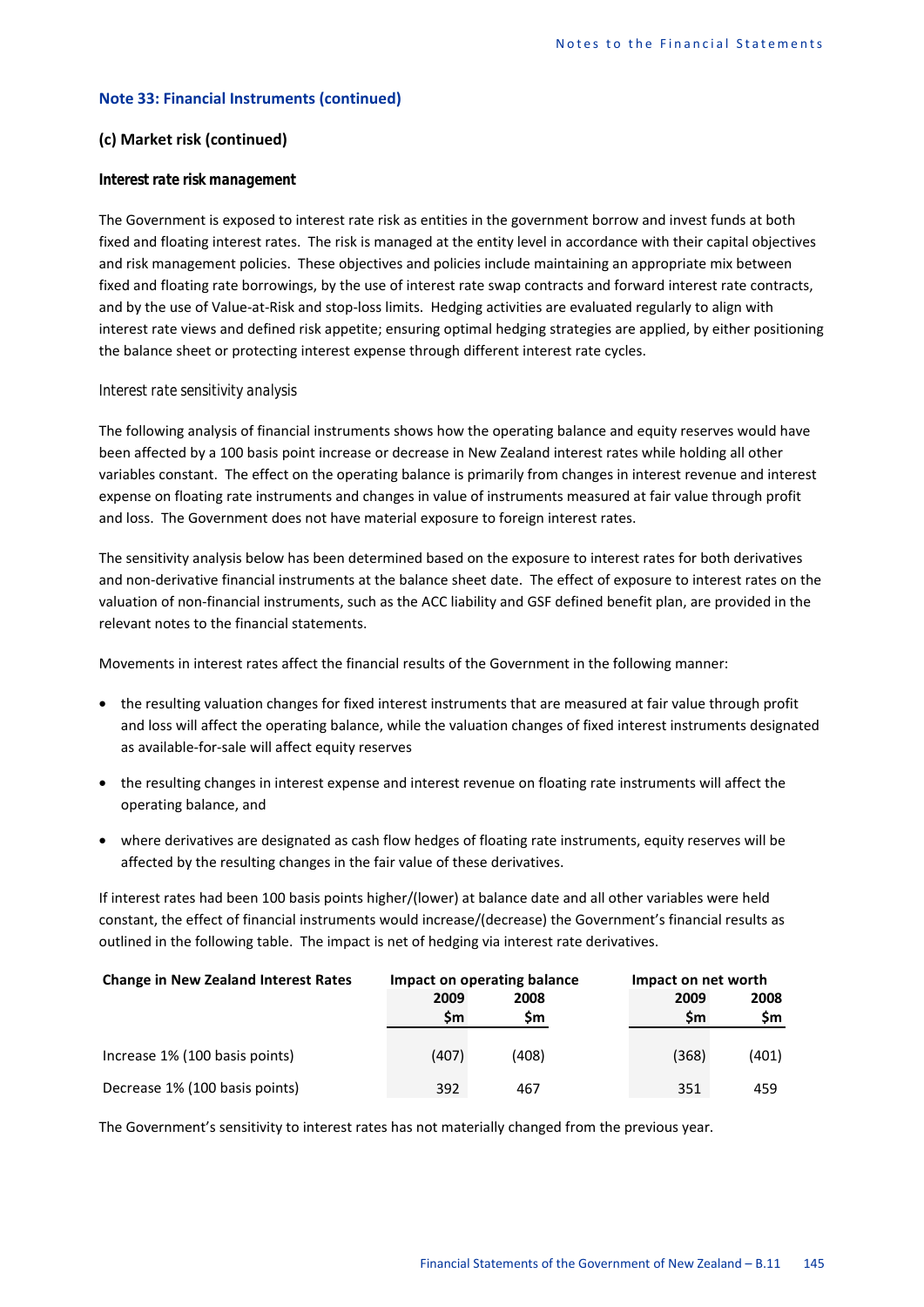## Note 33: Financial Instruments (continued)

### (c) Market risk (continued)

**Interest rate risk management**

The Government is exposed to interest rate risk as entities in the government borrow and invest funds at both fixed and floating interest rates. The risk is managed at the entity level in accordance with their capital objectives and risk management policies. These objectives and policies include maintaining an appropriate mix between fixed and floating rate borrowings, by the use of interest rate swap contracts and forward interest rate contracts, and by the use of Value-at-Risk and stop-loss limits. Hedging activities are evaluated regularly to align with interest rate views and defined risk appetite; ensuring optimal hedging strategies are applied, by either positioning the balance sheet or protecting interest expense through different interest rate cycles.

*Interest rate sensitivity analysis*

The following analysis of financial instruments shows how the operating balance and equity reserves would have been affected by a 100 basis point increase or decrease in New Zealand interest rates while holding all other variables constant. The effect on the operating balance is primarily from changes in interest revenue and interest expense on floating rate instruments and changes in value of instruments measured at fair value through profit and loss. The Government does not have material exposure to foreign interest rates.

The sensitivity analysis below has been determined based on the exposure to interest rates for both derivatives and non-derivative financial instruments at the balance sheet date. The effect of exposure to interest rates on the valuation of non-financial instruments, such as the ACC liability and GSF defined benefit plan, are provided in the relevant notes to the financial statements.

Movements in interest rates affect the financial results of the Government in the following manner:

- the resulting valuation changes for fixed interest instruments that are measured at fair value through profit and loss will affect the operating balance, while the valuation changes of fixed interest instruments designated as available-for-sale will affect equity reserves
- the resulting changes in interest expense and interest revenue on floating rate instruments will affect the operating balance, and
- where derivatives are designated as cash flow hedges of floating rate instruments, equity reserves will be affected by the resulting changes in the fair value of these derivatives.

If interest rates had been 100 basis points higher/(lower) at balance date and all other variables were held constant, the effect of financial instruments would increase/(decrease) the Government's financial results as outlined in the following table. The impact is net of hedging via interest rate derivatives.

| Change in New Zealand Interest Rates | Impact on operating balance | | Impact on net worth | |
|---|---|---|---|---|
| | 2009 $m | 2008 $m | 2009 $m | 2008 $m |
| Increase 1% (100 basis points) | (407) | (408) | (368) | (401) |
| Decrease 1% (100 basis points) | 392 | 467 | 351 | 459 |

The Government's sensitivity to interest rates has not materially changed from the previous year.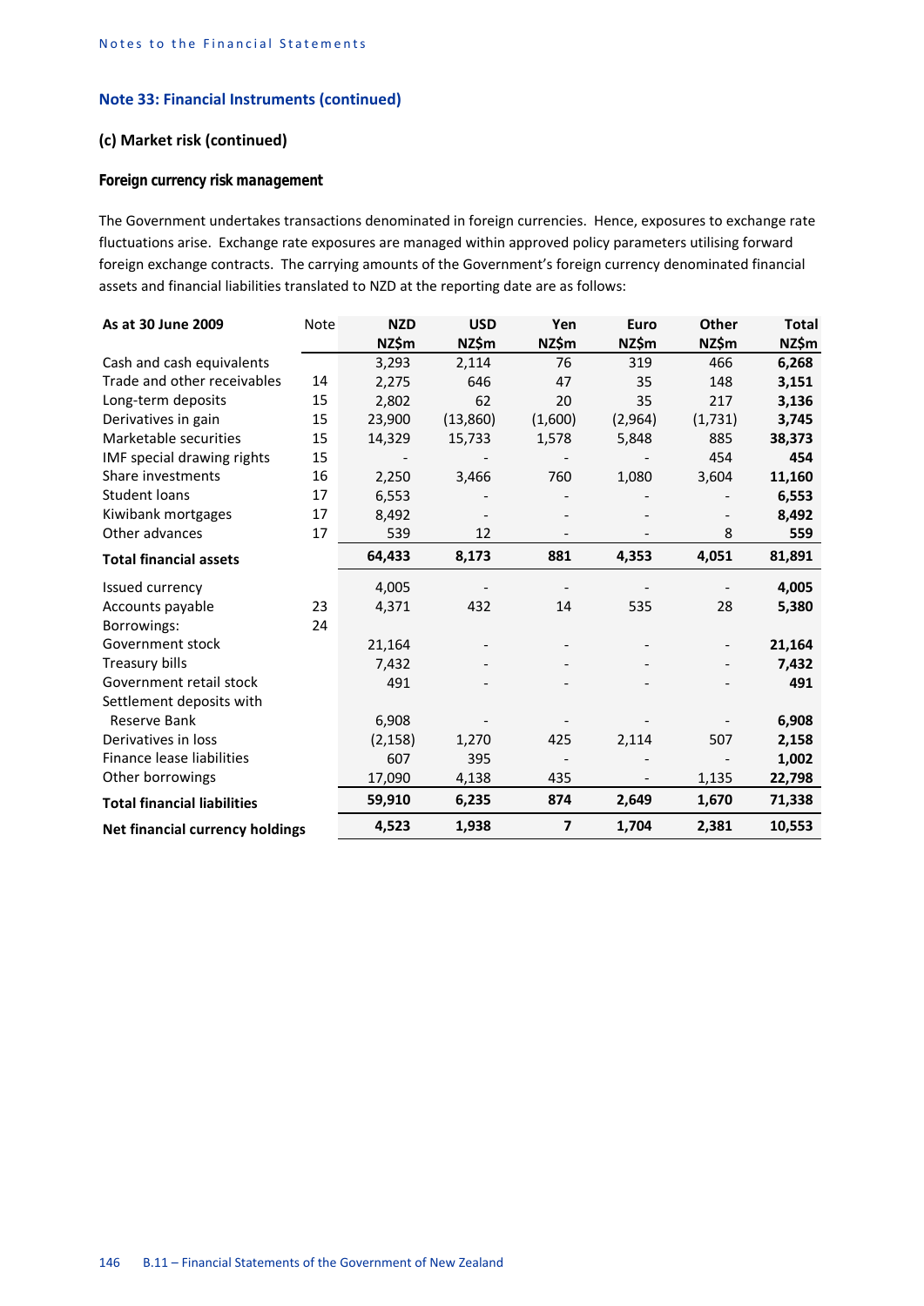Notes to the Financial Statements

## Note 33: Financial Instruments (continued)

### (c) Market risk (continued)

#### *Foreign currency risk management*

The Government undertakes transactions denominated in foreign currencies. Hence, exposures to exchange rate fluctuations arise. Exchange rate exposures are managed within approved policy parameters utilising forward foreign exchange contracts. The carrying amounts of the Government's foreign currency denominated financial assets and financial liabilities translated to NZD at the reporting date are as follows:

| **As at 30 June 2009** | Note | **NZD NZ$m** | **USD NZ$m** | **Yen NZ$m** | **Euro NZ$m** | **Other NZ$m** | **Total NZ$m** |
|---|---|---|---|---|---|---|---|
| Cash and cash equivalents | | 3,293 | 2,114 | 76 | 319 | 466 | **6,268** |
| Trade and other receivables | 14 | 2,275 | 646 | 47 | 35 | 148 | **3,151** |
| Long-term deposits | 15 | 2,802 | 62 | 20 | 35 | 217 | **3,136** |
| Derivatives in gain | 15 | 23,900 | (13,860) | (1,600) | (2,964) | (1,731) | **3,745** |
| Marketable securities | 15 | 14,329 | 15,733 | 1,578 | 5,848 | 885 | **38,373** |
| IMF special drawing rights | 15 | - | - | - | - | 454 | **454** |
| Share investments | 16 | 2,250 | 3,466 | 760 | 1,080 | 3,604 | **11,160** |
| Student loans | 17 | 6,553 | - | - | - | - | **6,553** |
| Kiwibank mortgages | 17 | 8,492 | - | - | - | - | **8,492** |
| Other advances | 17 | 539 | 12 | - | - | 8 | **559** |
| **Total financial assets** | | **64,433** | **8,173** | **881** | **4,353** | **4,051** | **81,891** |
| Issued currency | | 4,005 | - | - | - | - | **4,005** |
| Accounts payable | 23 | 4,371 | 432 | 14 | 535 | 28 | **5,380** |
| Borrowings: | 24 | | | | | | |
| Government stock | | 21,164 | - | - | - | - | **21,164** |
| Treasury bills | | 7,432 | - | - | - | - | **7,432** |
| Government retail stock | | 491 | - | - | - | - | **491** |
| Settlement deposits with Reserve Bank | | 6,908 | - | - | - | - | **6,908** |
| Derivatives in loss | | (2,158) | 1,270 | 425 | 2,114 | 507 | **2,158** |
| Finance lease liabilities | | 607 | 395 | - | - | - | **1,002** |
| Other borrowings | | 17,090 | 4,138 | 435 | - | 1,135 | **22,798** |
| **Total financial liabilities** | | **59,910** | **6,235** | **874** | **2,649** | **1,670** | **71,338** |
| **Net financial currency holdings** | | **4,523** | **1,938** | **7** | **1,704** | **2,381** | **10,553** |

B.11 – Financial Statements of the Government of New Zealand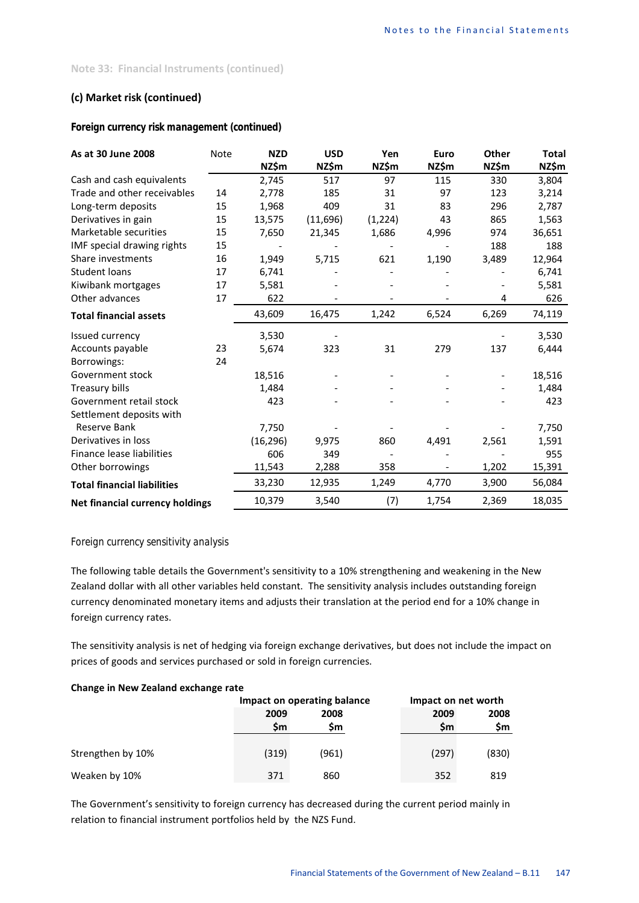Note 33: Financial Instruments (continued)

### (c) Market risk (continued)

#### Foreign currency risk management (continued)

| As at 30 June 2008 | Note | NZD NZ$m | USD NZ$m | Yen NZ$m | Euro NZ$m | Other NZ$m | Total NZ$m |
|---|---|---|---|---|---|---|---|
| Cash and cash equivalents | | 2,745 | 517 | 97 | 115 | 330 | 3,804 |
| Trade and other receivables | 14 | 2,778 | 185 | 31 | 97 | 123 | 3,214 |
| Long-term deposits | 15 | 1,968 | 409 | 31 | 83 | 296 | 2,787 |
| Derivatives in gain | 15 | 13,575 | (11,696) | (1,224) | 43 | 865 | 1,563 |
| Marketable securities | 15 | 7,650 | 21,345 | 1,686 | 4,996 | 974 | 36,651 |
| IMF special drawing rights | 15 | - | - | - | - | 188 | 188 |
| Share investments | 16 | 1,949 | 5,715 | 621 | 1,190 | 3,489 | 12,964 |
| Student loans | 17 | 6,741 | - | - | - | - | 6,741 |
| Kiwibank mortgages | 17 | 5,581 | - | - | - | - | 5,581 |
| Other advances | 17 | 622 | - | - | - | 4 | 626 |
| **Total financial assets** | | 43,609 | 16,475 | 1,242 | 6,524 | 6,269 | 74,119 |
| Issued currency | | 3,530 | - | | | - | 3,530 |
| Accounts payable | 23 | 5,674 | 323 | 31 | 279 | 137 | 6,444 |
| Borrowings: | 24 | | | | | | |
| Government stock | | 18,516 | - | - | - | - | 18,516 |
| Treasury bills | | 1,484 | - | - | - | - | 1,484 |
| Government retail stock | | 423 | - | - | - | - | 423 |
| Settlement deposits with Reserve Bank | | 7,750 | - | - | - | - | 7,750 |
| Derivatives in loss | | (16,296) | 9,975 | 860 | 4,491 | 2,561 | 1,591 |
| Finance lease liabilities | | 606 | 349 | - | - | - | 955 |
| Other borrowings | | 11,543 | 2,288 | 358 | - | 1,202 | 15,391 |
| **Total financial liabilities** | | 33,230 | 12,935 | 1,249 | 4,770 | 3,900 | 56,084 |
| **Net financial currency holdings** | | 10,379 | 3,540 | (7) | 1,754 | 2,369 | 18,035 |

*Foreign currency sensitivity analysis*

The following table details the Government's sensitivity to a 10% strengthening and weakening in the New Zealand dollar with all other variables held constant. The sensitivity analysis includes outstanding foreign currency denominated monetary items and adjusts their translation at the period end for a 10% change in foreign currency rates.

The sensitivity analysis is net of hedging via foreign exchange derivatives, but does not include the impact on prices of goods and services purchased or sold in foreign currencies.

**Change in New Zealand exchange rate**

| | Impact on operating balance | | Impact on net worth | |
|---|---|---|---|---|
| | 2009 $m | 2008 $m | 2009 $m | 2008 $m |
| Strengthen by 10% | (319) | (961) | (297) | (830) |
| Weaken by 10% | 371 | 860 | 352 | 819 |

The Government's sensitivity to foreign currency has decreased during the current period mainly in relation to financial instrument portfolios held by the NZS Fund.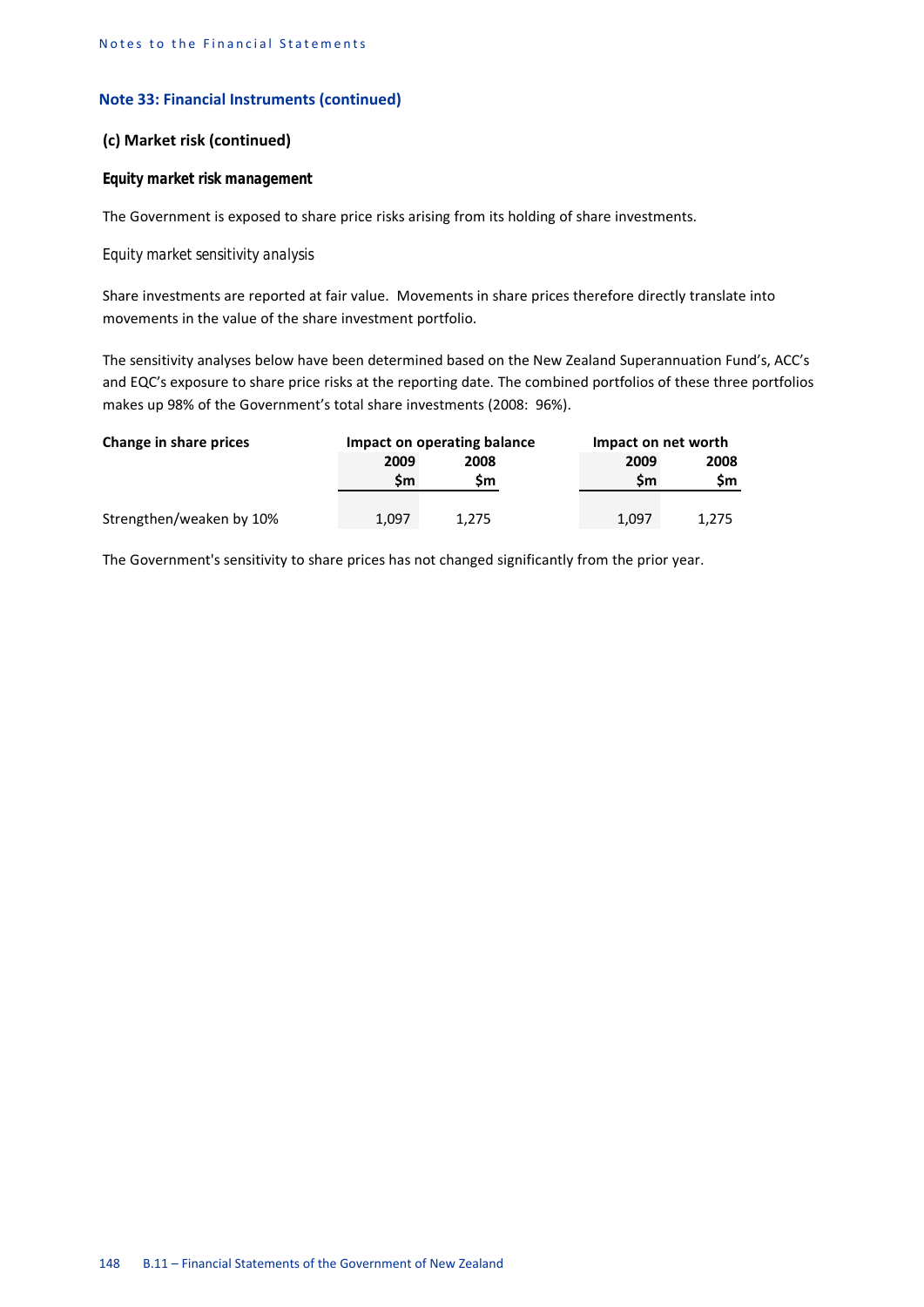## Note 33: Financial Instruments (continued)

### (c) Market risk (continued)

**Equity market risk management**

The Government is exposed to share price risks arising from its holding of share investments.

*Equity market sensitivity analysis*

Share investments are reported at fair value. Movements in share prices therefore directly translate into movements in the value of the share investment portfolio.

The sensitivity analyses below have been determined based on the New Zealand Superannuation Fund's, ACC's and EQC's exposure to share price risks at the reporting date. The combined portfolios of these three portfolios makes up 98% of the Government's total share investments (2008: 96%).

| Change in share prices | Impact on operating balance | | Impact on net worth | |
|---|---|---|---|---|
| | 2009 | 2008 | 2009 | 2008 |
| | $m | $m | $m | $m |
| Strengthen/weaken by 10% | 1,097 | 1,275 | 1,097 | 1,275 |

The Government's sensitivity to share prices has not changed significantly from the prior year.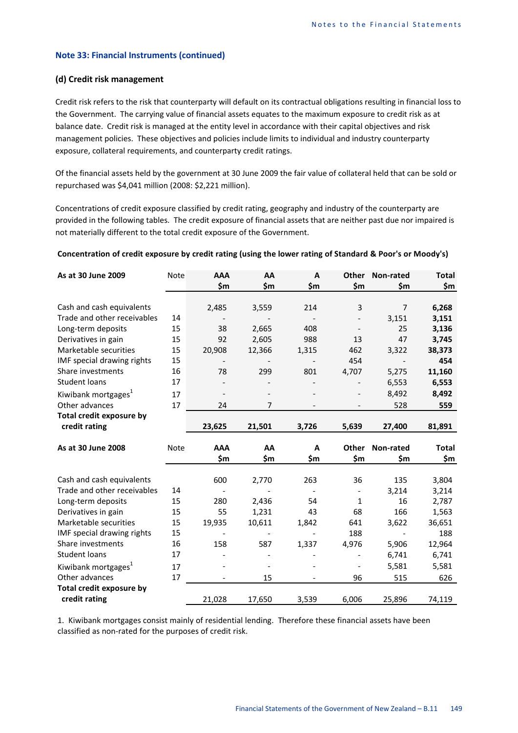## Note 33: Financial Instruments (continued)

### (d) Credit risk management

Credit risk refers to the risk that counterparty will default on its contractual obligations resulting in financial loss to the Government. The carrying value of financial assets equates to the maximum exposure to credit risk as at balance date. Credit risk is managed at the entity level in accordance with their capital objectives and risk management policies. These objectives and policies include limits to individual and industry counterparty exposure, collateral requirements, and counterparty credit ratings.

Of the financial assets held by the government at 30 June 2009 the fair value of collateral held that can be sold or repurchased was $4,041 million (2008: $2,221 million).

Concentrations of credit exposure classified by credit rating, geography and industry of the counterparty are provided in the following tables. The credit exposure of financial assets that are neither past due nor impaired is not materially different to the total credit exposure of the Government.

**Concentration of credit exposure by credit rating (using the lower rating of Standard & Poor's or Moody's)**

| As at 30 June 2009 | Note | AAA $m | AA $m | A $m | Other $m | Non-rated $m | Total $m |
|---|---|---|---|---|---|---|---|
| Cash and cash equivalents | | 2,485 | 3,559 | 214 | 3 | 7 | **6,268** |
| Trade and other receivables | 14 | - | - | - | - | 3,151 | **3,151** |
| Long-term deposits | 15 | 38 | 2,665 | 408 | - | 25 | **3,136** |
| Derivatives in gain | 15 | 92 | 2,605 | 988 | 13 | 47 | **3,745** |
| Marketable securities | 15 | 20,908 | 12,366 | 1,315 | 462 | 3,322 | **38,373** |
| IMF special drawing rights | 15 | - | - | - | 454 | - | **454** |
| Share investments | 16 | 78 | 299 | 801 | 4,707 | 5,275 | **11,160** |
| Student loans | 17 | - | - | - | - | 6,553 | **6,553** |
| Kiwibank mortgages[1] | 17 | - | - | - | - | 8,492 | **8,492** |
| Other advances | 17 | 24 | 7 | - | - | 528 | **559** |
| **Total credit exposure by credit rating** | | **23,625** | **21,501** | **3,726** | **5,639** | **27,400** | **81,891** |

| As at 30 June 2008 | Note | AAA $m | AA $m | A $m | Other $m | Non-rated $m | Total $m |
|---|---|---|---|---|---|---|---|
| Cash and cash equivalents | | 600 | 2,770 | 263 | 36 | 135 | 3,804 |
| Trade and other receivables | 14 | - | - | - | - | 3,214 | 3,214 |
| Long-term deposits | 15 | 280 | 2,436 | 54 | 1 | 16 | 2,787 |
| Derivatives in gain | 15 | 55 | 1,231 | 43 | 68 | 166 | 1,563 |
| Marketable securities | 15 | 19,935 | 10,611 | 1,842 | 641 | 3,622 | 36,651 |
| IMF special drawing rights | 15 | - | - | - | 188 | - | 188 |
| Share investments | 16 | 158 | 587 | 1,337 | 4,976 | 5,906 | 12,964 |
| Student loans | 17 | - | - | - | - | 6,741 | 6,741 |
| Kiwibank mortgages[1] | 17 | - | - | - | - | 5,581 | 5,581 |
| Other advances | 17 | - | 15 | - | 96 | 515 | 626 |
| **Total credit exposure by credit rating** | | 21,028 | 17,650 | 3,539 | 6,006 | 25,896 | 74,119 |

1. Kiwibank mortgages consist mainly of residential lending. Therefore these financial assets have been classified as non-rated for the purposes of credit risk.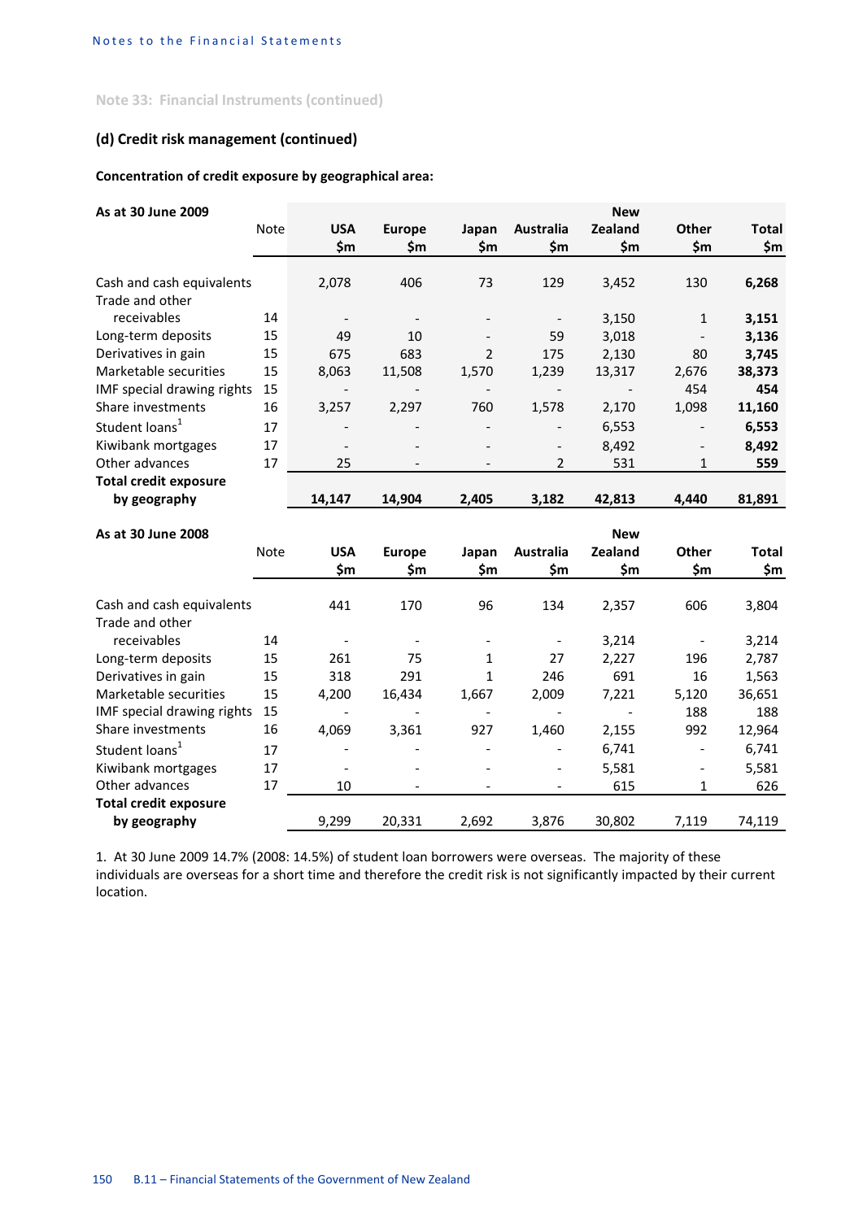Note 33: Financial Instruments (continued)

### (d) Credit risk management (continued)

**Concentration of credit exposure by geographical area:**

| As at 30 June 2009 | Note | USA $m | Europe $m | Japan $m | Australia $m | New Zealand $m | Other $m | Total $m |
|---|---|---|---|---|---|---|---|---|
| Cash and cash equivalents | | 2,078 | 406 | 73 | 129 | 3,452 | 130 | **6,268** |
| Trade and other receivables | 14 | - | - | - | - | 3,150 | 1 | **3,151** |
| Long-term deposits | 15 | 49 | 10 | - | 59 | 3,018 | - | **3,136** |
| Derivatives in gain | 15 | 675 | 683 | 2 | 175 | 2,130 | 80 | **3,745** |
| Marketable securities | 15 | 8,063 | 11,508 | 1,570 | 1,239 | 13,317 | 2,676 | **38,373** |
| IMF special drawing rights | 15 | - | - | - | - | - | 454 | **454** |
| Share investments | 16 | 3,257 | 2,297 | 760 | 1,578 | 2,170 | 1,098 | **11,160** |
| Student loans[1] | 17 | - | - | - | - | 6,553 | - | **6,553** |
| Kiwibank mortgages | 17 | - | - | - | - | 8,492 | - | **8,492** |
| Other advances | 17 | 25 | - | - | 2 | 531 | 1 | **559** |
| **Total credit exposure by geography** | | **14,147** | **14,904** | **2,405** | **3,182** | **42,813** | **4,440** | **81,891** |

| As at 30 June 2008 | Note | USA $m | Europe $m | Japan $m | Australia $m | New Zealand $m | Other $m | Total $m |
|---|---|---|---|---|---|---|---|---|
| Cash and cash equivalents | | 441 | 170 | 96 | 134 | 2,357 | 606 | 3,804 |
| Trade and other receivables | 14 | - | - | - | - | 3,214 | - | 3,214 |
| Long-term deposits | 15 | 261 | 75 | 1 | 27 | 2,227 | 196 | 2,787 |
| Derivatives in gain | 15 | 318 | 291 | 1 | 246 | 691 | 16 | 1,563 |
| Marketable securities | 15 | 4,200 | 16,434 | 1,667 | 2,009 | 7,221 | 5,120 | 36,651 |
| IMF special drawing rights | 15 | - | - | - | - | - | 188 | 188 |
| Share investments | 16 | 4,069 | 3,361 | 927 | 1,460 | 2,155 | 992 | 12,964 |
| Student loans[1] | 17 | - | - | - | - | 6,741 | - | 6,741 |
| Kiwibank mortgages | 17 | - | - | - | - | 5,581 | - | 5,581 |
| Other advances | 17 | 10 | - | - | - | 615 | 1 | 626 |
| **Total credit exposure by geography** | | 9,299 | 20,331 | 2,692 | 3,876 | 30,802 | 7,119 | 74,119 |

1. At 30 June 2009 14.7% (2008: 14.5%) of student loan borrowers were overseas. The majority of these individuals are overseas for a short time and therefore the credit risk is not significantly impacted by their current location.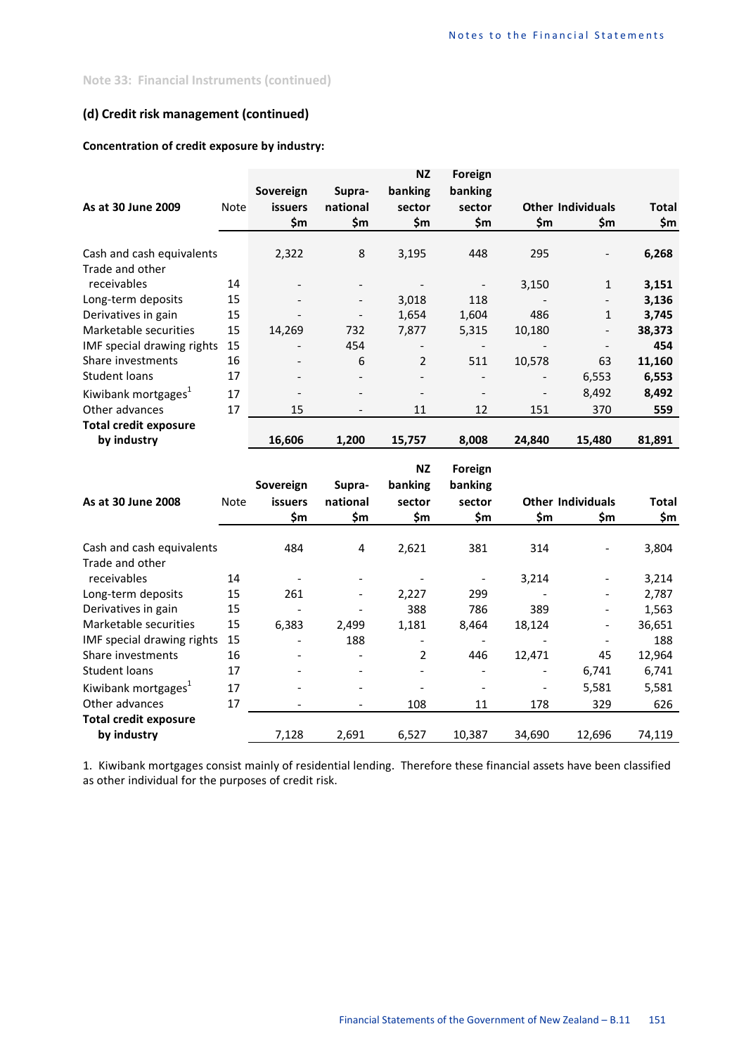Note 33: Financial Instruments (continued)

### (d) Credit risk management (continued)

**Concentration of credit exposure by industry:**

| As at 30 June 2009 | Note | Sovereign issuers $m | Supra-national $m | NZ banking sector $m | Foreign banking sector $m | Other $m | Individuals $m | Total $m |
|---|---|---|---|---|---|---|---|---|
| Cash and cash equivalents | | 2,322 | 8 | 3,195 | 448 | 295 | - | **6,268** |
| Trade and other receivables | 14 | - | - | - | - | 3,150 | 1 | **3,151** |
| Long-term deposits | 15 | - | - | 3,018 | 118 | - | - | **3,136** |
| Derivatives in gain | 15 | - | - | 1,654 | 1,604 | 486 | 1 | **3,745** |
| Marketable securities | 15 | 14,269 | 732 | 7,877 | 5,315 | 10,180 | - | **38,373** |
| IMF special drawing rights | 15 | - | 454 | - | - | - | - | **454** |
| Share investments | 16 | - | 6 | 2 | 511 | 10,578 | 63 | **11,160** |
| Student loans | 17 | - | - | - | - | - | 6,553 | **6,553** |
| Kiwibank mortgages[1] | 17 | - | - | - | - | - | 8,492 | **8,492** |
| Other advances | 17 | 15 | - | 11 | 12 | 151 | 370 | **559** |
| **Total credit exposure by industry** | | **16,606** | **1,200** | **15,757** | **8,008** | **24,840** | **15,480** | **81,891** |

| As at 30 June 2008 | Note | Sovereign issuers $m | Supra-national $m | NZ banking sector $m | Foreign banking sector $m | Other $m | Individuals $m | Total $m |
|---|---|---|---|---|---|---|---|---|
| Cash and cash equivalents | | 484 | 4 | 2,621 | 381 | 314 | - | 3,804 |
| Trade and other receivables | 14 | - | - | - | - | 3,214 | - | 3,214 |
| Long-term deposits | 15 | 261 | - | 2,227 | 299 | - | - | 2,787 |
| Derivatives in gain | 15 | - | - | 388 | 786 | 389 | - | 1,563 |
| Marketable securities | 15 | 6,383 | 2,499 | 1,181 | 8,464 | 18,124 | - | 36,651 |
| IMF special drawing rights | 15 | - | 188 | - | - | - | - | 188 |
| Share investments | 16 | - | - | 2 | 446 | 12,471 | 45 | 12,964 |
| Student loans | 17 | - | - | - | - | - | 6,741 | 6,741 |
| Kiwibank mortgages[1] | 17 | - | - | - | - | - | 5,581 | 5,581 |
| Other advances | 17 | - | - | 108 | 11 | 178 | 329 | 626 |
| **Total credit exposure by industry** | | 7,128 | 2,691 | 6,527 | 10,387 | 34,690 | 12,696 | 74,119 |

1. Kiwibank mortgages consist mainly of residential lending. Therefore these financial assets have been classified as other individual for the purposes of credit risk.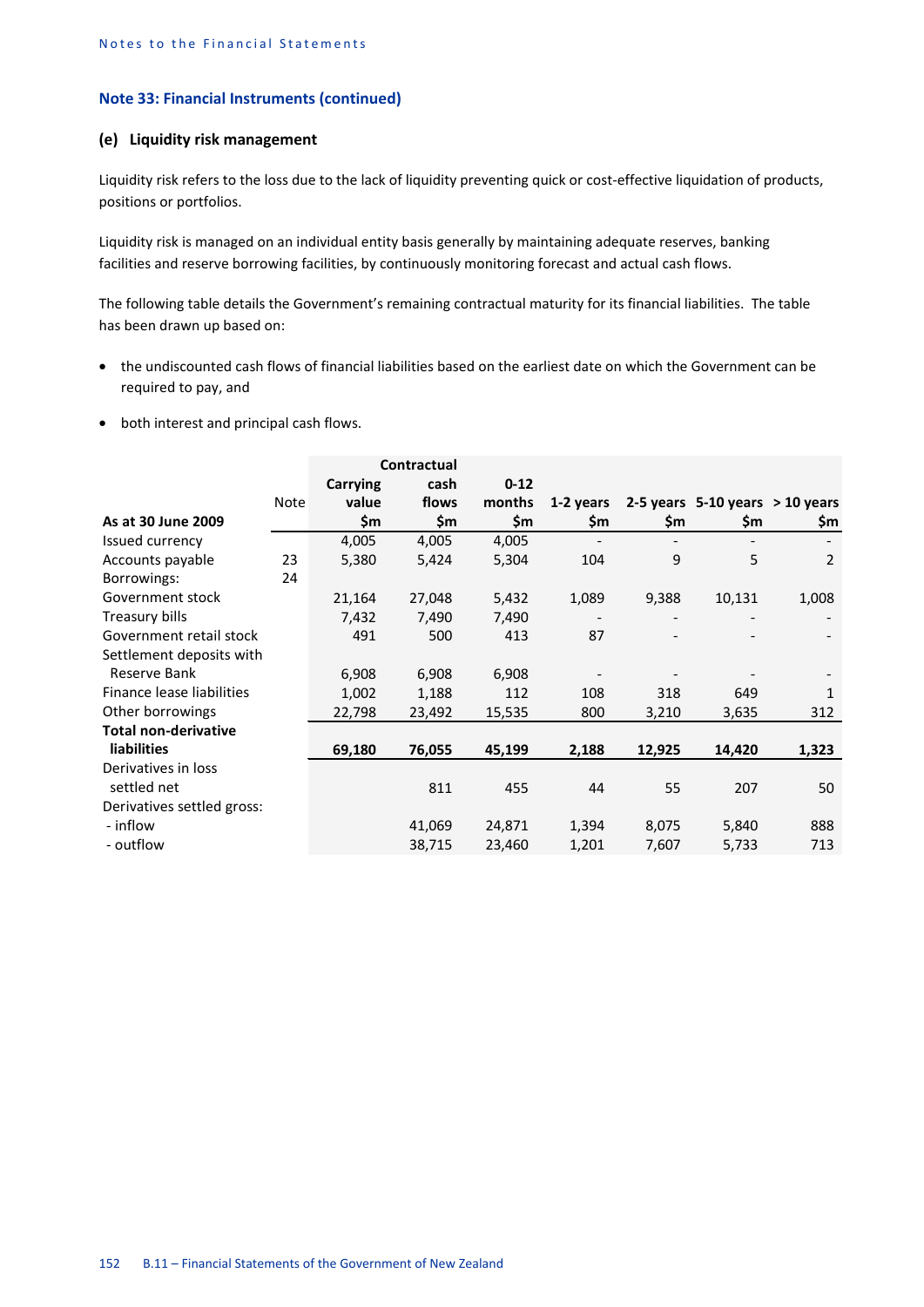## Note 33: Financial Instruments (continued)

### (e) Liquidity risk management

Liquidity risk refers to the loss due to the lack of liquidity preventing quick or cost-effective liquidation of products, positions or portfolios.

Liquidity risk is managed on an individual entity basis generally by maintaining adequate reserves, banking facilities and reserve borrowing facilities, by continuously monitoring forecast and actual cash flows.

The following table details the Government's remaining contractual maturity for its financial liabilities. The table has been drawn up based on:

- the undiscounted cash flows of financial liabilities based on the earliest date on which the Government can be required to pay, and
- both interest and principal cash flows.

| As at 30 June 2009 | Note | Carrying value $m | Contractual cash flows $m | 0-12 months $m | 1-2 years $m | 2-5 years $m | 5-10 years $m | > 10 years $m |
|---|---|---|---|---|---|---|---|---|
| Issued currency | | 4,005 | 4,005 | 4,005 | - | - | - | - |
| Accounts payable | 23 | 5,380 | 5,424 | 5,304 | 104 | 9 | 5 | 2 |
| Borrowings: | 24 | | | | | | | |
| Government stock | | 21,164 | 27,048 | 5,432 | 1,089 | 9,388 | 10,131 | 1,008 |
| Treasury bills | | 7,432 | 7,490 | 7,490 | - | - | - | - |
| Government retail stock | | 491 | 500 | 413 | 87 | - | - | - |
| Settlement deposits with Reserve Bank | | 6,908 | 6,908 | 6,908 | - | - | - | - |
| Finance lease liabilities | | 1,002 | 1,188 | 112 | 108 | 318 | 649 | 1 |
| Other borrowings | | 22,798 | 23,492 | 15,535 | 800 | 3,210 | 3,635 | 312 |
| **Total non-derivative liabilities** | | **69,180** | **76,055** | **45,199** | **2,188** | **12,925** | **14,420** | **1,323** |
| Derivatives in loss settled net | | | 811 | 455 | 44 | 55 | 207 | 50 |
| Derivatives settled gross: | | | | | | | | |
| - inflow | | | 41,069 | 24,871 | 1,394 | 8,075 | 5,840 | 888 |
| - outflow | | | 38,715 | 23,460 | 1,201 | 7,607 | 5,733 | 713 |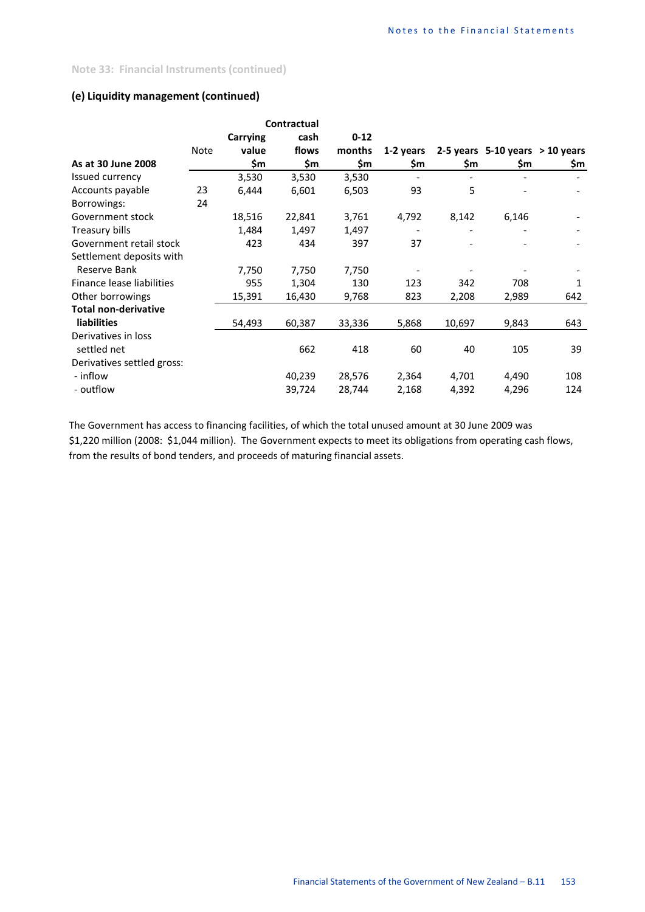Note 33: Financial Instruments (continued)

### (e) Liquidity management (continued)

| As at 30 June 2008 | Note | Carrying value $m | Contractual cash flows $m | 0-12 months $m | 1-2 years $m | 2-5 years $m | 5-10 years $m | > 10 years $m |
|---|---|---|---|---|---|---|---|---|
| Issued currency | | 3,530 | 3,530 | 3,530 | - | - | - | - |
| Accounts payable | 23 | 6,444 | 6,601 | 6,503 | 93 | 5 | - | - |
| Borrowings: | 24 | | | | | | | |
| Government stock | | 18,516 | 22,841 | 3,761 | 4,792 | 8,142 | 6,146 | - |
| Treasury bills | | 1,484 | 1,497 | 1,497 | - | - | - | - |
| Government retail stock | | 423 | 434 | 397 | 37 | - | - | - |
| Settlement deposits with Reserve Bank | | 7,750 | 7,750 | 7,750 | - | - | - | - |
| Finance lease liabilities | | 955 | 1,304 | 130 | 123 | 342 | 708 | 1 |
| Other borrowings | | 15,391 | 16,430 | 9,768 | 823 | 2,208 | 2,989 | 642 |
| **Total non-derivative liabilities** | | 54,493 | 60,387 | 33,336 | 5,868 | 10,697 | 9,843 | 643 |
| Derivatives in loss settled net | | | 662 | 418 | 60 | 40 | 105 | 39 |
| Derivatives settled gross: | | | | | | | | |
| - inflow | | | 40,239 | 28,576 | 2,364 | 4,701 | 4,490 | 108 |
| - outflow | | | 39,724 | 28,744 | 2,168 | 4,392 | 4,296 | 124 |

The Government has access to financing facilities, of which the total unused amount at 30 June 2009 was $1,220 million (2008: $1,044 million). The Government expects to meet its obligations from operating cash flows, from the results of bond tenders, and proceeds of maturing financial assets.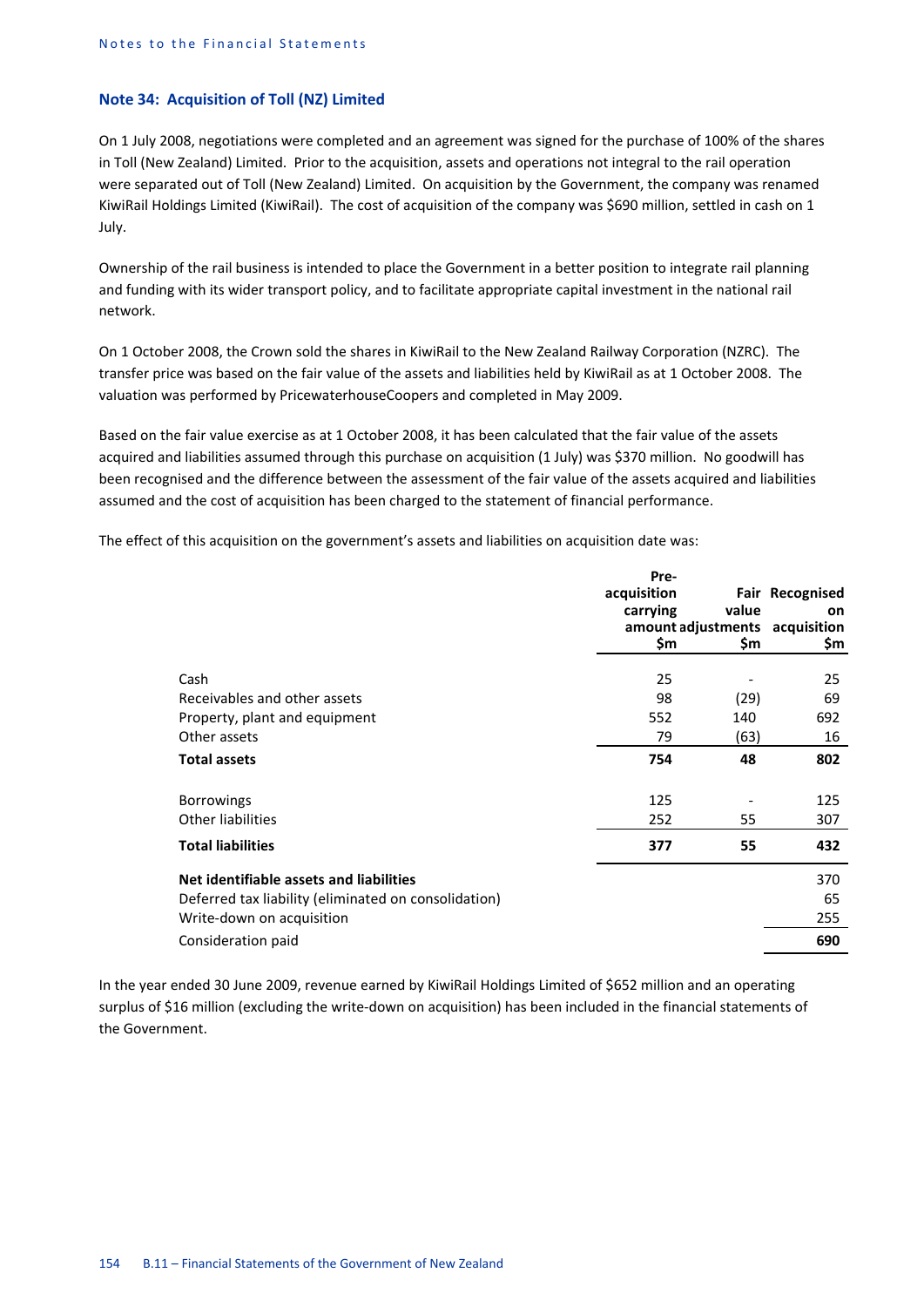## Note 34: Acquisition of Toll (NZ) Limited

On 1 July 2008, negotiations were completed and an agreement was signed for the purchase of 100% of the shares in Toll (New Zealand) Limited. Prior to the acquisition, assets and operations not integral to the rail operation were separated out of Toll (New Zealand) Limited. On acquisition by the Government, the company was renamed KiwiRail Holdings Limited (KiwiRail). The cost of acquisition of the company was $690 million, settled in cash on 1 July.

Ownership of the rail business is intended to place the Government in a better position to integrate rail planning and funding with its wider transport policy, and to facilitate appropriate capital investment in the national rail network.

On 1 October 2008, the Crown sold the shares in KiwiRail to the New Zealand Railway Corporation (NZRC). The transfer price was based on the fair value of the assets and liabilities held by KiwiRail as at 1 October 2008. The valuation was performed by PricewaterhouseCoopers and completed in May 2009.

Based on the fair value exercise as at 1 October 2008, it has been calculated that the fair value of the assets acquired and liabilities assumed through this purchase on acquisition (1 July) was $370 million. No goodwill has been recognised and the difference between the assessment of the fair value of the assets acquired and liabilities assumed and the cost of acquisition has been charged to the statement of financial performance.

The effect of this acquisition on the government's assets and liabilities on acquisition date was:

| | Pre-acquisition carrying amount $m | Fair value adjustments $m | Recognised on acquisition $m |
|---|---|---|---|
| Cash | 25 | - | 25 |
| Receivables and other assets | 98 | (29) | 69 |
| Property, plant and equipment | 552 | 140 | 692 |
| Other assets | 79 | (63) | 16 |
| **Total assets** | **754** | **48** | **802** |
| Borrowings | 125 | - | 125 |
| Other liabilities | 252 | 55 | 307 |
| **Total liabilities** | **377** | **55** | **432** |
| **Net identifiable assets and liabilities** | | | 370 |
| Deferred tax liability (eliminated on consolidation) | | | 65 |
| Write-down on acquisition | | | 255 |
| Consideration paid | | | **690** |

In the year ended 30 June 2009, revenue earned by KiwiRail Holdings Limited of $652 million and an operating surplus of $16 million (excluding the write-down on acquisition) has been included in the financial statements of the Government.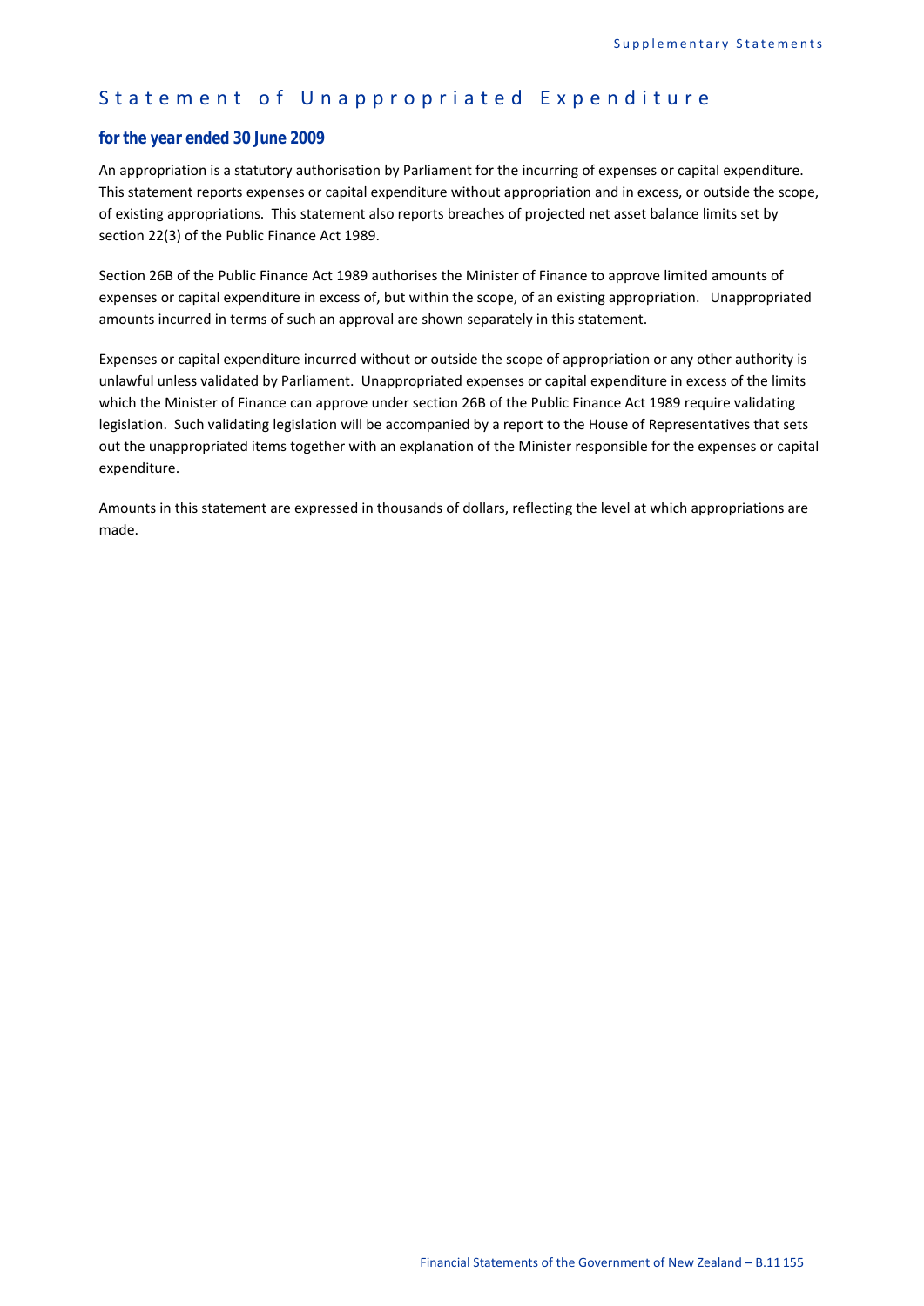# Statement of Unappropriated Expenditure

### for the year ended 30 June 2009

An appropriation is a statutory authorisation by Parliament for the incurring of expenses or capital expenditure. This statement reports expenses or capital expenditure without appropriation and in excess, or outside the scope, of existing appropriations. This statement also reports breaches of projected net asset balance limits set by section 22(3) of the Public Finance Act 1989.

Section 26B of the Public Finance Act 1989 authorises the Minister of Finance to approve limited amounts of expenses or capital expenditure in excess of, but within the scope, of an existing appropriation. Unappropriated amounts incurred in terms of such an approval are shown separately in this statement.

Expenses or capital expenditure incurred without or outside the scope of appropriation or any other authority is unlawful unless validated by Parliament. Unappropriated expenses or capital expenditure in excess of the limits which the Minister of Finance can approve under section 26B of the Public Finance Act 1989 require validating legislation. Such validating legislation will be accompanied by a report to the House of Representatives that sets out the unappropriated items together with an explanation of the Minister responsible for the expenses or capital expenditure.

Amounts in this statement are expressed in thousands of dollars, reflecting the level at which appropriations are made.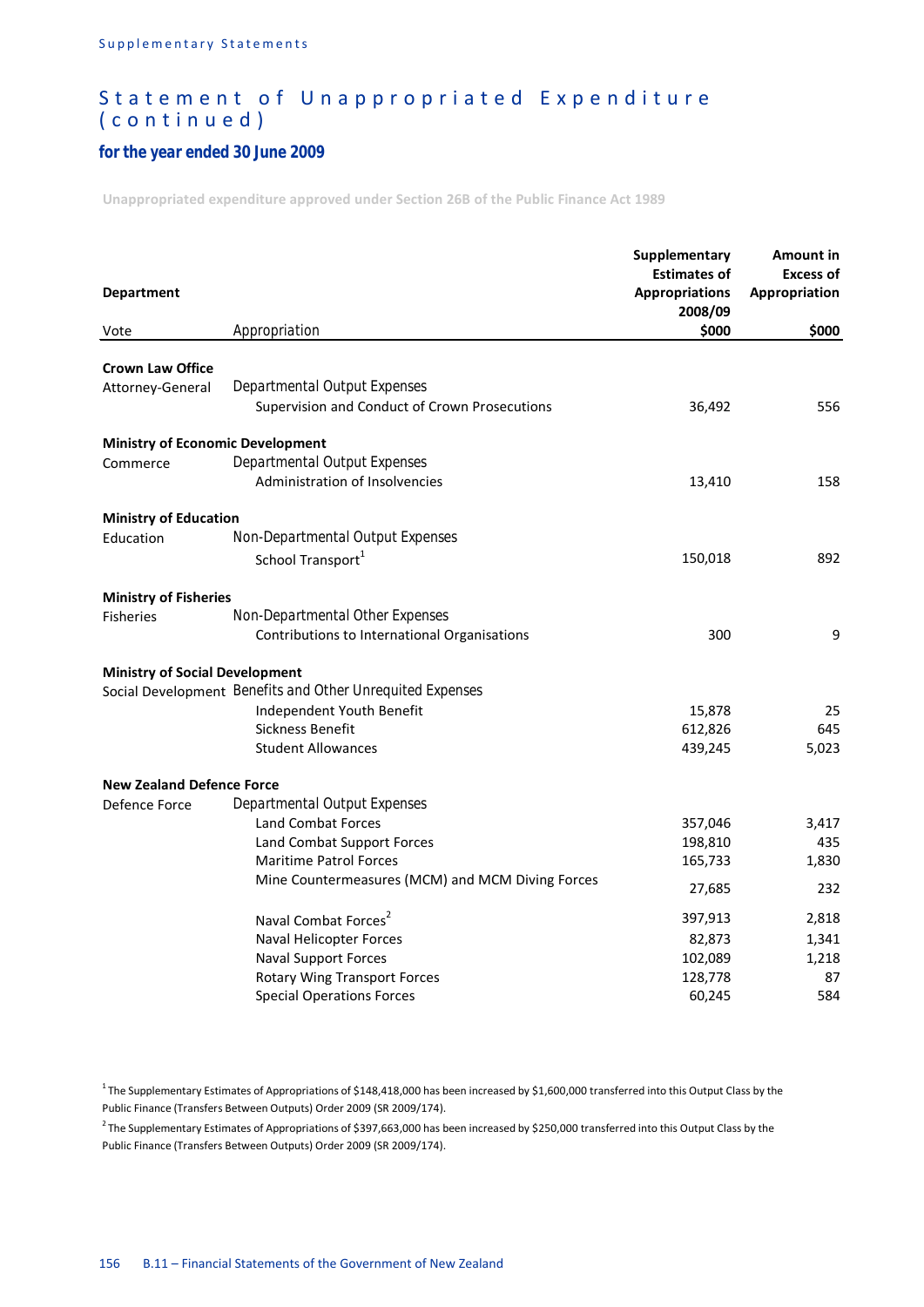# Statement of Unappropriated Expenditure (continued)

### for the year ended 30 June 2009

**Unappropriated expenditure approved under Section 26B of the Public Finance Act 1989**

| Department | | Supplementary Estimates of Appropriations 2008/09 | Amount in Excess of Appropriation |
|---|---|---|---|
| Vote | Appropriation | $000 | $000 |
| **Crown Law Office** | | | |
| Attorney-General | Departmental Output Expenses | | |
| | Supervision and Conduct of Crown Prosecutions | 36,492 | 556 |
| **Ministry of Economic Development** | | | |
| Commerce | Departmental Output Expenses | | |
| | Administration of Insolvencies | 13,410 | 158 |
| **Ministry of Education** | | | |
| Education | Non-Departmental Output Expenses | | |
| | School Transport[1] | 150,018 | 892 |
| **Ministry of Fisheries** | | | |
| Fisheries | Non-Departmental Other Expenses | | |
| | Contributions to International Organisations | 300 | 9 |
| **Ministry of Social Development** | | | |
| Social Development | Benefits and Other Unrequited Expenses | | |
| | Independent Youth Benefit | 15,878 | 25 |
| | Sickness Benefit | 612,826 | 645 |
| | Student Allowances | 439,245 | 5,023 |
| **New Zealand Defence Force** | | | |
| Defence Force | Departmental Output Expenses | | |
| | Land Combat Forces | 357,046 | 3,417 |
| | Land Combat Support Forces | 198,810 | 435 |
| | Maritime Patrol Forces | 165,733 | 1,830 |
| | Mine Countermeasures (MCM) and MCM Diving Forces | 27,685 | 232 |
| | Naval Combat Forces[2] | 397,913 | 2,818 |
| | Naval Helicopter Forces | 82,873 | 1,341 |
| | Naval Support Forces | 102,089 | 1,218 |
| | Rotary Wing Transport Forces | 128,778 | 87 |
| | Special Operations Forces | 60,245 | 584 |

[1] The Supplementary Estimates of Appropriations of $148,418,000 has been increased by $1,600,000 transferred into this Output Class by the Public Finance (Transfers Between Outputs) Order 2009 (SR 2009/174).

[2] The Supplementary Estimates of Appropriations of $397,663,000 has been increased by $250,000 transferred into this Output Class by the Public Finance (Transfers Between Outputs) Order 2009 (SR 2009/174).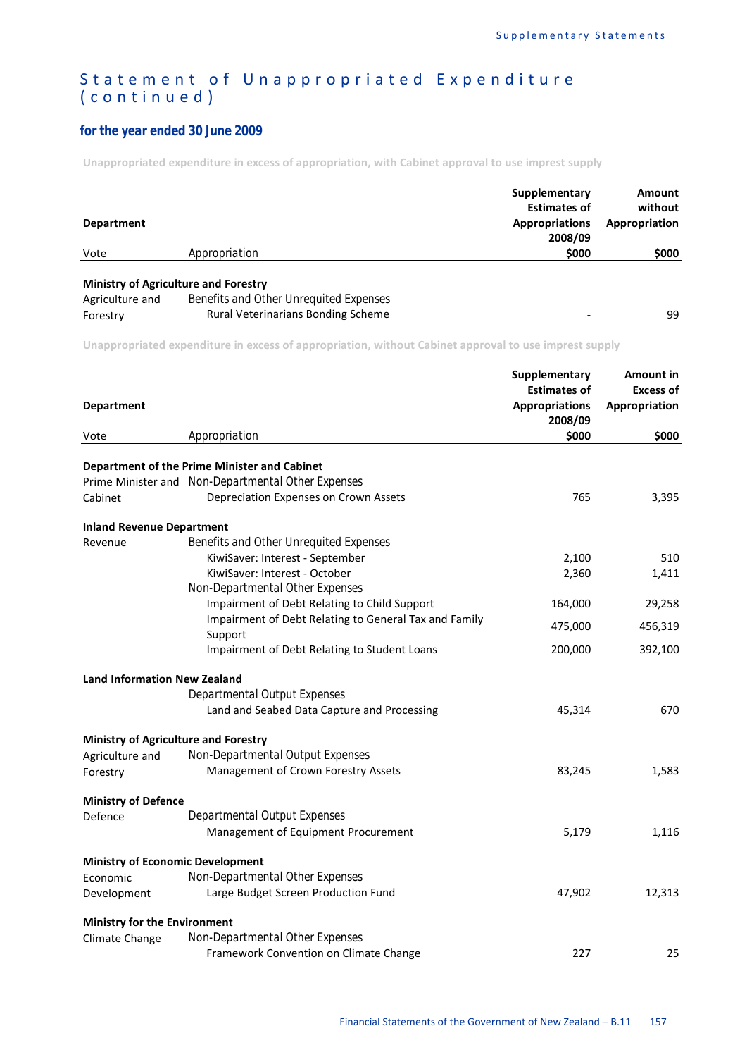# Statement of Unappropriated Expenditure (continued)

### for the year ended 30 June 2009

**Unappropriated expenditure in excess of appropriation, with Cabinet approval to use imprest supply**

| Department | | Supplementary Estimates of Appropriations 2008/09 | Amount without Appropriation |
|---|---|---|---|
| Vote | Appropriation | $000 | $000 |
| **Ministry of Agriculture and Forestry** | | | |
| Agriculture and Forestry | Benefits and Other Unrequited Expenses | | |
| | Rural Veterinarians Bonding Scheme | - | 99 |

**Unappropriated expenditure in excess of appropriation, without Cabinet approval to use imprest supply**

| Department | | Supplementary Estimates of Appropriations 2008/09 | Amount in Excess of Appropriation |
|---|---|---|---|
| Vote | Appropriation | $000 | $000 |
| **Department of the Prime Minister and Cabinet** | | | |
| Prime Minister and Cabinet | Non-Departmental Other Expenses | | |
| | Depreciation Expenses on Crown Assets | 765 | 3,395 |
| **Inland Revenue Department** | | | |
| Revenue | Benefits and Other Unrequited Expenses | | |
| | KiwiSaver: Interest - September | 2,100 | 510 |
| | KiwiSaver: Interest - October | 2,360 | 1,411 |
| | Non-Departmental Other Expenses | | |
| | Impairment of Debt Relating to Child Support | 164,000 | 29,258 |
| | Impairment of Debt Relating to General Tax and Family Support | 475,000 | 456,319 |
| | Impairment of Debt Relating to Student Loans | 200,000 | 392,100 |
| **Land Information New Zealand** | | | |
| | Departmental Output Expenses | | |
| | Land and Seabed Data Capture and Processing | 45,314 | 670 |
| **Ministry of Agriculture and Forestry** | | | |
| Agriculture and Forestry | Non-Departmental Output Expenses | | |
| | Management of Crown Forestry Assets | 83,245 | 1,583 |
| **Ministry of Defence** | | | |
| Defence | Departmental Output Expenses | | |
| | Management of Equipment Procurement | 5,179 | 1,116 |
| **Ministry of Economic Development** | | | |
| Economic Development | Non-Departmental Other Expenses | | |
| | Large Budget Screen Production Fund | 47,902 | 12,313 |
| **Ministry for the Environment** | | | |
| Climate Change | Non-Departmental Other Expenses | | |
| | Framework Convention on Climate Change | 227 | 25 |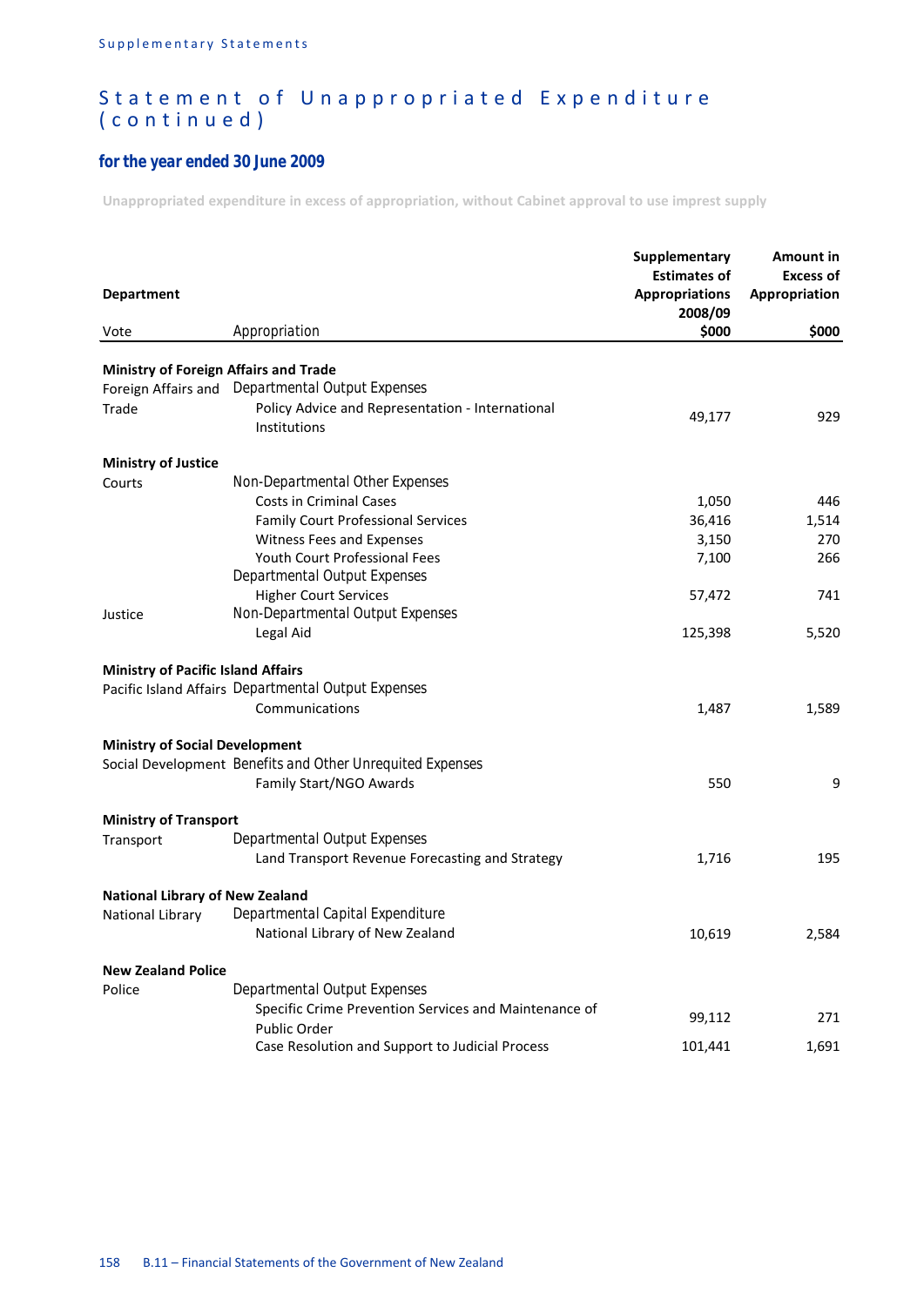# Statement of Unappropriated Expenditure (continued)

## for the year ended 30 June 2009

Unappropriated expenditure in excess of appropriation, without Cabinet approval to use imprest supply

| Department<br>Vote | Appropriation | Supplementary Estimates of Appropriations 2008/09<br>$000 | Amount in Excess of Appropriation<br>$000 |
|---|---|---|---|
| **Ministry of Foreign Affairs and Trade** | | | |
| Foreign Affairs and Trade | Departmental Output Expenses | | |
| | Policy Advice and Representation - International Institutions | 49,177 | 929 |
| **Ministry of Justice** | | | |
| Courts | Non-Departmental Other Expenses | | |
| | Costs in Criminal Cases | 1,050 | 446 |
| | Family Court Professional Services | 36,416 | 1,514 |
| | Witness Fees and Expenses | 3,150 | 270 |
| | Youth Court Professional Fees | 7,100 | 266 |
| | Departmental Output Expenses | | |
| | Higher Court Services | 57,472 | 741 |
| Justice | Non-Departmental Output Expenses | | |
| | Legal Aid | 125,398 | 5,520 |
| **Ministry of Pacific Island Affairs** | | | |
| Pacific Island Affairs | Departmental Output Expenses | | |
| | Communications | 1,487 | 1,589 |
| **Ministry of Social Development** | | | |
| Social Development | Benefits and Other Unrequited Expenses | | |
| | Family Start/NGO Awards | 550 | 9 |
| **Ministry of Transport** | | | |
| Transport | Departmental Output Expenses | | |
| | Land Transport Revenue Forecasting and Strategy | 1,716 | 195 |
| **National Library of New Zealand** | | | |
| National Library | Departmental Capital Expenditure | | |
| | National Library of New Zealand | 10,619 | 2,584 |
| **New Zealand Police** | | | |
| Police | Departmental Output Expenses | | |
| | Specific Crime Prevention Services and Maintenance of Public Order | 99,112 | 271 |
| | Case Resolution and Support to Judicial Process | 101,441 | 1,691 |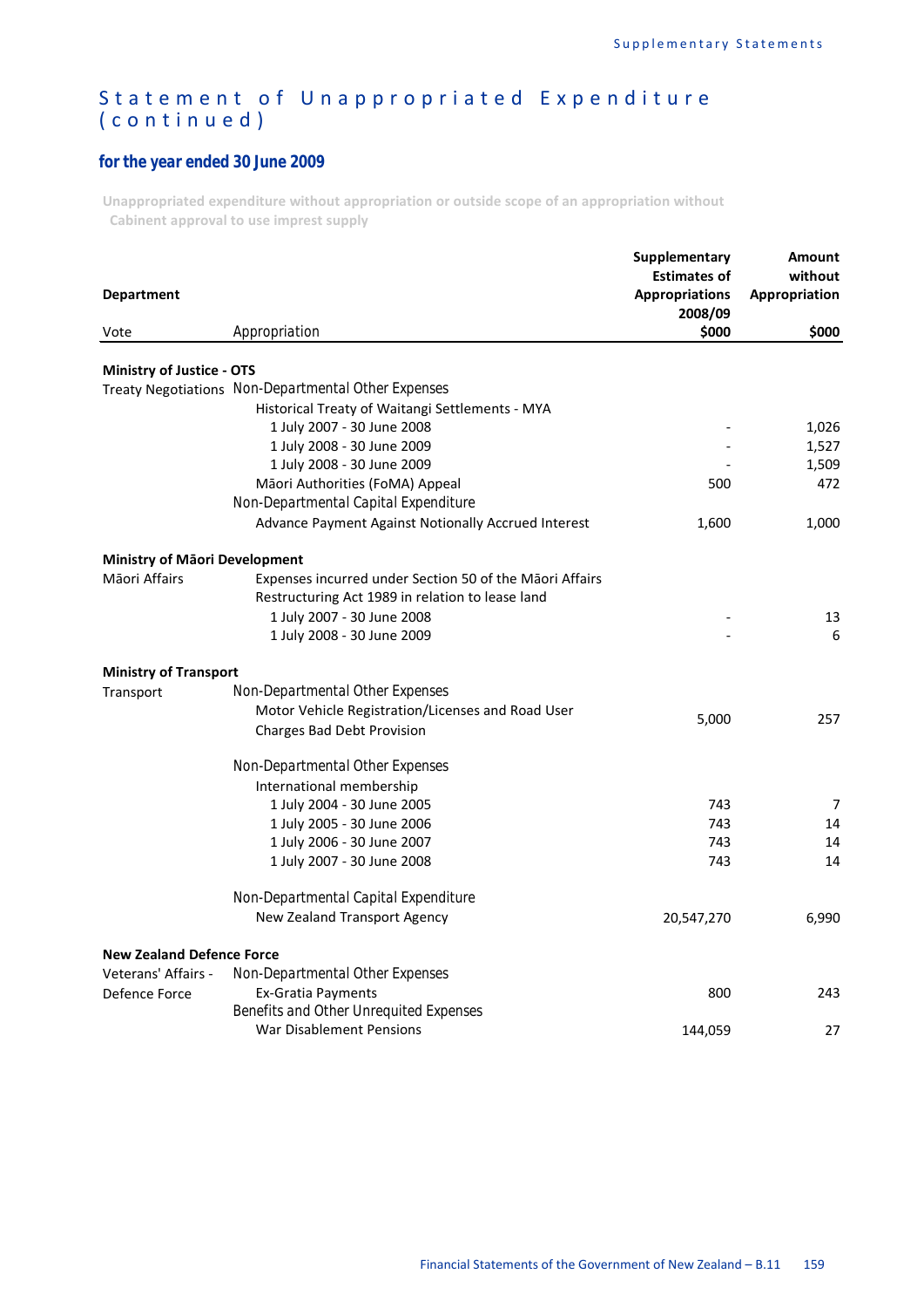## Statement of Unappropriated Expenditure (continued)

### for the year ended 30 June 2009

**Unappropriated expenditure without appropriation or outside scope of an appropriation without Cabinent approval to use imprest supply**

| Department / Vote | Appropriation | Supplementary Estimates of Appropriations 2008/09 $000 | Amount without Appropriation $000 |
|---|---|---|---|
| **Ministry of Justice - OTS** | | | |
| Treaty Negotiations | Non-Departmental Other Expenses | | |
| | Historical Treaty of Waitangi Settlements - MYA | | |
| | 1 July 2007 - 30 June 2008 | - | 1,026 |
| | 1 July 2008 - 30 June 2009 | - | 1,527 |
| | 1 July 2008 - 30 June 2009 | - | 1,509 |
| | Māori Authorities (FoMA) Appeal | 500 | 472 |
| | Non-Departmental Capital Expenditure | | |
| | Advance Payment Against Notionally Accrued Interest | 1,600 | 1,000 |
| **Ministry of Māori Development** | | | |
| Māori Affairs | Expenses incurred under Section 50 of the Māori Affairs Restructuring Act 1989 in relation to lease land | | |
| | 1 July 2007 - 30 June 2008 | - | 13 |
| | 1 July 2008 - 30 June 2009 | - | 6 |
| **Ministry of Transport** | | | |
| Transport | Non-Departmental Other Expenses | | |
| | Motor Vehicle Registration/Licenses and Road User Charges Bad Debt Provision | 5,000 | 257 |
| | Non-Departmental Other Expenses | | |
| | International membership | | |
| | 1 July 2004 - 30 June 2005 | 743 | 7 |
| | 1 July 2005 - 30 June 2006 | 743 | 14 |
| | 1 July 2006 - 30 June 2007 | 743 | 14 |
| | 1 July 2007 - 30 June 2008 | 743 | 14 |
| | Non-Departmental Capital Expenditure | | |
| | New Zealand Transport Agency | 20,547,270 | 6,990 |
| **New Zealand Defence Force** | | | |
| Veterans' Affairs - Defence Force | Non-Departmental Other Expenses | | |
| | Ex-Gratia Payments | 800 | 243 |
| | Benefits and Other Unrequited Expenses | | |
| | War Disablement Pensions | 144,059 | 27 |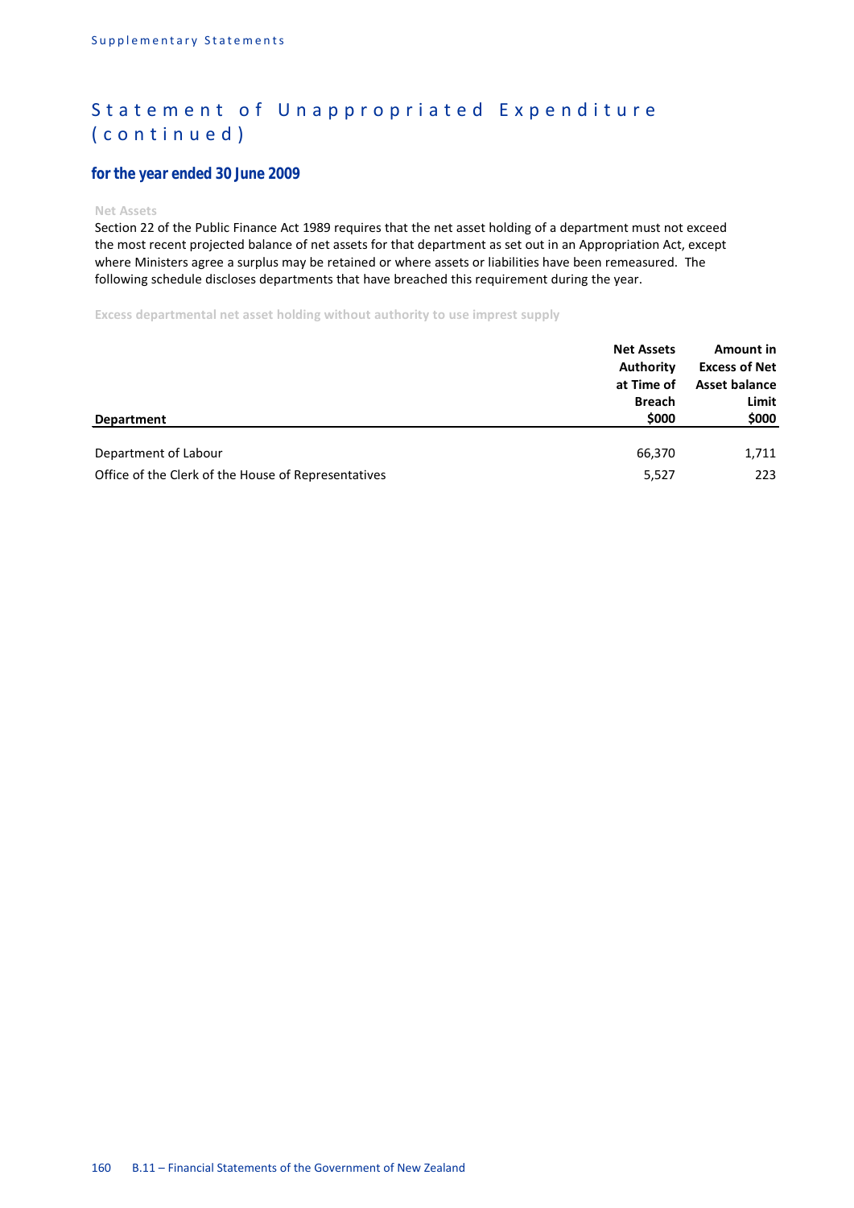# Statement of Unappropriated Expenditure (continued)

## for the year ended 30 June 2009

### Net Assets

Section 22 of the Public Finance Act 1989 requires that the net asset holding of a department must not exceed the most recent projected balance of net assets for that department as set out in an Appropriation Act, except where Ministers agree a surplus may be retained or where assets or liabilities have been remeasured. The following schedule discloses departments that have breached this requirement during the year.

**Excess departmental net asset holding without authority to use imprest supply**

| Department | Net Assets Authority at Time of Breach $000 | Amount in Excess of Net Asset balance Limit $000 |
|---|---|---|
| Department of Labour | 66,370 | 1,711 |
| Office of the Clerk of the House of Representatives | 5,527 | 223 |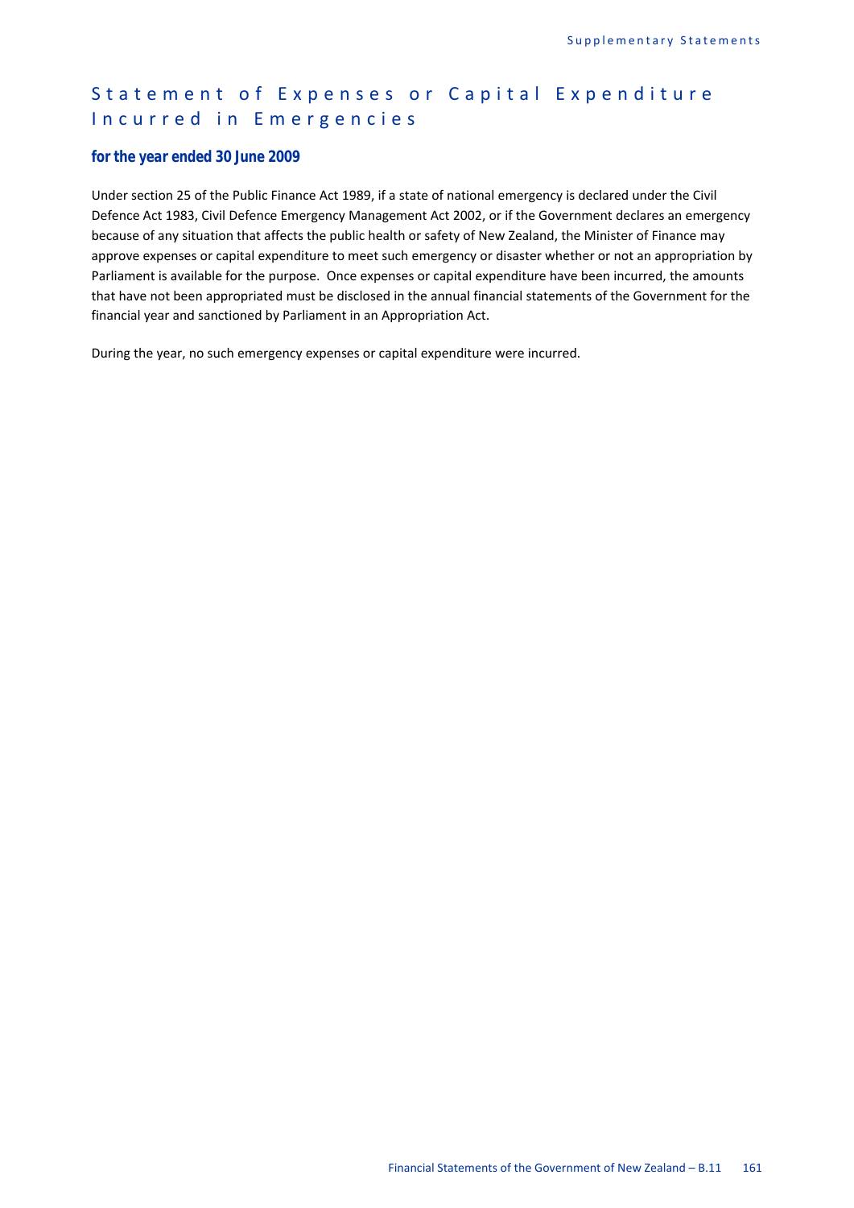# Statement of Expenses or Capital Expenditure Incurred in Emergencies

### for the year ended 30 June 2009

Under section 25 of the Public Finance Act 1989, if a state of national emergency is declared under the Civil Defence Act 1983, Civil Defence Emergency Management Act 2002, or if the Government declares an emergency because of any situation that affects the public health or safety of New Zealand, the Minister of Finance may approve expenses or capital expenditure to meet such emergency or disaster whether or not an appropriation by Parliament is available for the purpose. Once expenses or capital expenditure have been incurred, the amounts that have not been appropriated must be disclosed in the annual financial statements of the Government for the financial year and sanctioned by Parliament in an Appropriation Act.

During the year, no such emergency expenses or capital expenditure were incurred.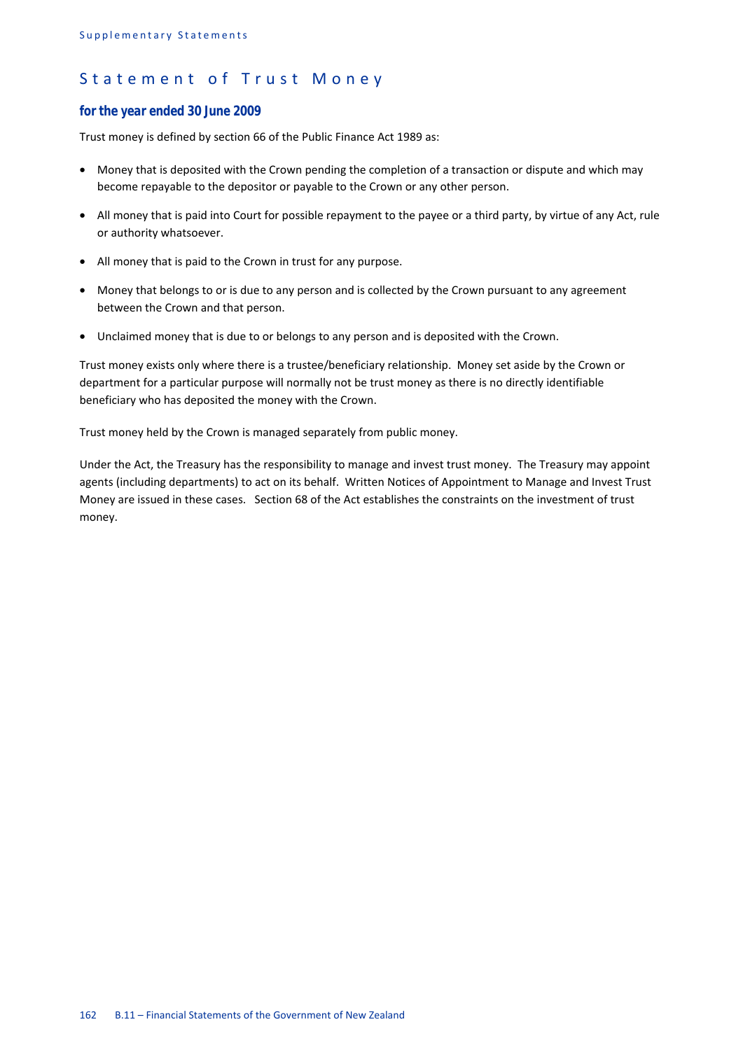# Statement of Trust Money

### for the year ended 30 June 2009

Trust money is defined by section 66 of the Public Finance Act 1989 as:

- Money that is deposited with the Crown pending the completion of a transaction or dispute and which may become repayable to the depositor or payable to the Crown or any other person.
- All money that is paid into Court for possible repayment to the payee or a third party, by virtue of any Act, rule or authority whatsoever.
- All money that is paid to the Crown in trust for any purpose.
- Money that belongs to or is due to any person and is collected by the Crown pursuant to any agreement between the Crown and that person.
- Unclaimed money that is due to or belongs to any person and is deposited with the Crown.

Trust money exists only where there is a trustee/beneficiary relationship. Money set aside by the Crown or department for a particular purpose will normally not be trust money as there is no directly identifiable beneficiary who has deposited the money with the Crown.

Trust money held by the Crown is managed separately from public money.

Under the Act, the Treasury has the responsibility to manage and invest trust money. The Treasury may appoint agents (including departments) to act on its behalf. Written Notices of Appointment to Manage and Invest Trust Money are issued in these cases. Section 68 of the Act establishes the constraints on the investment of trust money.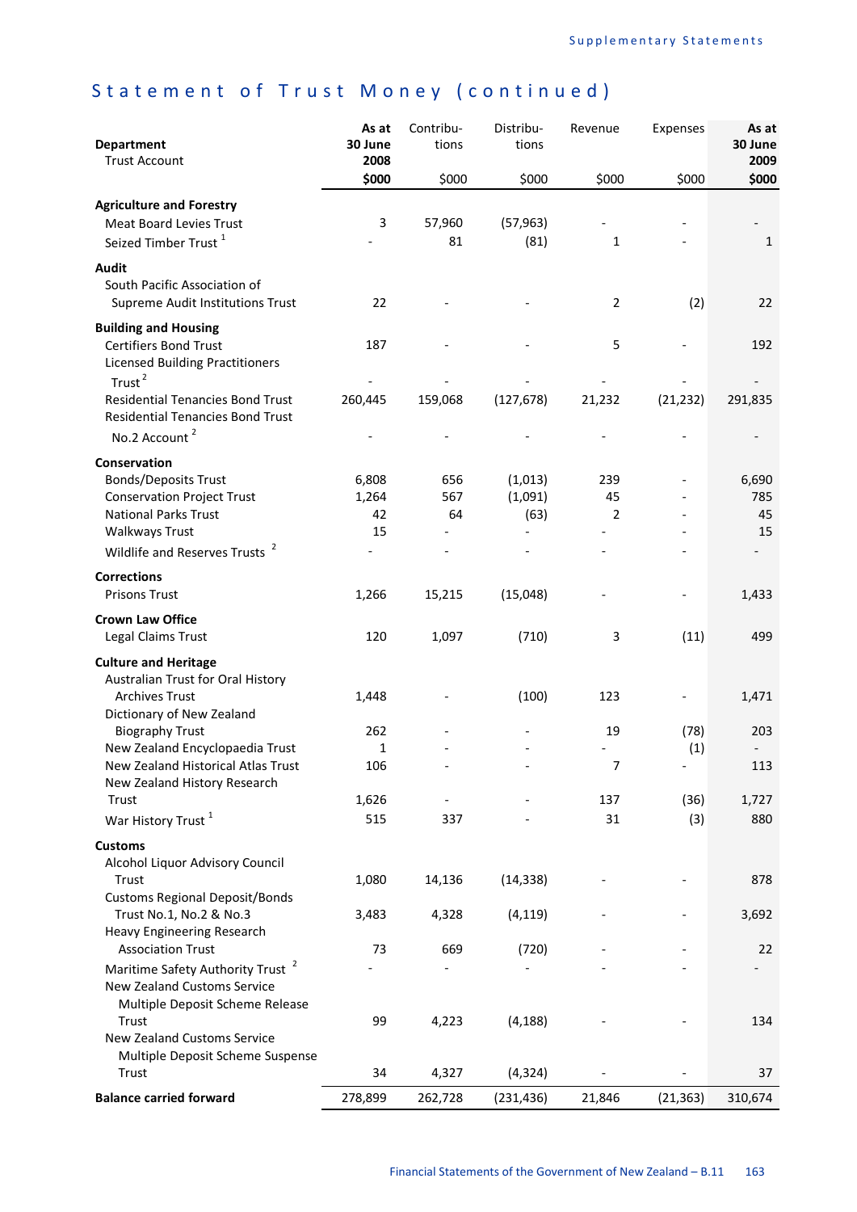# Statement of Trust Money (continued)

| Department<br>Trust Account | As at 30 June 2008<br>$000 | Contributions<br>$000 | Distributions<br>$000 | Revenue<br>$000 | Expenses<br>$000 | As at 30 June 2009<br>$000 |
|---|---|---|---|---|---|---|
| **Agriculture and Forestry** | | | | | | |
| Meat Board Levies Trust | 3 | 57,960 | (57,963) | - | - | - |
| Seized Timber Trust [1] | - | 81 | (81) | 1 | - | 1 |
| **Audit** | | | | | | |
| South Pacific Association of Supreme Audit Institutions Trust | 22 | - | - | 2 | (2) | 22 |
| **Building and Housing** | | | | | | |
| Certifiers Bond Trust | 187 | - | - | 5 | - | 192 |
| Licensed Building Practitioners Trust [2] | - | - | - | - | - | - |
| Residential Tenancies Bond Trust | 260,445 | 159,068 | (127,678) | 21,232 | (21,232) | 291,835 |
| Residential Tenancies Bond Trust No.2 Account [2] | - | - | - | - | - | - |
| **Conservation** | | | | | | |
| Bonds/Deposits Trust | 6,808 | 656 | (1,013) | 239 | - | 6,690 |
| Conservation Project Trust | 1,264 | 567 | (1,091) | 45 | - | 785 |
| National Parks Trust | 42 | 64 | (63) | 2 | - | 45 |
| Walkways Trust | 15 | - | - | - | - | 15 |
| Wildlife and Reserves Trusts [2] | - | - | - | - | - | - |
| **Corrections** | | | | | | |
| Prisons Trust | 1,266 | 15,215 | (15,048) | - | - | 1,433 |
| **Crown Law Office** | | | | | | |
| Legal Claims Trust | 120 | 1,097 | (710) | 3 | (11) | 499 |
| **Culture and Heritage** | | | | | | |
| Australian Trust for Oral History Archives Trust | 1,448 | - | (100) | 123 | - | 1,471 |
| Dictionary of New Zealand Biography Trust | 262 | - | - | 19 | (78) | 203 |
| New Zealand Encyclopaedia Trust | 1 | - | - | - | (1) | - |
| New Zealand Historical Atlas Trust | 106 | - | - | 7 | - | 113 |
| New Zealand History Research Trust | 1,626 | - | - | 137 | (36) | 1,727 |
| War History Trust [1] | 515 | 337 | - | 31 | (3) | 880 |
| **Customs** | | | | | | |
| Alcohol Liquor Advisory Council Trust | 1,080 | 14,136 | (14,338) | - | - | 878 |
| Customs Regional Deposit/Bonds Trust No.1, No.2 & No.3 | 3,483 | 4,328 | (4,119) | - | - | 3,692 |
| Heavy Engineering Research Association Trust | 73 | 669 | (720) | - | - | 22 |
| Maritime Safety Authority Trust [2] | - | - | - | - | - | - |
| New Zealand Customs Service Multiple Deposit Scheme Release Trust | 99 | 4,223 | (4,188) | - | - | 134 |
| New Zealand Customs Service Multiple Deposit Scheme Suspense Trust | 34 | 4,327 | (4,324) | - | - | 37 |
| **Balance carried forward** | 278,899 | 262,728 | (231,436) | 21,846 | (21,363) | 310,674 |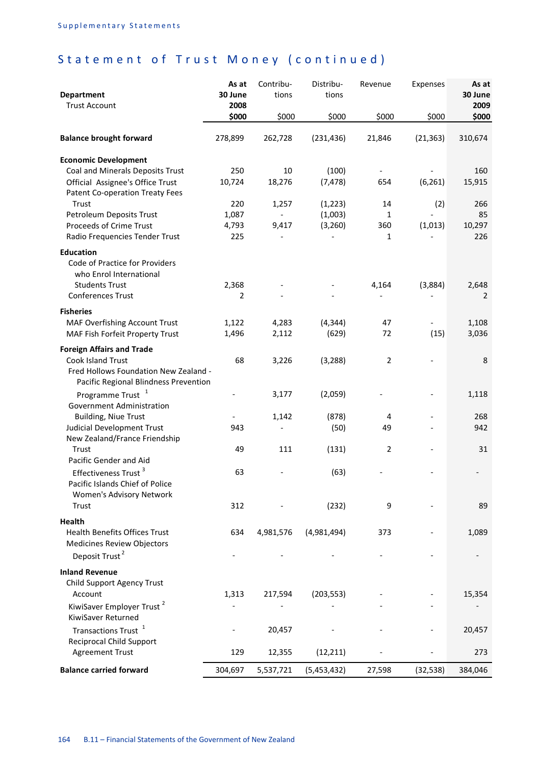## Statement of Trust Money (continued)

| Department<br>Trust Account | As at 30 June 2008 $000 | Contributions $000 | Distributions $000 | Revenue $000 | Expenses $000 | As at 30 June 2009 $000 |
|---|---|---|---|---|---|---|
| **Balance brought forward** | 278,899 | 262,728 | (231,436) | 21,846 | (21,363) | 310,674 |
| **Economic Development** | | | | | | |
| Coal and Minerals Deposits Trust | 250 | 10 | (100) | - | - | 160 |
| Official Assignee's Office Trust | 10,724 | 18,276 | (7,478) | 654 | (6,261) | 15,915 |
| Patent Co-operation Treaty Fees Trust | 220 | 1,257 | (1,223) | 14 | (2) | 266 |
| Petroleum Deposits Trust | 1,087 | - | (1,003) | 1 | - | 85 |
| Proceeds of Crime Trust | 4,793 | 9,417 | (3,260) | 360 | (1,013) | 10,297 |
| Radio Frequencies Tender Trust | 225 | - | - | 1 | - | 226 |
| **Education** | | | | | | |
| Code of Practice for Providers who Enrol International Students Trust | 2,368 | - | - | 4,164 | (3,884) | 2,648 |
| Conferences Trust | 2 | - | - | - | - | 2 |
| **Fisheries** | | | | | | |
| MAF Overfishing Account Trust | 1,122 | 4,283 | (4,344) | 47 | - | 1,108 |
| MAF Fish Forfeit Property Trust | 1,496 | 2,112 | (629) | 72 | (15) | 3,036 |
| **Foreign Affairs and Trade** | | | | | | |
| Cook Island Trust | 68 | 3,226 | (3,288) | 2 | - | 8 |
| Fred Hollows Foundation New Zealand - Pacific Regional Blindness Prevention Programme Trust [1] | - | 3,177 | (2,059) | - | - | 1,118 |
| Government Administration Building, Niue Trust | - | 1,142 | (878) | 4 | - | 268 |
| Judicial Development Trust | 943 | - | (50) | 49 | - | 942 |
| New Zealand/France Friendship Trust | 49 | 111 | (131) | 2 | - | 31 |
| Pacific Gender and Aid Effectiveness Trust [3] | 63 | - | (63) | - | - | - |
| Pacific Islands Chief of Police Women's Advisory Network Trust | 312 | - | (232) | 9 | - | 89 |
| **Health** | | | | | | |
| Health Benefits Offices Trust | 634 | 4,981,576 | (4,981,494) | 373 | - | 1,089 |
| Medicines Review Objectors Deposit Trust [2] | - | - | - | - | - | - |
| **Inland Revenue** | | | | | | |
| Child Support Agency Trust Account | 1,313 | 217,594 | (203,553) | - | - | 15,354 |
| KiwiSaver Employer Trust [2] | - | - | - | - | - | - |
| KiwiSaver Returned Transactions Trust [1] | - | 20,457 | - | - | - | 20,457 |
| Reciprocal Child Support Agreement Trust | 129 | 12,355 | (12,211) | - | - | 273 |
| **Balance carried forward** | 304,697 | 5,537,721 | (5,453,432) | 27,598 | (32,538) | 384,046 |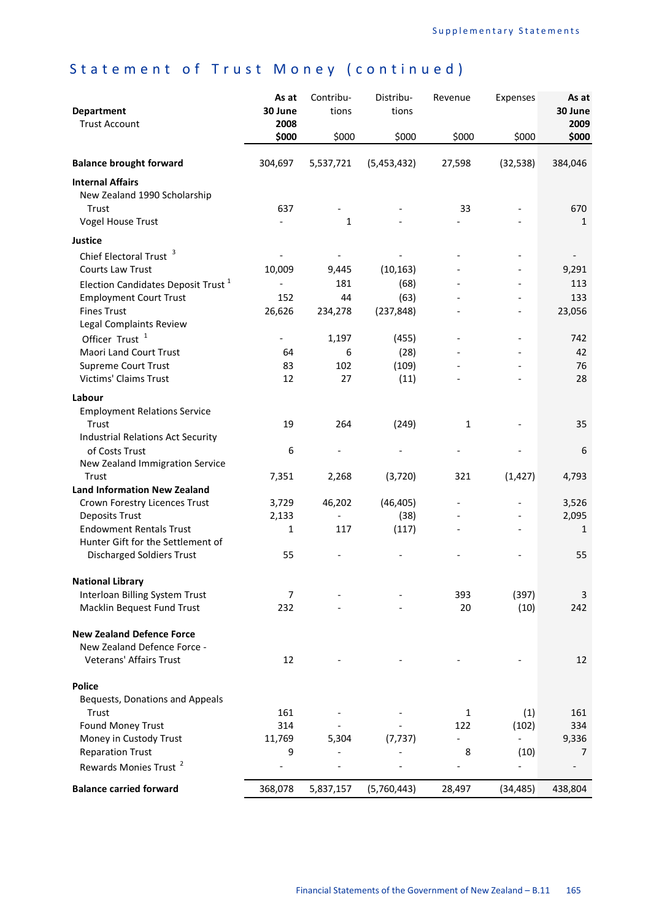## Statement of Trust Money (continued)

| Department<br>Trust Account | As at 30 June 2008<br>$000 | Contributions<br>$000 | Distributions<br>$000 | Revenue<br>$000 | Expenses<br>$000 | As at 30 June 2009<br>$000 |
|---|---|---|---|---|---|---|
| **Balance brought forward** | 304,697 | 5,537,721 | (5,453,432) | 27,598 | (32,538) | 384,046 |
| **Internal Affairs** | | | | | | |
| New Zealand 1990 Scholarship Trust | 637 | - | - | 33 | - | 670 |
| Vogel House Trust | - | 1 | - | - | - | 1 |
| **Justice** | | | | | | |
| Chief Electoral Trust [3] | - | - | - | - | - | - |
| Courts Law Trust | 10,009 | 9,445 | (10,163) | - | - | 9,291 |
| Election Candidates Deposit Trust [1] | - | 181 | (68) | - | - | 113 |
| Employment Court Trust | 152 | 44 | (63) | - | - | 133 |
| Fines Trust | 26,626 | 234,278 | (237,848) | - | - | 23,056 |
| Legal Complaints Review Officer Trust [1] | - | 1,197 | (455) | - | - | 742 |
| Maori Land Court Trust | 64 | 6 | (28) | - | - | 42 |
| Supreme Court Trust | 83 | 102 | (109) | - | - | 76 |
| Victims' Claims Trust | 12 | 27 | (11) | - | - | 28 |
| **Labour** | | | | | | |
| Employment Relations Service Trust | 19 | 264 | (249) | 1 | - | 35 |
| Industrial Relations Act Security of Costs Trust | 6 | - | - | - | - | 6 |
| New Zealand Immigration Service Trust | 7,351 | 2,268 | (3,720) | 321 | (1,427) | 4,793 |
| **Land Information New Zealand** | | | | | | |
| Crown Forestry Licences Trust | 3,729 | 46,202 | (46,405) | - | - | 3,526 |
| Deposits Trust | 2,133 | - | (38) | - | - | 2,095 |
| Endowment Rentals Trust | 1 | 117 | (117) | - | - | 1 |
| Hunter Gift for the Settlement of Discharged Soldiers Trust | 55 | - | - | - | - | 55 |
| **National Library** | | | | | | |
| Interloan Billing System Trust | 7 | - | - | 393 | (397) | 3 |
| Macklin Bequest Fund Trust | 232 | - | - | 20 | (10) | 242 |
| **New Zealand Defence Force** | | | | | | |
| New Zealand Defence Force - Veterans' Affairs Trust | 12 | - | - | - | - | 12 |
| **Police** | | | | | | |
| Bequests, Donations and Appeals Trust | 161 | - | - | 1 | (1) | 161 |
| Found Money Trust | 314 | - | - | 122 | (102) | 334 |
| Money in Custody Trust | 11,769 | 5,304 | (7,737) | - | - | 9,336 |
| Reparation Trust | 9 | - | - | 8 | (10) | 7 |
| Rewards Monies Trust [2] | - | - | - | - | - | - |
| **Balance carried forward** | 368,078 | 5,837,157 | (5,760,443) | 28,497 | (34,485) | 438,804 |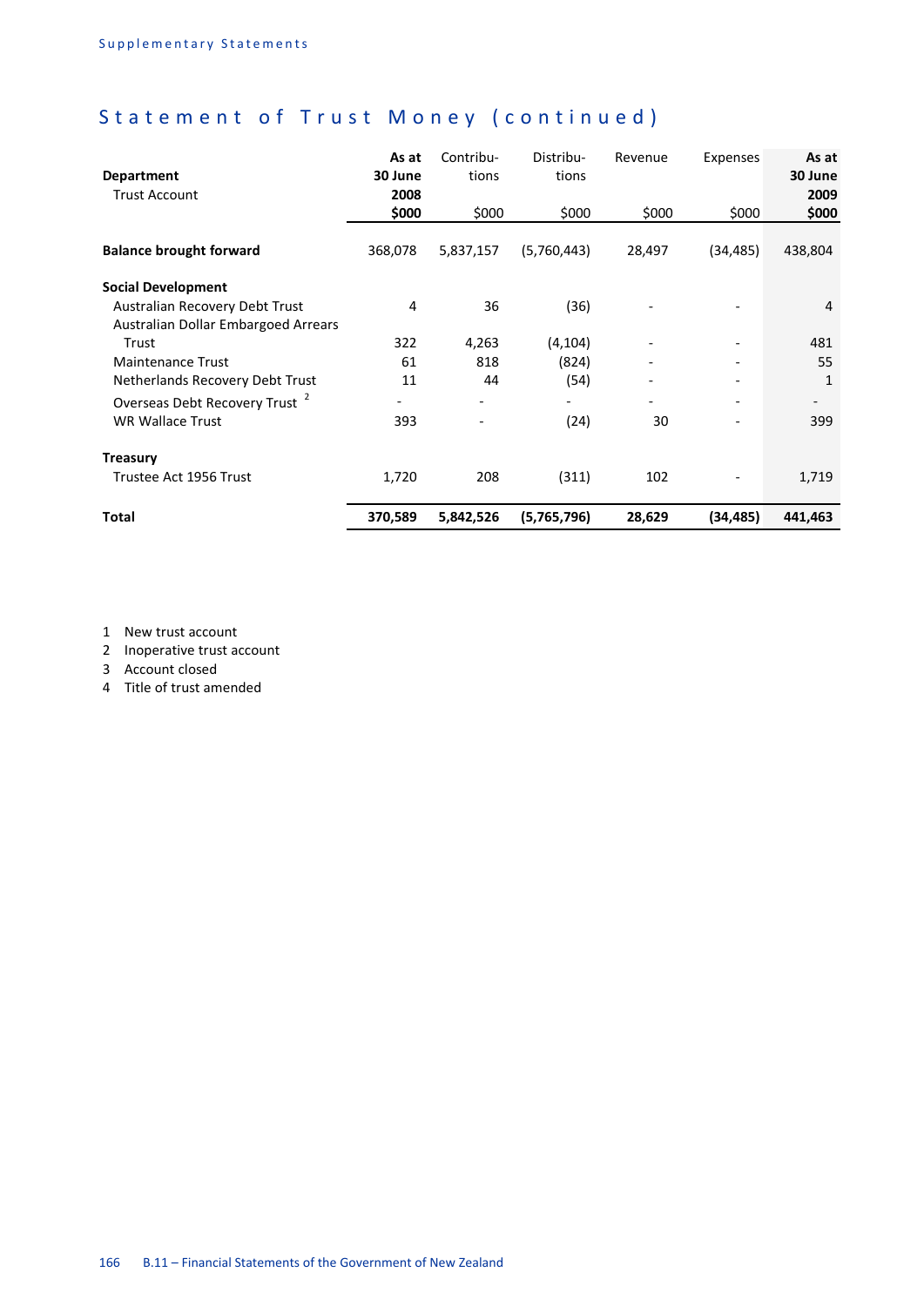# Statement of Trust Money (continued)

| Department<br>Trust Account | As at 30 June 2008 $000 | Contributions $000 | Distributions $000 | Revenue $000 | Expenses $000 | As at 30 June 2009 $000 |
|---|---|---|---|---|---|---|
| **Balance brought forward** | 368,078 | 5,837,157 | (5,760,443) | 28,497 | (34,485) | 438,804 |
| **Social Development** | | | | | | |
| Australian Recovery Debt Trust | 4 | 36 | (36) | - | - | 4 |
| Australian Dollar Embargoed Arrears Trust | 322 | 4,263 | (4,104) | - | - | 481 |
| Maintenance Trust | 61 | 818 | (824) | - | - | 55 |
| Netherlands Recovery Debt Trust | 11 | 44 | (54) | - | - | 1 |
| Overseas Debt Recovery Trust [2] | - | - | - | - | - | - |
| WR Wallace Trust | 393 | - | (24) | 30 | - | 399 |
| **Treasury** | | | | | | |
| Trustee Act 1956 Trust | 1,720 | 208 | (311) | 102 | - | 1,719 |
| **Total** | **370,589** | **5,842,526** | **(5,765,796)** | **28,629** | **(34,485)** | **441,463** |

1 New trust account
2 Inoperative trust account
3 Account closed
4 Title of trust amended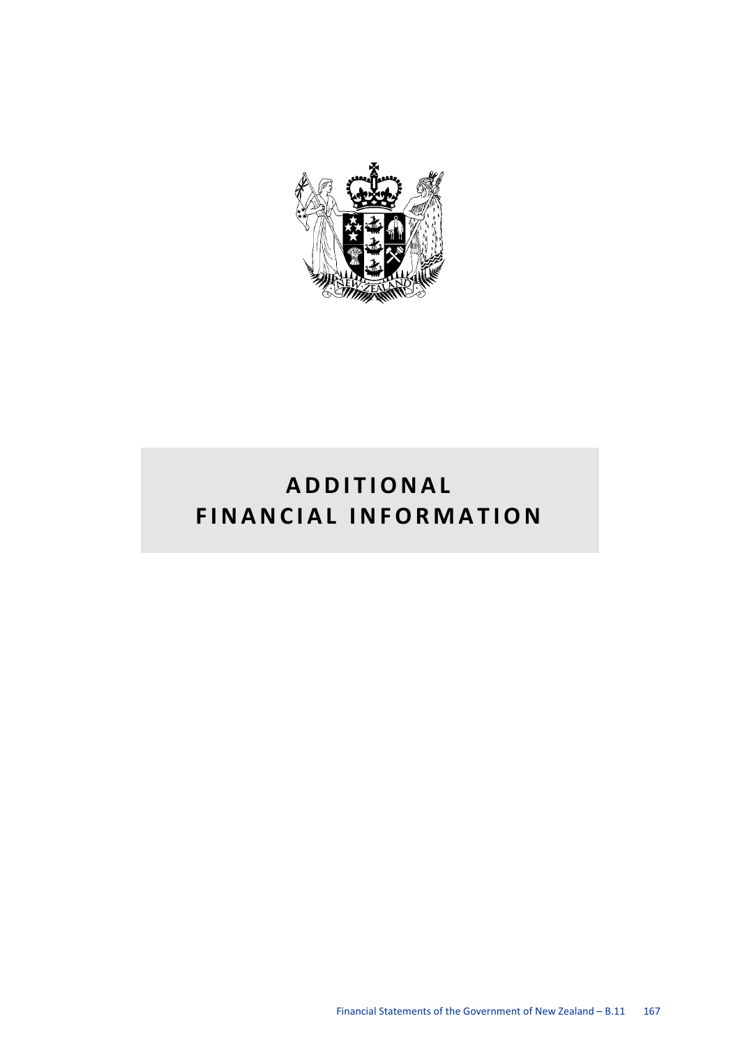# ADDITIONAL FINANCIAL INFORMATION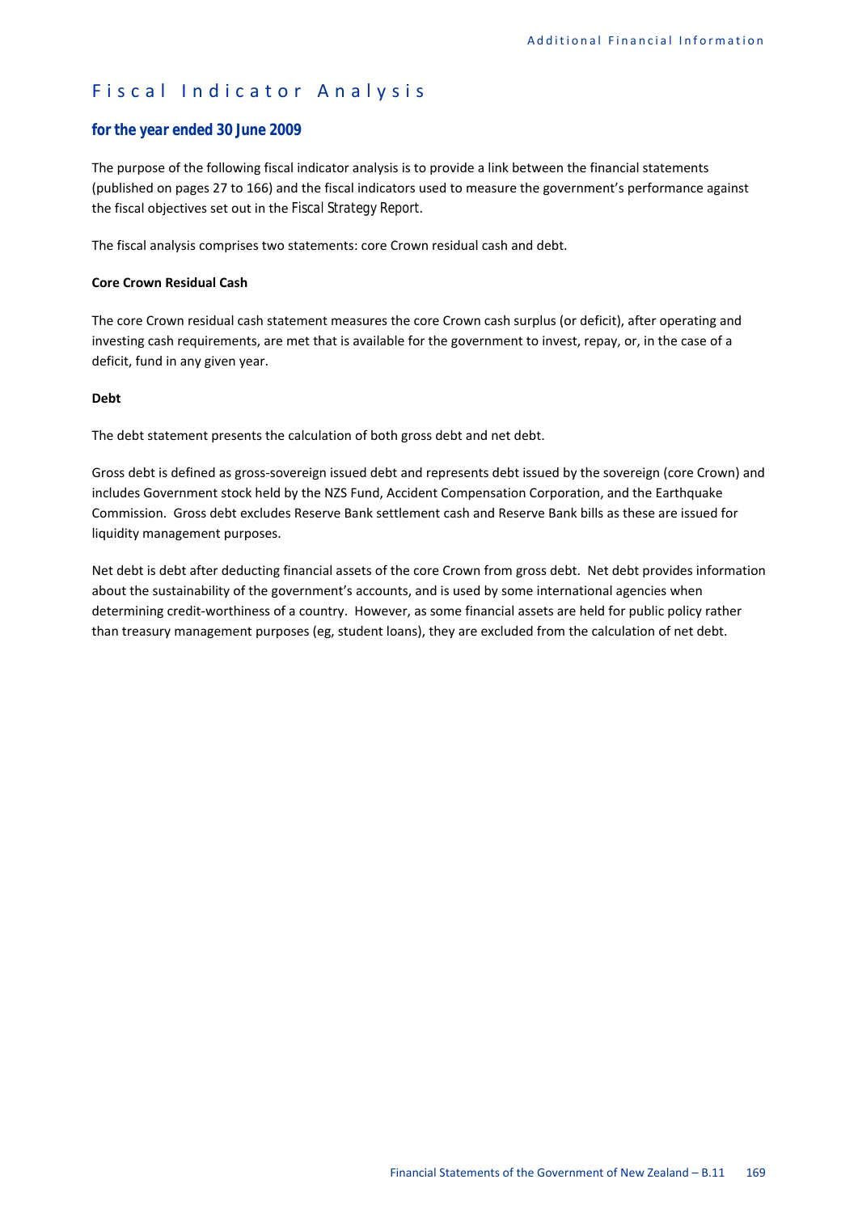# Fiscal Indicator Analysis

### *for the year ended 30 June 2009*

The purpose of the following fiscal indicator analysis is to provide a link between the financial statements (published on pages 27 to 166) and the fiscal indicators used to measure the government's performance against the fiscal objectives set out in the *Fiscal Strategy Report*.

The fiscal analysis comprises two statements: core Crown residual cash and debt.

**Core Crown Residual Cash**

The core Crown residual cash statement measures the core Crown cash surplus (or deficit), after operating and investing cash requirements, are met that is available for the government to invest, repay, or, in the case of a deficit, fund in any given year.

**Debt**

The debt statement presents the calculation of both gross debt and net debt.

Gross debt is defined as gross-sovereign issued debt and represents debt issued by the sovereign (core Crown) and includes Government stock held by the NZS Fund, Accident Compensation Corporation, and the Earthquake Commission. Gross debt excludes Reserve Bank settlement cash and Reserve Bank bills as these are issued for liquidity management purposes.

Net debt is debt after deducting financial assets of the core Crown from gross debt. Net debt provides information about the sustainability of the government's accounts, and is used by some international agencies when determining credit-worthiness of a country. However, as some financial assets are held for public policy rather than treasury management purposes (eg, student loans), they are excluded from the calculation of net debt.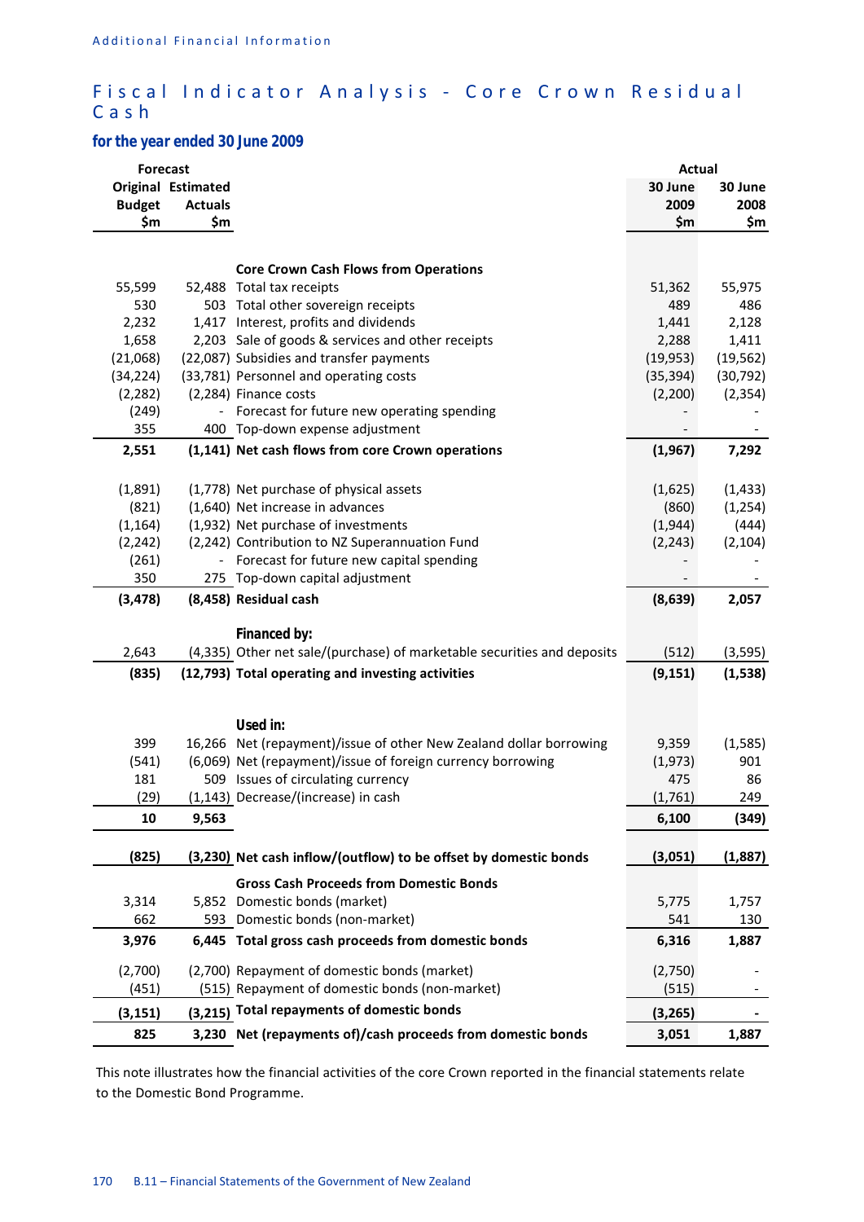## Fiscal Indicator Analysis - Core Crown Residual Cash

### for the year ended 30 June 2009

| Forecast Original Budget $m | Forecast Estimated Actuals $m | | Actual 30 June 2009 $m | Actual 30 June 2008 $m |
|---|---|---|---|---|
| | | **Core Crown Cash Flows from Operations** | | |
| 55,599 | 52,488 | Total tax receipts | 51,362 | 55,975 |
| 530 | 503 | Total other sovereign receipts | 489 | 486 |
| 2,232 | 1,417 | Interest, profits and dividends | 1,441 | 2,128 |
| 1,658 | 2,203 | Sale of goods & services and other receipts | 2,288 | 1,411 |
| (21,068) | (22,087) | Subsidies and transfer payments | (19,953) | (19,562) |
| (34,224) | (33,781) | Personnel and operating costs | (35,394) | (30,792) |
| (2,282) | (2,284) | Finance costs | (2,200) | (2,354) |
| (249) | - | Forecast for future new operating spending | - | - |
| 355 | 400 | Top-down expense adjustment | - | - |
| **2,551** | **(1,141)** | **Net cash flows from core Crown operations** | **(1,967)** | **7,292** |
| (1,891) | (1,778) | Net purchase of physical assets | (1,625) | (1,433) |
| (821) | (1,640) | Net increase in advances | (860) | (1,254) |
| (1,164) | (1,932) | Net purchase of investments | (1,944) | (444) |
| (2,242) | (2,242) | Contribution to NZ Superannuation Fund | (2,243) | (2,104) |
| (261) | - | Forecast for future new capital spending | - | - |
| 350 | 275 | Top-down capital adjustment | - | - |
| **(3,478)** | **(8,458)** | **Residual cash** | **(8,639)** | **2,057** |
| | | **Financed by:** | | |
| 2,643 | (4,335) | Other net sale/(purchase) of marketable securities and deposits | (512) | (3,595) |
| **(835)** | **(12,793)** | **Total operating and investing activities** | **(9,151)** | **(1,538)** |
| | | **Used in:** | | |
| 399 | 16,266 | Net (repayment)/issue of other New Zealand dollar borrowing | 9,359 | (1,585) |
| (541) | (6,069) | Net (repayment)/issue of foreign currency borrowing | (1,973) | 901 |
| 181 | 509 | Issues of circulating currency | 475 | 86 |
| (29) | (1,143) | Decrease/(increase) in cash | (1,761) | 249 |
| **10** | **9,563** | | **6,100** | **(349)** |
| **(825)** | **(3,230)** | **Net cash inflow/(outflow) to be offset by domestic bonds** | **(3,051)** | **(1,887)** |
| | | **Gross Cash Proceeds from Domestic Bonds** | | |
| 3,314 | 5,852 | Domestic bonds (market) | 5,775 | 1,757 |
| 662 | 593 | Domestic bonds (non-market) | 541 | 130 |
| **3,976** | **6,445** | **Total gross cash proceeds from domestic bonds** | **6,316** | **1,887** |
| (2,700) | (2,700) | Repayment of domestic bonds (market) | (2,750) | - |
| (451) | (515) | Repayment of domestic bonds (non-market) | (515) | - |
| **(3,151)** | **(3,215)** | **Total repayments of domestic bonds** | **(3,265)** | **-** |
| **825** | **3,230** | **Net (repayments of)/cash proceeds from domestic bonds** | **3,051** | **1,887** |

This note illustrates how the financial activities of the core Crown reported in the financial statements relate to the Domestic Bond Programme.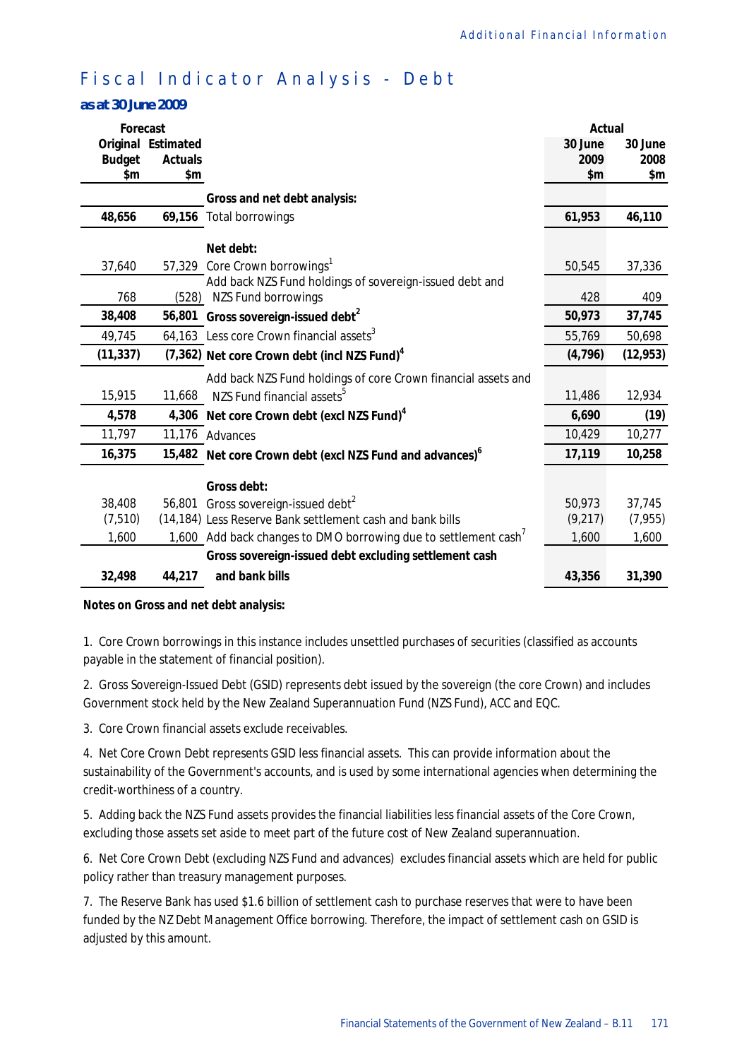# Fiscal Indicator Analysis - Debt

***as at 30 June 2009***

| Forecast | | | Actual | |
|---|---|---|---|---|
| Original Budget $m | Estimated Actuals $m | | 30 June 2009 $m | 30 June 2008 $m |
| | | **Gross and net debt analysis:** | | |
| **48,656** | **69,156** | Total borrowings | **61,953** | **46,110** |
| | | **Net debt:** | | |
| 37,640 | 57,329 | Core Crown borrowings[1] | 50,545 | 37,336 |
| 768 | (528) | Add back NZS Fund holdings of sovereign-issued debt and NZS Fund borrowings | 428 | 409 |
| **38,408** | **56,801** | **Gross sovereign-issued debt[2]** | **50,973** | **37,745** |
| 49,745 | 64,163 | Less core Crown financial assets[3] | 55,769 | 50,698 |
| **(11,337)** | **(7,362)** | **Net core Crown debt (incl NZS Fund)[4]** | **(4,796)** | **(12,953)** |
| 15,915 | 11,668 | Add back NZS Fund holdings of core Crown financial assets and NZS Fund financial assets[5] | 11,486 | 12,934 |
| **4,578** | **4,306** | **Net core Crown debt (excl NZS Fund)[4]** | **6,690** | **(19)** |
| 11,797 | 11,176 | Advances | 10,429 | 10,277 |
| **16,375** | **15,482** | **Net core Crown debt (excl NZS Fund and advances)[6]** | **17,119** | **10,258** |
| | | **Gross debt:** | | |
| 38,408 | 56,801 | Gross sovereign-issued debt[2] | 50,973 | 37,745 |
| (7,510) | (14,184) | Less Reserve Bank settlement cash and bank bills | (9,217) | (7,955) |
| 1,600 | 1,600 | Add back changes to DMO borrowing due to settlement cash[7] | 1,600 | 1,600 |
| **32,498** | **44,217** | **Gross sovereign-issued debt excluding settlement cash and bank bills** | **43,356** | **31,390** |

**Notes on Gross and net debt analysis:**

1. Core Crown borrowings in this instance includes unsettled purchases of securities (classified as accounts payable in the statement of financial position).

2. Gross Sovereign-Issued Debt (GSID) represents debt issued by the sovereign (the core Crown) and includes Government stock held by the New Zealand Superannuation Fund (NZS Fund), ACC and EQC.

3. Core Crown financial assets exclude receivables.

4. Net Core Crown Debt represents GSID less financial assets. This can provide information about the sustainability of the Government's accounts, and is used by some international agencies when determining the credit-worthiness of a country.

5. Adding back the NZS Fund assets provides the financial liabilities less financial assets of the Core Crown, excluding those assets set aside to meet part of the future cost of New Zealand superannuation.

6. Net Core Crown Debt (excluding NZS Fund and advances) excludes financial assets which are held for public policy rather than treasury management purposes.

7. The Reserve Bank has used $1.6 billion of settlement cash to purchase reserves that were to have been funded by the NZ Debt Management Office borrowing. Therefore, the impact of settlement cash on GSID is adjusted by this amount.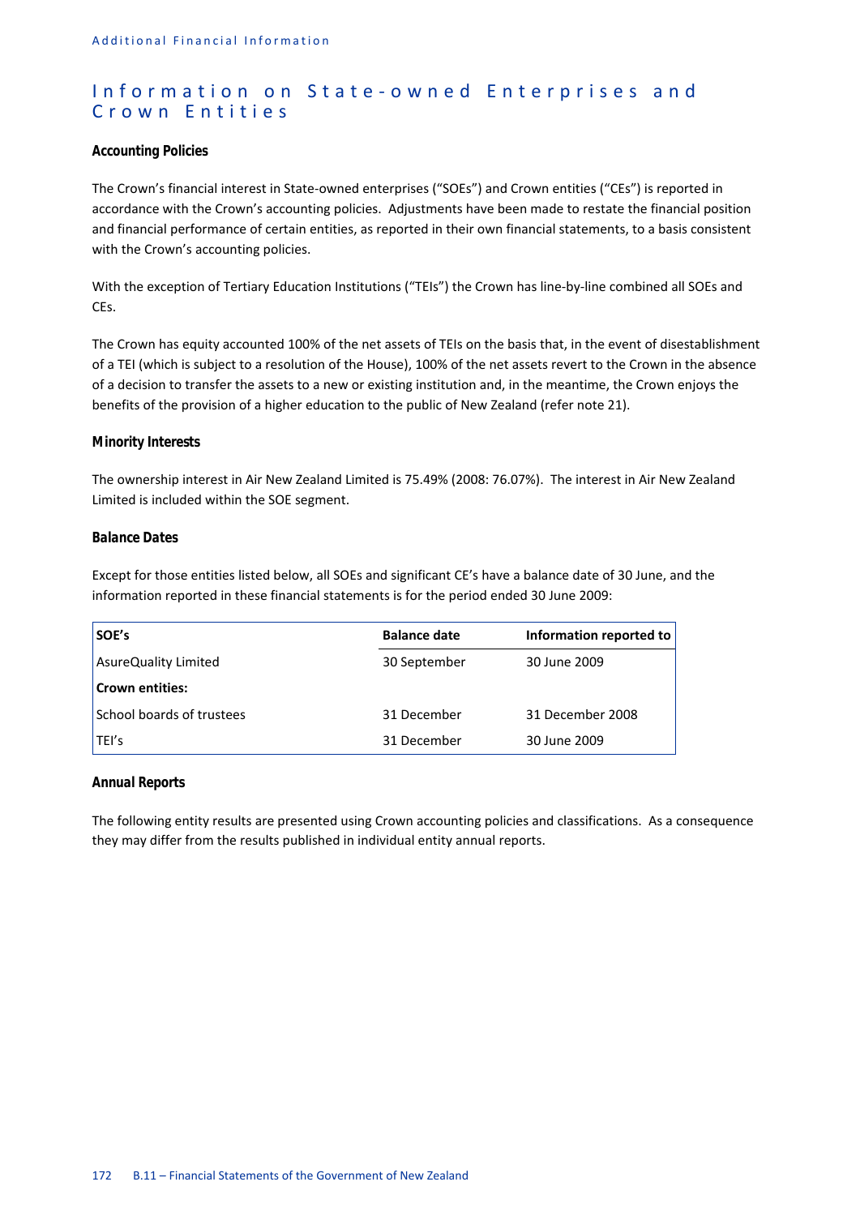# Information on State-owned Enterprises and Crown Entities

### Accounting Policies

The Crown's financial interest in State-owned enterprises ("SOEs") and Crown entities ("CEs") is reported in accordance with the Crown's accounting policies. Adjustments have been made to restate the financial position and financial performance of certain entities, as reported in their own financial statements, to a basis consistent with the Crown's accounting policies.

With the exception of Tertiary Education Institutions ("TEIs") the Crown has line-by-line combined all SOEs and CEs.

The Crown has equity accounted 100% of the net assets of TEIs on the basis that, in the event of disestablishment of a TEI (which is subject to a resolution of the House), 100% of the net assets revert to the Crown in the absence of a decision to transfer the assets to a new or existing institution and, in the meantime, the Crown enjoys the benefits of the provision of a higher education to the public of New Zealand (refer note 21).

### Minority Interests

The ownership interest in Air New Zealand Limited is 75.49% (2008: 76.07%). The interest in Air New Zealand Limited is included within the SOE segment.

### Balance Dates

Except for those entities listed below, all SOEs and significant CE's have a balance date of 30 June, and the information reported in these financial statements is for the period ended 30 June 2009:

| SOE's | Balance date | Information reported to |
|---|---|---|
| AsureQuality Limited | 30 September | 30 June 2009 |
| **Crown entities:** | | |
| School boards of trustees | 31 December | 31 December 2008 |
| TEI's | 31 December | 30 June 2009 |

### Annual Reports

The following entity results are presented using Crown accounting policies and classifications. As a consequence they may differ from the results published in individual entity annual reports.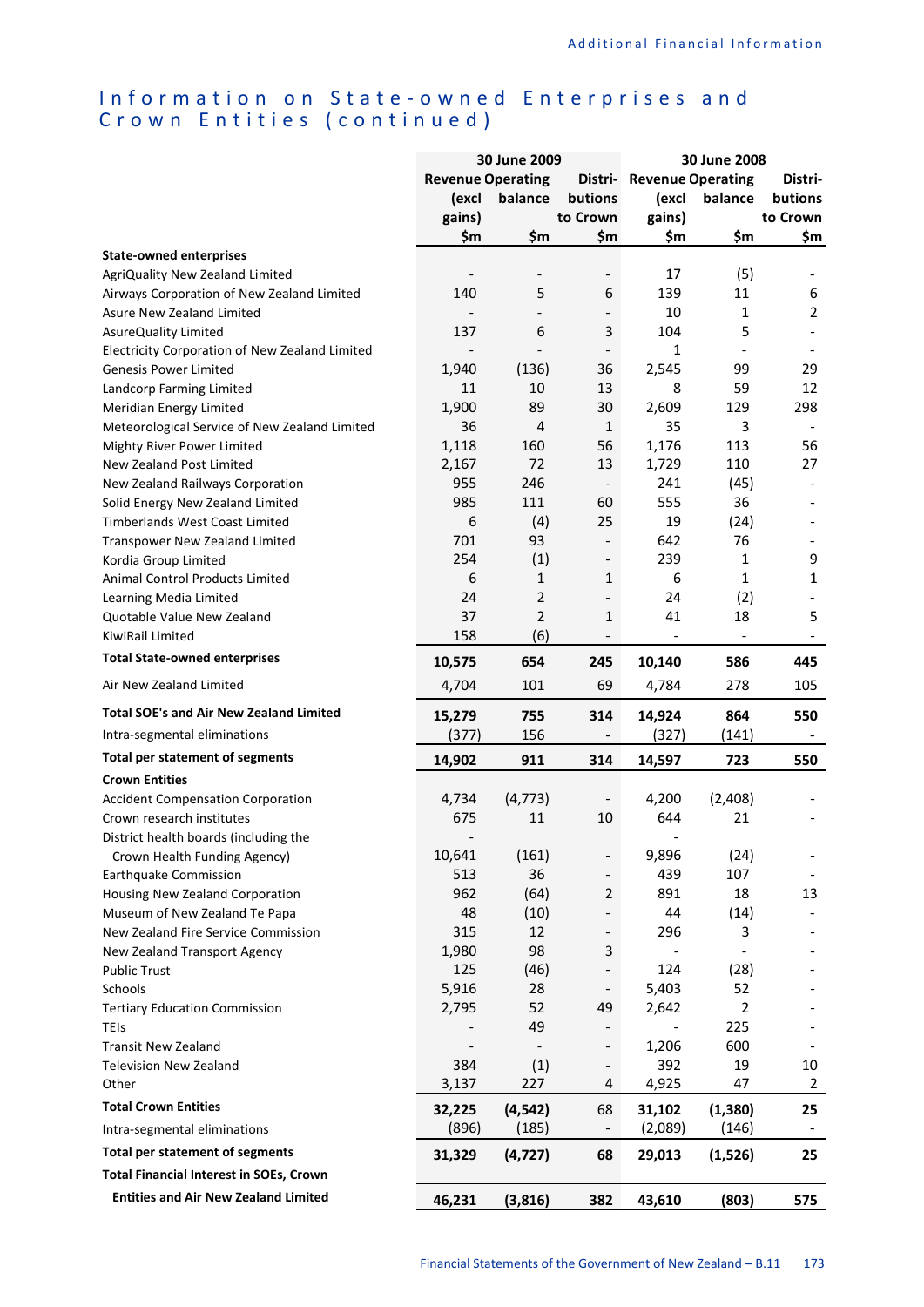## Information on State-owned Enterprises and Crown Entities (continued)

| | 30 June 2009 | | | 30 June 2008 | | |
|---|---|---|---|---|---|---|
| | Revenue (excl gains) | Operating balance | Distri-butions to Crown | Revenue (excl gains) | Operating balance | Distri-butions to Crown |
| | $m | $m | $m | $m | $m | $m |
| **State-owned enterprises** | | | | | | |
| AgriQuality New Zealand Limited | - | - | - | 17 | (5) | - |
| Airways Corporation of New Zealand Limited | 140 | 5 | 6 | 139 | 11 | 6 |
| Asure New Zealand Limited | - | - | - | 10 | 1 | 2 |
| AsureQuality Limited | 137 | 6 | 3 | 104 | 5 | - |
| Electricity Corporation of New Zealand Limited | - | - | - | 1 | - | - |
| Genesis Power Limited | 1,940 | (136) | 36 | 2,545 | 99 | 29 |
| Landcorp Farming Limited | 11 | 10 | 13 | 8 | 59 | 12 |
| Meridian Energy Limited | 1,900 | 89 | 30 | 2,609 | 129 | 298 |
| Meteorological Service of New Zealand Limited | 36 | 4 | 1 | 35 | 3 | - |
| Mighty River Power Limited | 1,118 | 160 | 56 | 1,176 | 113 | 56 |
| New Zealand Post Limited | 2,167 | 72 | 13 | 1,729 | 110 | 27 |
| New Zealand Railways Corporation | 955 | 246 | - | 241 | (45) | - |
| Solid Energy New Zealand Limited | 985 | 111 | 60 | 555 | 36 | - |
| Timberlands West Coast Limited | 6 | (4) | 25 | 19 | (24) | - |
| Transpower New Zealand Limited | 701 | 93 | - | 642 | 76 | - |
| Kordia Group Limited | 254 | (1) | - | 239 | 1 | 9 |
| Animal Control Products Limited | 6 | 1 | 1 | 6 | 1 | 1 |
| Learning Media Limited | 24 | 2 | - | 24 | (2) | - |
| Quotable Value New Zealand | 37 | 2 | 1 | 41 | 18 | 5 |
| KiwiRail Limited | 158 | (6) | - | - | - | - |
| **Total State-owned enterprises** | **10,575** | **654** | **245** | **10,140** | **586** | **445** |
| Air New Zealand Limited | 4,704 | 101 | 69 | 4,784 | 278 | 105 |
| **Total SOE's and Air New Zealand Limited** | **15,279** | **755** | **314** | **14,924** | **864** | **550** |
| Intra-segmental eliminations | (377) | 156 | - | (327) | (141) | - |
| **Total per statement of segments** | **14,902** | **911** | **314** | **14,597** | **723** | **550** |
| **Crown Entities** | | | | | | |
| Accident Compensation Corporation | 4,734 | (4,773) | - | 4,200 | (2,408) | - |
| Crown research institutes | 675 | 11 | 10 | 644 | 21 | - |
| District health boards (including the Crown Health Funding Agency) | 10,641 | (161) | - | 9,896 | (24) | - |
| Earthquake Commission | 513 | 36 | - | 439 | 107 | - |
| Housing New Zealand Corporation | 962 | (64) | 2 | 891 | 18 | 13 |
| Museum of New Zealand Te Papa | 48 | (10) | - | 44 | (14) | - |
| New Zealand Fire Service Commission | 315 | 12 | - | 296 | 3 | - |
| New Zealand Transport Agency | 1,980 | 98 | 3 | - | - | - |
| Public Trust | 125 | (46) | - | 124 | (28) | - |
| Schools | 5,916 | 28 | - | 5,403 | 52 | - |
| Tertiary Education Commission | 2,795 | 52 | 49 | 2,642 | 2 | - |
| TEIs | - | 49 | - | - | 225 | - |
| Transit New Zealand | - | - | - | 1,206 | 600 | - |
| Television New Zealand | 384 | (1) | - | 392 | 19 | 10 |
| Other | 3,137 | 227 | 4 | 4,925 | 47 | 2 |
| **Total Crown Entities** | **32,225** | **(4,542)** | **68** | **31,102** | **(1,380)** | **25** |
| Intra-segmental eliminations | (896) | (185) | - | (2,089) | (146) | - |
| **Total per statement of segments** | **31,329** | **(4,727)** | **68** | **29,013** | **(1,526)** | **25** |
| **Total Financial Interest in SOEs, Crown Entities and Air New Zealand Limited** | **46,231** | **(3,816)** | **382** | **43,610** | **(803)** | **575** |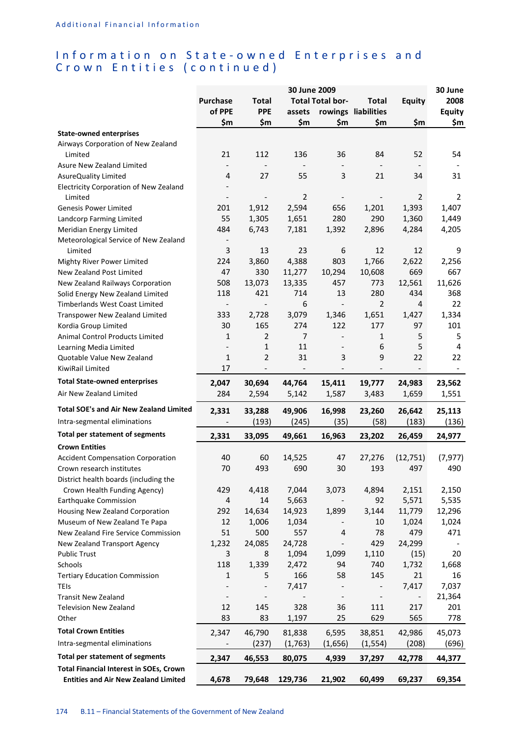# Information on State-owned Enterprises and Crown Entities (continued)

| | 30 June 2009 | | | | | | 30 June 2008 |
|---|---|---|---|---|---|---|---|
| | Purchase of PPE $m | Total PPE $m | Total assets $m | Total borrowings $m | Total liabilities $m | Equity $m | Equity $m |
| **State-owned enterprises** | | | | | | | |
| Airways Corporation of New Zealand Limited | 21 | 112 | 136 | 36 | 84 | 52 | 54 |
| Asure New Zealand Limited | - | - | - | - | - | - | - |
| AsureQuality Limited | 4 | 27 | 55 | 3 | 21 | 34 | 31 |
| Electricity Corporation of New Zealand Limited | - | - | 2 | - | - | 2 | 2 |
| Genesis Power Limited | 201 | 1,912 | 2,594 | 656 | 1,201 | 1,393 | 1,407 |
| Landcorp Farming Limited | 55 | 1,305 | 1,651 | 280 | 290 | 1,360 | 1,449 |
| Meridian Energy Limited | 484 | 6,743 | 7,181 | 1,392 | 2,896 | 4,284 | 4,205 |
| Meteorological Service of New Zealand Limited | 3 | 13 | 23 | 6 | 12 | 12 | 9 |
| Mighty River Power Limited | 224 | 3,860 | 4,388 | 803 | 1,766 | 2,622 | 2,256 |
| New Zealand Post Limited | 47 | 330 | 11,277 | 10,294 | 10,608 | 669 | 667 |
| New Zealand Railways Corporation | 508 | 13,073 | 13,335 | 457 | 773 | 12,561 | 11,626 |
| Solid Energy New Zealand Limited | 118 | 421 | 714 | 13 | 280 | 434 | 368 |
| Timberlands West Coast Limited | - | - | 6 | - | 2 | 4 | 22 |
| Transpower New Zealand Limited | 333 | 2,728 | 3,079 | 1,346 | 1,651 | 1,427 | 1,334 |
| Kordia Group Limited | 30 | 165 | 274 | 122 | 177 | 97 | 101 |
| Animal Control Products Limited | 1 | 2 | 7 | - | 1 | 5 | 5 |
| Learning Media Limited | - | 1 | 11 | - | 6 | 5 | 4 |
| Quotable Value New Zealand | 1 | 2 | 31 | 3 | 9 | 22 | 22 |
| KiwiRail Limited | 17 | - | - | - | - | - | - |
| **Total State-owned enterprises** | **2,047** | **30,694** | **44,764** | **15,411** | **19,777** | **24,983** | **23,562** |
| Air New Zealand Limited | 284 | 2,594 | 5,142 | 1,587 | 3,483 | 1,659 | 1,551 |
| **Total SOE's and Air New Zealand Limited** | **2,331** | **33,288** | **49,906** | **16,998** | **23,260** | **26,642** | **25,113** |
| Intra-segmental eliminations | - | (193) | (245) | (35) | (58) | (183) | (136) |
| **Total per statement of segments** | **2,331** | **33,095** | **49,661** | **16,963** | **23,202** | **26,459** | **24,977** |
| **Crown Entities** | | | | | | | |
| Accident Compensation Corporation | 40 | 60 | 14,525 | 47 | 27,276 | (12,751) | (7,977) |
| Crown research institutes | 70 | 493 | 690 | 30 | 193 | 497 | 490 |
| District health boards (including the Crown Health Funding Agency) | 429 | 4,418 | 7,044 | 3,073 | 4,894 | 2,151 | 2,150 |
| Earthquake Commission | 4 | 14 | 5,663 | - | 92 | 5,571 | 5,535 |
| Housing New Zealand Corporation | 292 | 14,634 | 14,923 | 1,899 | 3,144 | 11,779 | 12,296 |
| Museum of New Zealand Te Papa | 12 | 1,006 | 1,034 | - | 10 | 1,024 | 1,024 |
| New Zealand Fire Service Commission | 51 | 500 | 557 | 4 | 78 | 479 | 471 |
| New Zealand Transport Agency | 1,232 | 24,085 | 24,728 | - | 429 | 24,299 | - |
| Public Trust | 3 | 8 | 1,094 | 1,099 | 1,110 | (15) | 20 |
| Schools | 118 | 1,339 | 2,472 | 94 | 740 | 1,732 | 1,668 |
| Tertiary Education Commission | 1 | 5 | 166 | 58 | 145 | 21 | 16 |
| TEIs | - | - | 7,417 | - | - | 7,417 | 7,037 |
| Transit New Zealand | - | - | - | - | - | - | 21,364 |
| Television New Zealand | 12 | 145 | 328 | 36 | 111 | 217 | 201 |
| Other | 83 | 83 | 1,197 | 25 | 629 | 565 | 778 |
| **Total Crown Entities** | 2,347 | 46,790 | 81,838 | 6,595 | 38,851 | 42,986 | 45,073 |
| Intra-segmental eliminations | - | (237) | (1,763) | (1,656) | (1,554) | (208) | (696) |
| **Total per statement of segments** | **2,347** | **46,553** | **80,075** | **4,939** | **37,297** | **42,778** | **44,377** |
| **Total Financial Interest in SOEs, Crown Entities and Air New Zealand Limited** | **4,678** | **79,648** | **129,736** | **21,902** | **60,499** | **69,237** | **69,354** |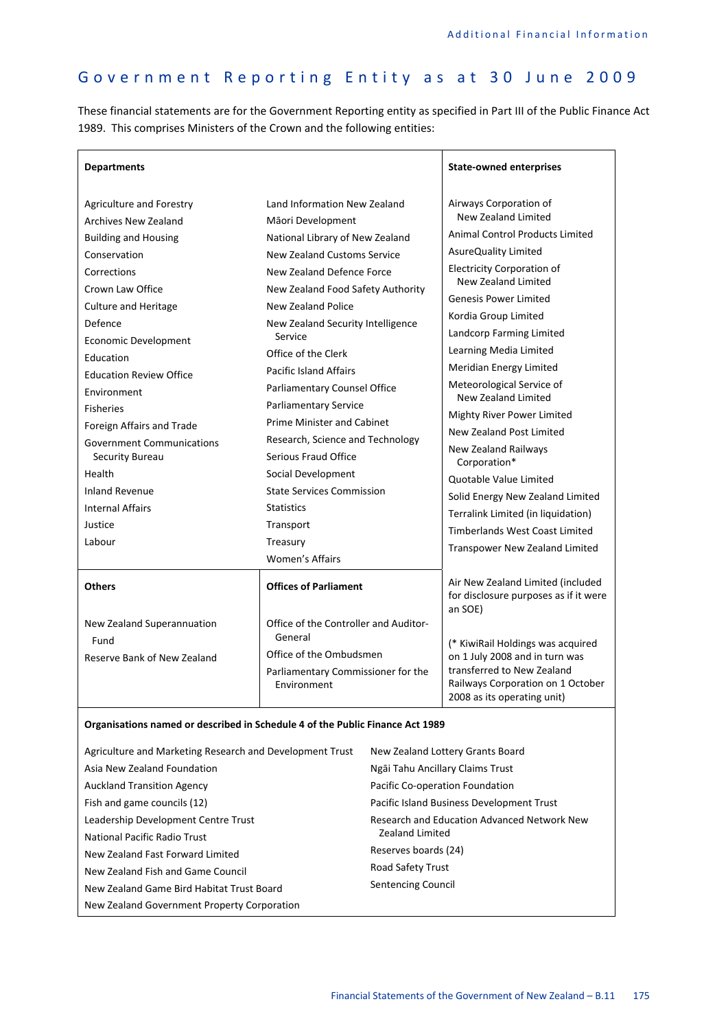# Government Reporting Entity as at 30 June 2009

These financial statements are for the Government Reporting entity as specified in Part III of the Public Finance Act 1989. This comprises Ministers of the Crown and the following entities:

## Departments

- Agriculture and Forestry
- Archives New Zealand
- Building and Housing
- Conservation
- Corrections
- Crown Law Office
- Culture and Heritage
- Defence
- Economic Development
- Education
- Education Review Office
- Environment
- Fisheries
- Foreign Affairs and Trade
- Government Communications Security Bureau
- Health
- Inland Revenue
- Internal Affairs
- Justice
- Labour
- Land Information New Zealand
- Māori Development
- National Library of New Zealand
- New Zealand Customs Service
- New Zealand Defence Force
- New Zealand Food Safety Authority
- New Zealand Police
- New Zealand Security Intelligence Service
- Office of the Clerk
- Pacific Island Affairs
- Parliamentary Counsel Office
- Parliamentary Service
- Prime Minister and Cabinet
- Research, Science and Technology
- Serious Fraud Office
- Social Development
- State Services Commission
- Statistics
- Transport
- Treasury
- Women's Affairs

## State-owned enterprises

- Airways Corporation of New Zealand Limited
- Animal Control Products Limited
- AsureQuality Limited
- Electricity Corporation of New Zealand Limited
- Genesis Power Limited
- Kordia Group Limited
- Landcorp Farming Limited
- Learning Media Limited
- Meridian Energy Limited
- Meteorological Service of New Zealand Limited
- Mighty River Power Limited
- New Zealand Post Limited
- New Zealand Railways Corporation*
- Quotable Value Limited
- Solid Energy New Zealand Limited
- Terralink Limited (in liquidation)
- Timberlands West Coast Limited
- Transpower New Zealand Limited

Air New Zealand Limited (included for disclosure purposes as if it were an SOE)

(* KiwiRail Holdings was acquired on 1 July 2008 and in turn was transferred to New Zealand Railways Corporation on 1 October 2008 as its operating unit)

## Others

- New Zealand Superannuation Fund
- Reserve Bank of New Zealand

## Offices of Parliament

- Office of the Controller and Auditor-General
- Office of the Ombudsmen
- Parliamentary Commissioner for the Environment

## Organisations named or described in Schedule 4 of the Public Finance Act 1989

- Agriculture and Marketing Research and Development Trust
- Asia New Zealand Foundation
- Auckland Transition Agency
- Fish and game councils (12)
- Leadership Development Centre Trust
- National Pacific Radio Trust
- New Zealand Fast Forward Limited
- New Zealand Fish and Game Council
- New Zealand Game Bird Habitat Trust Board
- New Zealand Government Property Corporation
- New Zealand Lottery Grants Board
- Ngāi Tahu Ancillary Claims Trust
- Pacific Co-operation Foundation
- Pacific Island Business Development Trust
- Research and Education Advanced Network New Zealand Limited
- Reserves boards (24)
- Road Safety Trust
- Sentencing Council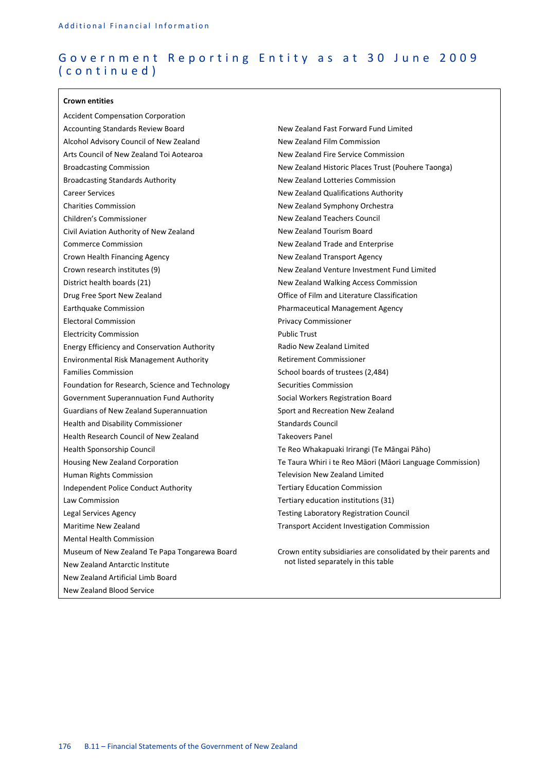# Government Reporting Entity as at 30 June 2009 (continued)

**Crown entities**

Accident Compensation Corporation
Accounting Standards Review Board
Alcohol Advisory Council of New Zealand
Arts Council of New Zealand Toi Aotearoa
Broadcasting Commission
Broadcasting Standards Authority
Career Services
Charities Commission
Children's Commissioner
Civil Aviation Authority of New Zealand
Commerce Commission
Crown Health Financing Agency
Crown research institutes (9)
District health boards (21)
Drug Free Sport New Zealand
Earthquake Commission
Electoral Commission
Electricity Commission
Energy Efficiency and Conservation Authority
Environmental Risk Management Authority
Families Commission
Foundation for Research, Science and Technology
Government Superannuation Fund Authority
Guardians of New Zealand Superannuation
Health and Disability Commissioner
Health Research Council of New Zealand
Health Sponsorship Council
Housing New Zealand Corporation
Human Rights Commission
Independent Police Conduct Authority
Law Commission
Legal Services Agency
Maritime New Zealand
Mental Health Commission
Museum of New Zealand Te Papa Tongarewa Board
New Zealand Antarctic Institute
New Zealand Artificial Limb Board
New Zealand Blood Service
New Zealand Fast Forward Fund Limited
New Zealand Film Commission
New Zealand Fire Service Commission
New Zealand Historic Places Trust (Pouhere Taonga)
New Zealand Lotteries Commission
New Zealand Qualifications Authority
New Zealand Symphony Orchestra
New Zealand Teachers Council
New Zealand Tourism Board
New Zealand Trade and Enterprise
New Zealand Transport Agency
New Zealand Venture Investment Fund Limited
New Zealand Walking Access Commission
Office of Film and Literature Classification
Pharmaceutical Management Agency
Privacy Commissioner
Public Trust
Radio New Zealand Limited
Retirement Commissioner
School boards of trustees (2,484)
Securities Commission
Social Workers Registration Board
Sport and Recreation New Zealand
Standards Council
Takeovers Panel
Te Reo Whakapuaki Irirangi (Te Māngai Pāho)
Te Taura Whiri i te Reo Māori (Māori Language Commission)
Television New Zealand Limited
Tertiary Education Commission
Tertiary education institutions (31)
Testing Laboratory Registration Council
Transport Accident Investigation Commission

Crown entity subsidiaries are consolidated by their parents and not listed separately in this table